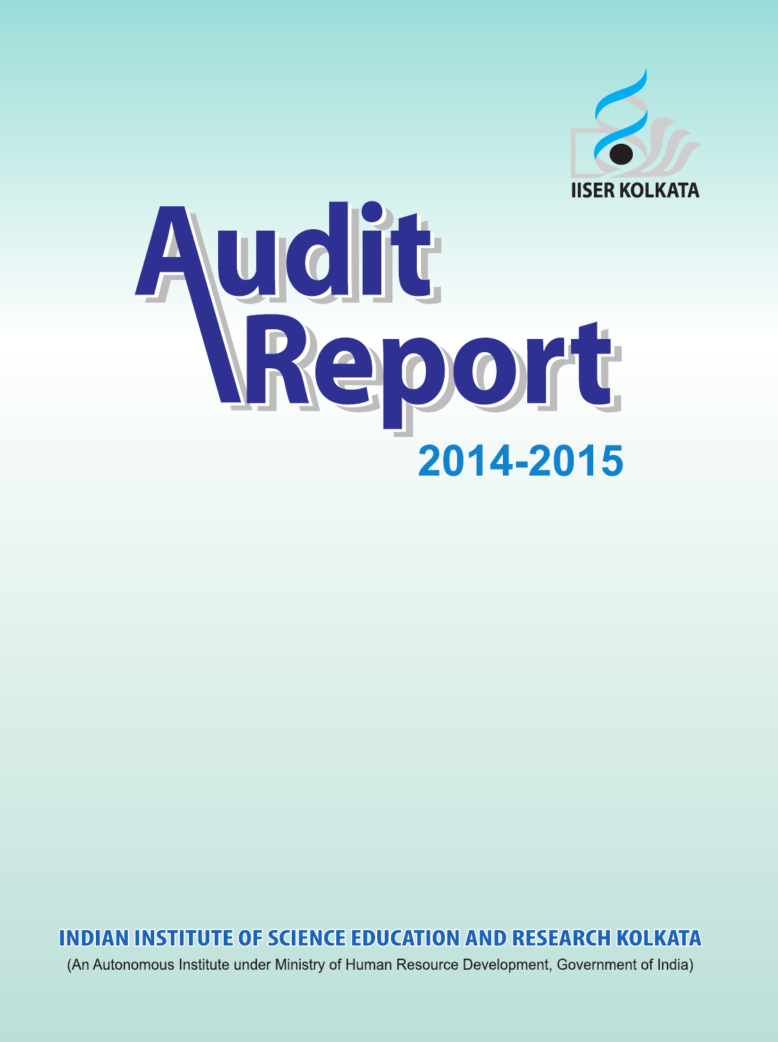IISER KOLKATA

# Audit Report

## 2014-2015

**INDIAN INSTITUTE OF SCIENCE EDUCATION AND RESEARCH KOLKATA**

(An Autonomous Institute under Ministry of Human Resource Development, Government of India)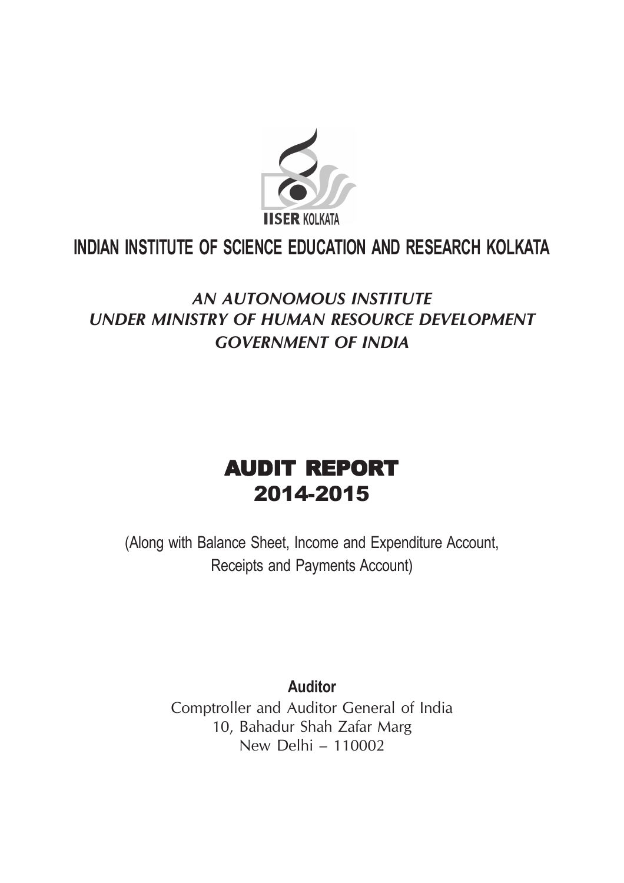IISER KOLKATA

# INDIAN INSTITUTE OF SCIENCE EDUCATION AND RESEARCH KOLKATA

*AN AUTONOMOUS INSTITUTE*
*UNDER MINISTRY OF HUMAN RESOURCE DEVELOPMENT*
*GOVERNMENT OF INDIA*

# AUDIT REPORT
## 2014-2015

(Along with Balance Sheet, Income and Expenditure Account, Receipts and Payments Account)

**Auditor**

Comptroller and Auditor General of India
10, Bahadur Shah Zafar Marg
New Delhi – 110002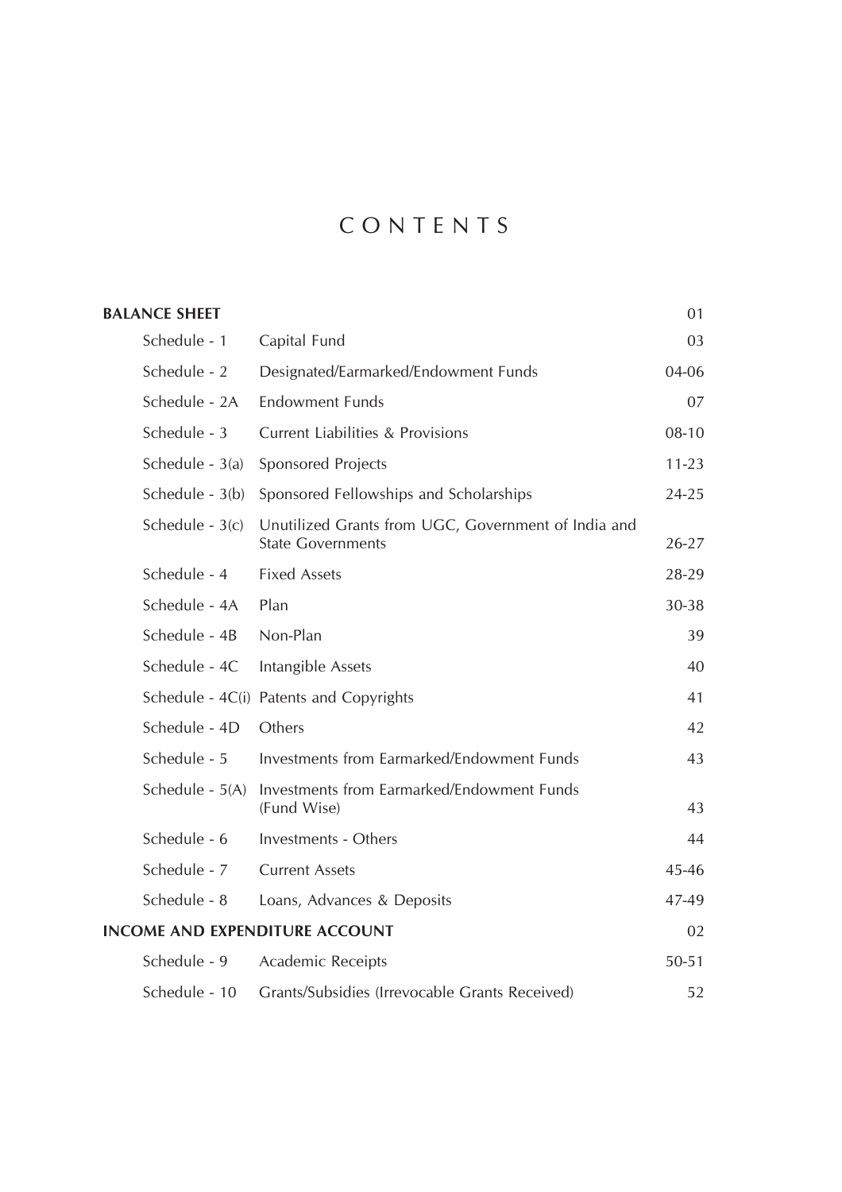# CONTENTS

| | | |
|---|---|---|
| **BALANCE SHEET** | | 01 |
| Schedule - 1 | Capital Fund | 03 |
| Schedule - 2 | Designated/Earmarked/Endowment Funds | 04-06 |
| Schedule - 2A | Endowment Funds | 07 |
| Schedule - 3 | Current Liabilities & Provisions | 08-10 |
| Schedule - 3(a) | Sponsored Projects | 11-23 |
| Schedule - 3(b) | Sponsored Fellowships and Scholarships | 24-25 |
| Schedule - 3(c) | Unutilized Grants from UGC, Government of India and State Governments | 26-27 |
| Schedule - 4 | Fixed Assets | 28-29 |
| Schedule - 4A | Plan | 30-38 |
| Schedule - 4B | Non-Plan | 39 |
| Schedule - 4C | Intangible Assets | 40 |
| Schedule - 4C(i) | Patents and Copyrights | 41 |
| Schedule - 4D | Others | 42 |
| Schedule - 5 | Investments from Earmarked/Endowment Funds | 43 |
| Schedule - 5(A) | Investments from Earmarked/Endowment Funds (Fund Wise) | 43 |
| Schedule - 6 | Investments - Others | 44 |
| Schedule - 7 | Current Assets | 45-46 |
| Schedule - 8 | Loans, Advances & Deposits | 47-49 |
| **INCOME AND EXPENDITURE ACCOUNT** | | 02 |
| Schedule - 9 | Academic Receipts | 50-51 |
| Schedule - 10 | Grants/Subsidies (Irrevocable Grants Received) | 52 |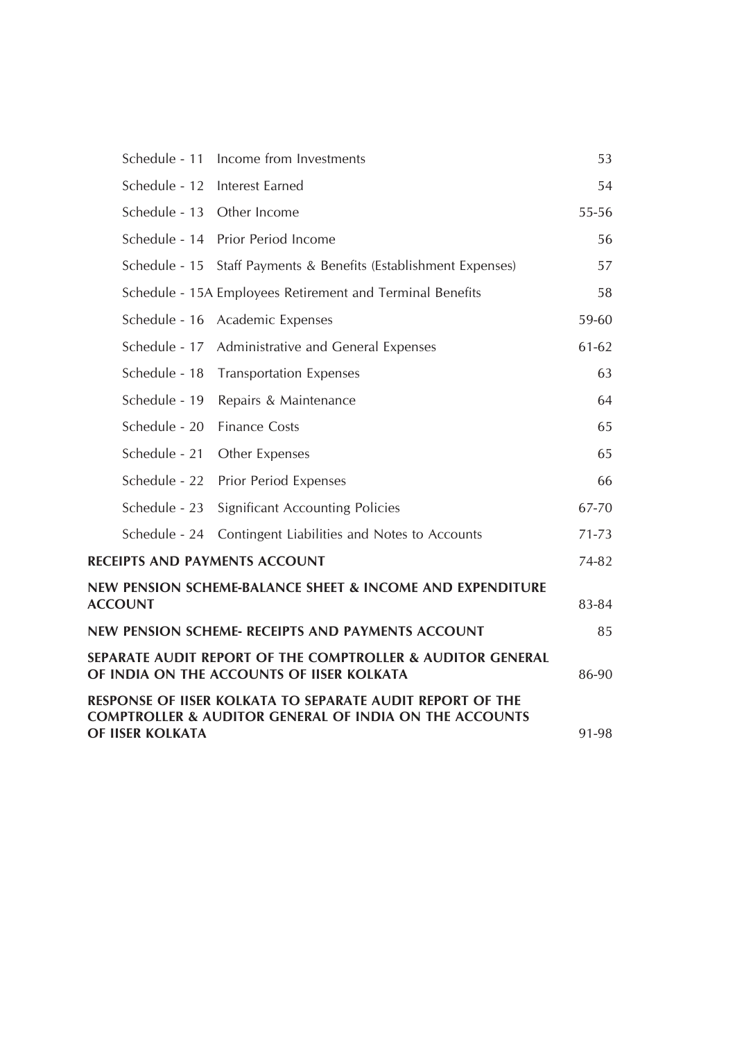| | | |
|---|---|---|
| Schedule - 11 | Income from Investments | 53 |
| Schedule - 12 | Interest Earned | 54 |
| Schedule - 13 | Other Income | 55-56 |
| Schedule - 14 | Prior Period Income | 56 |
| Schedule - 15 | Staff Payments & Benefits (Establishment Expenses) | 57 |
| Schedule - 15A | Employees Retirement and Terminal Benefits | 58 |
| Schedule - 16 | Academic Expenses | 59-60 |
| Schedule - 17 | Administrative and General Expenses | 61-62 |
| Schedule - 18 | Transportation Expenses | 63 |
| Schedule - 19 | Repairs & Maintenance | 64 |
| Schedule - 20 | Finance Costs | 65 |
| Schedule - 21 | Other Expenses | 65 |
| Schedule - 22 | Prior Period Expenses | 66 |
| Schedule - 23 | Significant Accounting Policies | 67-70 |
| Schedule - 24 | Contingent Liabilities and Notes to Accounts | 71-73 |
| **RECEIPTS AND PAYMENTS ACCOUNT** | | 74-82 |
| **NEW PENSION SCHEME-BALANCE SHEET & INCOME AND EXPENDITURE ACCOUNT** | | 83-84 |
| **NEW PENSION SCHEME- RECEIPTS AND PAYMENTS ACCOUNT** | | 85 |
| **SEPARATE AUDIT REPORT OF THE COMPTROLLER & AUDITOR GENERAL OF INDIA ON THE ACCOUNTS OF IISER KOLKATA** | | 86-90 |
| **RESPONSE OF IISER KOLKATA TO SEPARATE AUDIT REPORT OF THE COMPTROLLER & AUDITOR GENERAL OF INDIA ON THE ACCOUNTS OF IISER KOLKATA** | | 91-98 |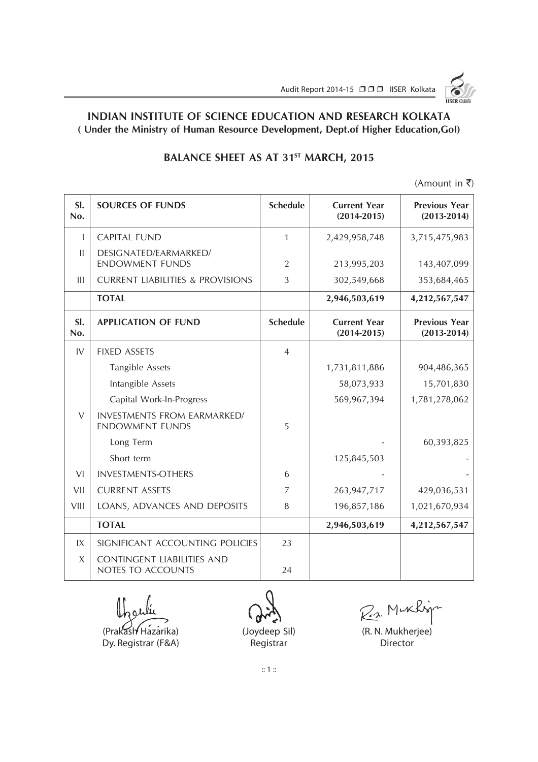# INDIAN INSTITUTE OF SCIENCE EDUCATION AND RESEARCH KOLKATA

**( Under the Ministry of Human Resource Development, Dept.of Higher Education,GoI)**

## BALANCE SHEET AS AT 31[ST] MARCH, 2015

(Amount in ₹)

| Sl. No. | SOURCES OF FUNDS | Schedule | Current Year (2014-2015) | Previous Year (2013-2014) |
|---|---|---|---|---|
| I | CAPITAL FUND | 1 | 2,429,958,748 | 3,715,475,983 |
| II | DESIGNATED/EARMARKED/ ENDOWMENT FUNDS | 2 | 213,995,203 | 143,407,099 |
| III | CURRENT LIABILITIES & PROVISIONS | 3 | 302,549,668 | 353,684,465 |
| | **TOTAL** | | **2,946,503,619** | **4,212,567,547** |
| **Sl. No.** | **APPLICATION OF FUND** | **Schedule** | **Current Year (2014-2015)** | **Previous Year (2013-2014)** |
| IV | FIXED ASSETS | 4 | | |
| | Tangible Assets | | 1,731,811,886 | 904,486,365 |
| | Intangible Assets | | 58,073,933 | 15,701,830 |
| | Capital Work-In-Progress | | 569,967,394 | 1,781,278,062 |
| V | INVESTMENTS FROM EARMARKED/ ENDOWMENT FUNDS | 5 | | |
| | Long Term | | - | 60,393,825 |
| | Short term | | 125,845,503 | - |
| VI | INVESTMENTS-OTHERS | 6 | - | - |
| VII | CURRENT ASSETS | 7 | 263,947,717 | 429,036,531 |
| VIII | LOANS, ADVANCES AND DEPOSITS | 8 | 196,857,186 | 1,021,670,934 |
| | **TOTAL** | | **2,946,503,619** | **4,212,567,547** |
| IX | SIGNIFICANT ACCOUNTING POLICIES | 23 | | |
| X | CONTINGENT LIABILITIES AND NOTES TO ACCOUNTS | 24 | | |

(Prakash Hazarika)
Dy. Registrar (F&A)

(Joydeep Sil)
Registrar

(R. N. Mukherjee)
Director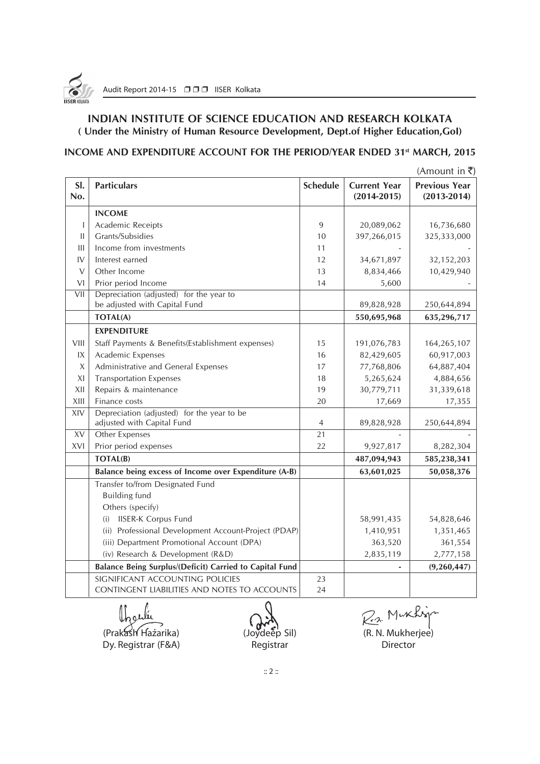## INDIAN INSTITUTE OF SCIENCE EDUCATION AND RESEARCH KOLKATA

**( Under the Ministry of Human Resource Development, Dept.of Higher Education,GoI)**

### INCOME AND EXPENDITURE ACCOUNT FOR THE PERIOD/YEAR ENDED 31st MARCH, 2015

(Amount in ₹)

| Sl. No. | Particulars | Schedule | Current Year (2014-2015) | Previous Year (2013-2014) |
|---|---|---|---|---|
| | **INCOME** | | | |
| I | Academic Receipts | 9 | 20,089,062 | 16,736,680 |
| II | Grants/Subsidies | 10 | 397,266,015 | 325,333,000 |
| III | Income from investments | 11 | - | - |
| IV | Interest earned | 12 | 34,671,897 | 32,152,203 |
| V | Other Income | 13 | 8,834,466 | 10,429,940 |
| VI | Prior period Income | 14 | 5,600 | - |
| VII | Depreciation (adjusted) for the year to be adjusted with Capital Fund | | 89,828,928 | 250,644,894 |
| | **TOTAL(A)** | | **550,695,968** | **635,296,717** |
| | **EXPENDITURE** | | | |
| VIII | Staff Payments & Benefits(Establishment expenses) | 15 | 191,076,783 | 164,265,107 |
| IX | Academic Expenses | 16 | 82,429,605 | 60,917,003 |
| X | Administrative and General Expenses | 17 | 77,768,806 | 64,887,404 |
| XI | Transportation Expenses | 18 | 5,265,624 | 4,884,656 |
| XII | Repairs & maintenance | 19 | 30,779,711 | 31,339,618 |
| XIII | Finance costs | 20 | 17,669 | 17,355 |
| XIV | Depreciation (adjusted) for the year to be adjusted with Capital Fund | 4 | 89,828,928 | 250,644,894 |
| XV | Other Expenses | 21 | - | - |
| XVI | Prior period expenses | 22 | 9,927,817 | 8,282,304 |
| | **TOTAL(B)** | | **487,094,943** | **585,238,341** |
| | **Balance being excess of Income over Expenditure (A-B)** | | **63,601,025** | **50,058,376** |
| | Transfer to/from Designated Fund | | | |
| | Building fund | | | |
| | Others (specify) | | | |
| | (i) IISER-K Corpus Fund | | 58,991,435 | 54,828,646 |
| | (ii) Professional Development Account-Project (PDAP) | | 1,410,951 | 1,351,465 |
| | (iii) Department Promotional Account (DPA) | | 363,520 | 361,554 |
| | (iv) Research & Development (R&D) | | 2,835,119 | 2,777,158 |
| | **Balance Being Surplus/(Deficit) Carried to Capital Fund** | | **-** | **(9,260,447)** |
| | SIGNIFICANT ACCOUNTING POLICIES | 23 | | |
| | CONTINGENT LIABILITIES AND NOTES TO ACCOUNTS | 24 | | |

(Prakash Hazarika)
Dy. Registrar (F&A)

(Joydeep Sil)
Registrar

(R. N. Mukherjee)
Director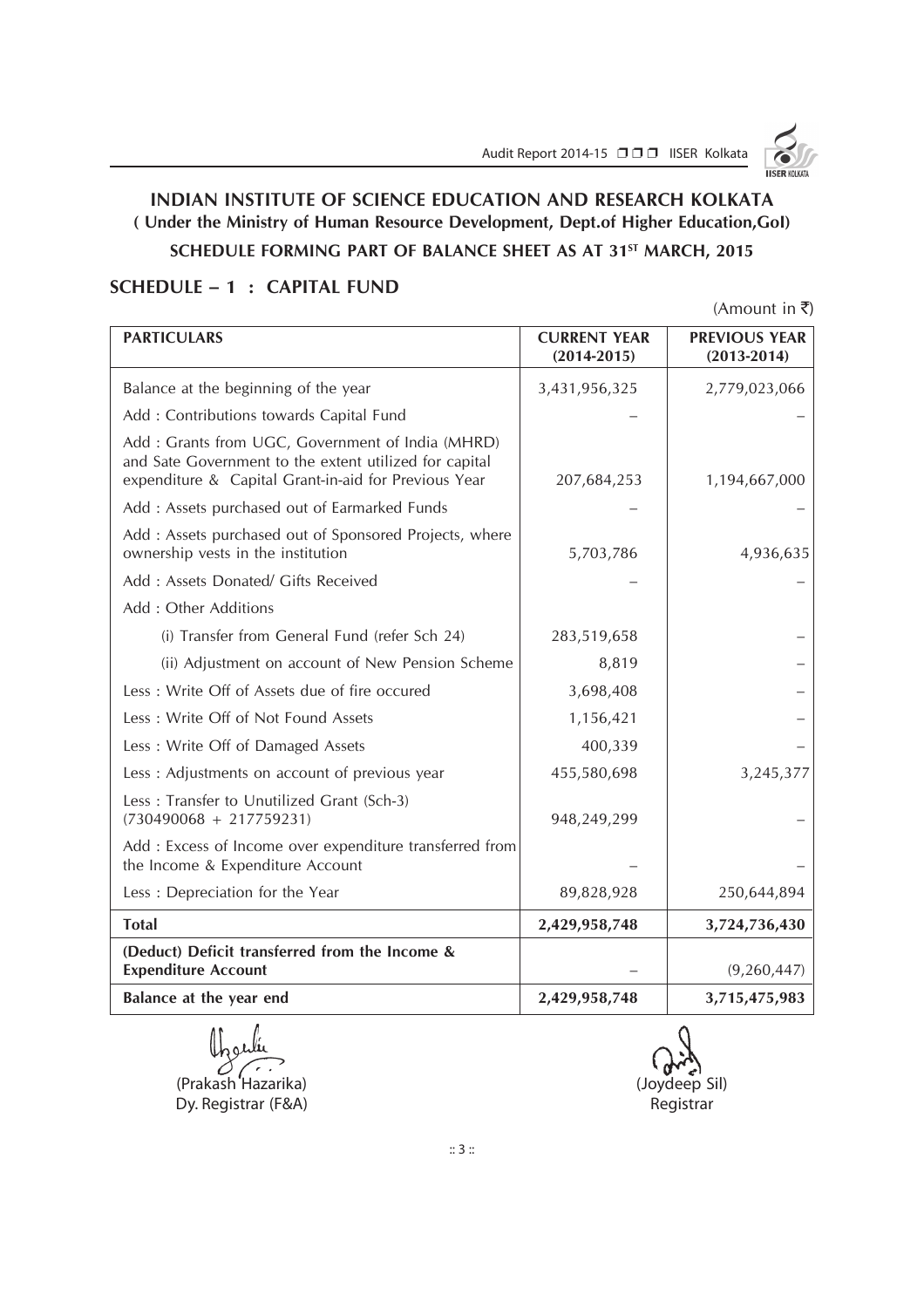## INDIAN INSTITUTE OF SCIENCE EDUCATION AND RESEARCH KOLKATA

**( Under the Ministry of Human Resource Development, Dept.of Higher Education,GoI)**

**SCHEDULE FORMING PART OF BALANCE SHEET AS AT 31ST MARCH, 2015**

## SCHEDULE – 1 : CAPITAL FUND

(Amount in ₹)

| PARTICULARS | CURRENT YEAR (2014-2015) | PREVIOUS YEAR (2013-2014) |
|---|---|---|
| Balance at the beginning of the year | 3,431,956,325 | 2,779,023,066 |
| Add : Contributions towards Capital Fund | – | – |
| Add : Grants from UGC, Government of India (MHRD) and Sate Government to the extent utilized for capital expenditure & Capital Grant-in-aid for Previous Year | 207,684,253 | 1,194,667,000 |
| Add : Assets purchased out of Earmarked Funds | – | – |
| Add : Assets purchased out of Sponsored Projects, where ownership vests in the institution | 5,703,786 | 4,936,635 |
| Add : Assets Donated/ Gifts Received | – | – |
| Add : Other Additions | | |
| (i) Transfer from General Fund (refer Sch 24) | 283,519,658 | – |
| (ii) Adjustment on account of New Pension Scheme | 8,819 | – |
| Less : Write Off of Assets due of fire occured | 3,698,408 | – |
| Less : Write Off of Not Found Assets | 1,156,421 | – |
| Less : Write Off of Damaged Assets | 400,339 | – |
| Less : Adjustments on account of previous year | 455,580,698 | 3,245,377 |
| Less : Transfer to Unutilized Grant (Sch-3) (730490068 + 217759231) | 948,249,299 | – |
| Add : Excess of Income over expenditure transferred from the Income & Expenditure Account | – | – |
| Less : Depreciation for the Year | 89,828,928 | 250,644,894 |
| **Total** | **2,429,958,748** | **3,724,736,430** |
| **(Deduct) Deficit transferred from the Income & Expenditure Account** | – | (9,260,447) |
| **Balance at the year end** | **2,429,958,748** | **3,715,475,983** |

(Prakash Hazarika)
Dy. Registrar (F&A)

(Joydeep Sil)
Registrar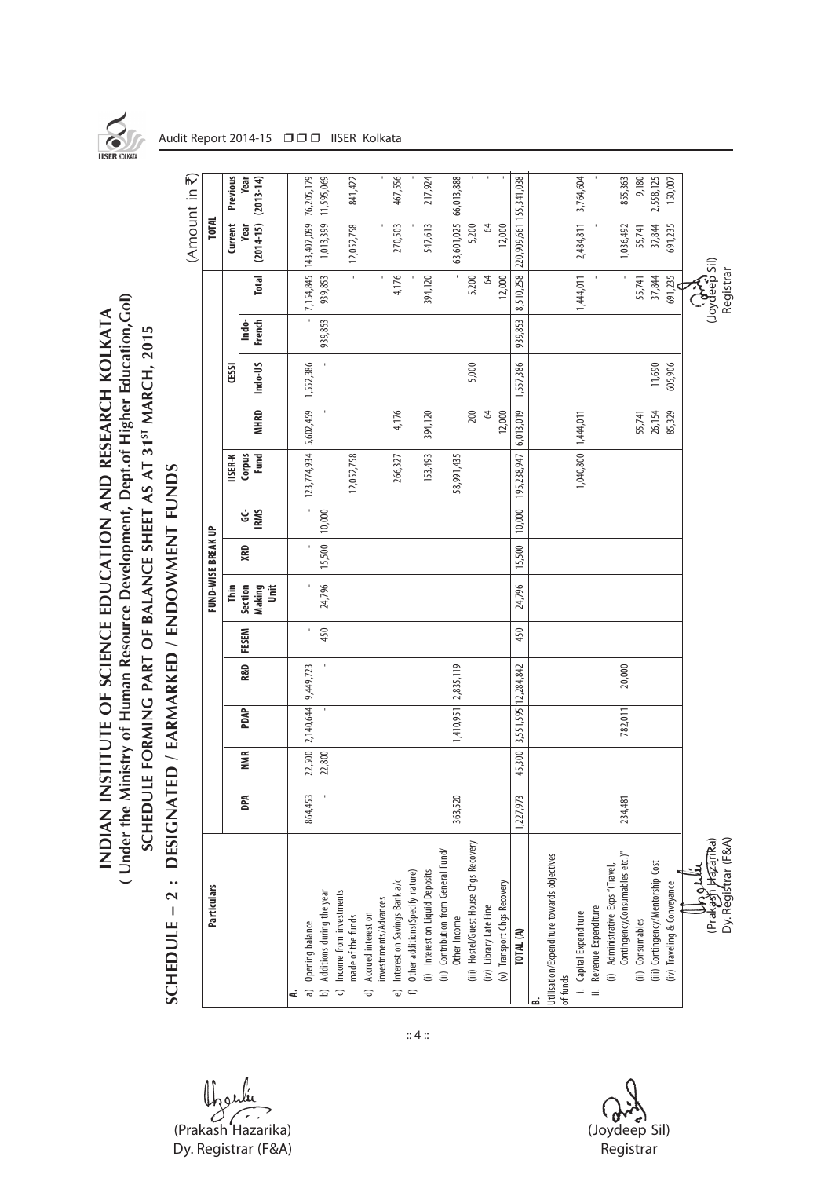# INDIAN INSTITUTE OF SCIENCE EDUCATION AND RESEARCH KOLKATA
## ( Under the Ministry of Human Resource Development, Dept.of Higher Education,GoI)
### SCHEDULE FORMING PART OF BALANCE SHEET AS AT 31[ST] MARCH, 2015

## SCHEDULE – 2 : DESIGNATED / EARMARKED / ENDOWMENT FUNDS

(Amount in ₹)

| Particulars | FUND-WISE BREAK UP | | | | | | | | | | | | | TOTAL | |
|---|---|---|---|---|---|---|---|---|---|---|---|---|---|---|---|
| | DPA | NMR | PDAP | R&D | FESEM | Thin Section Making Unit | XRD | GC-IRMS | IISER-K Corpus Fund | CESSI | | | | Current Year (2014-15) | Previous Year (2013-14) |
| | | | | | | | | | | MHRD | Indo-US | Indo-French | Total | | |
| **A.** | | | | | | | | | | | | | | | |
| a) Opening balance | 864,453 | 22,500 | 2,140,644 | 9,449,723 | - | - | - | - | 123,774,934 | 5,602,459 | 1,552,386 | - | 7,154,845 | 143,407,099 | 76,205,179 |
| b) Additions during the year | - | 22,800 | - | - | 450 | 24,796 | 15,500 | 10,000 | | - | - | 939,853 | 939,853 | 1,013,399 | 11,595,069 |
| c) Income from investments made of the funds | | | | | | | | | 12,052,758 | | | | - | 12,052,758 | 841,422 |
| d) Accrued interest on investments/Advances | | | | | | | | | | | | | - | - | - |
| e) Interest on Savings Bank a/c | | | | | | | | | 266,327 | 4,176 | | | 4,176 | 270,503 | 467,556 |
| f) Other additions(Specify nature) | | | | | | | | | | | | | - | - | - |
| (i) Interest on Liquid Deposits | | | | | | | | | 153,493 | 394,120 | | | 394,120 | 547,613 | 217,924 |
| (ii) Contribution from General Fund/ Other Income | 363,520 | | 1,410,951 | 2,835,119 | | | | | 58,991,435 | | | | - | 63,601,025 | 66,013,888 |
| (iii) Hostel/Guest House Chgs Recovery | | | | | | | | | | 200 | 5,000 | | 5,200 | 5,200 | - |
| (iv) Library Late Fine | | | | | | | | | | 64 | | | 64 | 64 | - |
| (v) Transport Chgs Recovery | | | | | | | | | | 12,000 | | | 12,000 | 12,000 | - |
| **TOTAL (A)** | 1,227,973 | 45,300 | 3,551,595 | 12,284,842 | 450 | 24,796 | 15,500 | 10,000 | 195,238,947 | 6,013,019 | 1,557,386 | 939,853 | 8,510,258 | 220,909,661 | 155,341,038 |
| **B.** | | | | | | | | | | | | | | | |
| Utilisation/Expenditure towards objectives of funds | | | | | | | | | | | | | | | |
| i. Capital Expenditure | | | | | | | | | 1,040,800 | 1,444,011 | | | 1,444,011 | 2,484,811 | 3,764,604 |
| ii. Revenue Expenditure | | | | | | | | | | | | | - | - | - |
| (i) Administrative Exps "(Travel, Contingency,Consumables etc.)" | 234,481 | | 782,011 | 20,000 | | | | | | | | | - | 1,036,492 | 855,363 |
| (ii) Consumables | | | | | | | | | | 55,741 | | | 55,741 | 55,741 | 9,180 |
| (iii) Contingency/Mentorship Cost | | | | | | | | | | 26,154 | 11,690 | | 37,844 | 37,844 | 2,558,125 |
| (iv) Traveling & Conveyance | | | | | | | | | | 85,329 | 605,906 | | 691,235 | 691,235 | 150,007 |

(Prakash Hazarika)
Dy. Registrar (F&A)

(Joydeep Sil)
Registrar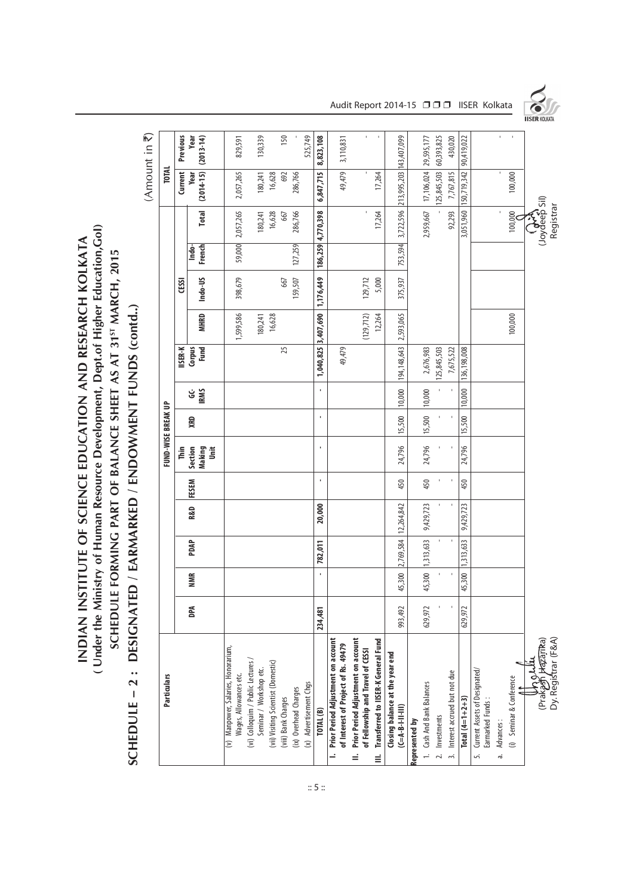# INDIAN INSTITUTE OF SCIENCE EDUCATION AND RESEARCH KOLKATA

## ( Under the Ministry of Human Resource Development, Dept.of Higher Education,GoI)

### SCHEDULE FORMING PART OF BALANCE SHEET AS AT 31ST MARCH, 2015

## SCHEDULE – 2 : DESIGNATED / EARMARKED / ENDOWMENT FUNDS (contd..)

(Amount in ₹)

| Particulars | FUND-WISE BREAK UP | | | | | | | | | | | | | TOTAL | |
|---|---|---|---|---|---|---|---|---|---|---|---|---|---|---|---|
| | DPA | NMR | PDAP | R&D | FESEM | Thin Section Making Unit | XRD | GC-IRMS | IISER-K Corpus Fund | CESSI | | | | Current Year (2014-15) | Previous Year (2013-14) |
| | | | | | | | | | | MHRD | Indo-US | Indo-French | Total | | |
| (v) Manpower, Salaries, Honorarium, Wages, Allowances etc. | | | | | | | | | | 1,599,586 | 398,679 | 59,000 | 2,057,265 | 2,057,265 | 829,591 |
| (vi) Colloquim / Public Lectures / Seminar / Workshop etc. | | | | | | | | | | 180,241 | | | 180,241 | 180,241 | 130,339 |
| (vii) Visiting Scientist (Domestic) | | | | | | | | | | 16,628 | | | 16,628 | 16,628 | |
| (viii) Bank Charges | | | | | | | | | 25 | | 667 | | 667 | 692 | 150 |
| (ix) Overhead Charges | | | | | | | | | | | 159,507 | 127,259 | 286,766 | 286,766 | - |
| (x) Advertisement Chgs | | | | | | | | | | | | | | | 525,749 |
| **TOTAL (B)** | **234,481** | **-** | **782,011** | **20,000** | **-** | **-** | **-** | **-** | **1,040,825** | **3,407,690** | **1,176,449** | **186,259** | **4,770,398** | **6,847,715** | **8,823,108** |
| **I. Prior Period Adjustment on account of Interest of Project of Rs. 49479** | | | | | | | | | 49,479 | | | | | 49,479 | 3,110,831 |
| **II. Prior Period Adjustment on account of Fellowship and Travel of CESSI** | | | | | | | | | | (129,712) | 129,712 | | - | - | - |
| **III. Transferred to IISER-K General Fund** | | | | | | | | | | 12,264 | 5,000 | | 17,264 | 17,264 | - |
| **Closing balance at the year end (C=A-B-I-II-III)** | 993,492 | 45,300 | 2,769,584 | 12,264,842 | 450 | 24,796 | 15,500 | 10,000 | 194,148,643 | 2,593,065 | 375,937 | 753,594 | 3,722,596 | 213,995,203 | 143,407,099 |
| **Represented by** | | | | | | | | | | | | | | | |
| 1. Cash And Bank Balances | 629,972 | 45,300 | 1,313,633 | 9,429,723 | 450 | 24,796 | 15,500 | 10,000 | 2,676,983 | | | | 2,959,667 | 17,106,024 | 29,595,177 |
| 2. Investments | - | - | - | - | - | - | - | - | 125,845,503 | | | | - | 125,845,503 | 60,393,825 |
| 3. Interest accrued but not due | - | - | - | - | - | - | - | - | 7,675,522 | | | | 92,293 | 7,767,815 | 430,020 |
| **Total (4=1+2+3)** | 629,972 | 45,300 | 1,313,633 | 9,429,723 | 450 | 24,796 | 15,500 | 10,000 | 136,198,008 | | | | 3,051,960 | 150,719,342 | 90,419,022 |
| 5. Current Assets of Designated/ Earmarked Funds : | | | | | | | | | | | | | | | |
| a. Advances : | | | | | | | | | | | | | - | - | - |
| (i) Seminar & Conference | | | | | | | | | | 100,000 | | | 100,000 | 100,000 | - |

(Prakash Hazarika)
Dy. Registrar (F&A)

(Joydeep Sil)
Registrar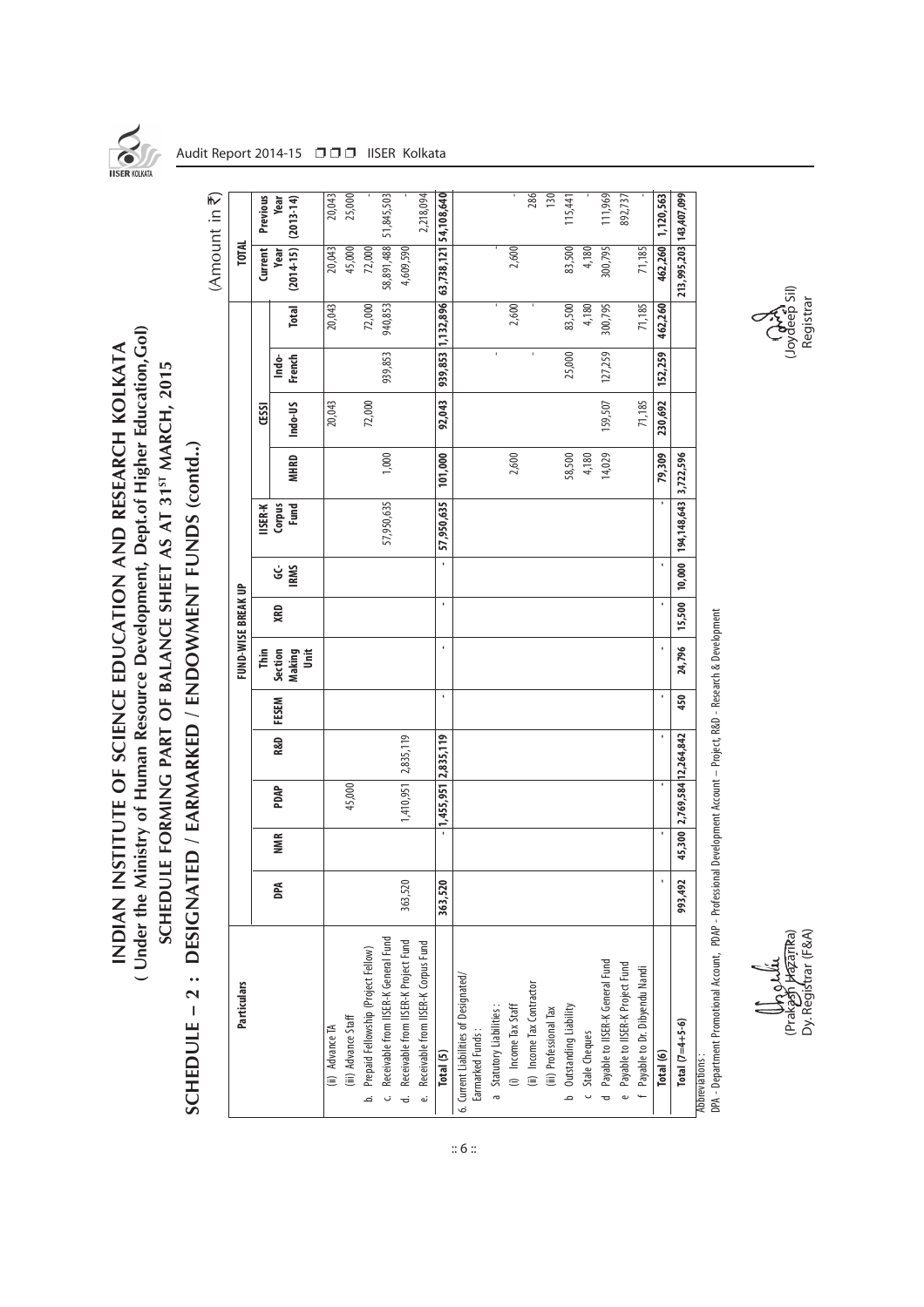# INDIAN INSTITUTE OF SCIENCE EDUCATION AND RESEARCH KOLKATA

## ( Under the Ministry of Human Resource Development, Dept.of Higher Education,GoI)

### SCHEDULE FORMING PART OF BALANCE SHEET AS AT 31ST MARCH, 2015

## SCHEDULE – 2 : DESIGNATED / EARMARKED / ENDOWMENT FUNDS (contd..)

(Amount in ₹)

| Particulars | FUND-WISE BREAK UP | | | | | | | | | | | | | TOTAL | |
|---|---|---|---|---|---|---|---|---|---|---|---|---|---|---|---|
| | DPA | NMR | PDAP | R&D | FESEM | Thin Section Making Unit | XRD | GC-IRMS | IISER-K Corpus Fund | CESSI | | | | Current Year (2014-15) | Previous Year (2013-14) |
| | | | | | | | | | | MHRD | Indo-US | Indo-French | Total | | |
| (ii) Advance TA | | | | | | | | | | | 20,043 | | 20,043 | 20,043 | 20,043 |
| (iii) Advance Staff | | | 45,000 | | | | | | | | | | | 45,000 | 25,000 |
| b. Prepaid Fellowship (Project Fellow) | | | | | | | | | | | 72,000 | | 72,000 | 72,000 | - |
| c. Receivable from IISER-K General Fund | | | | | | | | | 57,950,635 | 1,000 | | 939,853 | 940,853 | 58,891,488 | 51,845,503 |
| d. Receivable from IISER-K Project Fund | 363,520 | | 1,410,951 | 2,835,119 | | | | | | | | | | 4,609,590 | - |
| e. Receivable from IISER-K Corpus Fund | | | | | | | | | | | | | | | 2,218,094 |
| **Total (5)** | 363,520 | - | 1,455,951 | 2,835,119 | - | - | - | - | 57,950,635 | 101,000 | 92,043 | 939,853 | 1,132,896 | 63,738,121 | 54,108,640 |
| 6. Current Liabilities of Designated/ Earmarked Funds : | | | | | | | | | | | | | | | |
| a Statutory Liabilities : | | | | | | | | | | | | | | | |
| (i) Income Tax Staff | | | | | | | | | | 2,600 | | - | 2,600 | 2,600 | - |
| (ii) Income Tax Contractor | | | | | | | | | | | | - | - | | 286 |
| (iii) Professional Tax | | | | | | | | | | | | | | | 130 |
| b Outstanding Liability | | | | | | | | | | 58,500 | | 25,000 | 83,500 | 83,500 | 115,441 |
| c Stale Cheques | | | | | | | | | | 4,180 | | | 4,180 | 4,180 | - |
| d Payable to IISER-K General Fund | | | | | | | | | | 14,029 | 159,507 | 127,259 | 300,795 | 300,795 | 111,969 |
| e Payable to IISER-K Project Fund | | | | | | | | | | | | | | | 892,737 |
| f Payable to Dr. Dibyendu Nandi | | | | | | | | | | | 71,185 | | 71,185 | 71,185 | - |
| **Total (6)** | - | - | - | - | - | - | - | - | - | 79,309 | 230,692 | 152,259 | 462,260 | 462,260 | 1,120,563 |
| **Total (7=4+5-6)** | 993,492 | 45,300 | 2,769,584 | 12,264,842 | 450 | 24,796 | 15,500 | 10,000 | 194,148,643 | 3,722,596 | | | | 213,995,203 | 143,407,099 |

Abbreviations :

DPA - Department Promotional Account, PDAP - Professional Development Account – Project, R&D - Research & Development

(Prakash Hazarika)
Dy. Registrar (F&A)

(Joydeep Sil)
Registrar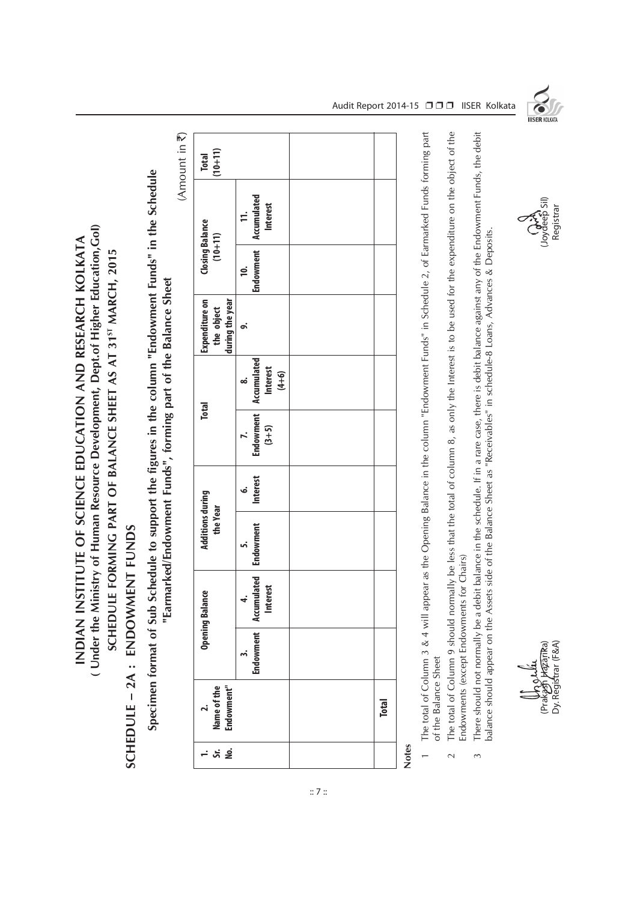# INDIAN INSTITUTE OF SCIENCE EDUCATION AND RESEARCH KOLKATA

**( Under the Ministry of Human Resource Development, Dept.of Higher Education,GoI)**

**SCHEDULE FORMING PART OF BALANCE SHEET AS AT 31ST MARCH, 2015**

## SCHEDULE – 2A : ENDOWMENT FUNDS

### Specimen format of Sub Schedule to support the figures in the column "Endowment Funds" in the Schedule "Earmarked/Endowment Funds", forming part of the Balance Sheet

(Amount in ₹)

| 1. Sr. No. | 2. Name of the Endowment" | Opening Balance | | Additions during the Year | | Total | | Expenditure on the object during the year | Closing Balance (10+11) | | Total (10+11) |
|---|---|---|---|---|---|---|---|---|---|---|---|
| | | 3. Endowment | 4. Accumulated Interest | 5. Endowment | 6. Interest | 7. Endowment (3+5) | 8. Accumulated Interest (4+6) | 9. | 10. Endowment | 11. Accumulated Interest | |
| | | | | | | | | | | | |
| | Total | | | | | | | | | | |

**Notes**

1. The total of Column 3 & 4 will appear as the Opening Balance in the column "Endowment Funds" in Schedule 2, of Earmarked Funds forming part of the Balance Sheet
2. The total of Column 9 should normally be less that the total of column 8, as only the Interest is to be used for the expenditure on the object of the Endowments (except Endowments for Chairs)
3. There should not normally be a debit balance in the schedule. If in a rare case, there is debit balance against any of the Endowment Funds, the debit balance should appear on the Assets side of the Balance Sheet as "Receivables" in schedule-8 Loans, Advances & Deposits.

(Prakash Hazarika)
Dy. Registrar (F&A)

(Joydeep Sil)
Registrar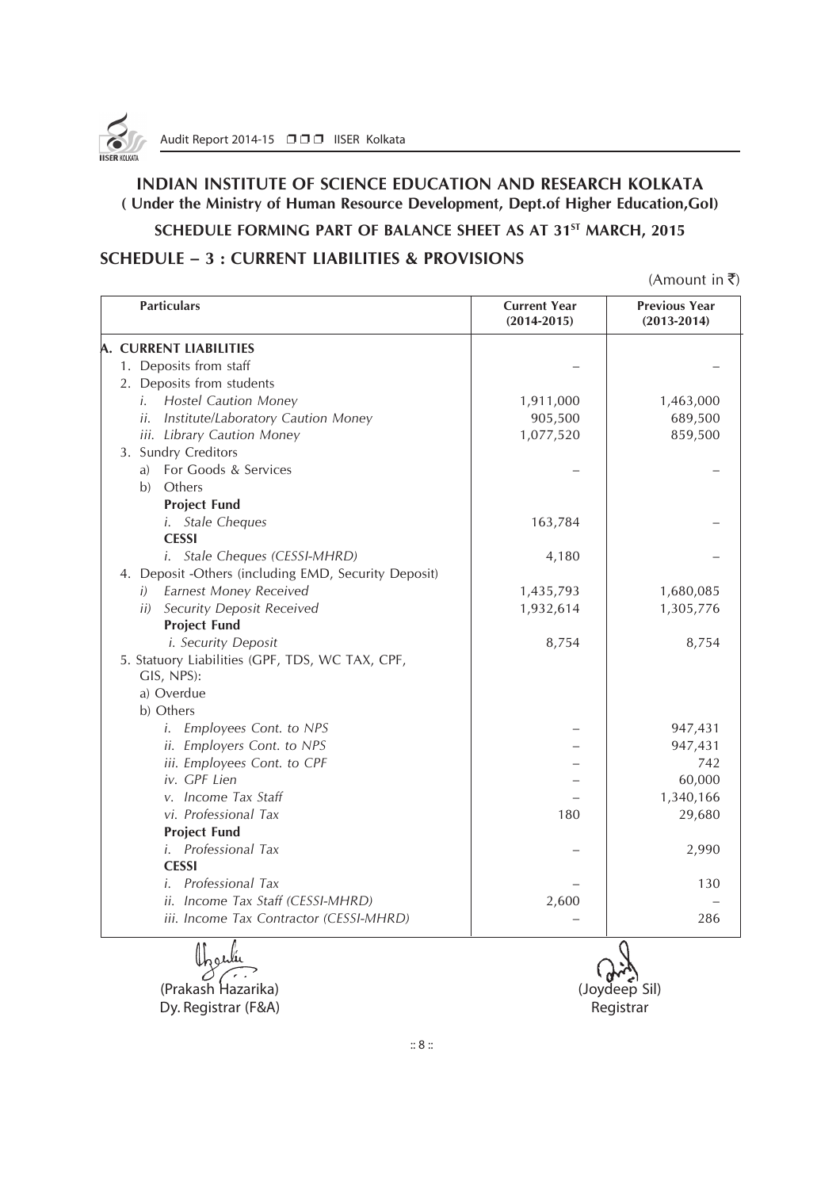# INDIAN INSTITUTE OF SCIENCE EDUCATION AND RESEARCH KOLKATA

**( Under the Ministry of Human Resource Development, Dept.of Higher Education,GoI)**

**SCHEDULE FORMING PART OF BALANCE SHEET AS AT 31ST MARCH, 2015**

## SCHEDULE – 3 : CURRENT LIABILITIES & PROVISIONS

(Amount in ₹)

| Particulars | Current Year (2014-2015) | Previous Year (2013-2014) |
|---|---|---|
| **A. CURRENT LIABILITIES** | | |
| 1. Deposits from staff | – | – |
| 2. Deposits from students | | |
| *i. Hostel Caution Money* | 1,911,000 | 1,463,000 |
| *ii. Institute/Laboratory Caution Money* | 905,500 | 689,500 |
| *iii. Library Caution Money* | 1,077,520 | 859,500 |
| 3. Sundry Creditors | | |
| a) For Goods & Services | – | – |
| b) Others | | |
| **Project Fund** | | |
| *i. Stale Cheques* | 163,784 | – |
| **CESSI** | | |
| *i. Stale Cheques (CESSI-MHRD)* | 4,180 | – |
| 4. Deposit -Others (including EMD, Security Deposit) | | |
| *i) Earnest Money Received* | 1,435,793 | 1,680,085 |
| *ii) Security Deposit Received* | 1,932,614 | 1,305,776 |
| **Project Fund** | | |
| *i. Security Deposit* | 8,754 | 8,754 |
| 5. Statuory Liabilities (GPF, TDS, WC TAX, CPF, GIS, NPS): | | |
| a) Overdue | | |
| b) Others | | |
| *i. Employees Cont. to NPS* | – | 947,431 |
| *ii. Employers Cont. to NPS* | – | 947,431 |
| *iii. Employees Cont. to CPF* | – | 742 |
| *iv. GPF Lien* | – | 60,000 |
| *v. Income Tax Staff* | – | 1,340,166 |
| *vi. Professional Tax* | 180 | 29,680 |
| **Project Fund** | | |
| *i. Professional Tax* | – | 2,990 |
| **CESSI** | | |
| *i. Professional Tax* | – | 130 |
| *ii. Income Tax Staff (CESSI-MHRD)* | 2,600 | – |
| *iii. Income Tax Contractor (CESSI-MHRD)* | – | 286 |

(Prakash Hazarika)
Dy. Registrar (F&A)

(Joydeep Sil)
Registrar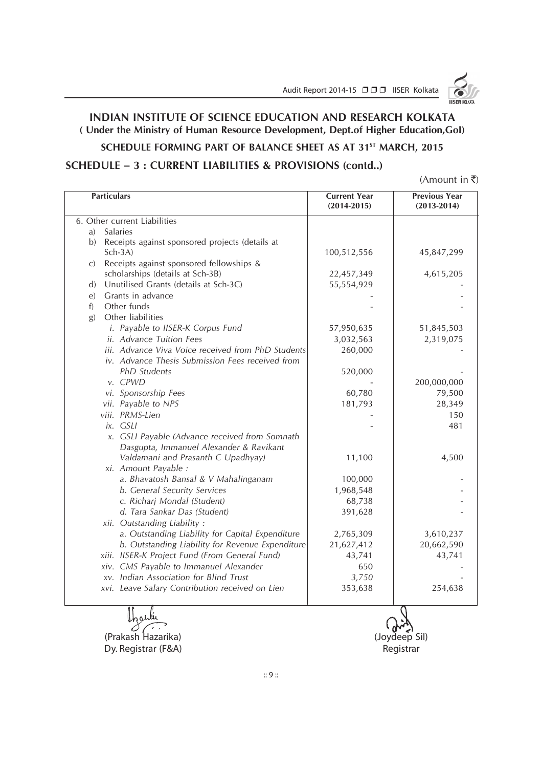# INDIAN INSTITUTE OF SCIENCE EDUCATION AND RESEARCH KOLKATA

**( Under the Ministry of Human Resource Development, Dept.of Higher Education,GoI)**

**SCHEDULE FORMING PART OF BALANCE SHEET AS AT 31ST MARCH, 2015**

## SCHEDULE – 3 : CURRENT LIABILITIES & PROVISIONS (contd..)

(Amount in ₹)

| Particulars | Current Year (2014-2015) | Previous Year (2013-2014) |
|---|---|---|
| 6. Other current Liabilities | | |
| a) Salaries | | |
| b) Receipts against sponsored projects (details at Sch-3A) | 100,512,556 | 45,847,299 |
| c) Receipts against sponsored fellowships & scholarships (details at Sch-3B) | 22,457,349 | 4,615,205 |
| d) Unutilised Grants (details at Sch-3C) | 55,554,929 | - |
| e) Grants in advance | - | - |
| f) Other funds | - | - |
| g) Other liabilities | | |
| *i. Payable to IISER-K Corpus Fund* | 57,950,635 | 51,845,503 |
| *ii. Advance Tuition Fees* | 3,032,563 | 2,319,075 |
| *iii. Advance Viva Voice received from PhD Students* | 260,000 | - |
| *iv. Advance Thesis Submission Fees received from PhD Students* | 520,000 | - |
| *v. CPWD* | - | 200,000,000 |
| *vi. Sponsorship Fees* | 60,780 | 79,500 |
| *vii. Payable to NPS* | 181,793 | 28,349 |
| *viii. PRMS-Lien* | - | 150 |
| *ix. GSLI* | - | 481 |
| *x. GSLI Payable (Advance received from Somnath Dasgupta, Immanuel Alexander & Ravikant Valdamani and Prasanth C Upadhyay)* | 11,100 | 4,500 |
| *xi. Amount Payable :* | | |
| *a. Bhavatosh Bansal & V Mahalinganam* | 100,000 | - |
| *b. General Security Services* | 1,968,548 | - |
| *c. Richarj Mondal (Student)* | 68,738 | - |
| *d. Tara Sankar Das (Student)* | 391,628 | - |
| *xii. Outstanding Liability :* | | |
| *a. Outstanding Liability for Capital Expenditure* | 2,765,309 | 3,610,237 |
| *b. Outstanding Liability for Revenue Expenditure* | 21,627,412 | 20,662,590 |
| *xiii. IISER-K Project Fund (From General Fund)* | 43,741 | 43,741 |
| *xiv. CMS Payable to Immanuel Alexander* | 650 | - |
| *xv. Indian Association for Blind Trust* | 3,750 | - |
| *xvi. Leave Salary Contribution received on Lien* | 353,638 | 254,638 |

(Prakash Hazarika)
Dy. Registrar (F&A)

(Joydeep Sil)
Registrar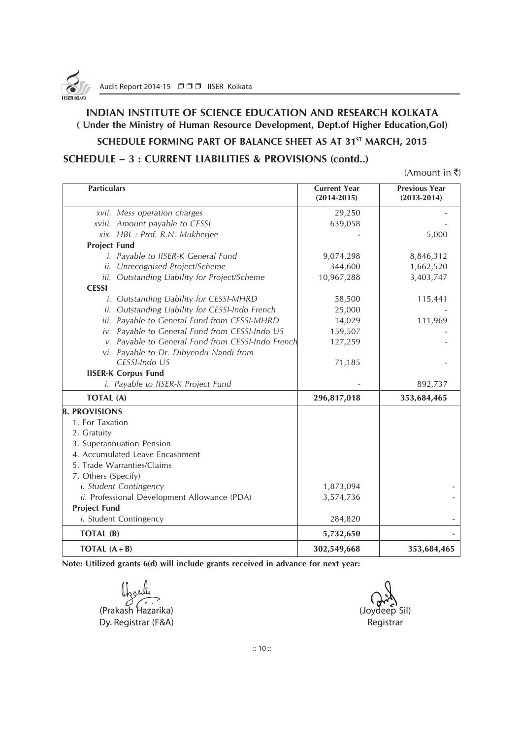# INDIAN INSTITUTE OF SCIENCE EDUCATION AND RESEARCH KOLKATA

**( Under the Ministry of Human Resource Development, Dept.of Higher Education,GoI)**

## SCHEDULE FORMING PART OF BALANCE SHEET AS AT 31ST MARCH, 2015

## SCHEDULE – 3 : CURRENT LIABILITIES & PROVISIONS (contd..)

(Amount in ₹)

| Particulars | Current Year (2014-2015) | Previous Year (2013-2014) |
|---|---|---|
| *xvii. Mess operation charges* | 29,250 | - |
| *xviii. Amount payable to CESSI* | 639,058 | - |
| *xix. HBL : Prof. R.N. Mukherjee* | - | 5,000 |
| **Project Fund** | | |
| *i. Payable to IISER-K General Fund* | 9,074,298 | 8,846,312 |
| *ii. Unrecognised Project/Scheme* | 344,600 | 1,662,520 |
| *iii. Outstanding Liability for Project/Scheme* | 10,967,288 | 3,403,747 |
| **CESSI** | | |
| *i. Outstanding Liability for CESSI-MHRD* | 58,500 | 115,441 |
| *ii. Outstanding Liability for CESSI-Indo French* | 25,000 | - |
| *iii. Payable to General Fund from CESSI-MHRD* | 14,029 | 111,969 |
| *iv. Payable to General Fund from CESSI-Indo US* | 159,507 | - |
| *v. Payable to General Fund from CESSI-Indo French* | 127,259 | - |
| *vi. Payable to Dr. Dibyendu Nandi from CESSI-Indo US* | 71,185 | - |
| **IISER-K Corpus Fund** | | |
| *i. Payable to IISER-K Project Fund* | - | 892,737 |
| **TOTAL (A)** | **296,817,018** | **353,684,465** |
| **B. PROVISIONS** | | |
| 1. For Taxation | | |
| 2. Gratuity | | |
| 3. Superannuation Pension | | |
| 4. Accumulated Leave Encashment | | |
| 5. Trade Warranties/Claims | | |
| 7. Others (Specify) | | |
| *i. Student Contingency* | 1,873,094 | - |
| *ii.* Professional Development Allowance (PDA) | 3,574,736 | - |
| **Project Fund** | | |
| *i.* Student Contingency | 284,820 | - |
| **TOTAL (B)** | **5,732,650** | **-** |
| **TOTAL (A+B)** | **302,549,668** | **353,684,465** |

**Note: Utilized grants 6(d) will include grants received in advance for next year:**

(Prakash Hazarika)
Dy. Registrar (F&A)

(Joydeep Sil)
Registrar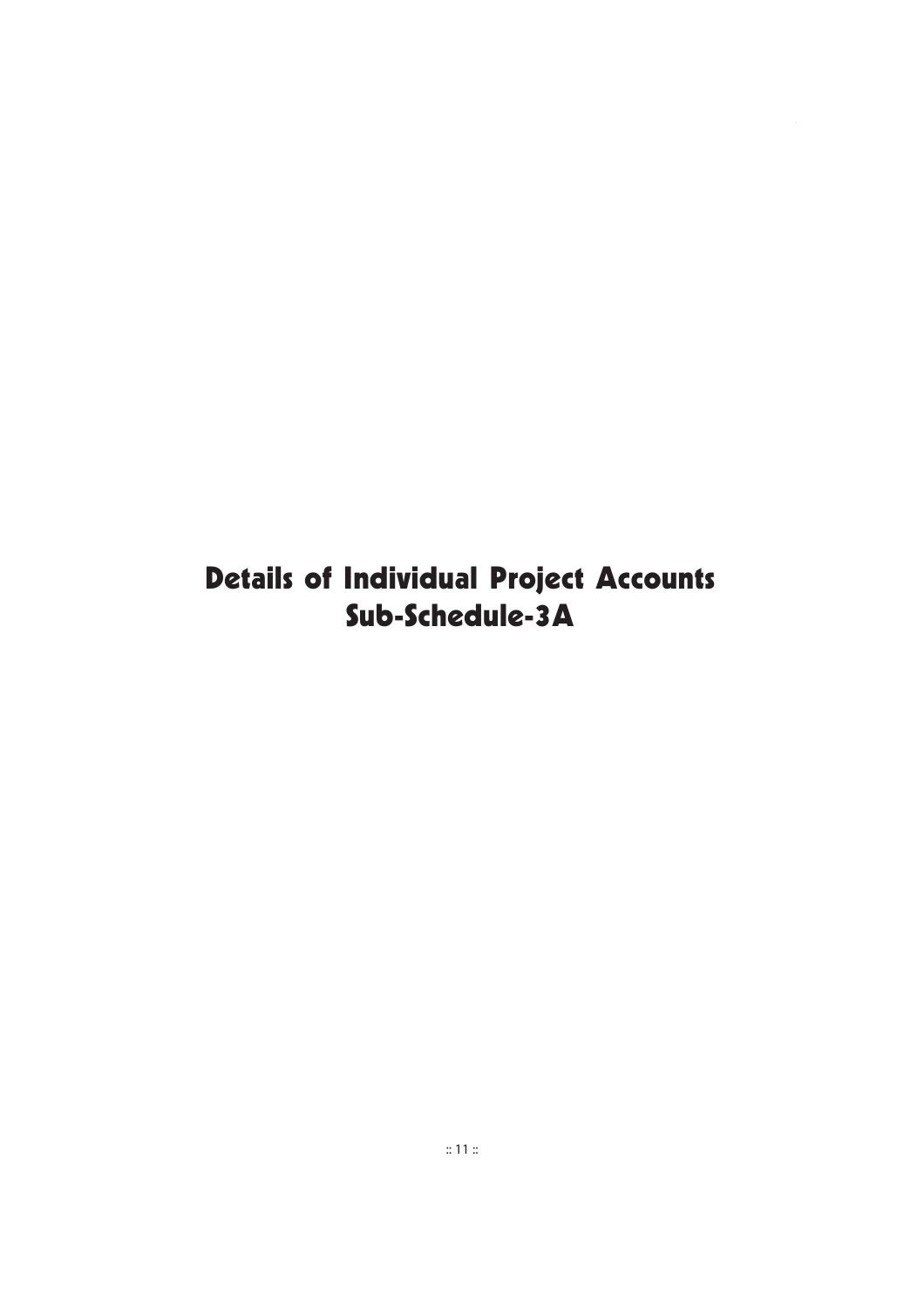# Details of Individual Project Accounts
# Sub-Schedule-3A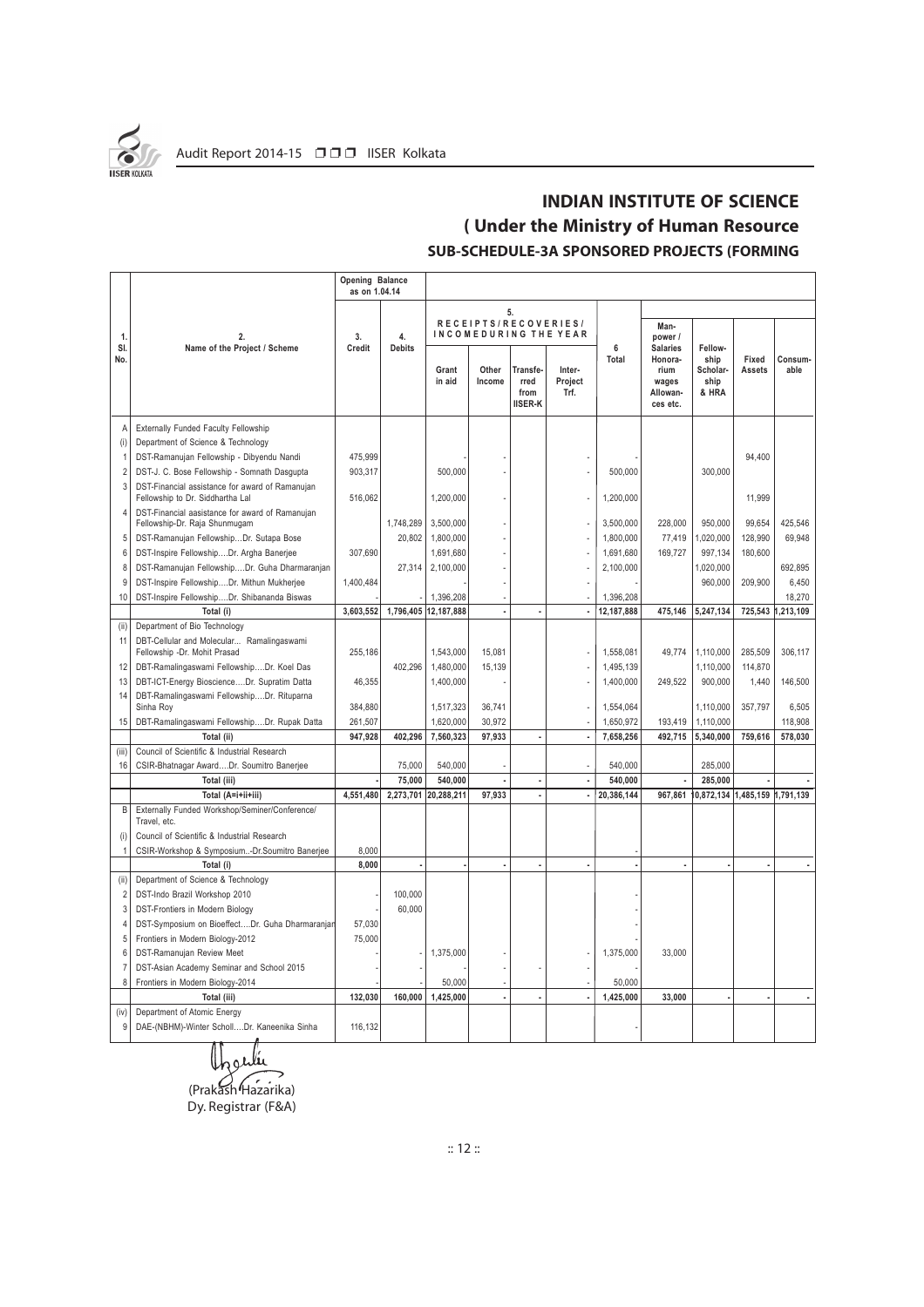# INDIAN INSTITUTE OF SCIENCE

## ( Under the Ministry of Human Resource

### SUB-SCHEDULE-3A SPONSORED PROJECTS (FORMING

| 1. Sl. No. | 2. Name of the Project / Scheme | Opening Balance as on 1.04.14 | | 5. RECEIPTS/RECOVERIES/ INCOMEDURING THE YEAR | | | | 6 Total | | | | |
|---|---|---|---|---|---|---|---|---|---|---|---|---|
| | | 3. Credit | 4. Debits | Grant in aid | Other Income | Transferred from IISER-K | Inter-Project Trf. | | Man-power / Salaries Honorarium wages Allowances etc. | Fellowship Scholarship & HRA | Fixed Assets | Consumable |
| A | Externally Funded Faculty Fellowship | | | | | | | | | | | |
| (i) | Department of Science & Technology | | | | | | | | | | | |
| 1 | DST-Ramanujan Fellowship - Dibyendu Nandi | 475,999 | | - | - | | - | - | | | 94,400 | |
| 2 | DST-J. C. Bose Fellowship - Somnath Dasgupta | 903,317 | | 500,000 | - | | - | 500,000 | | 300,000 | | |
| 3 | DST-Financial assistance for award of Ramanujan Fellowship to Dr. Siddhartha Lal | 516,062 | | 1,200,000 | - | | - | 1,200,000 | | | 11,999 | |
| 4 | DST-Financial aasistance for award of Ramanujan Fellowship-Dr. Raja Shunmugam | | 1,748,289 | 3,500,000 | - | | - | 3,500,000 | 228,000 | 950,000 | 99,654 | 425,546 |
| 5 | DST-Ramanujan Fellowship...Dr. Sutapa Bose | | 20,802 | 1,800,000 | - | | - | 1,800,000 | 77,419 | 1,020,000 | 128,990 | 69,948 |
| 6 | DST-Inspire Fellowship....Dr. Argha Banerjee | 307,690 | | 1,691,680 | - | | - | 1,691,680 | 169,727 | 997,134 | 180,600 | |
| 8 | DST-Ramanujan Fellowship....Dr. Guha Dharmaranjan | | 27,314 | 2,100,000 | - | | - | 2,100,000 | | 1,020,000 | | 692,895 |
| 9 | DST-Inspire Fellowship....Dr. Mithun Mukherjee | 1,400,484 | | - | - | | - | - | | 960,000 | 209,900 | 6,450 |
| 10 | DST-Inspire Fellowship....Dr. Shibananda Biswas | | - | 1,396,208 | - | | - | 1,396,208 | | | | 18,270 |
| | Total (i) | 3,603,552 | 1,796,405 | 12,187,888 | - | - | - | 12,187,888 | 475,146 | 5,247,134 | 725,543 | 1,213,109 |
| (ii) | Department of Bio Technology | | | | | | | | | | | |
| 11 | DBT-Cellular and Molecular... Ramalingaswami Fellowship -Dr. Mohit Prasad | 255,186 | | 1,543,000 | 15,081 | | - | 1,558,081 | 49,774 | 1,110,000 | 285,509 | 306,117 |
| 12 | DBT-Ramalingaswami Fellowship....Dr. Koel Das | | 402,296 | 1,480,000 | 15,139 | | - | 1,495,139 | | 1,110,000 | 114,870 | |
| 13 | DBT-ICT-Energy Bioscience....Dr. Supratim Datta | 46,355 | | 1,400,000 | - | | - | 1,400,000 | 249,522 | 900,000 | 1,440 | 146,500 |
| 14 | DBT-Ramalingaswami Fellowship....Dr. Rituparna Sinha Roy | 384,880 | | 1,517,323 | 36,741 | | - | 1,554,064 | | 1,110,000 | 357,797 | 6,505 |
| 15 | DBT-Ramalingaswami Fellowship....Dr. Rupak Datta | 261,507 | | 1,620,000 | 30,972 | | - | 1,650,972 | 193,419 | 1,110,000 | | 118,908 |
| | Total (ii) | 947,928 | 402,296 | 7,560,323 | 97,933 | - | - | 7,658,256 | 492,715 | 5,340,000 | 759,616 | 578,030 |
| (iii) | Council of Scientific & Industrial Research | | | | | | | | | | | |
| 16 | CSIR-Bhatnagar Award....Dr. Soumitro Banerjee | | 75,000 | 540,000 | - | | - | 540,000 | | 285,000 | | |
| | Total (iii) | - | 75,000 | 540,000 | - | - | - | 540,000 | - | 285,000 | - | - |
| | Total (A=i+ii+iii) | 4,551,480 | 2,273,701 | 20,288,211 | 97,933 | - | - | 20,386,144 | 967,861 | 10,872,134 | 1,485,159 | 1,791,139 |
| B | Externally Funded Workshop/Seminer/Conference/ Travel, etc. | | | | | | | | | | | |
| (i) | Council of Scientific & Industrial Research | | | | | | | | | | | |
| 1 | CSIR-Workshop & Symposium..-Dr.Soumitro Banerjee | 8,000 | | | | | | - | | | | |
| | Total (i) | 8,000 | - | - | - | - | - | - | - | - | - | - |
| (ii) | Department of Science & Technology | | | | | | | | | | | |
| 2 | DST-Indo Brazil Workshop 2010 | - | 100,000 | | | | | - | | | | |
| 3 | DST-Frontiers in Modern Biology | - | 60,000 | | | | | - | | | | |
| 4 | DST-Symposium on Bioeffect....Dr. Guha Dharmaranjan | 57,030 | | | | | | - | | | | |
| 5 | Frontiers in Modern Biology-2012 | 75,000 | | | | | | - | | | | |
| 6 | DST-Ramanujan Review Meet | | - | 1,375,000 | - | | - | 1,375,000 | 33,000 | | | |
| 7 | DST-Asian Academy Seminar and School 2015 | | - | - | - | - | - | - | | | | |
| 8 | Frontiers in Modern Biology-2014 | | - | 50,000 | | | - | 50,000 | | | | |
| | Total (iii) | 132,030 | 160,000 | 1,425,000 | - | - | - | 1,425,000 | 33,000 | - | - | - |
| (iv) | Department of Atomic Energy | | | | | | | | | | | |
| 9 | DAE-(NBHM)-Winter Scholl....Dr. Kaneenika Sinha | 116,132 | | | | | | - | | | | |

(Prakash Hazarika)
Dy. Registrar (F&A)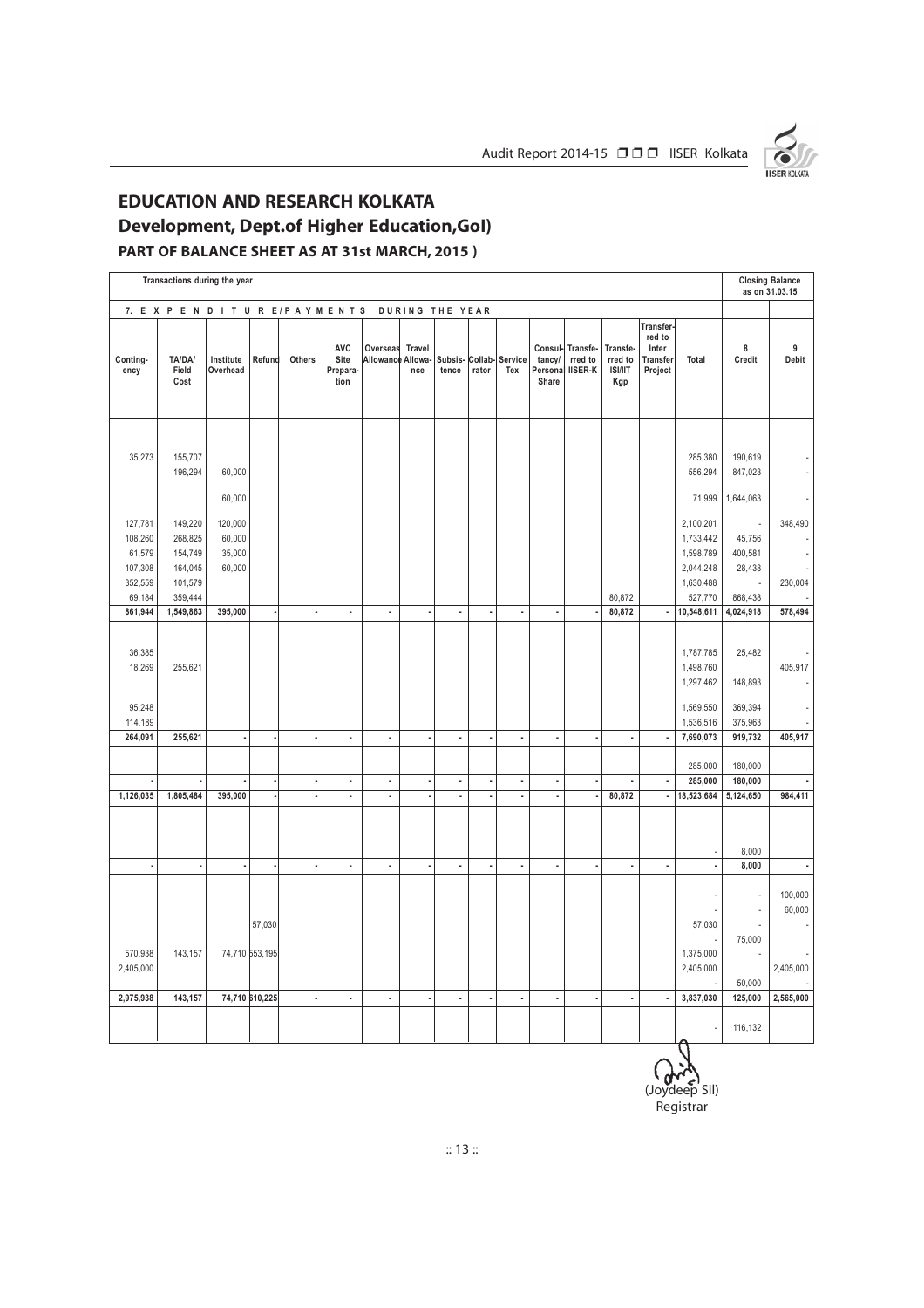# EDUCATION AND RESEARCH KOLKATA

## Development, Dept.of Higher Education,GoI)

### PART OF BALANCE SHEET AS AT 31st MARCH, 2015 )

| Transactions during the year | | | | | | | | | | | | | | | | Closing Balance as on 31.03.15 | |
|---|---|---|---|---|---|---|---|---|---|---|---|---|---|---|---|---|---|
| 7. EXPENDITURE/PAYMENTS DURING THE YEAR | | | | | | | | | | | | | | | | | |
| Contingency | TA/DA/ Field Cost | Institute Overhead | Refund | Others | AVC Site Preparation | Overseas Allowance | Travel Allowance | Subsistence | Collaborator | Service Tax | Consultancy/ Personal Share | Transferred to IISER-K | Transferred to ISI/IIT Kgp | Transferred to Inter Transfer Project | Total | 8 Credit | 9 Debit |
| 35,273 | 155,707 | | | | | | | | | | | | | | 285,380 | 190,619 | - |
| | 196,294 | 60,000 | | | | | | | | | | | | | 556,294 | 847,023 | - |
| | | 60,000 | | | | | | | | | | | | | 71,999 | 1,644,063 | - |
| 127,781 | 149,220 | 120,000 | | | | | | | | | | | | | 2,100,201 | - | 348,490 |
| 108,260 | 268,825 | 60,000 | | | | | | | | | | | | | 1,733,442 | 45,756 | - |
| 61,579 | 154,749 | 35,000 | | | | | | | | | | | | | 1,598,789 | 400,581 | - |
| 107,308 | 164,045 | 60,000 | | | | | | | | | | | | | 2,044,248 | 28,438 | - |
| 352,559 | 101,579 | | | | | | | | | | | | | | 1,630,488 | - | 230,004 |
| 69,184 | 359,444 | | | | | | | | | | | | 80,872 | | 527,770 | 868,438 | - |
| **861,944** | **1,549,863** | **395,000** | **-** | **-** | **-** | **-** | **-** | **-** | **-** | **-** | **-** | **-** | **80,872** | **-** | **10,548,611** | **4,024,918** | **578,494** |
| 36,385 | | | | | | | | | | | | | | | 1,787,785 | 25,482 | - |
| 18,269 | 255,621 | | | | | | | | | | | | | | 1,498,760 | | 405,917 |
| | | | | | | | | | | | | | | | 1,297,462 | 148,893 | - |
| 95,248 | | | | | | | | | | | | | | | 1,569,550 | 369,394 | - |
| 114,189 | | | | | | | | | | | | | | | 1,536,516 | 375,963 | - |
| **264,091** | **255,621** | **-** | **-** | **-** | **-** | **-** | **-** | **-** | **-** | **-** | **-** | **-** | **-** | **-** | **7,690,073** | **919,732** | **405,917** |
| | | | | | | | | | | | | | | | 285,000 | 180,000 | |
| **-** | **-** | **-** | **-** | **-** | **-** | **-** | **-** | **-** | **-** | **-** | **-** | **-** | **-** | **-** | **285,000** | **180,000** | **-** |
| **1,126,035** | **1,805,484** | **395,000** | **-** | **-** | **-** | **-** | **-** | **-** | **-** | **-** | **-** | **-** | **80,872** | **-** | **18,523,684** | **5,124,650** | **984,411** |
| | | | | | | | | | | | | | | | - | 8,000 | |
| **-** | **-** | **-** | **-** | **-** | **-** | **-** | **-** | **-** | **-** | **-** | **-** | **-** | **-** | **-** | **-** | **8,000** | **-** |
| | | | | | | | | | | | | | | | - | - | 100,000 |
| | | | | | | | | | | | | | | | - | - | 60,000 |
| | | | 57,030 | | | | | | | | | | | | 57,030 | - | - |
| | | | | | | | | | | | | | | | - | 75,000 | |
| 570,938 | 143,157 | 74,710 | 553,195 | | | | | | | | | | | | 1,375,000 | - | - |
| 2,405,000 | | | | | | | | | | | | | | | 2,405,000 | | 2,405,000 |
| | | | | | | | | | | | | | | | - | 50,000 | - |
| **2,975,938** | **143,157** | **74,710** | **610,225** | **-** | **-** | **-** | **-** | **-** | **-** | **-** | **-** | **-** | **-** | **-** | **3,837,030** | **125,000** | **2,565,000** |
| | | | | | | | | | | | | | | | - | 116,132 | |

(Joydeep Sil)
Registrar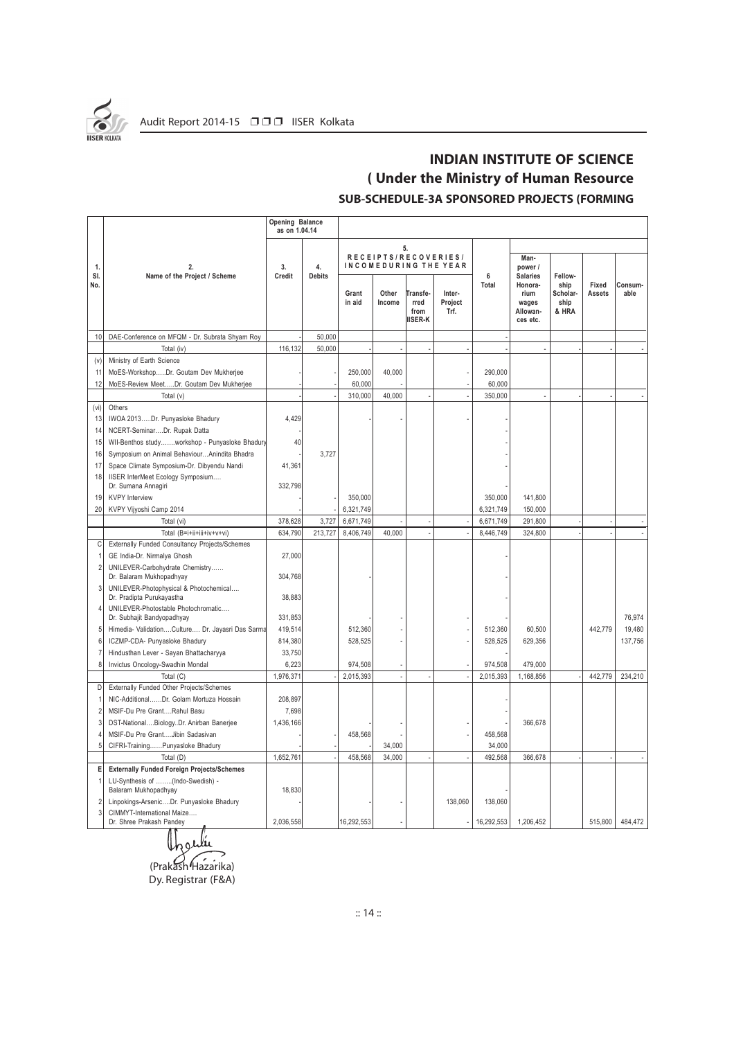## INDIAN INSTITUTE OF SCIENCE
## ( Under the Ministry of Human Resource
### SUB-SCHEDULE-3A SPONSORED PROJECTS (FORMING

| 1. Sl. No. | 2. Name of the Project / Scheme | Opening Balance as on 1.04.14 | | 5. RECEIPTS/RECOVERIES/ INCOMEDURING THE YEAR | | | | 6 Total | | | | |
|---|---|---|---|---|---|---|---|---|---|---|---|---|
| | | 3. Credit | 4. Debits | Grant in aid | Other Income | Transferred from IISER-K | Inter-Project Trf. | | Man-power / Salaries Honorarium wages Allowances etc. | Fellowship Scholarship & HRA | Fixed Assets | Consumable |
| 10 | DAE-Conference on MFQM - Dr. Subrata Shyam Roy | - | 50,000 | | | | | - | | | | |
| | Total (iv) | 116,132 | 50,000 | - | - | - | - | - | - | - | - | - |
| (v) | Ministry of Earth Science | | | | | | | | | | | |
| 11 | MoES-Workshop.....Dr. Goutam Dev Mukherjee | - | - | 250,000 | 40,000 | | - | 290,000 | | | | |
| 12 | MoES-Review Meet.....Dr. Goutam Dev Mukherjee | - | - | 60,000 | - | | - | 60,000 | | | | |
| | Total (v) | - | - | 310,000 | 40,000 | - | - | 350,000 | - | - | - | - |
| (vi) | Others | | | | | | | | | | | |
| 13 | IWOA 2013.....Dr. Punyasloke Bhadury | 4,429 | | - | - | | - | - | | | | |
| 14 | NCERT-Seminar....Dr. Rupak Datta | - | | | | | | - | | | | |
| 15 | WII-Benthos study........workshop - Punyasloke Bhadury | 40 | | | | | | - | | | | |
| 16 | Symposium on Animal Behaviour...Anindita Bhadra | - | 3,727 | | | | | - | | | | |
| 17 | Space Climate Symposium-Dr. Dibyendu Nandi | 41,361 | | | | | | - | | | | |
| 18 | IISER InterMeet Ecology Symposium.... Dr. Sumana Annagiri | 332,798 | | | | | | - | | | | |
| 19 | KVPY Interview | - | - | 350,000 | | | | 350,000 | 141,800 | | | |
| 20 | KVPY Vijyoshi Camp 2014 | - | - | 6,321,749 | | | | 6,321,749 | 150,000 | | | |
| | Total (vi) | 378,628 | 3,727 | 6,671,749 | - | - | - | 6,671,749 | 291,800 | - | - | - |
| | Total (B=i+ii+iii+iv+v+vi) | 634,790 | 213,727 | 8,406,749 | 40,000 | - | - | 8,446,749 | 324,800 | - | - | - |
| C | Externally Funded Consultancy Projects/Schemes | | | | | | | | | | | |
| 1 | GE India-Dr. Nirmalya Ghosh | 27,000 | | | | | | - | | | | |
| 2 | UNILEVER-Carbohydrate Chemistry...... Dr. Balaram Mukhopadhyay | 304,768 | | - | | | | - | | | | |
| 3 | UNILEVER-Photophysical & Photochemical.... Dr. Pradipta Purukayastha | 38,883 | | | | | | - | | | | |
| 4 | UNILEVER-Photostable Photochromatic.... Dr. Subhajit Bandyopadhyay | 331,853 | | - | - | | - | - | | | | 76,974 |
| 5 | Himedia- Validation....Culture.... Dr. Jayasri Das Sarma | 419,514 | | 512,360 | - | | - | 512,360 | 60,500 | | 442,779 | 19,480 |
| 6 | ICZMP-CDA- Punyasloke Bhadury | 814,380 | | 528,525 | - | | - | 528,525 | 629,356 | | | 137,756 |
| 7 | Hindusthan Lever - Sayan Bhattacharyya | 33,750 | | | | | | - | | | | |
| 8 | Invictus Oncology-Swadhin Mondal | 6,223 | | 974,508 | - | | - | 974,508 | 479,000 | | | |
| | Total (C) | 1,976,371 | - | 2,015,393 | - | - | - | 2,015,393 | 1,168,856 | - | 442,779 | 234,210 |
| D | Externally Funded Other Projects/Schemes | | | | | | | | | | | |
| 1 | NIC-Additional......Dr. Golam Mortuza Hossain | 208,897 | | | | | | - | | | | |
| 2 | MSIF-Du Pre Grant....Rahul Basu | 7,698 | | | | | | - | | | | |
| 3 | DST-National....Biology..Dr. Anirban Banerjee | 1,436,166 | | - | - | | - | - | 366,678 | | | |
| 4 | MSIF-Du Pre Grant....Jibin Sadasivan | - | - | 458,568 | - | | - | 458,568 | | | | |
| 5 | CIFRI-Training.......Punyasloke Bhadury | - | - | - | 34,000 | | | 34,000 | | | | |
| | Total (D) | 1,652,761 | - | 458,568 | 34,000 | - | - | 492,568 | 366,678 | - | - | - |
| E | **Externally Funded Foreign Projects/Schemes** | | | | | | | | | | | |
| 1 | LU-Synthesis of ........(Indo-Swedish) - Balaram Mukhopadhyay | 18,830 | | | | | | - | | | | |
| 2 | Linpokings-Arsenic....Dr. Punyasloke Bhadury | - | | - | - | | 138,060 | 138,060 | | | | |
| 3 | CIMMYT-International Maize.... Dr. Shree Prakash Pandey | 2,036,558 | | 16,292,553 | - | | - | 16,292,553 | 1,206,452 | | 515,800 | 484,472 |

(Prakash Hazarika)
Dy. Registrar (F&A)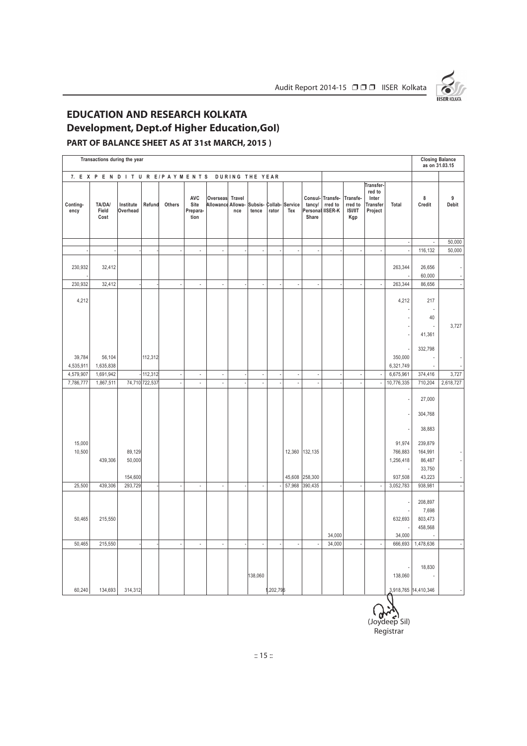# EDUCATION AND RESEARCH KOLKATA

## Development, Dept.of Higher Education,GoI)

### PART OF BALANCE SHEET AS AT 31st MARCH, 2015 )

| Transactions during the year | | | | | | | | | | | | | | | | Closing Balance as on 31.03.15 | |
|---|---|---|---|---|---|---|---|---|---|---|---|---|---|---|---|---|---|
| 7. EXPENDITURE/PAYMENTS DURING THE YEAR | | | | | | | | | | | | | | | | | |
| Contingency | TA/DA/ Field Cost | Institute Overhead | Refund | Others | AVC Site Preparation | Overseas Allowance | Travel Allowance | Subsistence | Collaborator | Service Tax | Consultancy/ Personal Share | Transferred to IISER-K | Transferred to ISI/IIT Kgp | Transferred to Inter Transfer Project | Total | 8 Credit | 9 Debit |
| | | | | | | | | | | | | | | | - | - | 50,000 |
| - | - | | | - | - | - | | - | | - | - | | - | - | - | 116,132 | 50,000 |
| | | | | | | | | | | | | | | | | | |
| 230,932 | 32,412 | | | | | | | | | | | | | | 263,344 | 26,656 | - |
| - | | | | | | | | | | | | | | | - | 60,000 | - |
| 230,932 | 32,412 | | | - | - | - | | - | | - | - | | - | - | 263,344 | 86,656 | - |
| | | | | | | | | | | | | | | | | | |
| 4,212 | | | | | | | | | | | | | | | 4,212 | 217 | |
| | | | | | | | | | | | | | | | - | - | |
| | | | | | | | | | | | | | | | - | 40 | |
| | | | | | | | | | | | | | | | - | - | 3,727 |
| | | | | | | | | | | | | | | | - | 41,361 | |
| | | | | | | | | | | | | | | | - | 332,798 | |
| 39,784 | 56,104 | | 112,312 | | | | | | | | | | | | 350,000 | - | - |
| 4,535,911 | 1,635,838 | | | | | | | | | | | | | | 6,321,749 | - | - |
| 4,579,907 | 1,691,942 | - | 112,312 | - | - | - | | - | | - | - | | - | - | 6,675,961 | 374,416 | 3,727 |
| 7,786,777 | 1,867,511 | 74,710 | 722,537 | - | - | - | | - | | - | - | | - | - | 10,776,335 | 710,204 | 2,618,727 |
| | | | | | | | | | | | | | | | | | |
| | | | | | | | | | | | | | | | - | 27,000 | |
| | | | | | | | | | | | | | | | - | 304,768 | |
| | | | | | | | | | | | | | | | - | 38,883 | |
| 15,000 | | | | | | | | | | | | | | | 91,974 | 239,879 | |
| 10,500 | | 89,129 | | | | | | | | 12,360 | 132,135 | | | | 766,883 | 164,991 | - |
| | 439,306 | 50,000 | | | | | | | | | | | | | 1,256,418 | 86,487 | - |
| | | | | | | | | | | | | | | | - | 33,750 | |
| | | 154,600 | | | | | | | | 45,608 | 258,300 | | | | 937,508 | 43,223 | - |
| 25,500 | 439,306 | 293,729 | | - | - | - | | - | | 57,968 | 390,435 | | - | - | 3,052,783 | 938,981 | - |
| | | | | | | | | | | | | | | | | | |
| | | | | | | | | | | | | | | | - | 208,897 | |
| | | | | | | | | | | | | | | | - | 7,698 | |
| 50,465 | 215,550 | | | | | | | | | | | | | | 632,693 | 803,473 | |
| | | | | | | | | | | | | | | | - | 458,568 | |
| | | | | | | | | | | | | 34,000 | | | 34,000 | - | |
| 50,465 | 215,550 | | | - | - | - | | - | | - | - | 34,000 | - | - | 666,693 | 1,478,636 | - |
| | | | | | | | | | | | | | | | | | |
| | | | | | | | | | | | | | | | - | 18,830 | |
| | | | | | | | | 138,060 | | | | | | | 138,060 | - | |
| 60,240 | 134,693 | 314,312 | | | | | | | 1,202,796 | | | | | | 3,918,765 | 14,410,346 | - |

(Joydeep Sil)
Registrar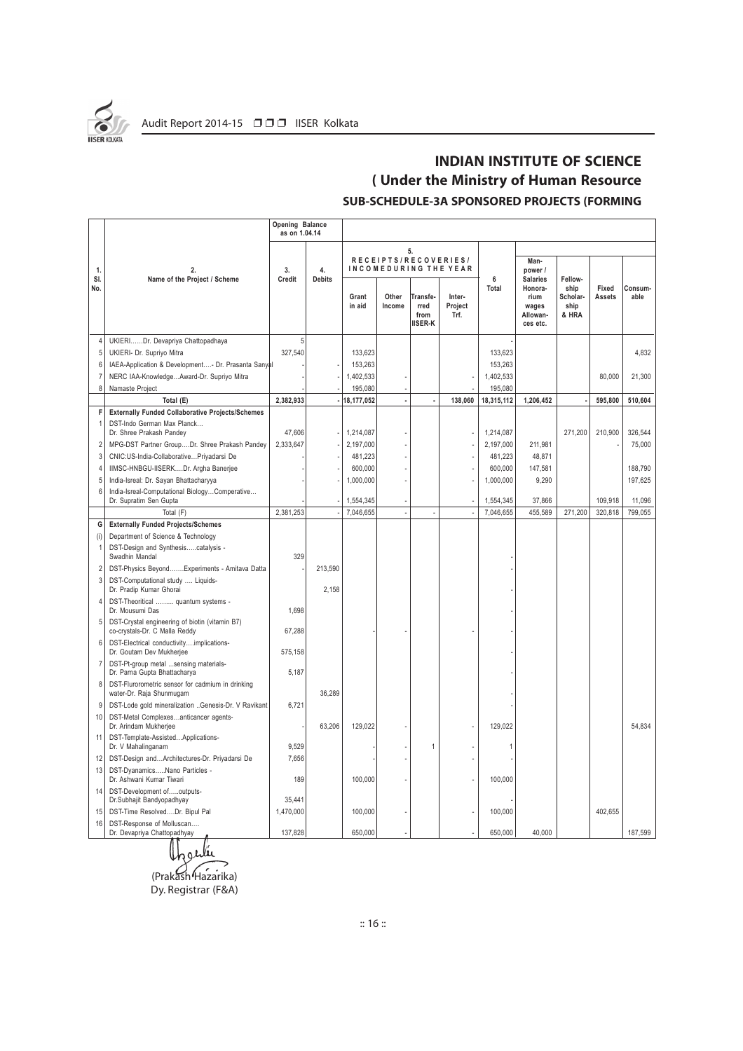## INDIAN INSTITUTE OF SCIENCE
### ( Under the Ministry of Human Resource
### SUB-SCHEDULE-3A SPONSORED PROJECTS (FORMING

| 1. Sl. No. | 2. Name of the Project / Scheme | Opening Balance as on 1.04.14 | | 5. RECEIPTS/RECOVERIES/ INCOMEDURING THE YEAR | | | | 6 Total | | | | |
|---|---|---|---|---|---|---|---|---|---|---|---|---|
| | | 3. Credit | 4. Debits | Grant in aid | Other Income | Transferred from IISER-K | Inter-Project Trf. | | Man-power / Salaries Honorarium wages Allowances etc. | Fellowship Scholarship & HRA | Fixed Assets | Consumable |
| 4 | UKIERI……Dr. Devapriya Chattopadhaya | 5 | | | | | | - | | | | |
| 5 | UKIERI- Dr. Supriyo Mitra | 327,540 | | 133,623 | | | | 133,623 | | | | 4,832 |
| 6 | IAEA-Application & Development….- Dr. Prasanta Sanyal | - | - | 153,263 | | | | 153,263 | | | | |
| 7 | NERC IAA-Knowledge…Award-Dr. Supriyo Mitra | - | - | 1,402,533 | - | | - | 1,402,533 | | | 80,000 | 21,300 |
| 8 | Namaste Project | - | - | 195,080 | - | | - | 195,080 | | | | |
| | Total (E) | 2,382,933 | - | 18,177,052 | - | - | 138,060 | 18,315,112 | 1,206,452 | - | 595,800 | 510,604 |
| F | **Externally Funded Collaborative Projects/Schemes** | | | | | | | | | | | |
| 1 | DST-Indo German Max Planck… Dr. Shree Prakash Pandey | 47,606 | - | 1,214,087 | - | | - | 1,214,087 | | 271,200 | 210,900 | 326,544 |
| 2 | MPG-DST Partner Group….Dr. Shree Prakash Pandey | 2,333,647 | - | 2,197,000 | - | | - | 2,197,000 | 211,981 | | - | 75,000 |
| 3 | CNIC:US-India-Collaborative…Priyadarsi De | - | - | 481,223 | - | | - | 481,223 | 48,871 | | | |
| 4 | IIMSC-HNBGU-IISERK….Dr. Argha Banerjee | - | - | 600,000 | - | | - | 600,000 | 147,581 | | | 188,790 |
| 5 | India-Isreal: Dr. Sayan Bhattacharyya | - | - | 1,000,000 | - | | - | 1,000,000 | 9,290 | | | 197,625 |
| 6 | India-Isreal-Computational Biology…Comperative… Dr. Supratim Sen Gupta | - | - | 1,554,345 | - | | - | 1,554,345 | 37,866 | | 109,918 | 11,096 |
| | Total (F) | 2,381,253 | - | 7,046,655 | - | - | - | 7,046,655 | 455,589 | 271,200 | 320,818 | 799,055 |
| G | **Externally Funded Projects/Schemes** | | | | | | | | | | | |
| (i) | Department of Science & Technology | | | | | | | | | | | |
| 1 | DST-Design and Synthesis…..catalysis - Swadhin Mandal | 329 | | | | | | - | | | | |
| 2 | DST-Physics Beyond…….Experiments - Amitava Datta | - | 213,590 | | | | | - | | | | |
| 3 | DST-Computational study …. Liquids- Dr. Pradip Kumar Ghorai | | 2,158 | | | | | - | | | | |
| 4 | DST-Theoritical ……... quantum systems - Dr. Mousumi Das | 1,698 | | | | | | - | | | | |
| 5 | DST-Crystal engineering of biotin (vitamin B7) co-crystals-Dr. C Malla Reddy | 67,288 | | - | - | | - | - | | | | |
| 6 | DST-Electrical conductivity….implications- Dr. Goutam Dev Mukherjee | 575,158 | | | | | | - | | | | |
| 7 | DST-Pt-group metal …sensing materials- Dr. Parna Gupta Bhattacharya | 5,187 | | | | | | - | | | | |
| 8 | DST-Flurorometric sensor for cadmium in drinking water-Dr. Raja Shunmugam | | 36,289 | | | | | - | | | | |
| 9 | DST-Lode gold mineralization ..Genesis-Dr. V Ravikant | 6,721 | | | | | | - | | | | |
| 10 | DST-Metal Complexes…anticancer agents- Dr. Arindam Mukherjee | - | 63,206 | 129,022 | - | | - | 129,022 | | | | 54,834 |
| 11 | DST-Template-Assisted…Applications- Dr. V Mahalinganam | 9,529 | | - | - | 1 | - | 1 | | | | |
| 12 | DST-Design and…Architectures-Dr. Priyadarsi De | 7,656 | | - | - | | - | - | | | | |
| 13 | DST-Dyanamics…..Nano Particles - Dr. Ashwani Kumar Tiwari | 189 | | 100,000 | - | | - | 100,000 | | | | |
| 14 | DST-Development of…..outputs- Dr.Subhajit Bandyopadhyay | 35,441 | | | | | | - | | | | |
| 15 | DST-Time Resolved….Dr. Bipul Pal | 1,470,000 | | 100,000 | - | | - | 100,000 | | | 402,655 | |
| 16 | DST-Response of Molluscan…. Dr. Devapriya Chattopadhyay | 137,828 | | 650,000 | - | | - | 650,000 | 40,000 | | | 187,599 |

(Prakash Hazarika)
Dy. Registrar (F&A)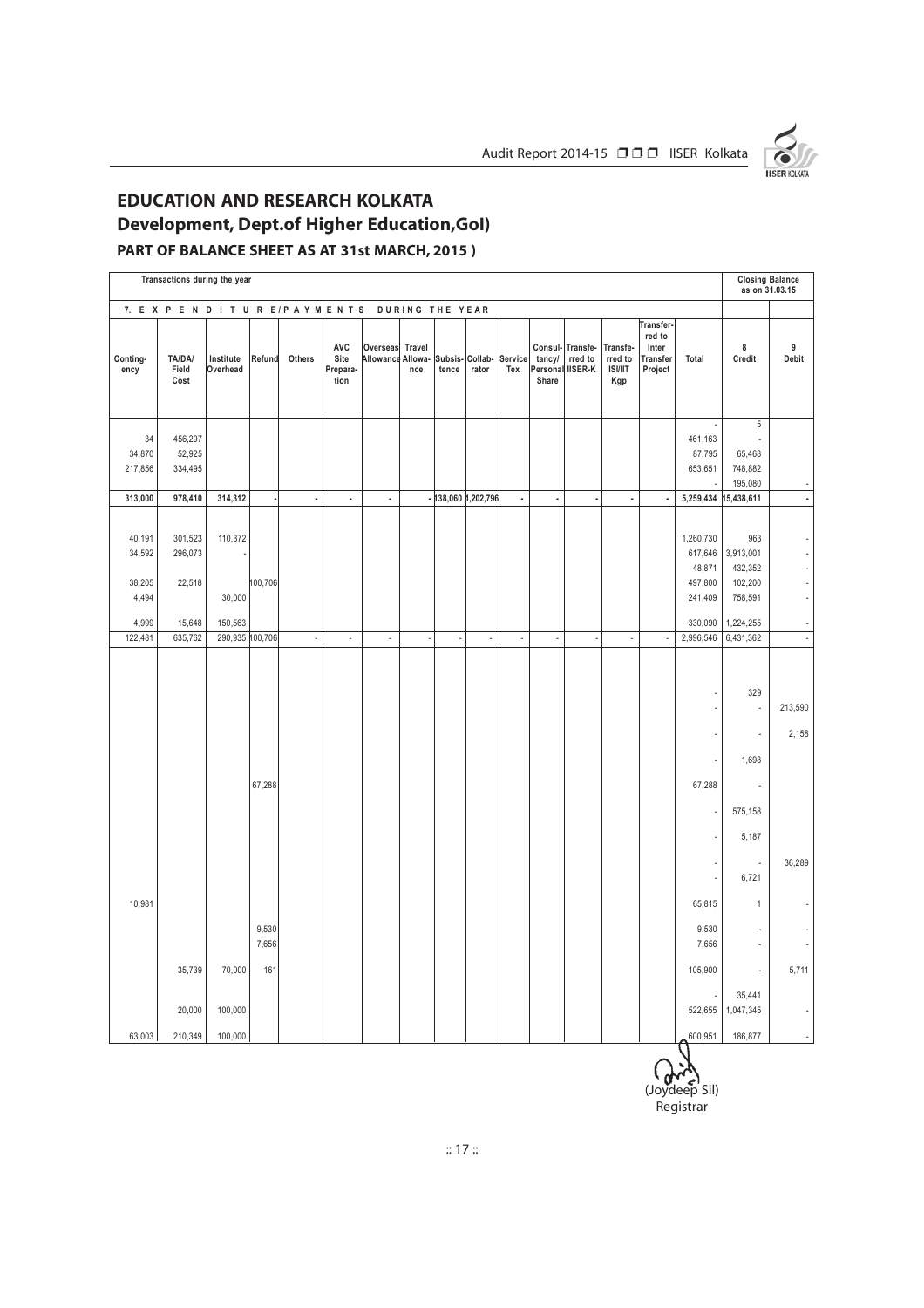## EDUCATION AND RESEARCH KOLKATA

## Development, Dept.of Higher Education,GoI)

### PART OF BALANCE SHEET AS AT 31st MARCH, 2015 )

| Transactions during the year | | | | | | | | | | | | | | | | Closing Balance as on 31.03.15 | |
|---|---|---|---|---|---|---|---|---|---|---|---|---|---|---|---|---|---|
| 7. EXPENDITURE/PAYMENTS DURING THE YEAR | | | | | | | | | | | | | | | | | |
| Contingency | TA/DA/ Field Cost | Institute Overhead | Refund | Others | AVC Site Preparation | Overseas Allowance | Travel Allowance | Subsistence | Collaborator | Service Tex | Consultancy/ Personal Share | Transferred to IISER-K | Transferred to ISI/IIT Kgp | Transferred to Inter Transfer Project | Total | 8 Credit | 9 Debit |
| | | | | | | | | | | | | | | | - | 5 | |
| 34 | 456,297 | | | | | | | | | | | | | | 461,163 | - | |
| 34,870 | 52,925 | | | | | | | | | | | | | | 87,795 | 65,468 | |
| 217,856 | 334,495 | | | | | | | | | | | | | | 653,651 | 748,882 | |
| | | | | | | | | | | | | | | | - | 195,080 | - |
| 313,000 | 978,410 | 314,312 | - | - | - | - | - | 138,060 | 1,202,796 | - | - | - | - | - | 5,259,434 | 15,438,611 | - |
| 40,191 | 301,523 | 110,372 | | | | | | | | | | | | | 1,260,730 | 963 | - |
| 34,592 | 296,073 | - | | | | | | | | | | | | | 617,646 | 3,913,001 | - |
| | | | | | | | | | | | | | | | 48,871 | 432,352 | - |
| 38,205 | 22,518 | | 100,706 | | | | | | | | | | | | 497,800 | 102,200 | - |
| 4,494 | | 30,000 | | | | | | | | | | | | | 241,409 | 758,591 | - |
| 4,999 | 15,648 | 150,563 | | | | | | | | | | | | | 330,090 | 1,224,255 | - |
| 122,481 | 635,762 | 290,935 | 100,706 | - | - | - | - | - | - | - | - | - | - | - | 2,996,546 | 6,431,362 | - |
| | | | | | | | | | | | | | | | - | 329 | |
| | | | | | | | | | | | | | | | - | - | 213,590 |
| | | | | | | | | | | | | | | | - | - | 2,158 |
| | | | | | | | | | | | | | | | - | 1,698 | |
| | | | 67,288 | | | | | | | | | | | | 67,288 | - | |
| | | | | | | | | | | | | | | | - | 575,158 | |
| | | | | | | | | | | | | | | | - | 5,187 | |
| | | | | | | | | | | | | | | | - | - | 36,289 |
| | | | | | | | | | | | | | | | - | 6,721 | |
| 10,981 | | | | | | | | | | | | | | | 65,815 | 1 | - |
| | | | 9,530 | | | | | | | | | | | | 9,530 | - | - |
| | | | 7,656 | | | | | | | | | | | | 7,656 | - | - |
| | 35,739 | 70,000 | 161 | | | | | | | | | | | | 105,900 | - | 5,711 |
| | | | | | | | | | | | | | | | - | 35,441 | |
| | 20,000 | 100,000 | | | | | | | | | | | | | 522,655 | 1,047,345 | - |
| 63,003 | 210,349 | 100,000 | | | | | | | | | | | | | 600,951 | 186,877 | - |

(Joydeep Sil)
Registrar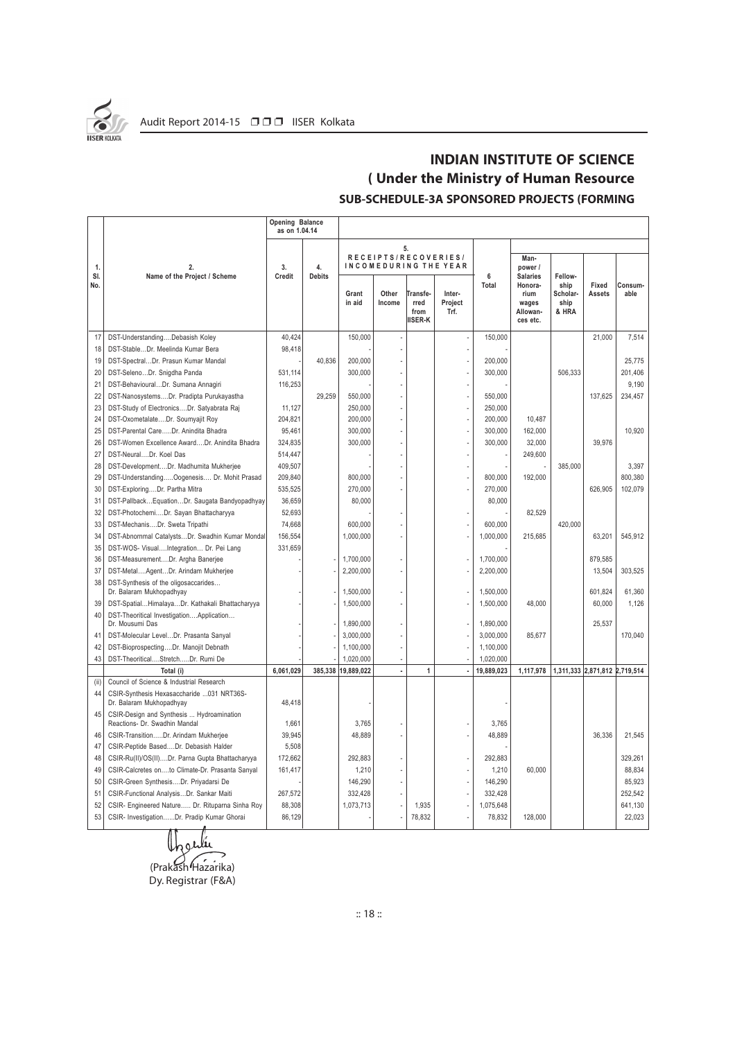## INDIAN INSTITUTE OF SCIENCE
## ( Under the Ministry of Human Resource
### SUB-SCHEDULE-3A SPONSORED PROJECTS (FORMING

| 1. Sl. No. | 2. Name of the Project / Scheme | Opening Balance as on 1.04.14 | | 5. RECEIPTS/RECOVERIES/ INCOMEDURING THE YEAR | | | | 6 Total | | | | |
|---|---|---|---|---|---|---|---|---|---|---|---|---|
| | | 3. Credit | 4. Debits | Grant in aid | Other Income | Transferred from IISER-K | Inter-Project Trf. | | Man-power / Salaries Honorarium wages Allowances etc. | Fellowship Scholarship & HRA | Fixed Assets | Consumable |
| 17 | DST-Understanding....Debasish Koley | 40,424 | | 150,000 | - | | - | 150,000 | | | 21,000 | 7,514 |
| 18 | DST-Stable...Dr. Meelinda Kumar Bera | 98,418 | | - | - | | - | - | | | | |
| 19 | DST-Spectral...Dr. Prasun Kumar Mandal | - | 40,836 | 200,000 | - | | - | 200,000 | | | | 25,775 |
| 20 | DST-Seleno...Dr. Snigdha Panda | 531,114 | | 300,000 | - | | - | 300,000 | | 506,333 | | 201,406 |
| 21 | DST-Behavioural...Dr. Sumana Annagiri | 116,253 | | - | - | | - | - | | | | 9,190 |
| 22 | DST-Nanosystems....Dr. Pradipta Purukayastha | | 29,259 | 550,000 | - | | - | 550,000 | | | 137,625 | 234,457 |
| 23 | DST-Study of Electronics....Dr. Satyabrata Raj | 11,127 | | 250,000 | - | | - | 250,000 | | | | |
| 24 | DST-Oxometalate....Dr. Soumyajit Roy | 204,821 | | 200,000 | - | | - | 200,000 | 10,487 | | | |
| 25 | DST-Parental Care.....Dr. Anindita Bhadra | 95,461 | | 300,000 | - | | - | 300,000 | 162,000 | | | 10,920 |
| 26 | DST-Women Excellence Award....Dr. Anindita Bhadra | 324,835 | | 300,000 | - | | - | 300,000 | 32,000 | | 39,976 | |
| 27 | DST-Neural....Dr. Koel Das | 514,447 | | | - | | - | - | 249,600 | | | |
| 28 | DST-Development....Dr. Madhumita Mukherjee | 409,507 | | - | - | | - | - | - | 385,000 | | 3,397 |
| 29 | DST-Understanding.....Oogenesis.... Dr. Mohit Prasad | 209,840 | | 800,000 | - | | - | 800,000 | 192,000 | | | 800,380 |
| 30 | DST-Exploring....Dr. Partha Mitra | 535,525 | | 270,000 | - | | - | 270,000 | | | 626,905 | 102,079 |
| 31 | DST-Pallback...Equation...Dr. Saugata Bandyopadhyay | 36,659 | | 80,000 | | | | 80,000 | | | | |
| 32 | DST-Photochemi....Dr. Sayan Bhattacharyya | 52,693 | | - | - | | - | - | 82,529 | | | |
| 33 | DST-Mechanis....Dr. Sweta Tripathi | 74,668 | | 600,000 | - | | - | 600,000 | | 420,000 | | |
| 34 | DST-Abnommal Catalysts...Dr. Swadhin Kumar Mondal | 156,554 | | 1,000,000 | - | | - | 1,000,000 | 215,685 | | 63,201 | 545,912 |
| 35 | DST-WOS- Visual....Integration... Dr. Pei Lang | 331,659 | | | - | | | - | | | | |
| 36 | DST-Measurement....Dr. Argha Banerjee | - | - | 1,700,000 | - | | - | 1,700,000 | | | 879,585 | |
| 37 | DST-Metal....Agent...Dr. Arindam Mukherjee | - | - | 2,200,000 | - | | - | 2,200,000 | | | 13,504 | 303,525 |
| 38 | DST-Synthesis of the oligosaccarides... Dr. Balaram Mukhopadhyay | - | - | 1,500,000 | - | | - | 1,500,000 | | | 601,824 | 61,360 |
| 39 | DST-Spatial...Himalaya...Dr. Kathakali Bhattacharyya | - | - | 1,500,000 | - | | - | 1,500,000 | 48,000 | | 60,000 | 1,126 |
| 40 | DST-Theoritical Investigation....Application... Dr. Mousumi Das | - | - | 1,890,000 | - | | - | 1,890,000 | | | 25,537 | |
| 41 | DST-Molecular Level...Dr. Prasanta Sanyal | - | - | 3,000,000 | - | | - | 3,000,000 | 85,677 | | | 170,040 |
| 42 | DST-Bioprospecting....Dr. Manojit Debnath | - | - | 1,100,000 | - | | - | 1,100,000 | | | | |
| 43 | DST-Theoritical....Stretch.....Dr. Rumi De | - | - | 1,020,000 | - | | - | 1,020,000 | | | | |
| | Total (i) | 6,061,029 | 385,338 | 19,889,022 | - | 1 | - | 19,889,023 | 1,117,978 | 1,311,333 | 2,871,812 | 2,719,514 |
| (ii) | Council of Science & Industrial Research | | | | | | | | | | | |
| 44 | CSIR-Synthesis Hexasaccharide ...031 NRT36S- Dr. Balaram Mukhopadhyay | 48,418 | | - | | | | - | | | | |
| 45 | CSIR-Design and Synthesis ... Hydroamination Reactions- Dr. Swadhin Mandal | 1,661 | | 3,765 | - | | - | 3,765 | | | | |
| 46 | CSIR-Transition.....Dr. Arindam Mukherjee | 39,945 | | 48,889 | - | | - | 48,889 | | | 36,336 | 21,545 |
| 47 | CSIR-Peptide Based....Dr. Debasish Halder | 5,508 | | | - | | - | - | | | | |
| 48 | CSIR-Ru(II)/OS(II)....Dr. Parna Gupta Bhattacharyya | 172,662 | | 292,883 | - | | - | 292,883 | | | | 329,261 |
| 49 | CSIR-Calcretes on....to Climate-Dr. Prasanta Sanyal | 161,417 | | 1,210 | - | | - | 1,210 | 60,000 | | | 88,834 |
| 50 | CSIR-Green Synthesis....Dr. Priyadarsi De | - | | 146,290 | - | | - | 146,290 | | | | 85,923 |
| 51 | CSIR-Functional Analysis...Dr. Sankar Maiti | 267,572 | | 332,428 | - | | - | 332,428 | | | | 252,542 |
| 52 | CSIR- Engineered Nature..... Dr. Rituparna Sinha Roy | 88,308 | | 1,073,713 | - | 1,935 | - | 1,075,648 | | | | 641,130 |
| 53 | CSIR- Investigation......Dr. Pradip Kumar Ghorai | 86,129 | | - | - | 78,832 | - | 78,832 | 128,000 | | | 22,023 |

(Prakash Hazarika)
Dy. Registrar (F&A)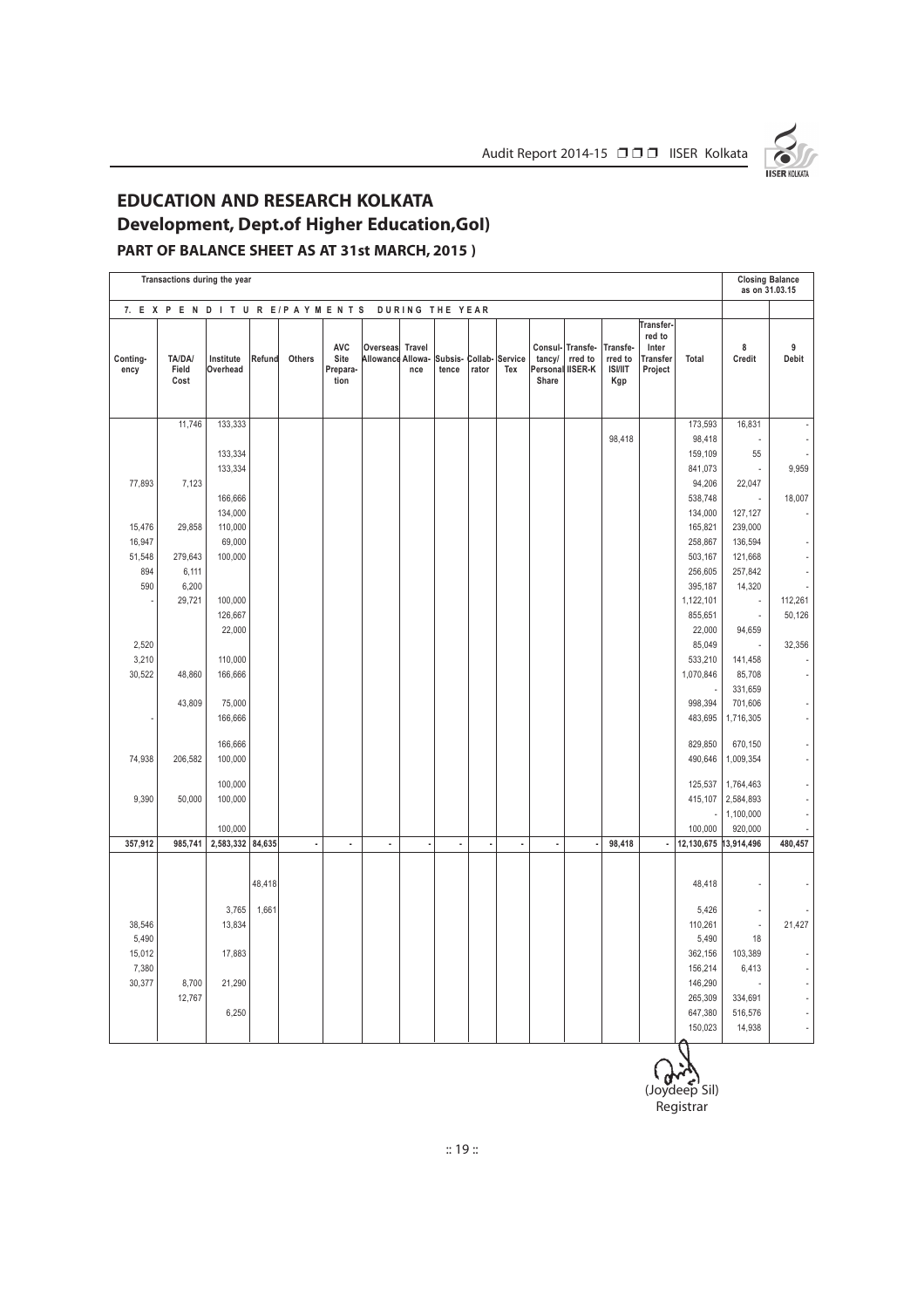## EDUCATION AND RESEARCH KOLKATA

## Development, Dept.of Higher Education,GoI)

### PART OF BALANCE SHEET AS AT 31st MARCH, 2015 )

| Transactions during the year | | | | | | | | | | | | | | | | | Closing Balance as on 31.03.15 | |
|---|---|---|---|---|---|---|---|---|---|---|---|---|---|---|---|---|---|---|
| 7. EXPENDITURE/PAYMENTS DURING THE YEAR | | | | | | | | | | | | | | | | | | |
| Contingency | TA/DA/ Field Cost | Institute Overhead | Refund | Others | AVC Site Preparation | Overseas Allowance | Travel Allowance | Subsistence | Collaborator | Service Tax | Consultancy/ Personal Share | Transferred to IISER-K | Transferred to ISI/IIT Kgp | Transferred to Inter Transfer Project | Total | 8 Credit | 9 Debit |
| | 11,746 | 133,333 | | | | | | | | | | | | | 173,593 | 16,831 | - |
| | | | | | | | | | | | | | 98,418 | | 98,418 | - | - |
| | | 133,334 | | | | | | | | | | | | | 159,109 | 55 | - |
| | | 133,334 | | | | | | | | | | | | | 841,073 | - | 9,959 |
| 77,893 | 7,123 | | | | | | | | | | | | | | 94,206 | 22,047 | |
| | | 166,666 | | | | | | | | | | | | | 538,748 | - | 18,007 |
| | | 134,000 | | | | | | | | | | | | | 134,000 | 127,127 | - |
| 15,476 | 29,858 | 110,000 | | | | | | | | | | | | | 165,821 | 239,000 | |
| 16,947 | | 69,000 | | | | | | | | | | | | | 258,867 | 136,594 | - |
| 51,548 | 279,643 | 100,000 | | | | | | | | | | | | | 503,167 | 121,668 | - |
| 894 | 6,111 | | | | | | | | | | | | | | 256,605 | 257,842 | - |
| 590 | 6,200 | | | | | | | | | | | | | | 395,187 | 14,320 | - |
| - | 29,721 | 100,000 | | | | | | | | | | | | | 1,122,101 | - | 112,261 |
| | | 126,667 | | | | | | | | | | | | | 855,651 | - | 50,126 |
| | | 22,000 | | | | | | | | | | | | | 22,000 | 94,659 | |
| 2,520 | | | | | | | | | | | | | | | 85,049 | - | 32,356 |
| 3,210 | | 110,000 | | | | | | | | | | | | | 533,210 | 141,458 | - |
| 30,522 | 48,860 | 166,666 | | | | | | | | | | | | | 1,070,846 | 85,708 | - |
| | | | | | | | | | | | | | | | - | 331,659 | |
| | 43,809 | 75,000 | | | | | | | | | | | | | 998,394 | 701,606 | - |
| - | | 166,666 | | | | | | | | | | | | | 483,695 | 1,716,305 | - |
| | | 166,666 | | | | | | | | | | | | | 829,850 | 670,150 | - |
| 74,938 | 206,582 | 100,000 | | | | | | | | | | | | | 490,646 | 1,009,354 | - |
| | | 100,000 | | | | | | | | | | | | | 125,537 | 1,764,463 | - |
| 9,390 | 50,000 | 100,000 | | | | | | | | | | | | | 415,107 | 2,584,893 | - |
| | | | | | | | | | | | | | | | - | 1,100,000 | - |
| | | 100,000 | | | | | | | | | | | | | 100,000 | 920,000 | - |
| **357,912** | **985,741** | **2,583,332** | **84,635** | **-** | **-** | **-** | **-** | **-** | **-** | **-** | **-** | **-** | **98,418** | **-** | **12,130,675** | **13,914,496** | **480,457** |
| | | | 48,418 | | | | | | | | | | | | 48,418 | - | - |
| | | 3,765 | 1,661 | | | | | | | | | | | | 5,426 | - | - |
| 38,546 | | 13,834 | | | | | | | | | | | | | 110,261 | - | 21,427 |
| 5,490 | | | | | | | | | | | | | | | 5,490 | 18 | |
| 15,012 | | 17,883 | | | | | | | | | | | | | 362,156 | 103,389 | - |
| 7,380 | | | | | | | | | | | | | | | 156,214 | 6,413 | - |
| 30,377 | 8,700 | 21,290 | | | | | | | | | | | | | 146,290 | - | - |
| | 12,767 | | | | | | | | | | | | | | 265,309 | 334,691 | - |
| | | 6,250 | | | | | | | | | | | | | 647,380 | 516,576 | - |
| | | | | | | | | | | | | | | | 150,023 | 14,938 | - |

(Joydeep Sil)
Registrar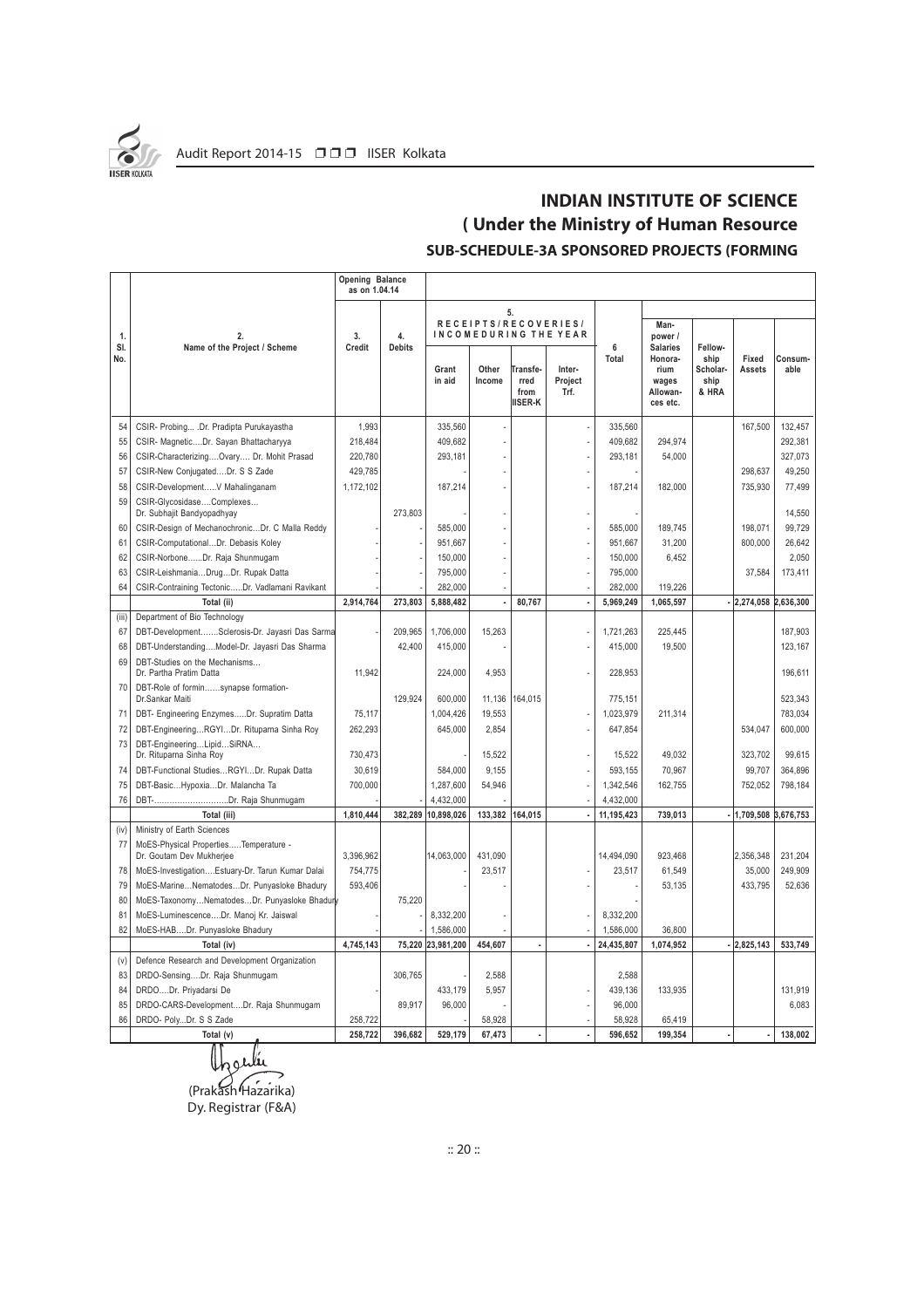## INDIAN INSTITUTE OF SCIENCE

### ( Under the Ministry of Human Resource

### SUB-SCHEDULE-3A SPONSORED PROJECTS (FORMING

| 1. Sl. No. | 2. Name of the Project / Scheme | Opening Balance as on 1.04.14 | | 5. RECEIPTS/RECOVERIES/ INCOMEDURING THE YEAR | | | | 6 Total | | | | |
|---|---|---|---|---|---|---|---|---|---|---|---|---|
| | | 3. Credit | 4. Debits | Grant in aid | Other Income | Transferred from IISER-K | Inter-Project Trf. | | Man-power / Salaries Honorarium wages Allowances etc. | Fellowship Scholarship & HRA | Fixed Assets | Consumable |
| 54 | CSIR- Probing... .Dr. Pradipta Purukayastha | 1,993 | | 335,560 | - | | - | 335,560 | | | 167,500 | 132,457 |
| 55 | CSIR- Magnetic....Dr. Sayan Bhattacharyya | 218,484 | | 409,682 | - | | - | 409,682 | 294,974 | | | 292,381 |
| 56 | CSIR-Characterizing....Ovary.... Dr. Mohit Prasad | 220,780 | | 293,181 | - | | - | 293,181 | 54,000 | | | 327,073 |
| 57 | CSIR-New Conjugated....Dr. S S Zade | 429,785 | | | - | | - | - | | | 298,637 | 49,250 |
| 58 | CSIR-Development.....V Mahalinganam | 1,172,102 | | 187,214 | - | | - | 187,214 | 182,000 | | 735,930 | 77,499 |
| 59 | CSIR-Glycosidase....Complexes… Dr. Subhajit Bandyopadhyay | | 273,803 | - | - | | - | - | | | | 14,550 |
| 60 | CSIR-Design of Mechanochronic...Dr. C Malla Reddy | | - | 585,000 | - | | - | 585,000 | 189,745 | | 198,071 | 99,729 |
| 61 | CSIR-Computational...Dr. Debasis Koley | | - | 951,667 | - | | - | 951,667 | 31,200 | | 800,000 | 26,642 |
| 62 | CSIR-Norbone......Dr. Raja Shunmugam | | - | 150,000 | - | | - | 150,000 | 6,452 | | | 2,050 |
| 63 | CSIR-Leishmania...Drug...Dr. Rupak Datta | | - | 795,000 | - | | - | 795,000 | | | 37,584 | 173,411 |
| 64 | CSIR-Contraining Tectonic.....Dr. Vadlamani Ravikant | | - | 282,000 | - | | - | 282,000 | 119,226 | | | |
| | **Total (ii)** | **2,914,764** | **273,803** | **5,888,482** | **-** | **80,767** | **-** | **5,969,249** | **1,065,597** | **-** | **2,274,058** | **2,636,300** |
| (iii) | Department of Bio Technology | | | | | | | | | | | |
| 67 | DBT-Development.......Sclerosis-Dr. Jayasri Das Sarma | | 209,965 | 1,706,000 | 15,263 | | | 1,721,263 | 225,445 | | | 187,903 |
| 68 | DBT-Understanding....Model-Dr. Jayasri Das Sharma | | 42,400 | 415,000 | - | | | 415,000 | 19,500 | | | 123,167 |
| 69 | DBT-Studies on the Mechanisms… Dr. Partha Pratim Datta | 11,942 | | 224,000 | 4,953 | | - | 228,953 | | | | 196,611 |
| 70 | DBT-Role of formin......synapse formation- Dr.Sankar Maiti | | 129,924 | 600,000 | 11,136 | 164,015 | | 775,151 | | | | 523,343 |
| 71 | DBT- Engineering Enzymes.....Dr. Supratim Datta | 75,117 | | 1,004,426 | 19,553 | | - | 1,023,979 | 211,314 | | | 783,034 |
| 72 | DBT-Engineering...RGYI...Dr. Rituparna Sinha Roy | 262,293 | | 645,000 | 2,854 | | - | 647,854 | | | 534,047 | 600,000 |
| 73 | DBT-Engineering...Lipid...SiRNA… Dr. Rituparna Sinha Roy | 730,473 | | - | 15,522 | | - | 15,522 | 49,032 | | 323,702 | 99,615 |
| 74 | DBT-Functional Studies...RGYI...Dr. Rupak Datta | 30,619 | | 584,000 | 9,155 | | - | 593,155 | 70,967 | | 99,707 | 364,896 |
| 75 | DBT-Basic...Hypoxia...Dr. Malancha Ta | 700,000 | | 1,287,600 | 54,946 | | - | 1,342,546 | 162,755 | | 752,052 | 798,184 |
| 76 | DBT-...............................Dr. Raja Shunmugam | | - | 4,432,000 | - | | - | 4,432,000 | | | | |
| | **Total (iii)** | **1,810,444** | **382,289** | **10,898,026** | **133,382** | **164,015** | **-** | **11,195,423** | **739,013** | **-** | **1,709,508** | **3,676,753** |
| (iv) | Ministry of Earth Sciences | | | | | | | | | | | |
| 77 | MoES-Physical Properties.....Temperature - Dr. Goutam Dev Mukherjee | 3,396,962 | | 14,063,000 | 431,090 | | | 14,494,090 | 923,468 | | 2,356,348 | 231,204 |
| 78 | MoES-Investigation....Estuary-Dr. Tarun Kumar Dalai | 754,775 | | - | 23,517 | | - | 23,517 | 61,549 | | 35,000 | 249,909 |
| 79 | MoES-Marine...Nematodes...Dr. Punyasloke Bhadury | 593,406 | | - | - | | - | - | 53,135 | | 433,795 | 52,636 |
| 80 | MoES-Taxonomy...Nematodes...Dr. Punyasloke Bhadury | | 75,220 | | | | | - | | | | |
| 81 | MoES-Luminescence....Dr. Manoj Kr. Jaiswal | | - | 8,332,200 | - | | - | 8,332,200 | | | | |
| 82 | MoES-HAB....Dr. Punyasloke Bhadury | | - | 1,586,000 | - | | - | 1,586,000 | 36,800 | | | |
| | **Total (iv)** | **4,745,143** | **75,220** | **23,981,200** | **454,607** | **-** | **-** | **24,435,807** | **1,074,952** | **-** | **2,825,143** | **533,749** |
| (v) | Defence Research and Development Organization | | | | | | | | | | | |
| 83 | DRDO-Sensing....Dr. Raja Shunmugam | | 306,765 | - | 2,588 | | | 2,588 | | | | |
| 84 | DRDO....Dr. Priyadarsi De | | - | 433,179 | 5,957 | | - | 439,136 | 133,935 | | | 131,919 |
| 85 | DRDO-CARS-Development....Dr. Raja Shunmugam | | 89,917 | 96,000 | - | | - | 96,000 | | | | 6,083 |
| 86 | DRDO- Poly...Dr. S S Zade | 258,722 | | - | 58,928 | | - | 58,928 | 65,419 | | | |
| | **Total (v)** | **258,722** | **396,682** | **529,179** | **67,473** | **-** | **-** | **596,652** | **199,354** | **-** | **-** | **138,002** |

(Prakash Hazarika)
Dy. Registrar (F&A)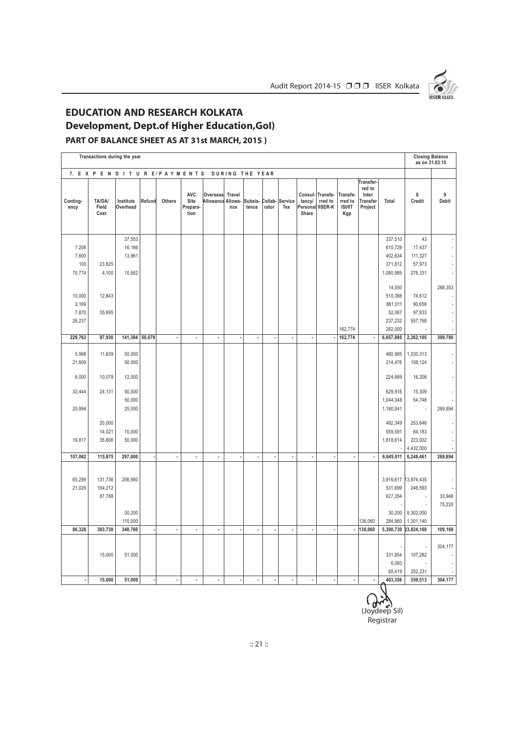## EDUCATION AND RESEARCH KOLKATA

### Development, Dept.of Higher Education,GoI)

**PART OF BALANCE SHEET AS AT 31st MARCH, 2015 )**

| Transactions during the year | | | | | | | | | | | | | | | | | Closing Balance as on 31.03.15 | |
|---|---|---|---|---|---|---|---|---|---|---|---|---|---|---|---|---|---|---|
| 7. EXPENDITURE/PAYMENTS DURING THE YEAR | | | | | | | | | | | | | | | | | | |
| Contingency | TA/DA/ Field Cost | Institute Overhead | Refund | Others | AVC Site Preparation | Overseas Allowance | Travel Allowance | Subsistence | Collaborator | Service Tax | Consultancy/ Personal Share | Transferred to IISER-K | Transferred to ISI/IIT Kgp | Transferred to Inter Transfer Project | Total | 8 Credit | 9 Debit |
| | | 37,553 | | | | | | | | | | | | | 337,510 | 43 | - |
| 7,208 | | 16,166 | | | | | | | | | | | | | 610,729 | 17,437 | - |
| 7,600 | | 13,961 | | | | | | | | | | | | | 402,634 | 111,327 | - |
| 100 | 23,825 | | | | | | | | | | | | | | 371,812 | 57,973 | - |
| 70,774 | 4,100 | 10,682 | | | | | | | | | | | | | 1,080,985 | 278,331 | - |
| | | | | | | | | | | | | | | | 14,550 | | 288,353 |
| 10,000 | 12,843 | | | | | | | | | | | | | | 510,388 | 74,612 | - |
| 3,169 | | | | | | | | | | | | | | | 861,011 | 90,656 | - |
| 7,870 | 35,695 | | | | | | | | | | | | | | 52,067 | 97,933 | - |
| 26,237 | | | | | | | | | | | | | | | 237,232 | 557,768 | - |
| | | | | | | | | | | | | | 162,774 | | 282,000 | - | - |
| **229,763** | **97,930** | **141,384** | **50,079** | **-** | **-** | **-** | **-** | **-** | **-** | **-** | **-** | **-** | **162,774** | **-** | **6,657,885** | **2,262,105** | **309,780** |
| 5,998 | 11,639 | 50,000 | | | | | | | | | | | | | 480,985 | 1,030,313 | - |
| 21,809 | | 50,000 | | | | | | | | | | | | | 214,476 | 158,124 | - |
| 6,000 | 10,078 | 12,000 | | | | | | | | | | | | | 224,689 | 16,206 | - |
| 32,444 | 24,131 | 50,000 | | | | | | | | | | | | | 629,918 | 15,309 | - |
| | | 50,000 | | | | | | | | | | | | | 1,044,348 | 54,748 | - |
| 20,994 | | 25,000 | | | | | | | | | | | | | 1,180,041 | - | 269,894 |
| | 20,000 | | | | | | | | | | | | | | 492,349 | 253,646 | - |
| | 14,021 | 10,000 | | | | | | | | | | | | | 559,591 | 64,183 | - |
| 19,817 | 35,806 | 50,000 | | | | | | | | | | | | | 1,818,614 | 223,932 | - |
| | | | | | | | | | | | | | | | - | 4,432,000 | - |
| **107,062** | **115,675** | **297,000** | **-** | **-** | **-** | **-** | **-** | **-** | **-** | **-** | **-** | **-** | **-** | **-** | **6,645,011** | **6,248,461** | **269,894** |
| 65,299 | 131,738 | 208,560 | | | | | | | | | | | | | 3,916,617 | 13,974,435 | - |
| 21,029 | 164,212 | | | | | | | | | | | | | | 531,699 | 246,593 | - |
| | 87,788 | | | | | | | | | | | | | | 627,354 | - | 33,948 |
| | | | | | | | | | | | | | | | - | - | 75,220 |
| | | 30,200 | | | | | | | | | | | | | 30,200 | 8,302,000 | |
| | | 110,000 | | | | | | | | | | | | 138,060 | 284,860 | 1,301,140 | |
| **86,328** | **383,738** | **348,760** | **-** | **-** | **-** | **-** | **-** | **-** | **-** | **-** | **-** | **-** | **-** | **138,060** | **5,390,730** | **23,824,168** | **109,168** |
| | | | | | | | | | | | | | | | - | - | 304,177 |
| | 15,000 | 51,000 | | | | | | | | | | | | | 331,854 | 107,282 | - |
| | | | | | | | | | | | | | | | 6,083 | - | - |
| | | | | | | | | | | | | | | | 65,419 | 252,231 | - |
| **-** | **15,000** | **51,000** | **-** | **-** | **-** | **-** | **-** | **-** | **-** | **-** | **-** | **-** | **-** | **-** | **403,356** | **359,513** | **304,177** |

(Joydeep Sil)
Registrar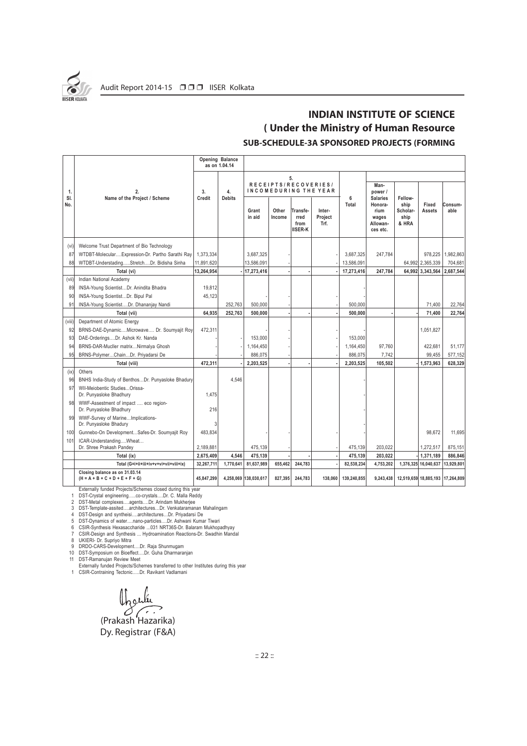## INDIAN INSTITUTE OF SCIENCE

## ( Under the Ministry of Human Resource

### SUB-SCHEDULE-3A SPONSORED PROJECTS (FORMING

| 1. Sl. No. | 2. Name of the Project / Scheme | Opening Balance as on 1.04.14 | | 5. RECEIPTS/RECOVERIES/ INCOMEDURING THE YEAR | | | | 6 Total | | | | |
|---|---|---|---|---|---|---|---|---|---|---|---|---|
| | | 3. Credit | 4. Debits | Grant in aid | Other Income | Transferred from IISER-K | Inter-Project Trf. | | Man-power / Salaries Honorarium wages Allowances etc. | Fellowship Scholarship & HRA | Fixed Assets | Consumable |
| (vi) | Welcome Trust Department of Bio Technology | | | | | | | | | | | |
| 87 | WTDBT-Molecular....Expression-Dr. Partho Sarathi Ray | 1,373,334 | | 3,687,325 | - | | - | 3,687,325 | 247,784 | | 978,225 | 1,982,863 |
| 88 | WTDBT-Understanding.....Stretch....Dr. Bidisha Sinha | 11,891,620 | | 13,586,091 | - | | - | 13,586,091 | | 64,992 | 2,365,339 | 704,681 |
| | **Total (vi)** | **13,264,954** | | **- 17,273,416** | **-** | **-** | **-** | **17,273,416** | **247,784** | **64,992** | **3,343,564** | **2,687,544** |
| (vii) | Indian National Academy | | | | | | | | | | | |
| 89 | INSA-Young Scientist...Dr. Anindita Bhadra | 19,812 | | | | | | - | | | | |
| 90 | INSA-Young Scientist...Dr. Bipul Pal | 45,123 | | - | - | | - | - | | | | |
| 91 | INSA-Young Scientist....Dr. Dhananjay Nandi | | 252,763 | 500,000 | - | | - | 500,000 | | | 71,400 | 22,764 |
| | **Total (vii)** | **64,935** | **252,763** | **500,000** | **-** | **-** | **-** | **500,000** | **-** | **-** | **71,400** | **22,764** |
| (viii) | Department of Atomic Energy | | | | | | | | | | | |
| 92 | BRNS-DAE-Dynamic....Microwave.... Dr. Soumyajit Roy | 472,311 | | - | - | | - | - | | | 1,051,827 | |
| 93 | DAE-Orderings....Dr. Ashok Kr. Nanda | | - | 153,000 | - | | - | 153,000 | | | | |
| 94 | BRNS-DAR-Mucller matrix...Nirmalya Ghosh | | - | 1,164,450 | - | | - | 1,164,450 | 97,760 | | 422,681 | 51,177 |
| 95 | BRNS-Polymer...Chain...Dr. Priyadarsi De | | - | 886,075 | - | | - | 886,075 | 7,742 | | 99,455 | 577,152 |
| | **Total (viii)** | **472,311** | **-** | **2,203,525** | **-** | **-** | **-** | **2,203,525** | **105,502** | **-** | **1,573,963** | **628,329** |
| (ix) | Others | | | | | | | | | | | |
| 96 | BNHS India-Study of Benthos...Dr. Punyasloke Bhadury | | 4,546 | | | | | - | | | | |
| 97 | WII-Meiobentic Studies...Orissa- Dr. Punyasloke Bhadhury | 1,475 | | | | | | - | | | | |
| 98 | WWF-Assestment of impact .... eco region- Dr. Punyasloke Bhadhury | 216 | | | | | | - | | | | |
| 99 | WWF-Survey of Marine...Implications- Dr. Punyasloke Bhadury | 3 | | | | | | - | | | | |
| 100 | Gunnebo-On Development...Safes-Dr. Soumyajit Roy | 483,834 | | - | - | | - | - | | | 98,672 | 11,695 |
| 101 | ICAR-Understanding....Wheat... Dr. Shree Prakash Pandey | 2,189,881 | | 475,139 | - | | - | 475,139 | 203,022 | | 1,272,517 | 875,151 |
| | **Total (ix)** | **2,675,409** | **4,546** | **475,139** | **-** | **-** | **-** | **475,139** | **203,022** | **-** | **1,371,189** | **886,846** |
| | **Total (G=i+ii+iii+iv+v+vi+vii+viii+ix)** | **32,267,711** | **1,770,641** | **81,637,989** | **655,462** | **244,783** | **-** | **82,538,234** | **4,753,202** | **1,376,325** | **16,040,637** | **13,929,801** |
| | **Closing balance as on 31.03.14 (H = A + B + C + D + E + F + G)** | **45,847,299** | **4,258,069** | **138,030,617** | **827,395** | **244,783** | **138,060** | **139,240,855** | **9,243,438** | **12,519,659** | **18,885,193** | **17,264,809** |

Externally funded Projects/Schemes closed during this year

1. DST-Crystal engineering.....co-crystals....Dr. C. Malla Reddy
2. DST-Metal complexes....agents....Dr. Arindam Mukherjee
3. DST-Template-assited....architectures...Dr. Venkataramanan Mahalingam
4. DST-Design and syntheisi.....architectures...Dr. Priyadarsi De
5. DST-Dynamics of water....nano-particles....Dr. Ashwani Kumar Tiwari
6. CSIR-Synthesis Hexasaccharide ...031 NRT36S-Dr. Balaram Mukhopadhyay
7. CSIR-Design and Synthesis ... Hydroamination Reactions-Dr. Swadhin Mandal
8. UKIERI- Dr. Supriyo Mitra
9. DRDO-CARS-Development....Dr. Raja Shunmugam
10. DST-Symposium on Bioeffect....Dr. Guha Dharmaranjan
11. DST-Ramanujan Review Meet

Externally funded Projects/Schemes transferred to other Institutes during this year

1. CSIR-Contraining Tectonic.....Dr. Ravikant Vadlamani

(Prakash Hazarika)
Dy. Registrar (F&A)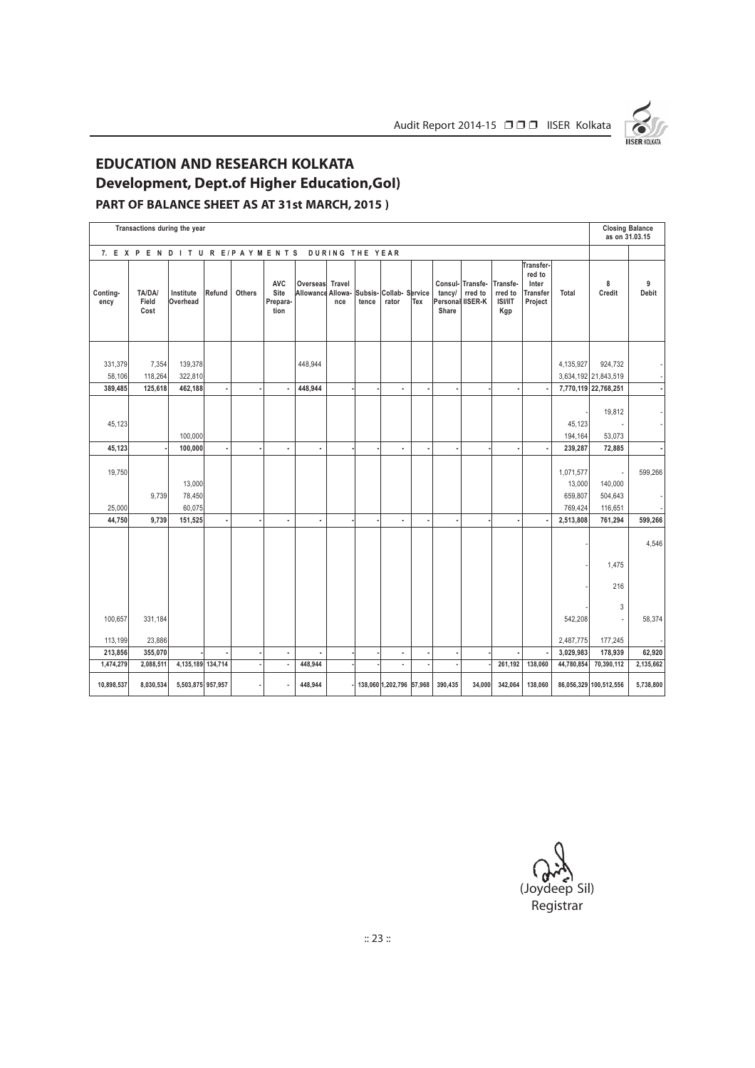## EDUCATION AND RESEARCH KOLKATA

### Development, Dept.of Higher Education,GoI)

#### PART OF BALANCE SHEET AS AT 31st MARCH, 2015 )

| Transactions during the year | | | | | | | | | | | | | | | | | Closing Balance as on 31.03.15 | |
|---|---|---|---|---|---|---|---|---|---|---|---|---|---|---|---|---|---|---|
| 7. EXPENDITURE/PAYMENTS DURING THE YEAR | | | | | | | | | | | | | | | | | | |
| Contingency | TA/DA/ Field Cost | Institute Overhead | Refund | Others | AVC Site Preparation | Overseas Allowance | Travel Allowance | Subsistence | Collaborator | Service Tex | Consultancy/ Personal Share | Transferred to IISER-K | Transferred to ISI/IIT Kgp | Transferred to Inter Transfer Project | Total | 8 Credit | 9 Debit |
| 331,379 | 7,354 | 139,378 | | | | 448,944 | | | | | | | | | 4,135,927 | 924,732 | - |
| 58,106 | 118,264 | 322,810 | | | | | | | | | | | | | 3,634,192 | 21,843,519 | - |
| **389,485** | **125,618** | **462,188** | **-** | **-** | **-** | **448,944** | **-** | **-** | **-** | **-** | **-** | **-** | **-** | **-** | **7,770,119** | **22,768,251** | **-** |
| | | | | | | | | | | | | | | | - | 19,812 | - |
| 45,123 | | | | | | | | | | | | | | | 45,123 | - | - |
| | | 100,000 | | | | | | | | | | | | | 194,164 | 53,073 | |
| **45,123** | **-** | **100,000** | **-** | **-** | **-** | **-** | **-** | **-** | **-** | **-** | **-** | **-** | **-** | **-** | **239,287** | **72,885** | **-** |
| 19,750 | | | | | | | | | | | | | | | 1,071,577 | - | 599,266 |
| | | 13,000 | | | | | | | | | | | | | 13,000 | 140,000 | |
| | 9,739 | 78,450 | | | | | | | | | | | | | 659,807 | 504,643 | - |
| 25,000 | | 60,075 | | | | | | | | | | | | | 769,424 | 116,651 | - |
| **44,750** | **9,739** | **151,525** | **-** | **-** | **-** | **-** | **-** | **-** | **-** | **-** | **-** | **-** | **-** | **-** | **2,513,808** | **761,294** | **599,266** |
| | | | | | | | | | | | | | | | - | | 4,546 |
| | | | | | | | | | | | | | | | - | 1,475 | |
| | | | | | | | | | | | | | | | - | 216 | |
| | | | | | | | | | | | | | | | - | 3 | |
| 100,657 | 331,184 | | | | | | | | | | | | | | 542,208 | - | 58,374 |
| 113,199 | 23,886 | | | | | | | | | | | | | | 2,487,775 | 177,245 | - |
| **213,856** | **355,070** | **-** | **-** | **-** | **-** | **-** | **-** | **-** | **-** | **-** | **-** | **-** | **-** | **-** | **3,029,983** | **178,939** | **62,920** |
| **1,474,279** | **2,088,511** | **4,135,189** | **134,714** | **-** | **-** | **448,944** | **-** | **-** | **-** | **-** | **-** | **-** | **261,192** | **138,060** | **44,780,854** | **70,390,112** | **2,135,662** |
| **10,898,537** | **8,030,534** | **5,503,875** | **957,957** | **-** | **-** | **448,944** | **-** | **138,060** | **1,202,796** | **57,968** | **390,435** | **34,000** | **342,064** | **138,060** | **86,056,329** | **100,512,556** | **5,738,800** |

(Joydeep Sil)
Registrar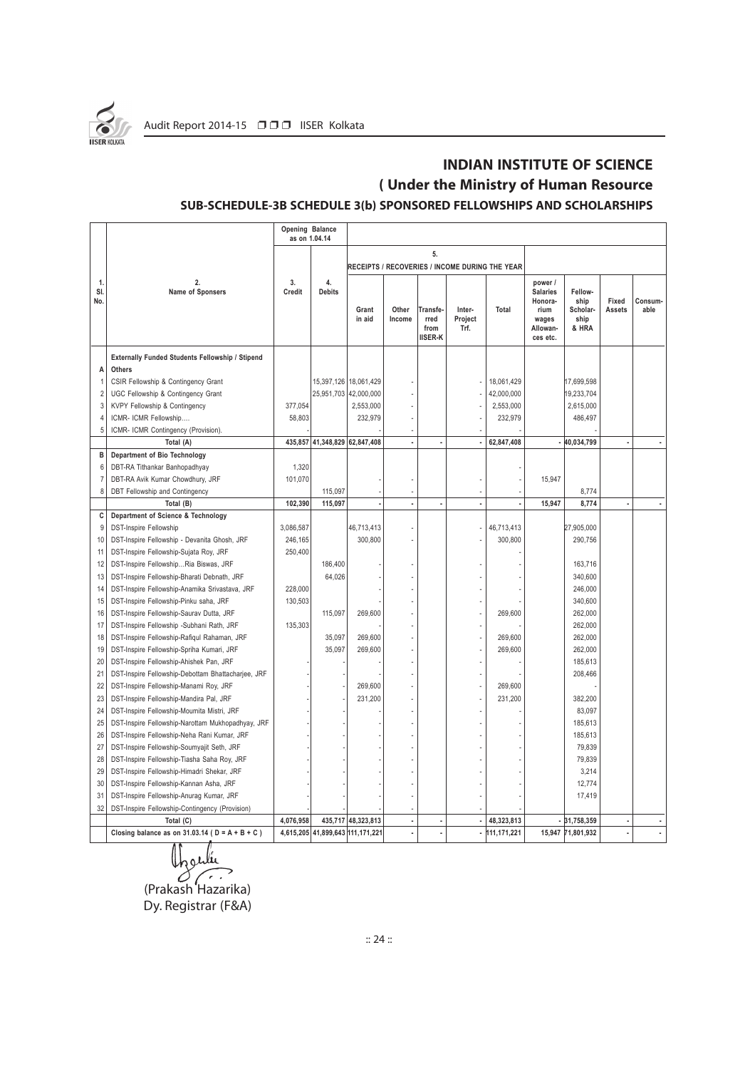## INDIAN INSTITUTE OF SCIENCE
## ( Under the Ministry of Human Resource

### SUB-SCHEDULE-3B SCHEDULE 3(b) SPONSORED FELLOWSHIPS AND SCHOLARSHIPS

| 1. Sl. No. | 2. Name of Sponsers | Opening Balance as on 1.04.14 3. Credit | 4. Debits | 5. RECEIPTS / RECOVERIES / INCOME DURING THE YEAR Grant in aid | Other Income | Transferred from IISER-K | Inter-Project Trf. | Total | power / Salaries Honorarium wages Allowances etc. | Fellowship Scholarship & HRA | Fixed Assets | Consumable |
|---|---|---|---|---|---|---|---|---|---|---|---|---|
| | **Externally Funded Students Fellowship / Stipend** | | | | | | | | | | | |
| A | **Others** | | | | | | | | | | | |
| 1 | CSIR Fellowship & Contingency Grant | | 15,397,126 | 18,061,429 | - | | - | 18,061,429 | | 17,699,598 | | |
| 2 | UGC Fellowship & Contingency Grant | | 25,951,703 | 42,000,000 | - | | - | 42,000,000 | | 19,233,704 | | |
| 3 | KVPY Fellowship & Contingency | 377,054 | | 2,553,000 | - | | - | 2,553,000 | | 2,615,000 | | |
| 4 | ICMR- ICMR Fellowship.... | 58,803 | | 232,979 | - | | - | 232,979 | | 486,497 | | |
| 5 | ICMR- ICMR Contingency (Provision). | - | | - | - | | - | - | | - | | |
| | **Total (A)** | **435,857** | **41,348,829** | **62,847,408** | **-** | **-** | **-** | **62,847,408** | **-** | **40,034,799** | **-** | **-** |
| B | **Department of Bio Technology** | | | | | | | | | | | |
| 6 | DBT-RA Tithankar Banhopadhyay | 1,320 | | | | | | - | | | | |
| 7 | DBT-RA Avik Kumar Chowdhury, JRF | 101,070 | | - | - | | - | - | 15,947 | | | |
| 8 | DBT Fellowship and Contingency | | 115,097 | - | - | | - | - | | 8,774 | | |
| | **Total (B)** | **102,390** | **115,097** | **-** | **-** | **-** | **-** | **-** | **15,947** | **8,774** | **-** | **-** |
| C | **Department of Science & Technology** | | | | | | | | | | | |
| 9 | DST-Inspire Fellowship | 3,086,587 | | 46,713,413 | - | | - | 46,713,413 | | 27,905,000 | | |
| 10 | DST-Inspire Fellowship - Devanita Ghosh, JRF | 246,165 | | 300,800 | - | | - | 300,800 | | 290,756 | | |
| 11 | DST-Inspire Fellowship-Sujata Roy, JRF | 250,400 | | | | | | - | | | | |
| 12 | DST-Inspire Fellowship...Ria Biswas, JRF | | 186,400 | - | - | | - | - | | 163,716 | | |
| 13 | DST-Inspire Fellowship-Bharati Debnath, JRF | | 64,026 | - | - | | - | - | | 340,600 | | |
| 14 | DST-Inspire Fellowship-Anamika Srivastava, JRF | 228,000 | | - | - | | - | - | | 246,000 | | |
| 15 | DST-Inspire Fellowship-Pinku saha, JRF | 130,503 | | - | - | | - | - | | 340,600 | | |
| 16 | DST-Inspire Fellowship-Saurav Dutta, JRF | | 115,097 | 269,600 | - | | - | 269,600 | | 262,000 | | |
| 17 | DST-Inspire Fellowship -Subhani Rath, JRF | 135,303 | | - | - | | - | - | | 262,000 | | |
| 18 | DST-Inspire Fellowship-Rafiqul Rahaman, JRF | | 35,097 | 269,600 | - | | - | 269,600 | | 262,000 | | |
| 19 | DST-Inspire Fellowship-Spriha Kumari, JRF | | 35,097 | 269,600 | - | | - | 269,600 | | 262,000 | | |
| 20 | DST-Inspire Fellowship-Ahishek Pan, JRF | - | - | - | - | | - | - | | 185,613 | | |
| 21 | DST-Inspire Fellowship-Debottam Bhattacharjee, JRF | - | - | - | - | | - | - | | 208,466 | | |
| 22 | DST-Inspire Fellowship-Manami Roy, JRF | - | - | 269,600 | - | | - | 269,600 | | - | | |
| 23 | DST-Inspire Fellowship-Mandira Pal, JRF | - | - | 231,200 | - | | - | 231,200 | | 382,200 | | |
| 24 | DST-Inspire Fellowship-Moumita Mistri, JRF | - | - | - | - | | - | - | | 83,097 | | |
| 25 | DST-Inspire Fellowship-Narottam Mukhopadhyay, JRF | - | - | - | - | | - | - | | 185,613 | | |
| 26 | DST-Inspire Fellowship-Neha Rani Kumar, JRF | - | - | - | - | | - | - | | 185,613 | | |
| 27 | DST-Inspire Fellowship-Soumyajit Seth, JRF | - | - | - | - | | - | - | | 79,839 | | |
| 28 | DST-Inspire Fellowship-Tiasha Saha Roy, JRF | - | - | - | - | | - | - | | 79,839 | | |
| 29 | DST-Inspire Fellowship-Himadri Shekar, JRF | - | - | - | - | | - | - | | 3,214 | | |
| 30 | DST-Inspire Fellowship-Kannan Asha, JRF | - | - | - | - | | - | - | | 12,774 | | |
| 31 | DST-Inspire Fellowship-Anurag Kumar, JRF | - | - | - | - | | - | - | | 17,419 | | |
| 32 | DST-Inspire Fellowship-Contingency (Provision) | - | | - | - | | - | - | | | | |
| | **Total (C)** | **4,076,958** | **435,717** | **48,323,813** | **-** | **-** | **-** | **48,323,813** | **-** | **31,758,359** | **-** | **-** |
| | **Closing balance as on 31.03.14 ( D = A + B + C )** | **4,615,205** | **41,899,643** | **111,171,221** | **-** | **-** | **-** | **111,171,221** | **15,947** | **71,801,932** | **-** | **-** |

(Prakash Hazarika)
Dy. Registrar (F&A)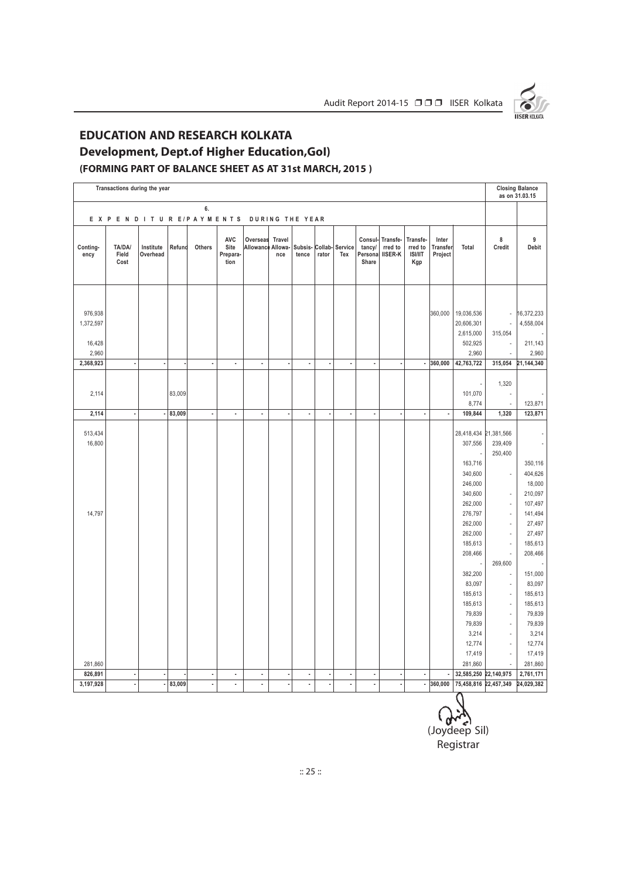## EDUCATION AND RESEARCH KOLKATA

## Development, Dept.of Higher Education,GoI)

### (FORMING PART OF BALANCE SHEET AS AT 31st MARCH, 2015 )

| Transactions during the year | | | | | | | | | | | | | | | | | Closing Balance as on 31.03.15 | |
|---|---|---|---|---|---|---|---|---|---|---|---|---|---|---|---|---|---|---|
| 6. EXPENDITURE/PAYMENTS DURING THE YEAR | | | | | | | | | | | | | | | | | | |
| Contingency | TA/DA/ Field Cost | Institute Overhead | Refund | Others | AVC Site Preparation | Overseas Allowance | Travel Allowance | Subsistence | Collaborator | Service Tex | Consultancy/ Personal Share | Transferred to IISER-K | Transferred to ISI/IIT Kgp | Inter Transfer Project | Total | 8 Credit | 9 Debit |
| 976,938 | | | | | | | | | | | | | | 360,000 | 19,036,536 | - | 16,372,233 |
| 1,372,597 | | | | | | | | | | | | | | | 20,606,301 | - | 4,558,004 |
| | | | | | | | | | | | | | | | 2,615,000 | 315,054 | - |
| 16,428 | | | | | | | | | | | | | | | 502,925 | - | 211,143 |
| 2,960 | | | | | | | | | | | | | | | 2,960 | - | 2,960 |
| **2,368,923** | **-** | **-** | **-** | **-** | **-** | **-** | **-** | **-** | **-** | **-** | **-** | **-** | **-** | **360,000** | **42,763,722** | **315,054** | **21,144,340** |
| | | | | | | | | | | | | | | | - | 1,320 | |
| 2,114 | | | 83,009 | | | | | | | | | | | | 101,070 | - | - |
| | | | | | | | | | | | | | | | 8,774 | - | 123,871 |
| **2,114** | **-** | **-** | **83,009** | **-** | **-** | **-** | **-** | **-** | **-** | **-** | **-** | **-** | **-** | **-** | **109,844** | **1,320** | **123,871** |
| 513,434 | | | | | | | | | | | | | | | 28,418,434 | 21,381,566 | - |
| 16,800 | | | | | | | | | | | | | | | 307,556 | 239,409 | - |
| | | | | | | | | | | | | | | | - | 250,400 | |
| | | | | | | | | | | | | | | | 163,716 | | 350,116 |
| | | | | | | | | | | | | | | | 340,600 | - | 404,626 |
| | | | | | | | | | | | | | | | 246,000 | | 18,000 |
| | | | | | | | | | | | | | | | 340,600 | - | 210,097 |
| | | | | | | | | | | | | | | | 262,000 | - | 107,497 |
| 14,797 | | | | | | | | | | | | | | | 276,797 | - | 141,494 |
| | | | | | | | | | | | | | | | 262,000 | - | 27,497 |
| | | | | | | | | | | | | | | | 262,000 | - | 27,497 |
| | | | | | | | | | | | | | | | 185,613 | - | 185,613 |
| | | | | | | | | | | | | | | | 208,466 | - | 208,466 |
| | | | | | | | | | | | | | | | - | 269,600 | - |
| | | | | | | | | | | | | | | | 382,200 | - | 151,000 |
| | | | | | | | | | | | | | | | 83,097 | - | 83,097 |
| | | | | | | | | | | | | | | | 185,613 | - | 185,613 |
| | | | | | | | | | | | | | | | 185,613 | - | 185,613 |
| | | | | | | | | | | | | | | | 79,839 | - | 79,839 |
| | | | | | | | | | | | | | | | 79,839 | - | 79,839 |
| | | | | | | | | | | | | | | | 3,214 | - | 3,214 |
| | | | | | | | | | | | | | | | 12,774 | - | 12,774 |
| | | | | | | | | | | | | | | | 17,419 | - | 17,419 |
| 281,860 | | | | | | | | | | | | | | | 281,860 | - | 281,860 |
| **826,891** | **-** | **-** | **-** | **-** | **-** | **-** | **-** | **-** | **-** | **-** | **-** | **-** | **-** | **-** | **32,585,250** | **22,140,975** | **2,761,171** |
| **3,197,928** | **-** | **-** | **83,009** | **-** | **-** | **-** | **-** | **-** | **-** | **-** | **-** | **-** | **-** | **360,000** | **75,458,816** | **22,457,349** | **24,029,382** |

(Joydeep Sil)
Registrar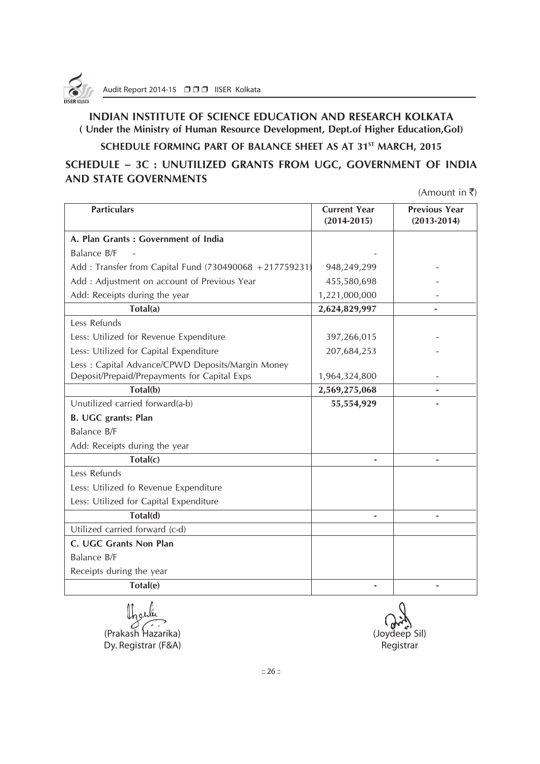# INDIAN INSTITUTE OF SCIENCE EDUCATION AND RESEARCH KOLKATA

**( Under the Ministry of Human Resource Development, Dept.of Higher Education,GoI)**

**SCHEDULE FORMING PART OF BALANCE SHEET AS AT 31ST MARCH, 2015**

## SCHEDULE – 3C : UNUTILIZED GRANTS FROM UGC, GOVERNMENT OF INDIA AND STATE GOVERNMENTS

(Amount in ₹)

| Particulars | Current Year (2014-2015) | Previous Year (2013-2014) |
|---|---|---|
| **A. Plan Grants : Government of India** | | |
| Balance B/F - | - | |
| Add : Transfer from Capital Fund (730490068 +217759231) | 948,249,299 | - |
| Add : Adjustment on account of Previous Year | 455,580,698 | - |
| Add: Receipts during the year | 1,221,000,000 | - |
| **Total(a)** | **2,624,829,997** | **-** |
| Less Refunds | | |
| Less: Utilized for Revenue Expenditure | 397,266,015 | - |
| Less: Utilized for Capital Expenditure | 207,684,253 | - |
| Less : Capital Advance/CPWD Deposits/Margin Money Deposit/Prepaid/Prepayments for Capital Exps | 1,964,324,800 | - |
| **Total(b)** | **2,569,275,068** | **-** |
| Unutilized carried forward(a-b) | **55,554,929** | **-** |
| **B. UGC grants: Plan** | | |
| Balance B/F | | |
| Add: Receipts during the year | | |
| **Total(c)** | **-** | **-** |
| Less Refunds | | |
| Less: Utilized fo Revenue Expenditure | | |
| Less: Utilized for Capital Expenditure | | |
| **Total(d)** | **-** | **-** |
| Utilized carried forward (c-d) | | |
| **C. UGC Grants Non Plan** | | |
| Balance B/F | | |
| Receipts during the year | | |
| **Total(e)** | **-** | **-** |

(Prakash Hazarika)
Dy. Registrar (F&A)

(Joydeep Sil)
Registrar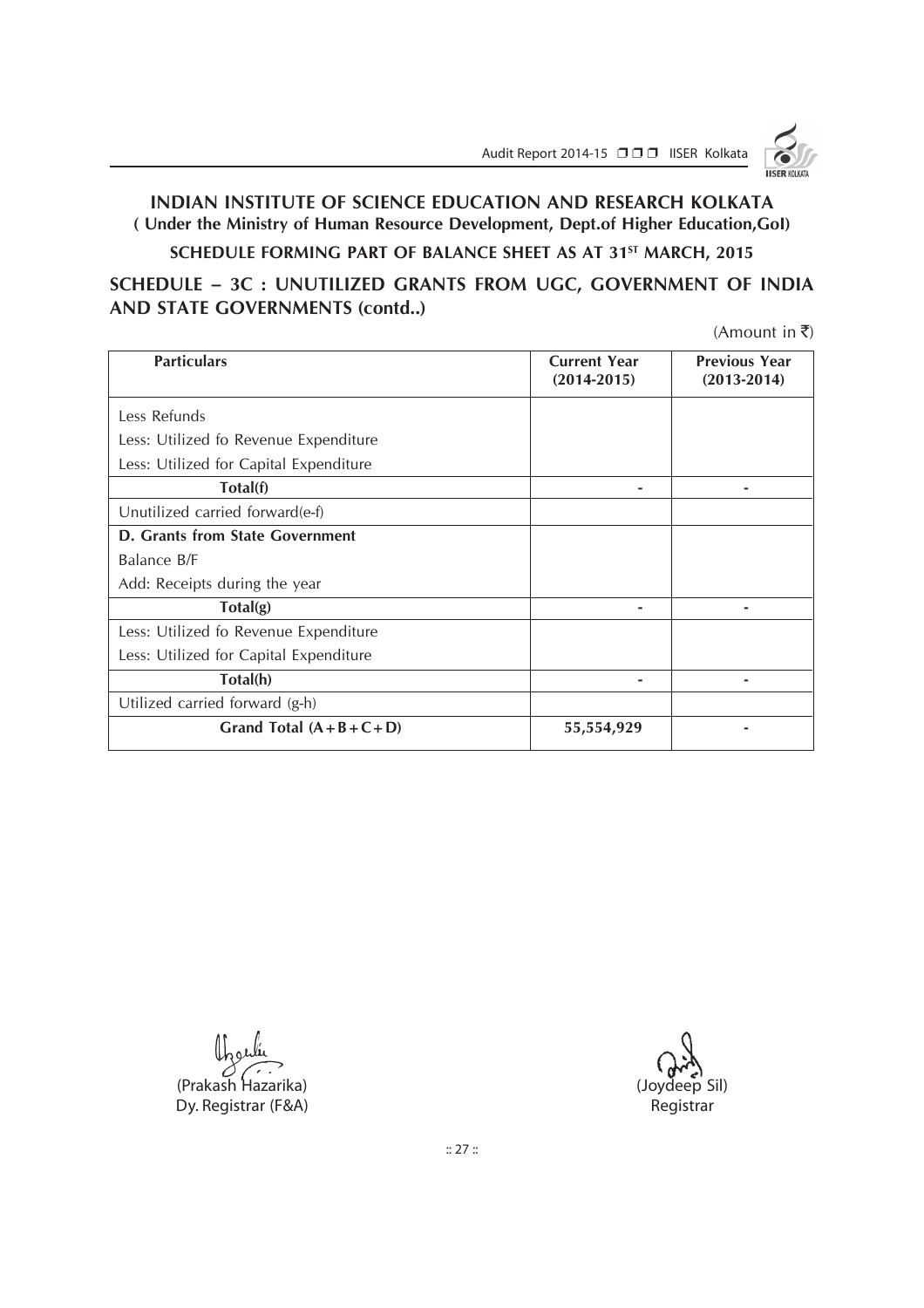## INDIAN INSTITUTE OF SCIENCE EDUCATION AND RESEARCH KOLKATA

**( Under the Ministry of Human Resource Development, Dept.of Higher Education,GoI)**

**SCHEDULE FORMING PART OF BALANCE SHEET AS AT 31ST MARCH, 2015**

## SCHEDULE – 3C : UNUTILIZED GRANTS FROM UGC, GOVERNMENT OF INDIA AND STATE GOVERNMENTS (contd..)

(Amount in ₹)

| Particulars | Current Year (2014-2015) | Previous Year (2013-2014) |
|---|---|---|
| Less Refunds | | |
| Less: Utilized fo Revenue Expenditure | | |
| Less: Utilized for Capital Expenditure | | |
| **Total(f)** | - | - |
| Unutilized carried forward(e-f) | | |
| **D. Grants from State Government** | | |
| Balance B/F | | |
| Add: Receipts during the year | | |
| **Total(g)** | - | - |
| Less: Utilized fo Revenue Expenditure | | |
| Less: Utilized for Capital Expenditure | | |
| **Total(h)** | - | - |
| Utilized carried forward (g-h) | | |
| **Grand Total (A+B+C+D)** | **55,554,929** | - |

(Prakash Hazarika)
Dy. Registrar (F&A)

(Joydeep Sil)
Registrar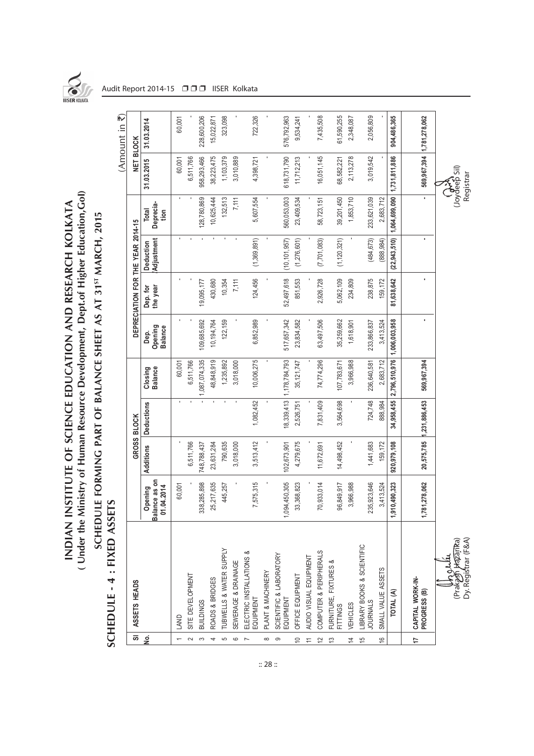# INDIAN INSTITUTE OF SCIENCE EDUCATION AND RESEARCH KOLKATA
## ( Under the Ministry of Human Resource Development, Dept.of Higher Education,GoI)
## SCHEDULE FORMING PART OF BALANCE SHEET AS AT 31ST MARCH, 2015

### SCHEDULE - 4 : FIXED ASSETS

(Amount in ₹)

| Sl No. | ASSETS HEADS | GROSS BLOCK | | | | DEPRECIATION FOR THE YEAR 2014-15 | | | | NET BLOCK | |
|---|---|---|---|---|---|---|---|---|---|---|---|
| | | Opening Balance as on 01.04.2014 | Additions | Deductions | Closing Balance | Dep. Opening Balance | Dep. for the year | Deduction /Adjustment | Total Deprecia-tion | 31.03.2015 | 31.03.2014 |
| 1 | LAND | 60,001 | - | - | 60,001 | - | - | - | - | 60,001 | 60,001 |
| 2 | SITE DEVELOPMENT | - | 6,511,766 | - | 6,511,766 | - | - | - | - | 6,511,766 | - |
| 3 | BUILDINGS | 338,285,898 | 748,788,437 | - | 1,087,074,335 | 109,685,692 | 19,095,177 | - | 128,780,869 | 958,293,466 | 228,600,206 |
| 4 | ROADS & BRIDGES | 25,217,635 | 23,631,284 | - | 48,848,919 | 10,194,764 | 430,680 | - | 10,625,444 | 38,223,475 | 15,022,871 |
| 5 | TUBWELLS & WATER SUPPLY | 445,257 | 790,635 | - | 1,235,892 | 122,159 | 10,354 | - | 132,513 | 1,103,379 | 323,098 |
| 6 | SEWERAGE & DRAINAGE | - | 3,018,000 | - | 3,018,000 | - | 7,111 | - | 7,111 | 3,010,889 | - |
| 7 | ELECTRIC INSTALLATIONS & EQUIPMENT | 7,575,315 | 3,513,412 | 1,082,452 | 10,006,275 | 6,852,989 | 124,456 | (1,369,891) | 5,607,554 | 4,398,721 | 722,326 |
| 8 | PLANT & MACHINERY | - | - | - | - | - | - | - | - | - | - |
| 9 | SCIENTIFIC & LABORATORY EQUIPMENT | 1,094,450,305 | 102,673,901 | 18,339,413 | 1,178,784,793 | 517,657,342 | 52,497,618 | (10,101,957) | 560,053,003 | 618,731,790 | 576,792,963 |
| 10 | OFFICE EQUIPMENT | 33,368,823 | 4,279,675 | 2,526,751 | 35,121,747 | 23,834,582 | 851,553 | (1,276,601) | 23,409,534 | 11,712,213 | 9,534,241 |
| 11 | AUDIO VISUAL EQUIPMENT | - | - | - | - | - | - | - | - | - | - |
| 12 | COMPUTER & PERIPHERALS | 70,933,014 | 11,672,691 | 7,831,409 | 74,774,296 | 63,497,506 | 2,926,728 | (7,701,083) | 58,723,151 | 16,051,145 | 7,435,508 |
| 13 | FURNITURE, FIXTURES & FITTINGS | 96,849,917 | 14,498,452 | 3,564,698 | 107,783,671 | 35,259,662 | 5,062,109 | (1,120,321) | 39,201,450 | 68,582,221 | 61,590,255 |
| 14 | VEHICLES | 3,966,988 | - | - | 3,966,988 | 1,618,901 | 234,809 | - | 1,853,710 | 2,113,278 | 2,348,087 |
| 15 | LIBRARY BOOKS & SCIENTIFIC JOURNALS | 235,923,646 | 1,441,683 | 724,748 | 236,640,581 | 233,866,837 | 238,875 | (484,673) | 233,621,039 | 3,019,542 | 2,056,809 |
| 16 | SMALL VALUE ASSETS | 3,413,524 | 159,172 | 888,984 | 2,683,712 | 3,413,524 | 159,172 | (888,984) | 2,683,712 | - | - |
| | TOTAL (A) | 1,910,490,323 | 920,979,108 | 34,958,455 | 2,796,510,976 | 1,006,003,958 | 81,638,642 | (22,943,510) | 1,064,699,090 | 1,731,811,886 | 904,486,365 |
| 17 | CAPITAL WORK-IN-PROGRESS (B) | 1,781,278,062 | 20,575,785 | 1,231,886,453 | 569,967,394 | - | - | - | - | 569,967,394 | 1,781,278,062 |

(Prakash Hazarika)
Dy. Registrar (F&A)

(Joydeep Sil)
Registrar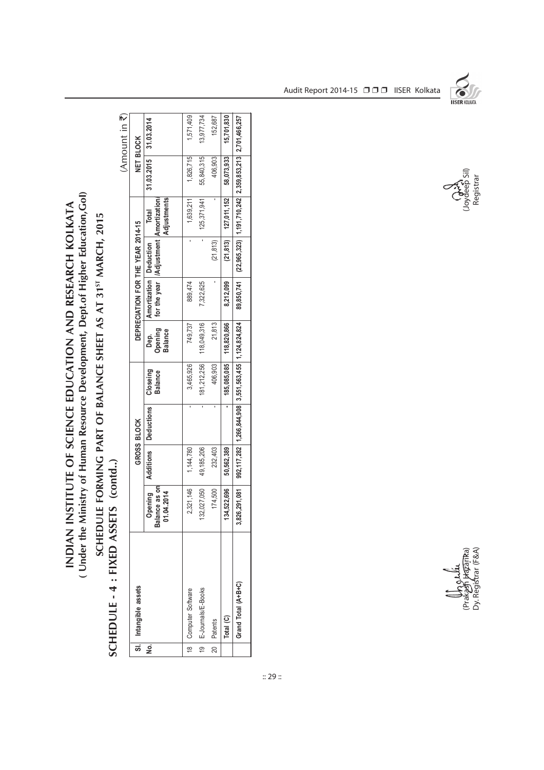# INDIAN INSTITUTE OF SCIENCE EDUCATION AND RESEARCH KOLKATA
## ( Under the Ministry of Human Resource Development, Dept.of Higher Education,GoI)
## SCHEDULE FORMING PART OF BALANCE SHEET AS AT 31ST MARCH, 2015

## SCHEDULE - 4 : FIXED ASSETS (contd..)

(Amount in ₹)

| Sl. No. | Intangible assets | GROSS BLOCK | | | | DEPRECIATION FOR THE YEAR 2014-15 | | | | NET BLOCK | |
|---|---|---|---|---|---|---|---|---|---|---|---|
| | | Opening Balance as on 01.04.2014 | Additions | Deductions | Closeing Balance | Dep. Opening Balance | Amortization for the year | Deduction /Adjustment | Total Amortization/ Adjustments | 31.03.2015 | 31.03.2014 |
| 18 | Computer Software | 2,321,146 | 1,144,780 | - | 3,465,926 | 749,737 | 889,474 | - | 1,639,211 | 1,826,715 | 1,571,409 |
| 19 | E-Journals/E-Books | 132,027,050 | 49,185,206 | - | 181,212,256 | 118,049,316 | 7,322,625 | - | 125,371,941 | 55,840,315 | 13,977,734 |
| 20 | Patents | 174,500 | 232,403 | - | 406,903 | 21,813 | - | (21,813) | - | 406,903 | 152,687 |
| | **Total (C)** | **134,522,696** | **50,562,389** | **-** | **185,085,085** | **118,820,866** | **8,212,099** | **(21,813)** | **127,011,152** | **58,073,933** | **15,701,830** |
| | **Grand Total (A+B+C)** | **3,826,291,081** | **992,117,282** | **1,266,844,908** | **3,551,563,455** | **1,124,824,824** | **89,850,741** | **(22,965,323)** | **1,191,710,242** | **2,359,853,213** | **2,701,466,257** |

(Prakash Hazarika)
Dy. Registrar (F&A)

(Joydeep Sil)
Registrar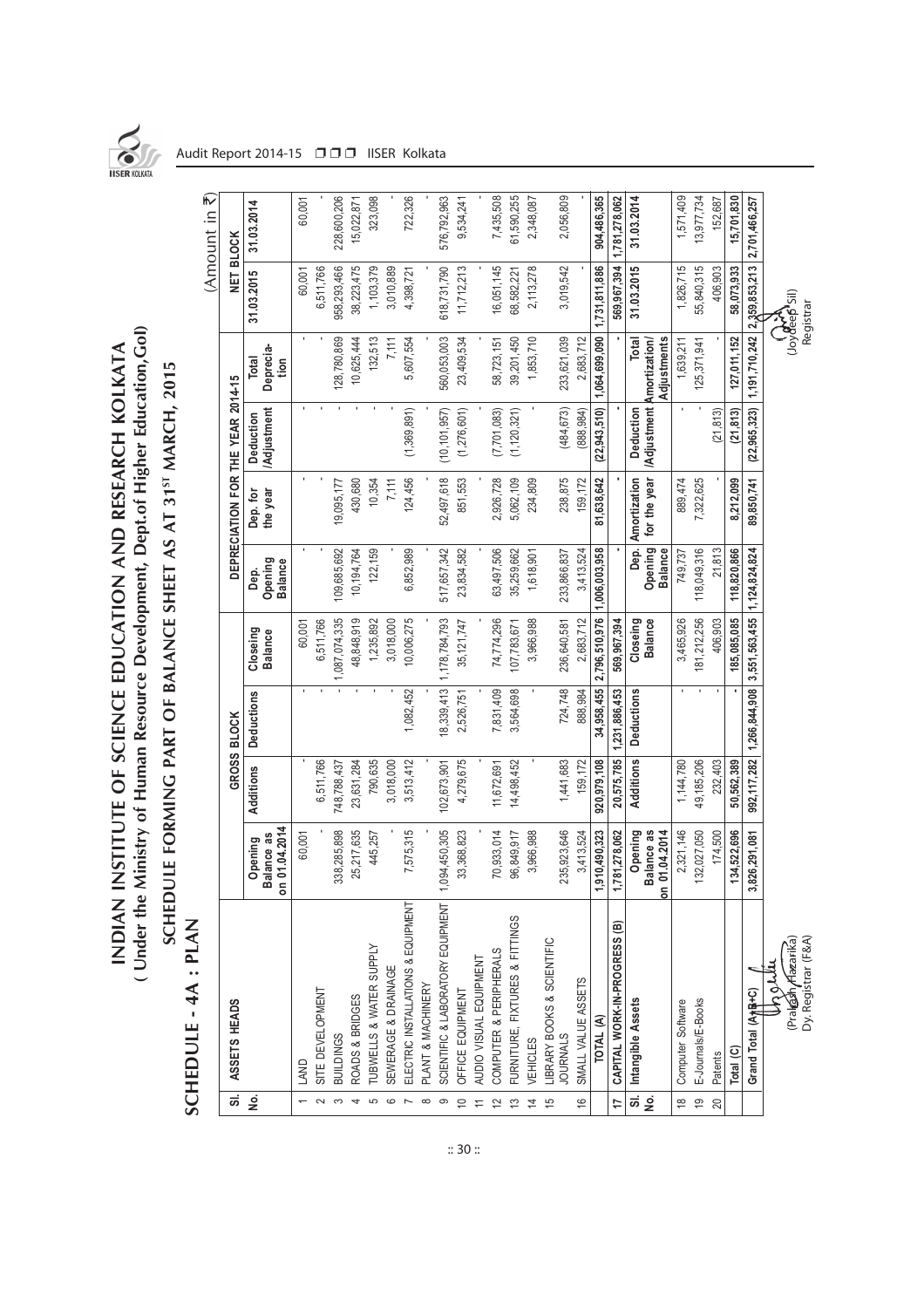# INDIAN INSTITUTE OF SCIENCE EDUCATION AND RESEARCH KOLKATA
## ( Under the Ministry of Human Resource Development, Dept.of Higher Education,GoI)
## SCHEDULE FORMING PART OF BALANCE SHEET AS AT 31ST MARCH, 2015

**SCHEDULE - 4A : PLAN**

(Amount in ₹)

| Sl. No. | ASSETS HEADS | GROSS BLOCK | | | | DEPRECIATION FOR THE YEAR 2014-15 | | | | NET BLOCK | |
|---|---|---|---|---|---|---|---|---|---|---|---|
| | | Opening Balance as on 01.04.2014 | Additions | Deductions | Closeing Balance | Dep. Opening Balance | Dep. for the year | Deduction /Adjustment | Total Deprecia-tion | 31.03.2015 | 31.03.2014 |
| 1 | LAND | 60,001 | - | - | 60,001 | - | - | - | - | 60,001 | 60,001 |
| 2 | SITE DEVELOPMENT | - | 6,511,766 | - | 6,511,766 | - | - | - | - | 6,511,766 | - |
| 3 | BUILDINGS | 338,285,898 | 748,788,437 | - | 1,087,074,335 | 109,685,692 | 19,095,177 | - | 128,780,869 | 958,293,466 | 228,600,206 |
| 4 | ROADS & BRIDGES | 25,217,635 | 23,631,284 | - | 48,848,919 | 10,194,764 | 430,680 | - | 10,625,444 | 38,223,475 | 15,022,871 |
| 5 | TUBWELLS & WATER SUPPLY | 445,257 | 790,635 | - | 1,235,892 | 122,159 | 10,354 | - | 132,513 | 1,103,379 | 323,098 |
| 6 | SEWERAGE & DRAINAGE | - | 3,018,000 | - | 3,018,000 | - | 7,111 | - | 7,111 | 3,010,889 | - |
| 7 | ELECTRIC INSTALLATIONS & EQUIPMENT | 7,575,315 | 3,513,412 | 1,082,452 | 10,006,275 | 6,852,989 | 124,456 | (1,369,891) | 5,607,554 | 4,398,721 | 722,326 |
| 8 | PLANT & MACHINERY | - | - | - | - | - | - | - | - | - | - |
| 9 | SCIENTIFIC & LABORATORY EQUIPMENT | 1,094,450,305 | 102,673,901 | 18,339,413 | 1,178,784,793 | 517,657,342 | 52,497,618 | (10,101,957) | 560,053,003 | 618,731,790 | 576,792,963 |
| 10 | OFFICE EQUIPMENT | 33,368,823 | 4,279,675 | 2,526,751 | 35,121,747 | 23,834,582 | 851,553 | (1,276,601) | 23,409,534 | 11,712,213 | 9,534,241 |
| 11 | AUDIO VISUAL EQUIPMENT | - | - | - | - | - | - | - | - | - | - |
| 12 | COMPUTER & PERIPHERALS | 70,933,014 | 11,672,691 | 7,831,409 | 74,774,296 | 63,497,506 | 2,926,728 | (7,701,083) | 58,723,151 | 16,051,145 | 7,435,508 |
| 13 | FURNITURE, FIXTURES & FITTINGS | 96,849,917 | 14,498,452 | 3,564,698 | 107,783,671 | 35,259,662 | 5,062,109 | (1,120,321) | 39,201,450 | 68,582,221 | 61,590,255 |
| 14 | VEHICLES | 3,966,988 | - | - | 3,966,988 | 1,618,901 | 234,809 | - | 1,853,710 | 2,113,278 | 2,348,087 |
| 15 | LIBRARY BOOKS & SCIENTIFIC JOURNALS | 235,923,646 | 1,441,683 | 724,748 | 236,640,581 | 233,866,837 | 238,875 | (484,673) | 233,621,039 | 3,019,542 | 2,056,809 |
| 16 | SMALL VALUE ASSETS | 3,413,524 | 159,172 | 888,984 | 2,683,712 | 3,413,524 | 159,172 | (888,984) | 2,683,712 | - | - |
| | TOTAL (A) | 1,910,490,323 | 920,979,108 | 34,958,455 | 2,796,510,976 | 1,006,003,958 | 81,638,642 | (22,943,510) | 1,064,699,090 | 1,731,811,886 | 904,486,365 |
| 17 | CAPITAL WORK-IN-PROGRESS (B) | 1,781,278,062 | 20,575,785 | 1,231,886,453 | 569,967,394 | - | - | - | - | 569,967,394 | 1,781,278,062 |
| Sl. No. | Intangible Assets | Opening Balance as on 01.04.2014 | Additions | Deductions | Closeing Balance | Dep. Opening Balance | Amortization for the year | Deduction /Adjustment | Total Amortization/ Adjustments | 31.03.2015 | 31.03.2014 |
| 18 | Computer Software | 2,321,146 | 1,144,780 | - | 3,465,926 | 749,737 | 889,474 | - | 1,639,211 | 1,826,715 | 1,571,409 |
| 19 | E-Journals/E-Books | 132,027,050 | 49,185,206 | - | 181,212,256 | 118,049,316 | 7,322,625 | - | 125,371,941 | 55,840,315 | 13,977,734 |
| 20 | Patents | 174,500 | 232,403 | - | 406,903 | 21,813 | - | (21,813) | - | 406,903 | 152,687 |
| | Total (C) | 134,522,696 | 50,562,389 | - | 185,085,085 | 118,820,866 | 8,212,099 | (21,813) | 127,011,152 | 58,073,933 | 15,701,830 |
| | Grand Total (A+B+C) | 3,826,291,081 | 992,117,282 | 1,266,844,908 | 3,551,563,455 | 1,124,824,824 | 89,850,741 | (22,965,323) | 1,191,710,242 | 2,359,853,213 | 2,701,466,257 |

(Prakash Hazarika)
Dy. Registrar (F&A)

(Joydeep Sil)
Registrar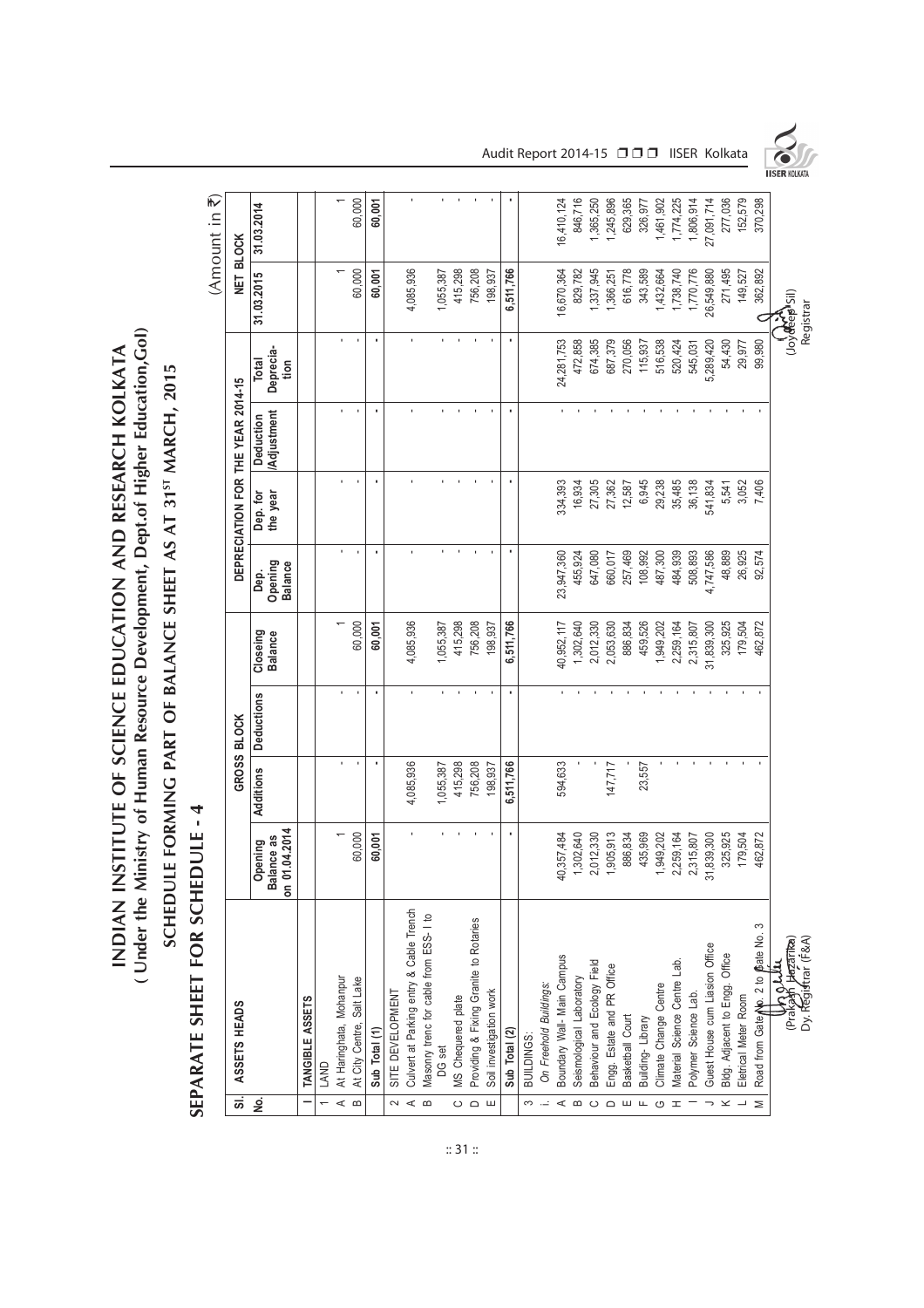# INDIAN INSTITUTE OF SCIENCE EDUCATION AND RESEARCH KOLKATA
## ( Under the Ministry of Human Resource Development, Dept.of Higher Education,GoI)
## SCHEDULE FORMING PART OF BALANCE SHEET AS AT 31ST MARCH, 2015

## SEPARATE SHEET FOR SCHEDULE - 4

(Amount in ₹)

| Sl. No. | ASSETS HEADS | GROSS BLOCK | | | | DEPRECIATION FOR THE YEAR 2014-15 | | | | NET BLOCK | |
|---|---|---|---|---|---|---|---|---|---|---|---|
| | | Opening Balance as on 01.04.2014 | Additions | Deductions | Closeing Balance | Dep. Opening Balance | Dep. for the year | Deduction /Adjustment | Total Deprecia-tion | 31.03.2015 | 31.03.2014 |
| I | **TANGIBLE ASSETS** | | | | | | | | | | |
| 1 | LAND | | | | | | | | | | |
| A | At Haringhata, Mohanpur | 1 | - | - | 1 | - | - | - | - | 1 | 1 |
| B | At City Centre, Salt Lake | 60,000 | - | - | 60,000 | - | - | - | - | 60,000 | 60,000 |
| | **Sub Total (1)** | **60,001** | **-** | **-** | **60,001** | **-** | **-** | **-** | **-** | **60,001** | **60,001** |
| 2 | SITE DEVELOPMENT | | | | | | | | | | |
| A | Culvert at Parking entry & Cable Trench | - | 4,085,936 | - | 4,085,936 | - | - | - | - | 4,085,936 | - |
| B | Masonry trenc for cable from ESS- I to DG set | - | 1,055,387 | - | 1,055,387 | - | - | - | - | 1,055,387 | - |
| C | MS Chequered plate | - | 415,298 | - | 415,298 | - | - | - | - | 415,298 | - |
| D | Providing & Fixing Granite to Rotaries | - | 756,208 | - | 756,208 | - | - | - | - | 756,208 | - |
| E | Soil investigation work | - | 198,937 | - | 198,937 | - | - | - | - | 198,937 | - |
| | **Sub Total (2)** | **-** | **6,511,766** | **-** | **6,511,766** | **-** | **-** | **-** | **-** | **6,511,766** | **-** |
| 3 | BUILDINGS: | | | | | | | | | | |
| i. | *On Freehold Buildings:* | | | | | | | | | | |
| A | Boundary Wall- Main Campus | 40,357,484 | 594,633 | - | 40,952,117 | 23,947,360 | 334,393 | - | 24,281,753 | 16,670,364 | 16,410,124 |
| B | Seismological Laboratory | 1,302,640 | - | - | 1,302,640 | 455,924 | 16,934 | - | 472,858 | 829,782 | 846,716 |
| C | Behaviour and Ecology Field | 2,012,330 | - | - | 2,012,330 | 647,080 | 27,305 | - | 674,385 | 1,337,945 | 1,365,250 |
| D | Engg. Estate and PR Office | 1,905,913 | 147,717 | - | 2,053,630 | 660,017 | 27,362 | - | 687,379 | 1,366,251 | 1,245,896 |
| E | Basketball Court | 886,834 | - | - | 886,834 | 257,469 | 12,587 | - | 270,056 | 616,778 | 629,365 |
| F | Building- Library | 435,969 | 23,557 | - | 459,526 | 108,992 | 6,945 | - | 115,937 | 343,589 | 326,977 |
| G | Climate Change Centre | 1,949,202 | - | - | 1,949,202 | 487,300 | 29,238 | - | 516,538 | 1,432,664 | 1,461,902 |
| H | Material Science Centre Lab. | 2,259,164 | - | - | 2,259,164 | 484,939 | 35,485 | - | 520,424 | 1,738,740 | 1,774,225 |
| I | Polymer Science Lab. | 2,315,807 | - | - | 2,315,807 | 508,893 | 36,138 | - | 545,031 | 1,770,776 | 1,806,914 |
| J | Guest House cum Liasion Office | 31,839,300 | - | - | 31,839,300 | 4,747,586 | 541,834 | - | 5,289,420 | 26,549,880 | 27,091,714 |
| K | Bldg. Adjacent to Engg. Office | 325,925 | - | - | 325,925 | 48,889 | 5,541 | - | 54,430 | 271,495 | 277,036 |
| L | Eletrical Meter Room | 179,504 | - | - | 179,504 | 26,925 | 3,052 | - | 29,977 | 149,527 | 152,579 |
| M | Road from Gate No. 2 to Gate No. 3 | 462,872 | - | - | 462,872 | 92,574 | 7,406 | - | 99,980 | 362,892 | 370,298 |

(Prakash Hazarika)
Dy. Registrar (F&A)

(Joydeep Sil)
Registrar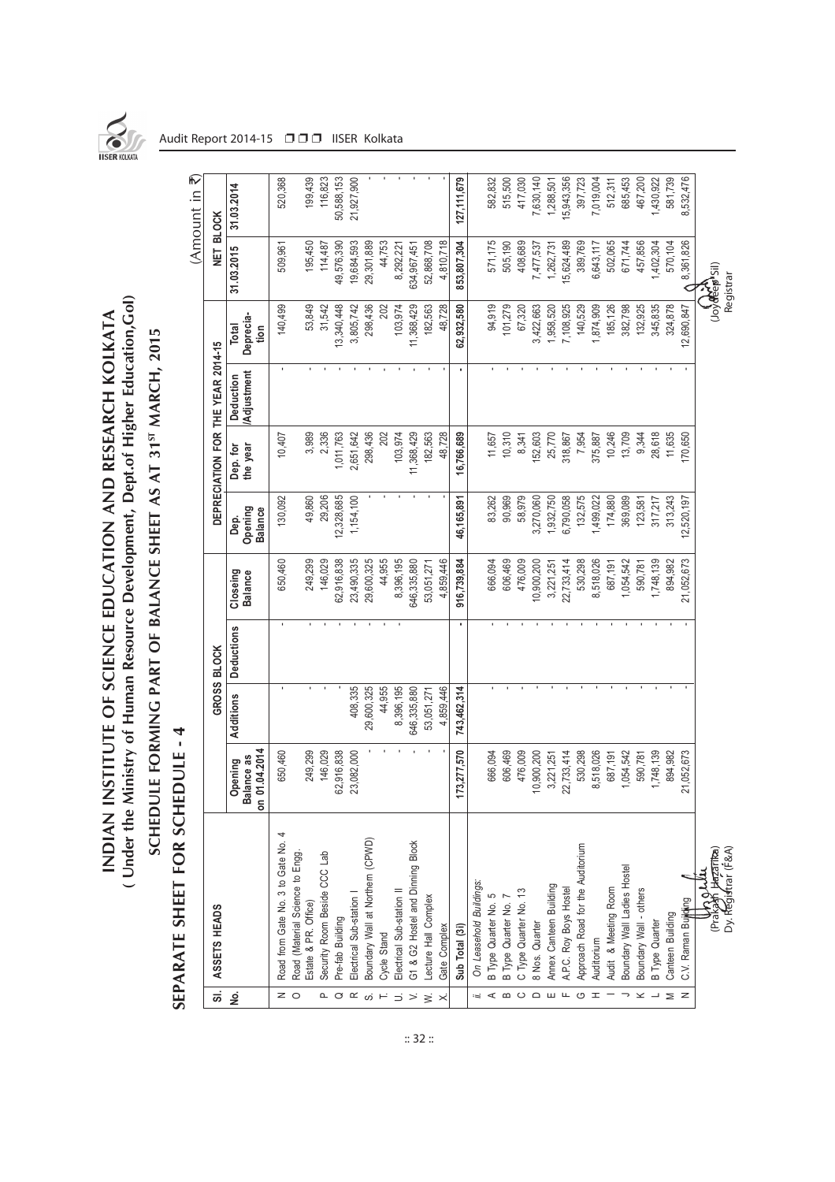# INDIAN INSTITUTE OF SCIENCE EDUCATION AND RESEARCH KOLKATA

## ( Under the Ministry of Human Resource Development, Dept.of Higher Education,GoI)

## SCHEDULE FORMING PART OF BALANCE SHEET AS AT 31ST MARCH, 2015

## SEPARATE SHEET FOR SCHEDULE - 4

(Amount in ₹)

| Sl. No. | ASSETS HEADS | GROSS BLOCK | | | | DEPRECIATION FOR THE YEAR 2014-15 | | | | NET BLOCK | |
|---|---|---|---|---|---|---|---|---|---|---|---|
| | | Opening Balance as on 01.04.2014 | Additions | Deductions | Closeing Balance | Dep. Opening Balance | Dep. for the year | Deduction /Adjustment | Total Deprecia-tion | 31.03.2015 | 31.03.2014 |
| N | Road from Gate No. 3 to Gate No. 4 | 650,460 | - | - | 650,460 | 130,092 | 10,407 | - | 140,499 | 509,961 | 520,368 |
| O | Road (Material Science to Engg. Estate & PR. Office) | 249,299 | - | - | 249,299 | 49,860 | 3,989 | - | 53,849 | 195,450 | 199,439 |
| P. | Security Room Beside CCC Lab | 146,029 | - | - | 146,029 | 29,206 | 2,336 | - | 31,542 | 114,487 | 116,823 |
| Q | Pre-fab Building | 62,916,838 | - | - | 62,916,838 | 12,328,685 | 1,011,763 | - | 13,340,448 | 49,576,390 | 50,588,153 |
| R | Electrical Sub-station I | 23,082,000 | 408,335 | - | 23,490,335 | 1,154,100 | 2,651,642 | - | 3,805,742 | 19,684,593 | 21,927,900 |
| S. | Boundary Wall at Northern (CPWD) | - | 29,600,325 | - | 29,600,325 | - | 298,436 | - | 298,436 | 29,301,889 | - |
| T. | Cycle Stand | - | 44,955 | - | 44,955 | - | 202 | - | 202 | 44,753 | - |
| U. | Electrical Sub-station II | - | 8,396,195 | - | 8,396,195 | - | 103,974 | - | 103,974 | 8,292,221 | - |
| V. | G1 & G2 Hostel and Dinning Block | - | 646,335,880 | - | 646,335,880 | - | 11,368,429 | - | 11,368,429 | 634,967,451 | - |
| W. | Lecture Hall Complex | - | 53,051,271 | - | 53,051,271 | - | 182,563 | - | 182,563 | 52,868,708 | - |
| X. | Gate Complex | - | 4,859,446 | - | 4,859,446 | - | 48,728 | - | 48,728 | 4,810,718 | - |
| | Sub Total (3i) | 173,277,570 | 743,462,314 | - | 916,739,884 | 46,165,891 | 16,766,689 | - | 62,932,580 | 853,807,304 | 127,111,679 |
| ii. | *On Leasehold Buildings:* | | | | | | | | | | |
| A | B Type Quarter No. 5 | 666,094 | - | - | 666,094 | 83,262 | 11,657 | - | 94,919 | 571,175 | 582,832 |
| B | B Type Quarter No. 7 | 606,469 | - | - | 606,469 | 90,969 | 10,310 | - | 101,279 | 505,190 | 515,500 |
| C | C Type Quarter No. 13 | 476,009 | - | - | 476,009 | 58,979 | 8,341 | - | 67,320 | 408,689 | 417,030 |
| D | 8 Nos. Quarter | 10,900,200 | - | - | 10,900,200 | 3,270,060 | 152,603 | - | 3,422,663 | 7,477,537 | 7,630,140 |
| E | Annex Canteen Building | 3,221,251 | - | - | 3,221,251 | 1,932,750 | 25,770 | - | 1,958,520 | 1,262,731 | 1,288,501 |
| F | A.P.C. Roy Boys Hostel | 22,733,414 | - | - | 22,733,414 | 6,790,058 | 318,867 | - | 7,108,925 | 15,624,489 | 15,943,356 |
| G | Approach Road for the Auditorium | 530,298 | - | - | 530,298 | 132,575 | 7,954 | - | 140,529 | 389,769 | 397,723 |
| H | Auditorium | 8,518,026 | - | - | 8,518,026 | 1,499,022 | 375,887 | - | 1,874,909 | 6,643,117 | 7,019,004 |
| I | Audit & Meeting Room | 687,191 | - | - | 687,191 | 174,880 | 10,246 | - | 185,126 | 502,065 | 512,311 |
| J | Boundary Wall Ladies Hostel | 1,054,542 | - | - | 1,054,542 | 369,089 | 13,709 | - | 382,798 | 671,744 | 685,453 |
| K | Boundary Wall - others | 590,781 | - | - | 590,781 | 123,581 | 9,344 | - | 132,925 | 457,856 | 467,200 |
| L | B Type Quarter | 1,748,139 | - | - | 1,748,139 | 317,217 | 28,618 | - | 345,835 | 1,402,304 | 1,430,922 |
| M | Canteen Building | 894,982 | - | - | 894,982 | 313,243 | 11,635 | - | 324,878 | 570,104 | 581,739 |
| N | C.V. Raman Building | 21,052,673 | - | - | 21,052,673 | 12,520,197 | 170,650 | - | 12,690,847 | 8,361,826 | 8,532,476 |

(Prakash Hazarika)
Dy. Registrar (F&A)

(Joydeep Sil)
Registrar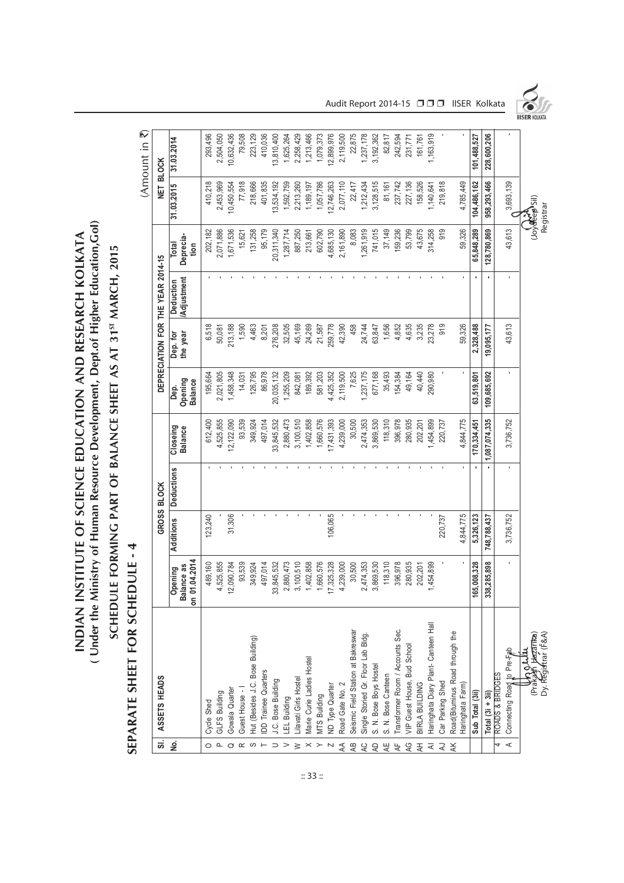# INDIAN INSTITUTE OF SCIENCE EDUCATION AND RESEARCH KOLKATA
## ( Under the Ministry of Human Resource Development, Dept.of Higher Education,GoI)

### SCHEDULE FORMING PART OF BALANCE SHEET AS AT 31ST MARCH, 2015

### SEPARATE SHEET FOR SCHEDULE - 4

(Amount in ₹)

| Sl. No. | ASSETS HEADS | GROSS BLOCK | | | | DEPRECIATION FOR THE YEAR 2014-15 | | | | NET BLOCK | |
|---|---|---|---|---|---|---|---|---|---|---|---|
| | | Opening Balance as on 01.04.2014 | Additions | Deductions | Closeing Balance | Dep. Opening Balance | Dep. for the year | Deduction /Adjustment | Total Deprecia-tion | 31.03.2015 | 31.03.2014 |
| O | Cycle Shed | 489,160 | 123,240 | - | 612,400 | 195,664 | 6,518 | - | 202,182 | 410,218 | 293,496 |
| P | GLFS Building | 4,525,855 | - | - | 4,525,855 | 2,021,805 | 50,081 | - | 2,071,886 | 2,453,969 | 2,504,050 |
| Q | Gowala Quarter | 12,090,784 | 31,306 | - | 12,122,090 | 1,458,348 | 213,188 | - | 1,671,536 | 10,450,554 | 10,632,436 |
| R | Guest House - I | 93,539 | - | - | 93,539 | 14,031 | 1,590 | - | 15,621 | 77,918 | 79,508 |
| S | Hut (Besides J.C. Bose Building) | 349,924 | - | - | 349,924 | 126,795 | 4,463 | - | 131,258 | 218,666 | 223,129 |
| T | IDD Trainee Quarters | 497,014 | - | - | 497,014 | 86,978 | 8,201 | - | 95,179 | 401,835 | 410,036 |
| U | J.C. Bose Building | 33,845,532 | - | - | 33,845,532 | 20,035,132 | 276,208 | - | 20,311,340 | 13,534,192 | 13,810,400 |
| V | LEL Building | 2,880,473 | - | - | 2,880,473 | 1,255,209 | 32,505 | - | 1,287,714 | 1,592,759 | 1,625,264 |
| W | Lilavati Girls Hostel | 3,100,510 | - | - | 3,100,510 | 842,081 | 45,169 | - | 887,250 | 2,213,260 | 2,258,429 |
| X | Marie Curie Ladies Hostel | 1,402,858 | - | - | 1,402,858 | 189,392 | 24,269 | - | 213,661 | 1,189,197 | 1,213,466 |
| Y | MTS Building | 1,660,576 | - | - | 1,660,576 | 581,203 | 21,587 | - | 602,790 | 1,057,786 | 1,079,373 |
| Z | ND Type Quarter | 17,325,328 | 106,065 | - | 17,431,393 | 4,425,352 | 259,778 | - | 4,685,130 | 12,746,263 | 12,899,976 |
| AA | Road Gate No. 2 | 4,239,000 | - | - | 4,239,000 | 2,119,500 | 42,390 | - | 2,161,890 | 2,077,110 | 2,119,500 |
| AB | Seismic Field Station at Bakreswar | 30,500 | - | - | 30,500 | 7,625 | 458 | - | 8,083 | 22,417 | 22,875 |
| AC | Single Storied Gr. Floor Lab Bldg. | 2,474,353 | - | - | 2,474,353 | 1,237,175 | 24,744 | - | 1,261,919 | 1,212,434 | 1,237,178 |
| AD | S. N. Bose Boys Hostel | 3,869,530 | - | - | 3,869,530 | 677,168 | 63,847 | - | 741,015 | 3,128,515 | 3,192,362 |
| AE | S. N. Bose Canteen | 118,310 | - | - | 118,310 | 35,493 | 1,656 | - | 37,149 | 81,161 | 82,817 |
| AF | Transformer Room / Accounts Sec. | 396,978 | - | - | 396,978 | 154,384 | 4,852 | - | 159,236 | 237,742 | 242,594 |
| AG | VIP Guest House, Bud School | 280,935 | - | - | 280,935 | 49,164 | 4,635 | - | 53,799 | 227,136 | 231,771 |
| AH | BIRLA BUILDING | 202,201 | - | - | 202,201 | 40,440 | 3,235 | - | 43,675 | 158,526 | 161,761 |
| AI | Haringhata Diary Plant- Canteen Hall | 1,454,899 | - | - | 1,454,899 | 290,980 | 23,278 | - | 314,258 | 1,140,641 | 1,163,919 |
| AJ | Car Parking Shed | - | 220,737 | - | 220,737 | - | 919 | - | 919 | 219,818 | - |
| AK | Road(Bituminus Road through the Haringhata Farm) | - | 4,844,775 | - | 4,844,775 | - | 59,326 | - | 59,326 | 4,785,449 | - |
| | **Sub Total (3ii)** | **165,008,328** | **5,326,123** | **-** | **170,334,451** | **63,519,801** | **2,328,488** | **-** | **65,848,289** | **104,486,162** | **101,488,527** |
| | **Total (3i + 3ii)** | **338,285,898** | **748,788,437** | **-** | **1,087,074,335** | **109,685,692** | **19,095,177** | **-** | **128,780,869** | **958,293,466** | **228,600,206** |
| 4 | ROADS & BRIDGES | | | | | | | | | | |
| A | Connecting Road to Pre-Fab | - | 3,736,752 | - | 3,736,752 | - | 43,613 | - | 43,613 | 3,693,139 | - |

(Prakash Hazarika)
Dy. Registrar (F&A)

(Joydeep Sil)
Registrar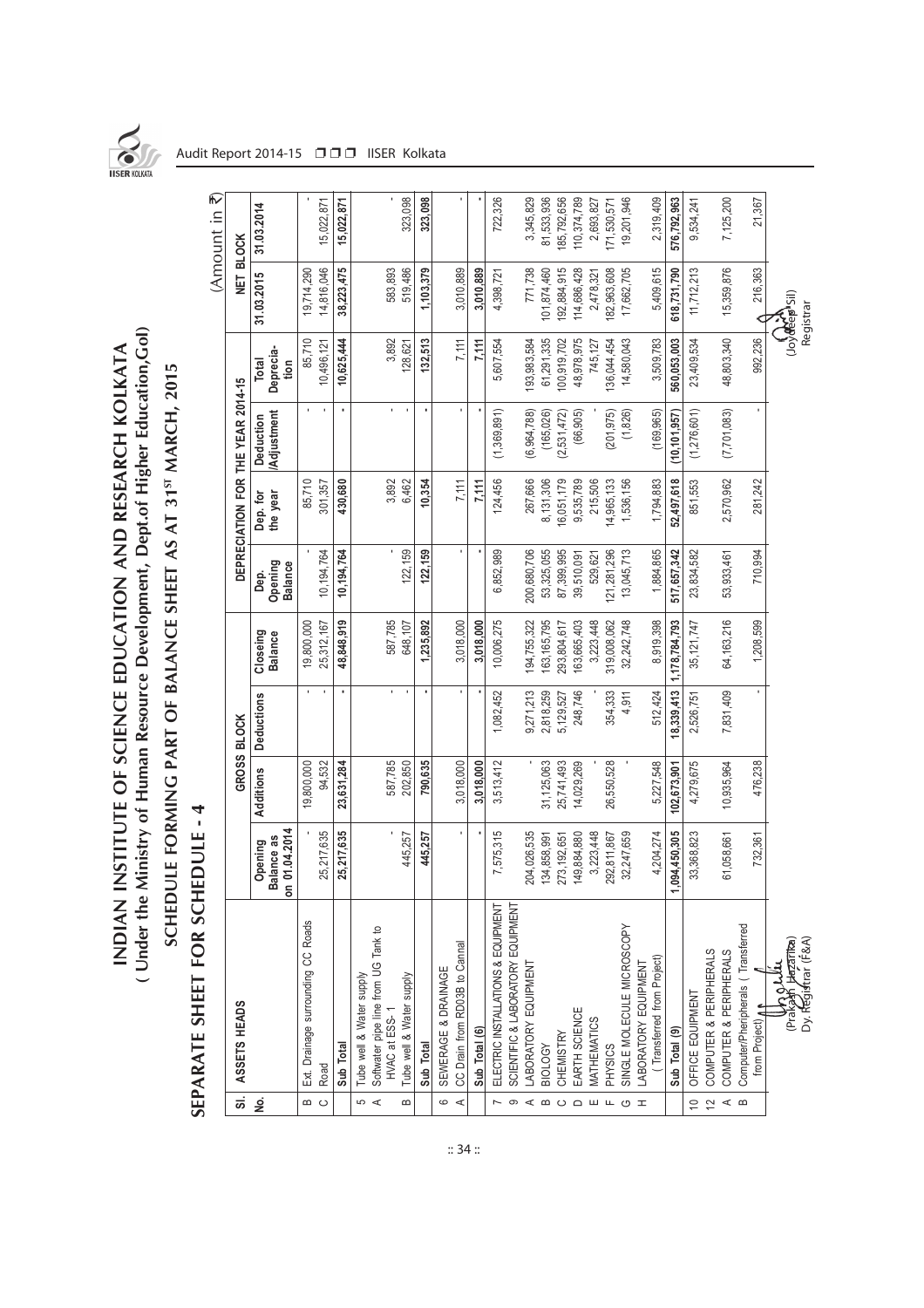# INDIAN INSTITUTE OF SCIENCE EDUCATION AND RESEARCH KOLKATA
## ( Under the Ministry of Human Resource Development, Dept.of Higher Education,GoI)
## SCHEDULE FORMING PART OF BALANCE SHEET AS AT 31ST MARCH, 2015
## SEPARATE SHEET FOR SCHEDULE - 4

(Amount in ₹)

| Sl. No. | ASSETS HEADS | GROSS BLOCK | | | | DEPRECIATION FOR THE YEAR 2014-15 | | | | NET BLOCK | |
|---|---|---|---|---|---|---|---|---|---|---|---|
| | | Opening Balance as on 01.04.2014 | Additions | Deductions | Closeing Balance | Dep. Opening Balance | Dep. for the year | Deduction /Adjustment | Total Deprecia-tion | 31.03.2015 | 31.03.2014 |
| B | Ext. Drainage surrounding CC Roads | - | 19,800,000 | - | 19,800,000 | - | 85,710 | - | 85,710 | 19,714,290 | - |
| C | Road | 25,217,635 | 94,532 | - | 25,312,167 | 10,194,764 | 301,357 | - | 10,496,121 | 14,816,046 | 15,022,871 |
| | **Sub Total** | **25,217,635** | **23,631,284** | **-** | **48,848,919** | **10,194,764** | **430,680** | **-** | **10,625,444** | **38,223,475** | **15,022,871** |
| 5 | Tube well & Water supply | | | | | | | | | | |
| A | Softwater pipe line from UG Tank to HVAC at ESS- 1 | - | 587,785 | - | 587,785 | - | 3,892 | - | 3,892 | 583,893 | - |
| B | Tube well & Water supply | 445,257 | 202,850 | - | 648,107 | 122,159 | 6,462 | - | 128,621 | 519,486 | 323,098 |
| | **Sub Total** | **445,257** | **790,635** | **-** | **1,235,892** | **122,159** | **10,354** | **-** | **132,513** | **1,103,379** | **323,098** |
| 6 | SEWERAGE & DRAINAGE | | | | | | | | | | |
| A | CC Drain from RD03B to Cannal | - | 3,018,000 | - | 3,018,000 | - | 7,111 | - | 7,111 | 3,010,889 | - |
| | **Sub Total (6)** | **-** | **3,018,000** | **-** | **3,018,000** | **-** | **7,111** | **-** | **7,111** | **3,010,889** | **-** |
| 7 | ELECTRIC INSTALLATIONS & EQUIPMENT | 7,575,315 | 3,513,412 | 1,082,452 | 10,006,275 | 6,852,989 | 124,456 | (1,369,891) | 5,607,554 | 4,398,721 | 722,326 |
| 9 | SCIENTIFIC & LABORATORY EQUIPMENT | | | | | | | | | | |
| A | LABORATORY EQUIPMENT | 204,026,535 | - | 9,271,213 | 194,755,322 | 200,680,706 | 267,666 | (6,964,788) | 193,983,584 | 771,738 | 3,345,829 |
| B | BIOLOGY | 134,858,991 | 31,125,063 | 2,818,259 | 163,165,795 | 53,325,055 | 8,131,306 | (165,026) | 61,291,335 | 101,874,460 | 81,533,936 |
| C | CHEMISTRY | 273,192,651 | 25,741,493 | 5,129,527 | 293,804,617 | 87,399,995 | 16,051,179 | (2,531,472) | 100,919,702 | 192,884,915 | 185,792,656 |
| D | EARTH SCIENCE | 149,884,880 | 14,029,269 | 248,746 | 163,665,403 | 39,510,091 | 9,535,789 | (66,905) | 48,978,975 | 114,686,428 | 110,374,789 |
| E | MATHEMATICS | 3,223,448 | - | - | 3,223,448 | 529,621 | 215,506 | - | 745,127 | 2,478,321 | 2,693,827 |
| F | PHYSICS | 292,811,867 | 26,550,528 | 354,333 | 319,008,062 | 121,281,296 | 14,965,133 | (201,975) | 136,044,454 | 182,963,608 | 171,530,571 |
| G | SINGLE MOLECULE MICROSCOPY | 32,247,659 | - | 4,911 | 32,242,748 | 13,045,713 | 1,536,156 | (1,826) | 14,580,043 | 17,662,705 | 19,201,946 |
| H | LABORATORY EQUIPMENT ( Transferred from Project) | 4,204,274 | 5,227,548 | 512,424 | 8,919,398 | 1,884,865 | 1,794,883 | (169,965) | 3,509,783 | 5,409,615 | 2,319,409 |
| | **Sub Total (9)** | **1,094,450,305** | **102,673,901** | **18,339,413** | **1,178,784,793** | **517,657,342** | **52,497,618** | **(10,101,957)** | **560,053,003** | **618,731,790** | **576,792,963** |
| 10 | OFFICE EQUIPMENT | 33,368,823 | 4,279,675 | 2,526,751 | 35,121,747 | 23,834,582 | 851,553 | (1,276,601) | 23,409,534 | 11,712,213 | 9,534,241 |
| 12 | COMPUTER & PERIPHERALS | | | | | | | | | | |
| A | COMPUTER & PERIPHERALS | 61,058,661 | 10,935,964 | 7,831,409 | 64,163,216 | 53,933,461 | 2,570,962 | (7,701,083) | 48,803,340 | 15,359,876 | 7,125,200 |
| B | Computer/Pheripherals ( Transferred from Project) | 732,361 | 476,238 | - | 1,208,599 | 710,994 | 281,242 | - | 992,236 | 216,363 | 21,367 |

(Prakash Hazarika)
Dy. Registrar (F&A)

(Joydeep Sil)
Registrar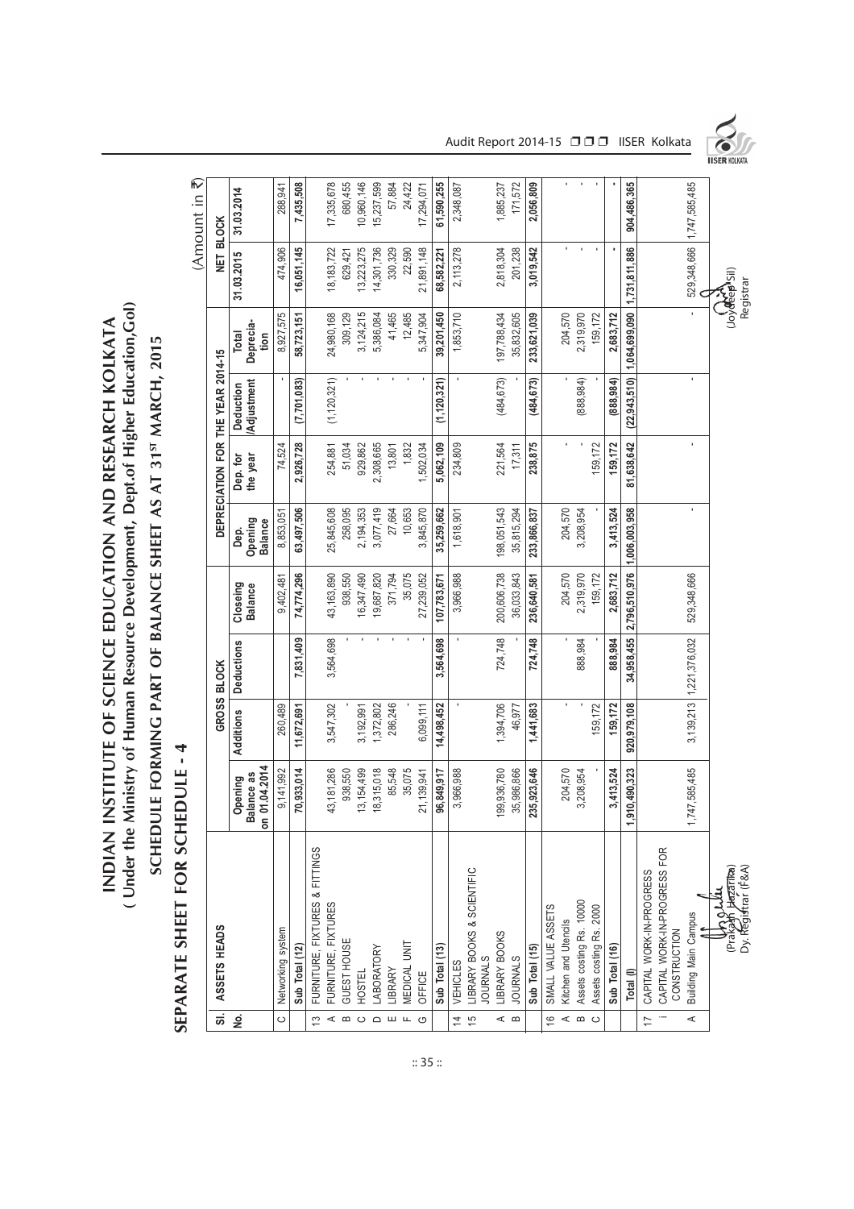# INDIAN INSTITUTE OF SCIENCE EDUCATION AND RESEARCH KOLKATA

## ( Under the Ministry of Human Resource Development, Dept.of Higher Education,GoI)

## SCHEDULE FORMING PART OF BALANCE SHEET AS AT 31ST MARCH, 2015

## SEPARATE SHEET FOR SCHEDULE - 4

(Amount in ₹)

| Sl. No. | ASSETS HEADS | GROSS BLOCK | | | | DEPRECIATION FOR THE YEAR 2014-15 | | | | NET BLOCK | |
|---|---|---|---|---|---|---|---|---|---|---|---|
| | | Opening Balance as on 01.04.2014 | Additions | Deductions | Closing Balance | Dep. Opening Balance | Dep. for the year | Deduction /Adjustment | Total Deprecia-tion | 31.03.2015 | 31.03.2014 |
| C | Networking system | 9,141,992 | 260,489 | | 9,402,481 | 8,853,051 | 74,524 | - | 8,927,575 | 474,906 | 288,941 |
| | **Sub Total (12)** | **70,933,014** | **11,672,691** | **7,831,409** | **74,774,296** | **63,497,506** | **2,926,728** | **(7,701,083)** | **58,723,151** | **16,051,145** | **7,435,508** |
| 13 | FURNITURE, FIXTURES & FITTINGS | | | | | | | | | | |
| A | FURNITURE, FIXTURES | 43,181,286 | 3,547,302 | 3,564,698 | 43,163,890 | 25,845,608 | 254,881 | (1,120,321) | 24,980,168 | 18,183,722 | 17,335,678 |
| B | GUEST HOUSE | 938,550 | - | - | 938,550 | 258,095 | 51,034 | - | 309,129 | 629,421 | 680,455 |
| C | HOSTEL | 13,154,499 | 3,192,991 | - | 16,347,490 | 2,194,353 | 929,862 | - | 3,124,215 | 13,223,275 | 10,960,146 |
| D | LABORATORY | 18,315,018 | 1,372,802 | - | 19,687,820 | 3,077,419 | 2,308,665 | - | 5,386,084 | 14,301,736 | 15,237,599 |
| E | LIBRARY | 85,548 | 286,246 | - | 371,794 | 27,664 | 13,801 | - | 41,465 | 330,329 | 57,884 |
| F | MEDICAL UNIT | 35,075 | - | - | 35,075 | 10,653 | 1,832 | - | 12,485 | 22,590 | 24,422 |
| G | OFFICE | 21,139,941 | 6,099,111 | - | 27,239,052 | 3,845,870 | 1,502,034 | - | 5,347,904 | 21,891,148 | 17,294,071 |
| | **Sub Total (13)** | **96,849,917** | **14,498,452** | **3,564,698** | **107,783,671** | **35,259,662** | **5,062,109** | **(1,120,321)** | **39,201,450** | **68,582,221** | **61,590,255** |
| 14 | VEHICLES | 3,966,988 | - | - | 3,966,988 | 1,618,901 | 234,809 | - | 1,853,710 | 2,113,278 | 2,348,087 |
| 15 | LIBRARY BOOKS & SCIENTIFIC JOURNALS | | | | | | | | | | |
| A | LIBRARY BOOKS | 199,936,780 | 1,394,706 | 724,748 | 200,606,738 | 198,051,543 | 221,564 | (484,673) | 197,788,434 | 2,818,304 | 1,885,237 |
| B | JOURNALS | 35,986,866 | 46,977 | - | 36,033,843 | 35,815,294 | 17,311 | - | 35,832,605 | 201,238 | 171,572 |
| | **Sub Total (15)** | **235,923,646** | **1,441,683** | **724,748** | **236,640,581** | **233,866,837** | **238,875** | **(484,673)** | **233,621,039** | **3,019,542** | **2,056,809** |
| 16 | SMALL VALUE ASSETS | | | | | | | | | | |
| A | Kitchen and Utencils | 204,570 | - | - | 204,570 | 204,570 | - | - | 204,570 | - | - |
| B | Assets costing Rs. 10000 | 3,208,954 | - | 888,984 | 2,319,970 | 3,208,954 | - | (888,984) | 2,319,970 | - | - |
| C | Assets costing Rs. 2000 | - | 159,172 | - | 159,172 | - | 159,172 | - | 159,172 | - | - |
| | **Sub Total (16)** | **3,413,524** | **159,172** | **888,984** | **2,683,712** | **3,413,524** | **159,172** | **(888,984)** | **2,683,712** | **-** | **-** |
| | **Total (I)** | **1,910,490,323** | **920,979,108** | **34,958,455** | **2,796,510,976** | **1,006,003,958** | **81,638,642** | **(22,943,510)** | **1,064,699,090** | **1,731,811,886** | **904,486,365** |
| 17 | CAPITAL WORK-IN-PROGRESS | | | | | | | | | | |
| i | CAPITAL WORK-IN-PROGRESS FOR CONSTRUCTION | | | | | | | | | | |
| A | Building Main Campus | 1,747,585,485 | 3,139,213 | 1,221,376,032 | 529,348,666 | - | - | - | - | 529,348,666 | 1,747,585,485 |

(Prakash Hazarika)
Dy. Registrar (F&A)

(Joydeep Sil)
Registrar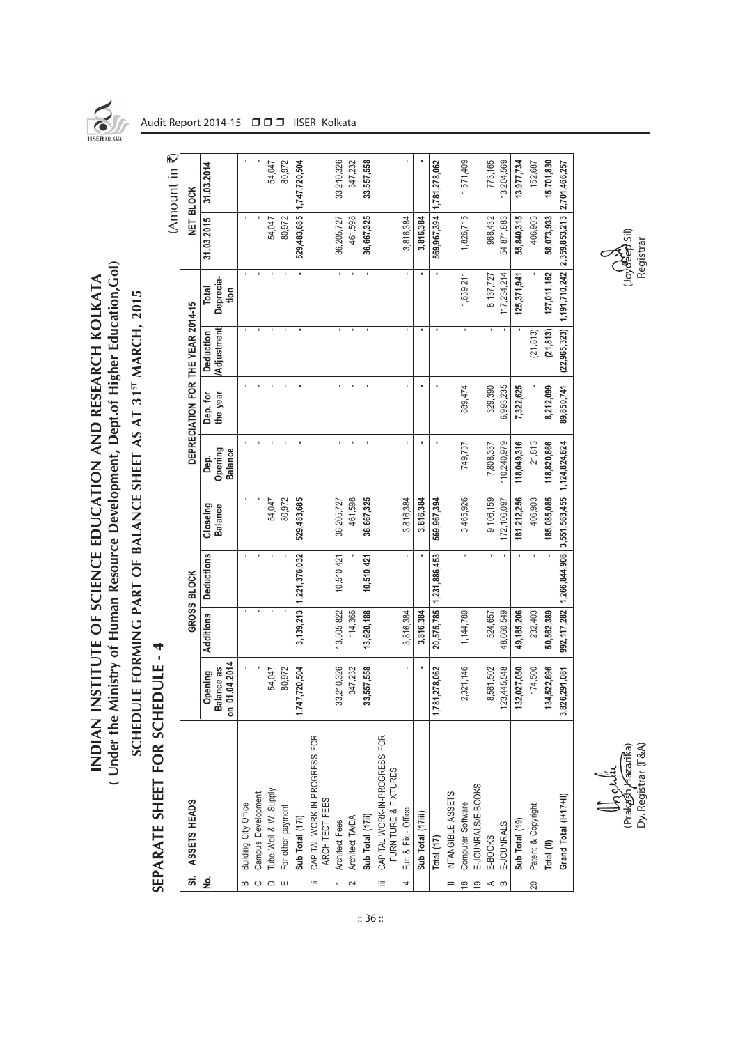# INDIAN INSTITUTE OF SCIENCE EDUCATION AND RESEARCH KOLKATA
## ( Under the Ministry of Human Resource Development, Dept.of Higher Education,GoI)
## SCHEDULE FORMING PART OF BALANCE SHEET AS AT 31ST MARCH, 2015

### SEPARATE SHEET FOR SCHEDULE - 4

(Amount in ₹)

| Sl. No. | ASSETS HEADS | GROSS BLOCK | | | | DEPRECIATION FOR THE YEAR 2014-15 | | | | NET BLOCK | |
|---|---|---|---|---|---|---|---|---|---|---|---|
| | | Opening Balance as on 01.04.2014 | Additions | Deductions | Closeing Balance | Dep. Opening Balance | Dep. for the year | Deduction /Adjustment | Total Deprecia-tion | 31.03.2015 | 31.03.2014 |
| B | Building City Office | - | - | - | - | - | - | - | - | - | - |
| C | Campus Development | - | - | - | - | - | - | - | - | - | - |
| D | Tube Well & W. Supply | 54,047 | - | - | 54,047 | - | - | - | - | 54,047 | 54,047 |
| E | For other payment | 80,972 | - | - | 80,972 | - | - | - | - | 80,972 | 80,972 |
| | Sub Total (17i) | 1,747,720,504 | 3,139,213 | 1,221,376,032 | 529,483,685 | - | - | - | - | 529,483,685 | 1,747,720,504 |
| ii | CAPITAL WORK-IN-PROGRESS FOR ARCHITECT FEES | | | | | | | | | | |
| 1 | Architect Fees | 33,210,326 | 13,505,822 | 10,510,421 | 36,205,727 | - | - | - | - | 36,205,727 | 33,210,326 |
| 2 | Architect TA/DA | 347,232 | 114,366 | - | 461,598 | - | - | - | - | 461,598 | 347,232 |
| | Sub Total (17ii) | 33,557,558 | 13,620,188 | 10,510,421 | 36,667,325 | - | - | - | - | 36,667,325 | 33,557,558 |
| iii | CAPITAL WORK-IN-PROGRESS FOR FURNITURE & FIXTURES | | | | | | | | | | |
| 4 | Fur. & Fix.- Office | - | 3,816,384 | - | 3,816,384 | - | - | - | - | 3,816,384 | - |
| | Sub Total (17iii) | - | 3,816,384 | - | 3,816,384 | - | - | - | - | 3,816,384 | - |
| | Total (17) | 1,781,278,062 | 20,575,785 | 1,231,886,453 | 569,967,394 | - | - | - | - | 569,967,394 | 1,781,278,062 |
| II | INTANGIBLE ASSETS | | | | | | | | | | |
| 18 | Computer Software | 2,321,146 | 1,144,780 | - | 3,465,926 | 749,737 | 889,474 | - | 1,639,211 | 1,826,715 | 1,571,409 |
| 19 | E-JOUNRALS/E-BOOKS | | | | | | | | | | |
| A | E-BOOKS | 8,581,502 | 524,657 | - | 9,106,159 | 7,808,337 | 329,390 | - | 8,137,727 | 968,432 | 773,165 |
| B | E-JOUNRALS | 123,445,548 | 48,660,549 | - | 172,106,097 | 110,240,979 | 6,993,235 | - | 117,234,214 | 54,871,883 | 13,204,569 |
| | Sub Total (19) | 132,027,050 | 49,185,206 | - | 181,212,256 | 118,049,316 | 7,322,625 | - | 125,371,941 | 55,840,315 | 13,977,734 |
| 20 | Patent & Copyright | 174,500 | 232,403 | - | 406,903 | 21,813 | - | (21,813) | - | 406,903 | 152,687 |
| | Total (II) | 134,522,696 | 50,562,389 | - | 185,085,085 | 118,820,866 | 8,212,099 | (21,813) | 127,011,152 | 58,073,933 | 15,701,830 |
| | Grand Total (I+17+II) | 3,826,291,081 | 992,117,282 | 1,266,844,908 | 3,551,563,455 | 1,124,824,824 | 89,850,741 | (22,965,323) | 1,191,710,242 | 2,359,853,213 | 2,701,466,257 |

(Prakash Hazarika)
Dy. Registrar (F&A)

(Joydeep Sil)
Registrar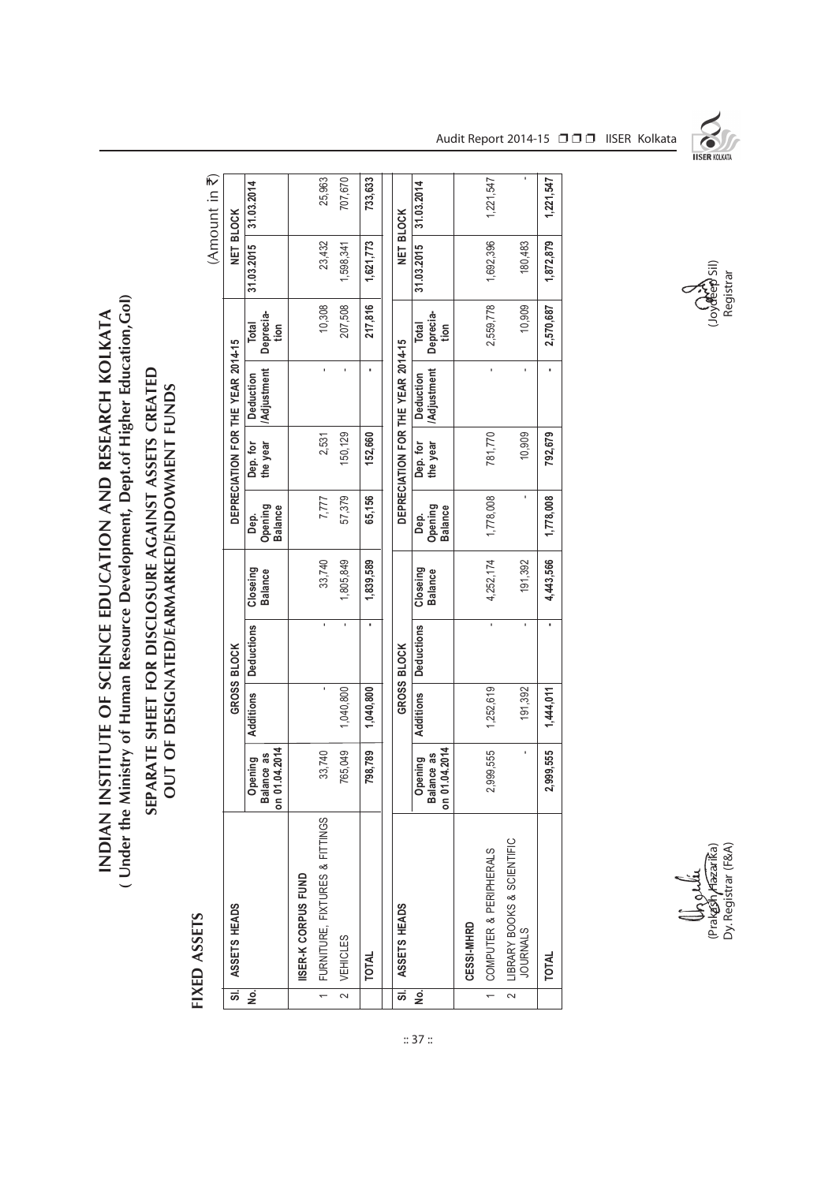# INDIAN INSTITUTE OF SCIENCE EDUCATION AND RESEARCH KOLKATA
## ( Under the Ministry of Human Resource Development, Dept.of Higher Education,GoI)

## SEPARATE SHEET FOR DISCLOSURE AGAINST ASSETS CREATED OUT OF DESIGNATED/EARMARKED/ENDOWMENT FUNDS

**FIXED ASSETS**

(Amount in ₹)

| Sl. No. | ASSETS HEADS | GROSS BLOCK | | | | DEPRECIATION FOR THE YEAR 2014-15 | | | | NET BLOCK | |
|---|---|---|---|---|---|---|---|---|---|---|---|
| | | Opening Balance as on 01.04.2014 | Additions | Deductions | Closeing Balance | Dep. Opening Balance | Dep. for the year | Deduction /Adjustment | Total Deprecia-tion | 31.03.2015 | 31.03.2014 |
| | **IISER-K CORPUS FUND** | | | | | | | | | | |
| 1 | FURNITURE, FIXTURES & FITTINGS | 33,740 | - | - | 33,740 | 7,777 | 2,531 | - | 10,308 | 23,432 | 25,963 |
| 2 | VEHICLES | 765,049 | 1,040,800 | - | 1,805,849 | 57,379 | 150,129 | - | 207,508 | 1,598,341 | 707,670 |
| | **TOTAL** | **798,789** | **1,040,800** | **-** | **1,839,589** | **65,156** | **152,660** | **-** | **217,816** | **1,621,773** | **733,633** |

| Sl. No. | ASSETS HEADS | GROSS BLOCK | | | | DEPRECIATION FOR THE YEAR 2014-15 | | | | NET BLOCK | |
|---|---|---|---|---|---|---|---|---|---|---|---|
| | | Opening Balance as on 01.04.2014 | Additions | Deductions | Closeing Balance | Dep. Opening Balance | Dep. for the year | Deduction /Adjustment | Total Deprecia-tion | 31.03.2015 | 31.03.2014 |
| | **CESSI-MHRD** | | | | | | | | | | |
| 1 | COMPUTER & PERIPHERALS | 2,999,555 | 1,252,619 | - | 4,252,174 | 1,778,008 | 781,770 | - | 2,559,778 | 1,692,396 | 1,221,547 |
| 2 | LIBRARY BOOKS & SCIENTIFIC JOURNALS | - | 191,392 | - | 191,392 | - | 10,909 | - | 10,909 | 180,483 | - |
| | **TOTAL** | **2,999,555** | **1,444,011** | **-** | **4,443,566** | **1,778,008** | **792,679** | **-** | **2,570,687** | **1,872,879** | **1,221,547** |

(Prakash Hazarika)
Dy. Registrar (F&A)

(Joydeep Sil)
Registrar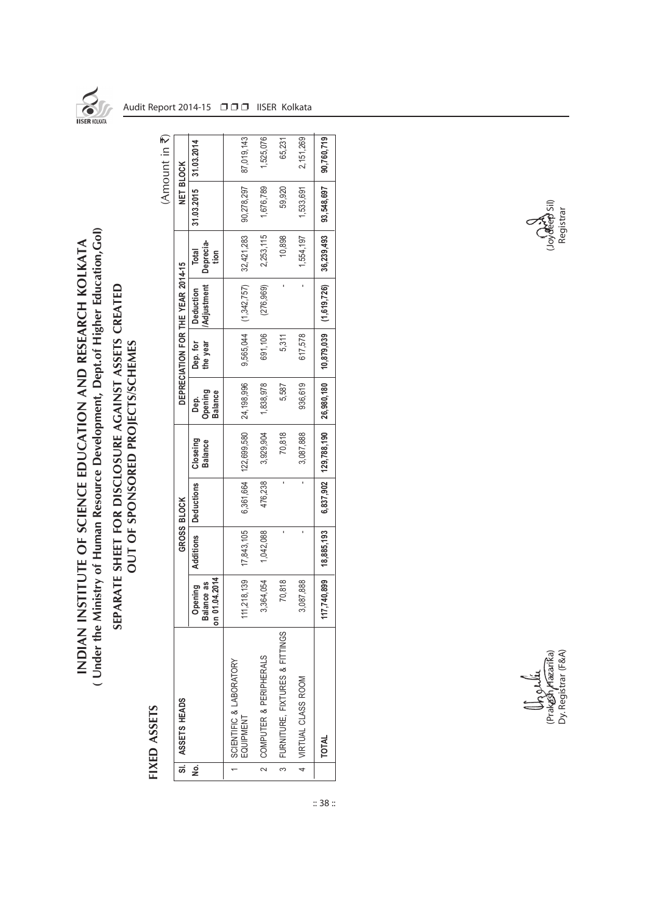# INDIAN INSTITUTE OF SCIENCE EDUCATION AND RESEARCH KOLKATA
## ( Under the Ministry of Human Resource Development, Dept.of Higher Education,GoI)

### SEPARATE SHEET FOR DISCLOSURE AGAINST ASSETS CREATED OUT OF SPONSORED PROJECTS/SCHEMES

**FIXED ASSETS**

(Amount in ₹)

| Sl. No. | ASSETS HEADS | GROSS BLOCK | | | | DEPRECIATION FOR THE YEAR 2014-15 | | | | NET BLOCK | |
|---|---|---|---|---|---|---|---|---|---|---|---|
| | | Opening Balance as on 01.04.2014 | Additions | Deductions | Closeing Balance | Dep. Opening Balance | Dep. for the year | Deduction /Adjustment | Total Deprecia-tion | 31.03.2015 | 31.03.2014 |
| 1 | SCIENTIFIC & LABORATORY EQUIPMENT | 111,218,139 | 17,843,105 | 6,361,664 | 122,699,580 | 24,198,996 | 9,565,044 | (1,342,757) | 32,421,283 | 90,278,297 | 87,019,143 |
| 2 | COMPUTER & PERIPHERALS | 3,364,054 | 1,042,088 | 476,238 | 3,929,904 | 1,838,978 | 691,106 | (276,969) | 2,253,115 | 1,676,789 | 1,525,076 |
| 3 | FURNITURE, FIXTURES & FITTINGS | 70,818 | - | - | 70,818 | 5,587 | 5,311 | - | 10,898 | 59,920 | 65,231 |
| 4 | VIRTUAL CLASS ROOM | 3,087,888 | - | - | 3,087,888 | 936,619 | 617,578 | - | 1,554,197 | 1,533,691 | 2,151,269 |
| | **TOTAL** | **117,740,899** | **18,885,193** | **6,837,902** | **129,788,190** | **26,980,180** | **10,879,039** | **(1,619,726)** | **36,239,493** | **93,548,697** | **90,760,719** |

(Prakash Hazarika)
Dy. Registrar (F&A)

(Joydeep Sil)
Registrar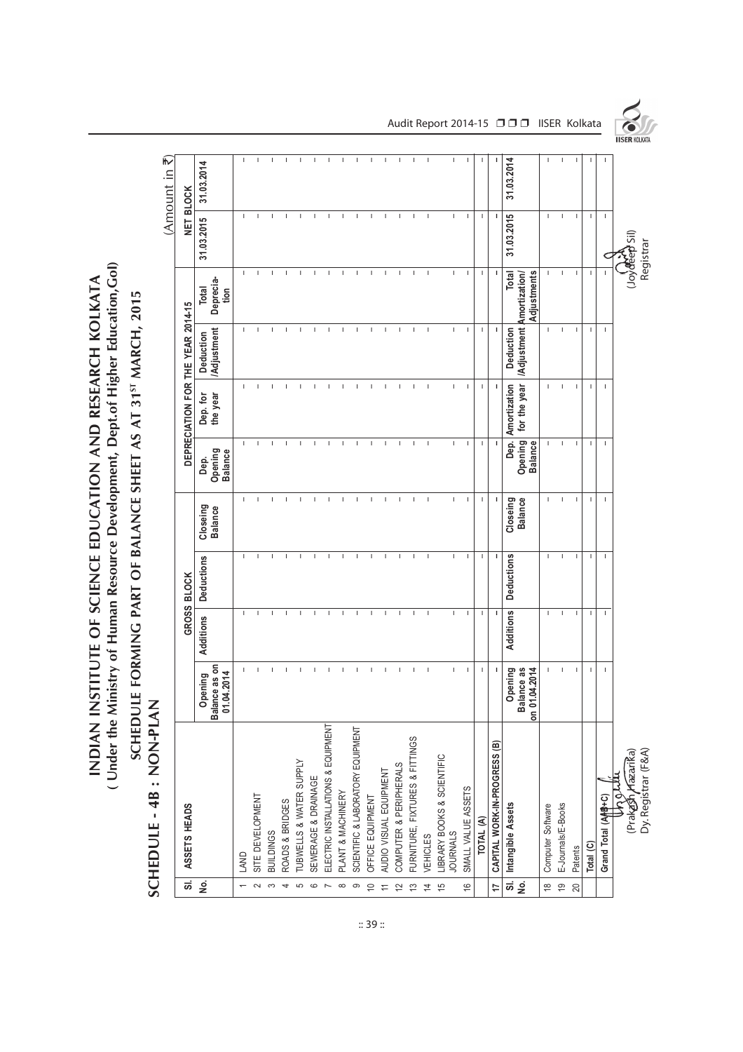# INDIAN INSTITUTE OF SCIENCE EDUCATION AND RESEARCH KOLKATA

## ( Under the Ministry of Human Resource Development, Dept.of Higher Education,GoI)

## SCHEDULE FORMING PART OF BALANCE SHEET AS AT 31ST MARCH, 2015

## SCHEDULE - 4B : NON-PLAN

(Amount in ₹)

| Sl. No. | ASSETS HEADS | GROSS BLOCK | | | | DEPRECIATION FOR THE YEAR 2014-15 | | | | NET BLOCK | |
|---|---|---|---|---|---|---|---|---|---|---|---|
| | | Opening Balance as on 01.04.2014 | Additions | Deductions | Closeing Balance | Dep. Opening Balance | Dep. for the year | Deduction /Adjustment | Total Deprecia-tion | 31.03.2015 | 31.03.2014 |
| 1 | LAND | - | - | - | - | - | - | - | - | - | - |
| 2 | SITE DEVELOPMENT | - | - | - | - | - | - | - | - | - | - |
| 3 | BUILDINGS | - | - | - | - | - | - | - | - | - | - |
| 4 | ROADS & BRIDGES | - | - | - | - | - | - | - | - | - | - |
| 5 | TUBWELLS & WATER SUPPLY | - | - | - | - | - | - | - | - | - | - |
| 6 | SEWERAGE & DRAINAGE | - | - | - | - | - | - | - | - | - | - |
| 7 | ELECTRIC INSTALLATIONS & EQUIPMENT | - | - | - | - | - | - | - | - | - | - |
| 8 | PLANT & MACHINERY | - | - | - | - | - | - | - | - | - | - |
| 9 | SCIENTIFIC & LABORATORY EQUIPMENT | - | - | - | - | - | - | - | - | - | - |
| 10 | OFFICE EQUIPMENT | - | - | - | - | - | - | - | - | - | - |
| 11 | AUDIO VISUAL EQUIPMENT | - | - | - | - | - | - | - | - | - | - |
| 12 | COMPUTER & PERIPHERALS | - | - | - | - | - | - | - | - | - | - |
| 13 | FURNITURE, FIXTURES & FITTINGS | - | - | - | - | - | - | - | - | - | - |
| 14 | VEHICLES | - | - | - | - | - | - | - | - | - | - |
| 15 | LIBRARY BOOKS & SCIENTIFIC JOURNALS | - | - | - | - | - | - | - | - | - | - |
| 16 | SMALL VALUE ASSETS | - | - | - | - | - | - | - | - | - | - |
| | TOTAL (A) | - | - | - | - | - | - | - | - | - | - |
| 17 | CAPITAL WORK-IN-PROGRESS (B) | - | - | - | - | - | - | - | - | - | - |
| Sl. No. | Intangible Assets | Opening Balance as on 01.04.2014 | Additions | Deductions | Closeing Balance | Dep. Opening Balance | Amortization for the year | Deduction /Adjustment | Total Amortization/ Adjustments | 31.03.2015 | 31.03.2014 |
| 18 | Computer Software | - | - | - | - | - | - | - | - | - | - |
| 19 | E-Journals/E-Books | - | - | - | - | - | - | - | - | - | - |
| 20 | Patents | - | - | - | - | - | - | - | - | - | - |
| | Total (C) | - | - | - | - | - | - | - | - | - | - |
| | Grand Total (A+B+C) | - | - | - | - | - | - | - | - | - | - |

(Prakash Hazarika)
Dy. Registrar (F&A)

(Joydeep Sil)
Registrar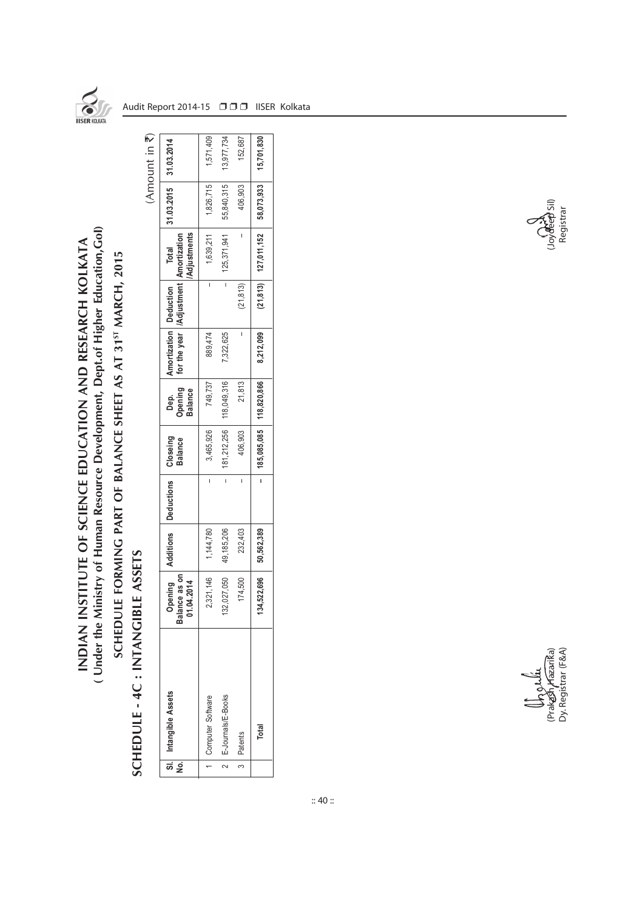# INDIAN INSTITUTE OF SCIENCE EDUCATION AND RESEARCH KOLKATA

## ( Under the Ministry of Human Resource Development, Dept.of Higher Education,GoI)

## SCHEDULE FORMING PART OF BALANCE SHEET AS AT 31ST MARCH, 2015

## SCHEDULE - 4C : INTANGIBLE ASSETS

(Amount in ₹)

| Sl. No. | Intangible Assets | Opening Balance as on 01.04.2014 | Additions | Deductions | Closeing Balance | Dep. Opening Balance | Amortization for the year | Deduction /Adjustment | Total Amortization /Adjustments | 31.03.2015 | 31.03.2014 |
|---|---|---|---|---|---|---|---|---|---|---|---|
| 1 | Computer Software | 2,321,146 | 1,144,780 | - | 3,465,926 | 749,737 | 889,474 | - | 1,639,211 | 1,826,715 | 1,571,409 |
| 2 | E-Journals/E-Books | 132,027,050 | 49,185,206 | - | 181,212,256 | 118,049,316 | 7,322,625 | - | 125,371,941 | 55,840,315 | 13,977,734 |
| 3 | Patents | 174,500 | 232,403 | - | 406,903 | 21,813 | - | (21,813) | - | 406,903 | 152,687 |
| | **Total** | **134,522,696** | **50,562,389** | **-** | **185,085,085** | **118,820,866** | **8,212,099** | **(21,813)** | **127,011,152** | **58,073,933** | **15,701,830** |

(Prakash Hazarika)
Dy. Registrar (F&A)

(Joydeep Sil)
Registrar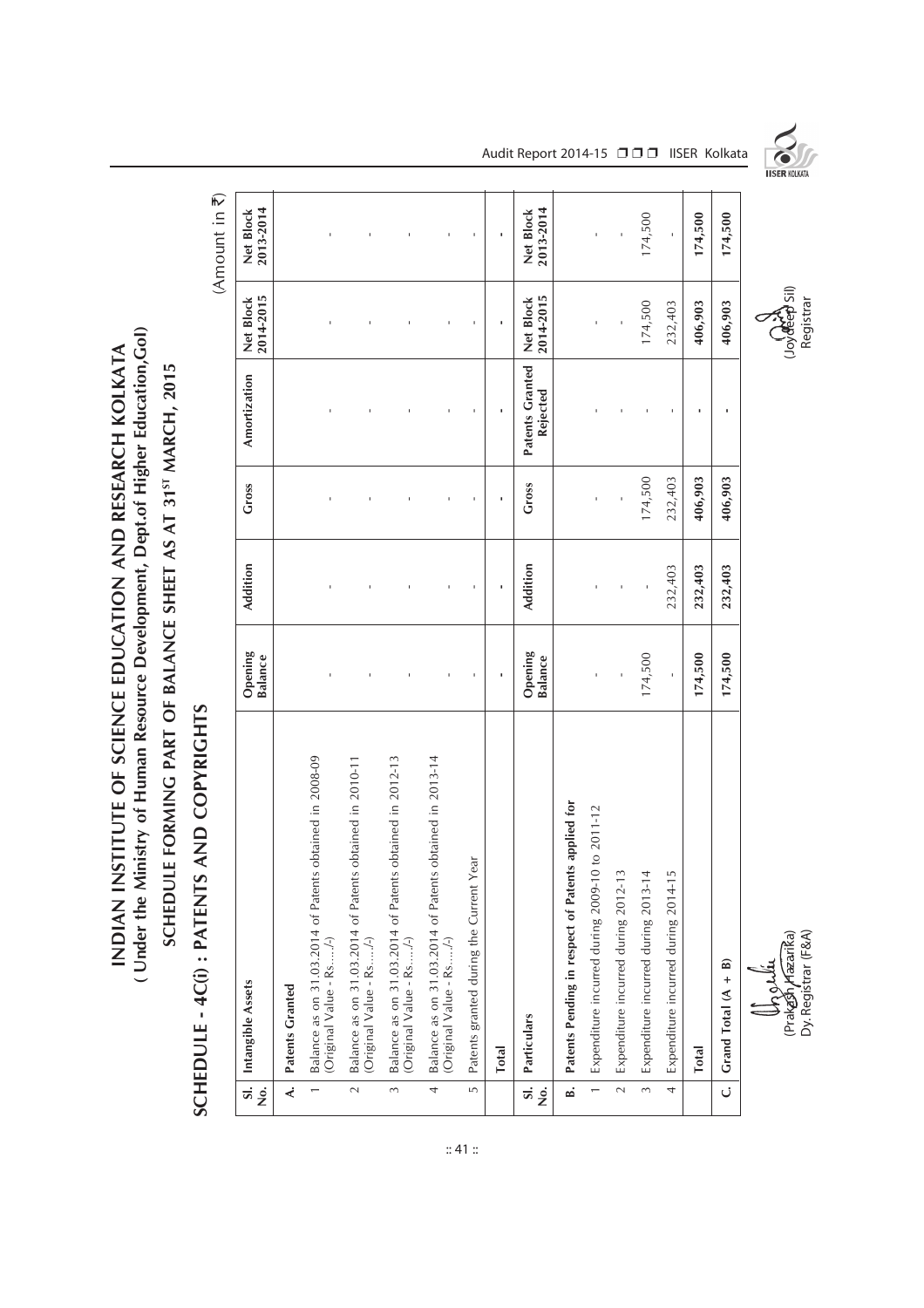# INDIAN INSTITUTE OF SCIENCE EDUCATION AND RESEARCH KOLKATA
## ( Under the Ministry of Human Resource Development, Dept.of Higher Education,GoI)
## SCHEDULE FORMING PART OF BALANCE SHEET AS AT 31ST MARCH, 2015

## SCHEDULE - 4C(i) : PATENTS AND COPYRIGHTS

(Amount in ₹)

| Sl. No. | Intangible Assets | Opening Balance | Addition | Gross | Amortization | Net Block 2014-2015 | Net Block 2013-2014 |
|---|---|---|---|---|---|---|---|
| **A.** | **Patents Granted** | | | | | | |
| 1 | Balance as on 31.03.2014 of Patents obtained in 2008-09 (Original Value - Rs...../-) | - | - | - | - | - | - |
| 2 | Balance as on 31.03.2014 of Patents obtained in 2010-11 (Original Value - Rs...../-) | - | - | - | - | - | - |
| 3 | Balance as on 31.03.2014 of Patents obtained in 2012-13 (Original Value - Rs...../-) | - | - | - | - | - | - |
| 4 | Balance as on 31.03.2014 of Patents obtained in 2013-14 (Original Value - Rs...../-) | - | - | - | - | - | - |
| 5 | Patents granted during the Current Year | - | - | - | - | - | - |
| | **Total** | **-** | **-** | **-** | **-** | **-** | **-** |
| **Sl. No.** | **Particulars** | **Opening Balance** | **Addition** | **Gross** | **Patents Granted Rejected** | **Net Block 2014-2015** | **Net Block 2013-2014** |
| **B.** | **Patents Pending in respect of Patents applied for** | | | | | | |
| 1 | Expenditure incurred during 2009-10 to 2011-12 | - | - | - | - | - | - |
| 2 | Expenditure incurred during 2012-13 | - | - | - | - | - | - |
| 3 | Expenditure incurred during 2013-14 | 174,500 | - | 174,500 | - | 174,500 | 174,500 |
| 4 | Expenditure incurred during 2014-15 | - | 232,403 | 232,403 | - | 232,403 | - |
| | **Total** | **174,500** | **232,403** | **406,903** | **-** | **406,903** | **174,500** |
| **C.** | **Grand Total (A + B)** | **174,500** | **232,403** | **406,903** | **-** | **406,903** | **174,500** |

(Prakash Hazarika)
Dy. Registrar (F&A)

(Joydeep Sil)
Registrar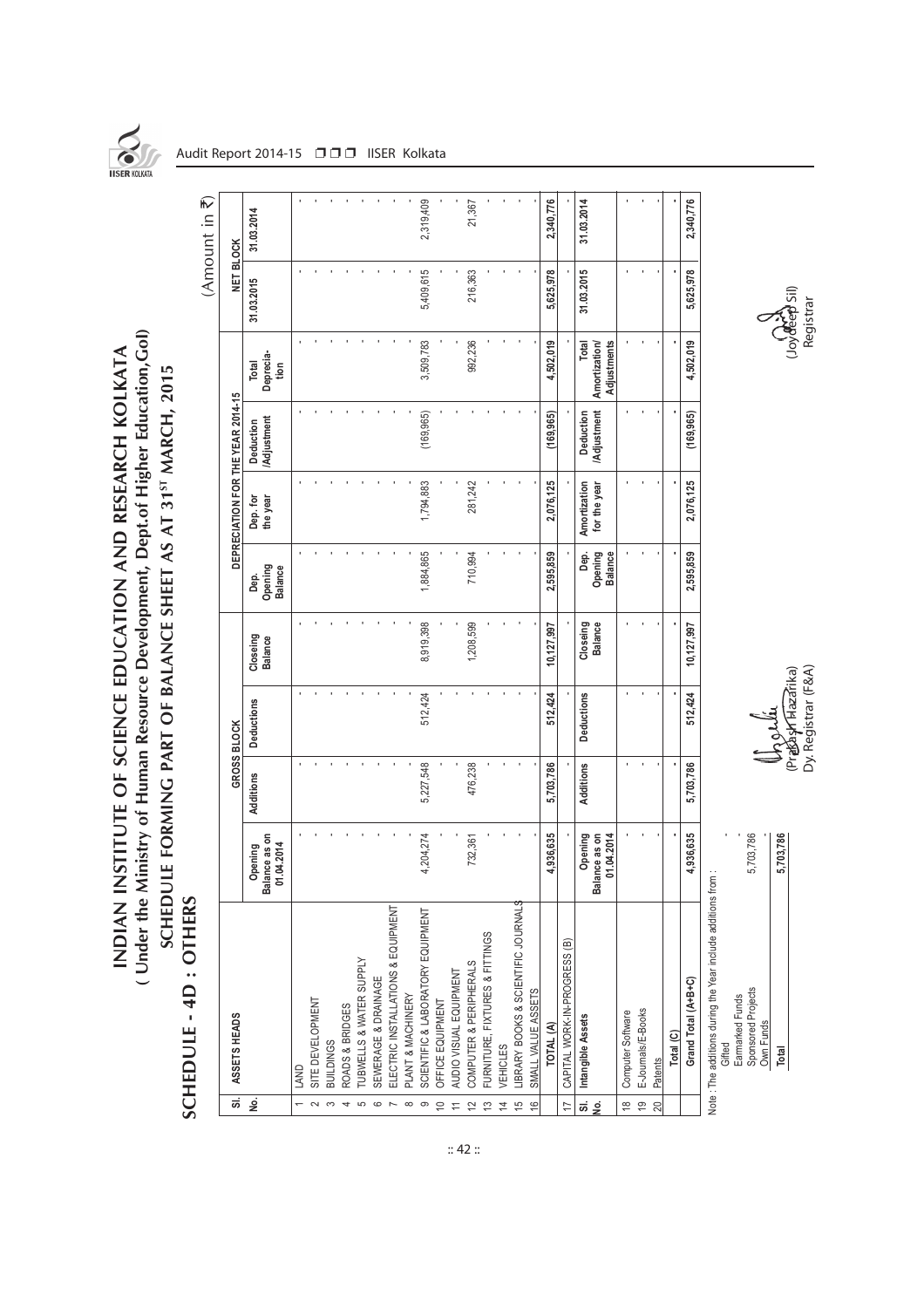# INDIAN INSTITUTE OF SCIENCE EDUCATION AND RESEARCH KOLKATA

## ( Under the Ministry of Human Resource Development, Dept.of Higher Education,GoI)

## SCHEDULE FORMING PART OF BALANCE SHEET AS AT 31ST MARCH, 2015

## SCHEDULE - 4D : OTHERS

(Amount in ₹)

| Sl. No. | ASSETS HEADS | GROSS BLOCK | | | | DEPRECIATION FOR THE YEAR 2014-15 | | | | NET BLOCK | |
|---|---|---|---|---|---|---|---|---|---|---|---|
| | | Opening Balance as on 01.04.2014 | Additions | Deductions | Closeing Balance | Dep. Opening Balance | Dep. for the year | Deduction /Adjustment | Total Deprecia-tion | 31.03.2015 | 31.03.2014 |
| 1 | LAND | - | - | - | - | - | - | - | - | - | - |
| 2 | SITE DEVELOPMENT | - | - | - | - | - | - | - | - | - | - |
| 3 | BUILDINGS | - | - | - | - | - | - | - | - | - | - |
| 4 | ROADS & BRIDGES | - | - | - | - | - | - | - | - | - | - |
| 5 | TUBWELLS & WATER SUPPLY | - | - | - | - | - | - | - | - | - | - |
| 6 | SEWERAGE & DRAINAGE | - | - | - | - | - | - | - | - | - | - |
| 7 | ELECTRIC INSTALLATIONS & EQUIPMENT | - | - | - | - | - | - | - | - | - | - |
| 8 | PLANT & MACHINERY | - | - | - | - | - | - | - | - | - | - |
| 9 | SCIENTIFIC & LABORATORY EQUIPMENT | 4,204,274 | 5,227,548 | 512,424 | 8,919,398 | 1,884,865 | 1,794,883 | (169,965) | 3,509,783 | 5,409,615 | 2,319,409 |
| 10 | OFFICE EQUIPMENT | - | - | - | - | - | - | - | - | - | - |
| 11 | AUDIO VISUAL EQUIPMENT | - | - | - | - | - | - | - | - | - | - |
| 12 | COMPUTER & PERIPHERALS | 732,361 | 476,238 | - | 1,208,599 | 710,994 | 281,242 | - | 992,236 | 216,363 | 21,367 |
| 13 | FURNITURE, FIXTURES & FITTINGS | - | - | - | - | - | - | - | - | - | - |
| 14 | VEHICLES | - | - | - | - | - | - | - | - | - | - |
| 15 | LIBRARY BOOKS & SCIENTIFIC JOURNALS | - | - | - | - | - | - | - | - | - | - |
| 16 | SMALL VALUE ASSETS | - | - | - | - | - | - | - | - | - | - |
| | **TOTAL (A)** | **4,936,635** | **5,703,786** | **512,424** | **10,127,997** | **2,595,859** | **2,076,125** | **(169,965)** | **4,502,019** | **5,625,978** | **2,340,776** |
| 17 | CAPITAL WORK-IN-PROGRESS (B) | - | - | - | - | - | - | - | - | - | - |
| Sl. No. | Intangible Assets | Opening Balance as on 01.04.2014 | Additions | Deductions | Closeing Balance | Dep. Opening Balance | Amortization for the year | Deduction /Adjustment | Total Amortization/ Adjustments | 31.03.2015 | 31.03.2014 |
| 18 | Computer Software | - | - | - | - | - | - | - | - | - | - |
| 19 | E-Journals/E-Books | - | - | - | - | - | - | - | - | - | - |
| 20 | Patents | - | - | - | - | - | - | - | - | - | - |
| | **Total (C)** | **-** | **-** | **-** | **-** | **-** | **-** | **-** | **-** | **-** | **-** |
| | **Grand Total (A+B+C)** | **4,936,635** | **5,703,786** | **512,424** | **10,127,997** | **2,595,859** | **2,076,125** | **(169,965)** | **4,502,019** | **5,625,978** | **2,340,776** |

Note : The additions during the Year include additions from :

| | |
|---|---|
| Gifted | - |
| Earmarked Funds | - |
| Sponsored Projects | 5,703,786 |
| Own Funds | - |
| **Total** | **5,703,786** |

(Prakash Hazarika)
Dy. Registrar (F&A)

(Joydeep Sil)
Registrar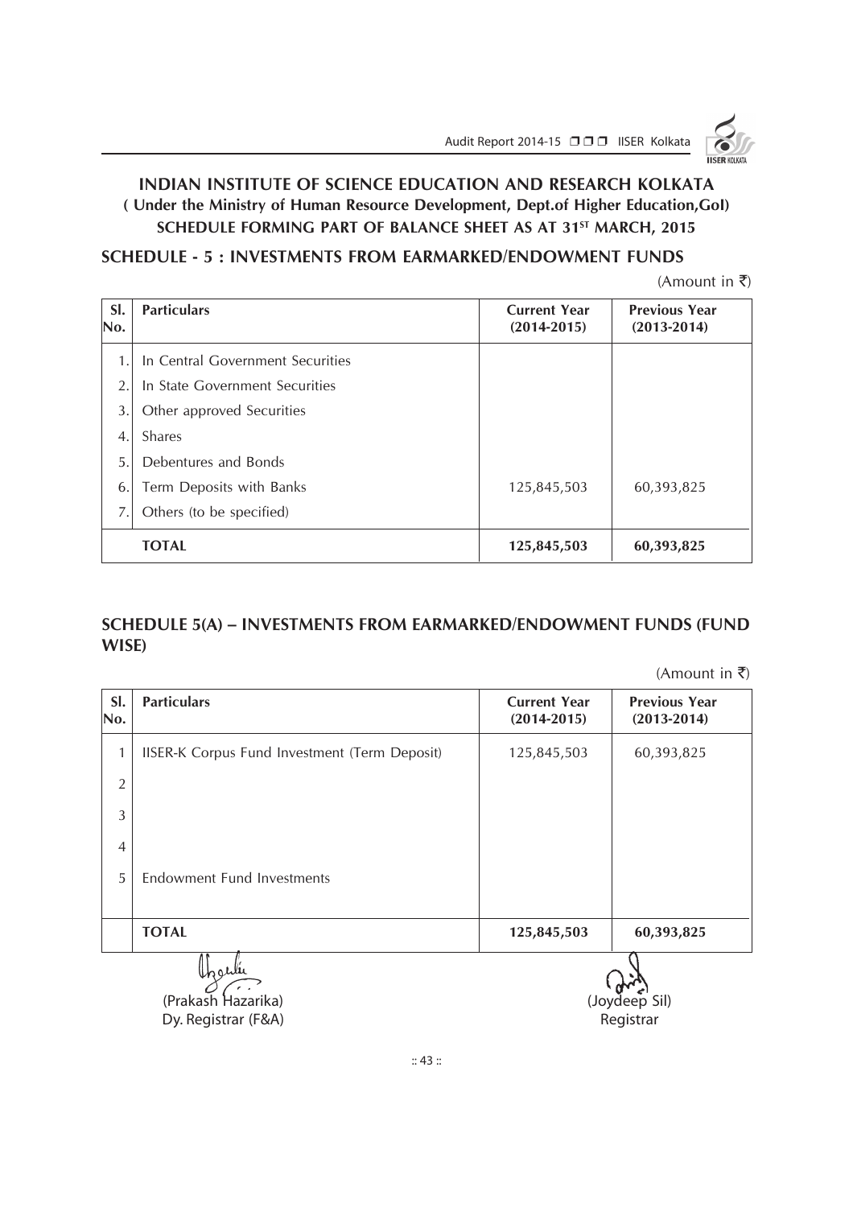# INDIAN INSTITUTE OF SCIENCE EDUCATION AND RESEARCH KOLKATA

**( Under the Ministry of Human Resource Development, Dept.of Higher Education,GoI)**

**SCHEDULE FORMING PART OF BALANCE SHEET AS AT 31ST MARCH, 2015**

## SCHEDULE - 5 : INVESTMENTS FROM EARMARKED/ENDOWMENT FUNDS

(Amount in ₹)

| Sl. No. | Particulars | Current Year (2014-2015) | Previous Year (2013-2014) |
|---|---|---|---|
| 1. | In Central Government Securities | | |
| 2. | In State Government Securities | | |
| 3. | Other approved Securities | | |
| 4. | Shares | | |
| 5. | Debentures and Bonds | | |
| 6. | Term Deposits with Banks | 125,845,503 | 60,393,825 |
| 7. | Others (to be specified) | | |
| | **TOTAL** | **125,845,503** | **60,393,825** |

## SCHEDULE 5(A) – INVESTMENTS FROM EARMARKED/ENDOWMENT FUNDS (FUND WISE)

(Amount in ₹)

| Sl. No. | Particulars | Current Year (2014-2015) | Previous Year (2013-2014) |
|---|---|---|---|
| 1 | IISER-K Corpus Fund Investment (Term Deposit) | 125,845,503 | 60,393,825 |
| 2 | | | |
| 3 | | | |
| 4 | | | |
| 5 | Endowment Fund Investments | | |
| | **TOTAL** | **125,845,503** | **60,393,825** |

(Prakash Hazarika)
Dy. Registrar (F&A)

(Joydeep Sil)
Registrar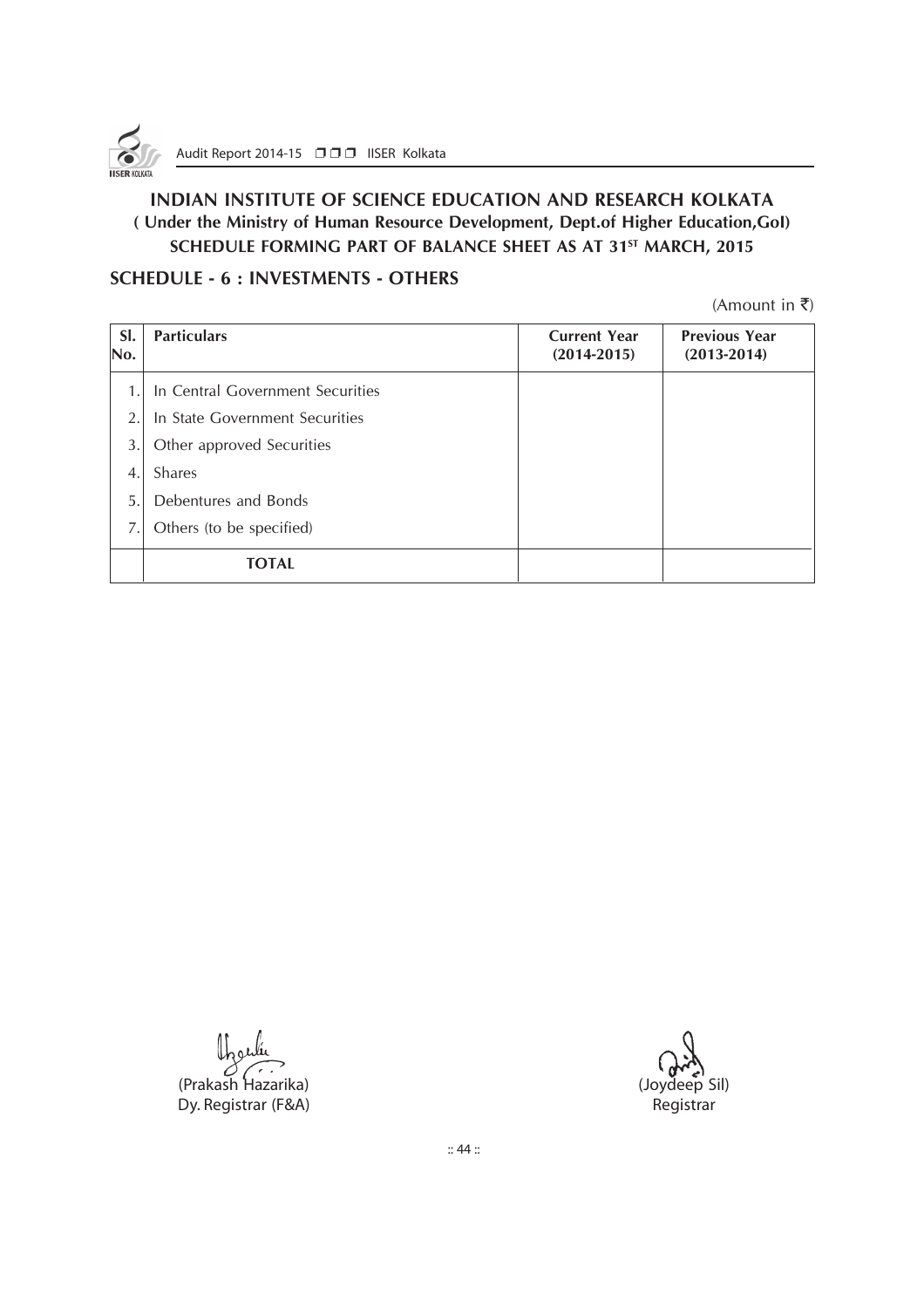# INDIAN INSTITUTE OF SCIENCE EDUCATION AND RESEARCH KOLKATA

**( Under the Ministry of Human Resource Development, Dept.of Higher Education,GoI)**

**SCHEDULE FORMING PART OF BALANCE SHEET AS AT 31ST MARCH, 2015**

## SCHEDULE - 6 : INVESTMENTS - OTHERS

(Amount in ₹)

| Sl. No. | Particulars | Current Year (2014-2015) | Previous Year (2013-2014) |
|---|---|---|---|
| 1. | In Central Government Securities | | |
| 2. | In State Government Securities | | |
| 3. | Other approved Securities | | |
| 4. | Shares | | |
| 5. | Debentures and Bonds | | |
| 7. | Others (to be specified) | | |
| | **TOTAL** | | |

(Prakash Hazarika)
Dy. Registrar (F&A)

(Joydeep Sil)
Registrar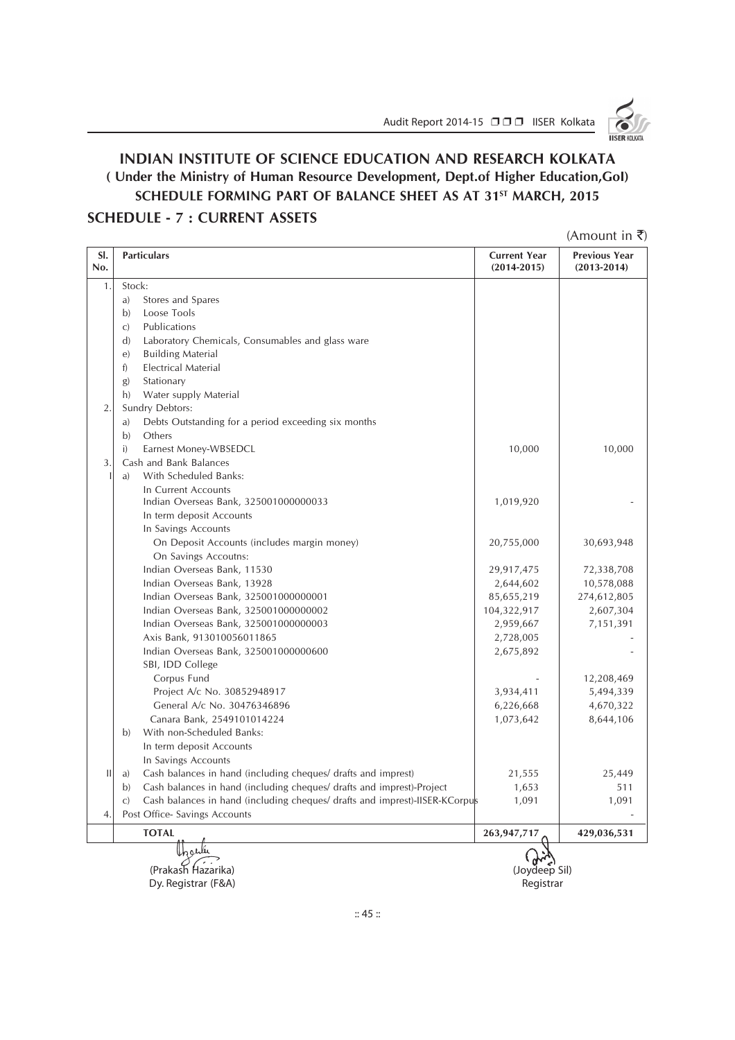# INDIAN INSTITUTE OF SCIENCE EDUCATION AND RESEARCH KOLKATA

## ( Under the Ministry of Human Resource Development, Dept.of Higher Education,GoI)

## SCHEDULE FORMING PART OF BALANCE SHEET AS AT 31ST MARCH, 2015

## SCHEDULE - 7 : CURRENT ASSETS

(Amount in ₹)

| Sl. No. | Particulars | Current Year (2014-2015) | Previous Year (2013-2014) |
|---|---|---|---|
| 1. | Stock: | | |
| | a) Stores and Spares | | |
| | b) Loose Tools | | |
| | c) Publications | | |
| | d) Laboratory Chemicals, Consumables and glass ware | | |
| | e) Building Material | | |
| | f) Electrical Material | | |
| | g) Stationary | | |
| | h) Water supply Material | | |
| 2. | Sundry Debtors: | | |
| | a) Debts Outstanding for a period exceeding six months | | |
| | b) Others | | |
| | i) Earnest Money-WBSEDCL | 10,000 | 10,000 |
| 3. | Cash and Bank Balances | | |
| I | a) With Scheduled Banks: | | |
| | In Current Accounts | | |
| | Indian Overseas Bank, 325001000000033 | 1,019,920 | - |
| | In term deposit Accounts | | |
| | In Savings Accounts | | |
| | On Deposit Accounts (includes margin money) | 20,755,000 | 30,693,948 |
| | On Savings Accoutns: | | |
| | Indian Overseas Bank, 11530 | 29,917,475 | 72,338,708 |
| | Indian Overseas Bank, 13928 | 2,644,602 | 10,578,088 |
| | Indian Overseas Bank, 325001000000001 | 85,655,219 | 274,612,805 |
| | Indian Overseas Bank, 325001000000002 | 104,322,917 | 2,607,304 |
| | Indian Overseas Bank, 325001000000003 | 2,959,667 | 7,151,391 |
| | Axis Bank, 913010056011865 | 2,728,005 | - |
| | Indian Overseas Bank, 325001000000600 | 2,675,892 | - |
| | SBI, IDD College | | |
| | Corpus Fund | - | 12,208,469 |
| | Project A/c No. 30852948917 | 3,934,411 | 5,494,339 |
| | General A/c No. 30476346896 | 6,226,668 | 4,670,322 |
| | Canara Bank, 2549101014224 | 1,073,642 | 8,644,106 |
| | b) With non-Scheduled Banks: | | |
| | In term deposit Accounts | | |
| | In Savings Accounts | | |
| II | a) Cash balances in hand (including cheques/ drafts and imprest) | 21,555 | 25,449 |
| | b) Cash balances in hand (including cheques/ drafts and imprest)-Project | 1,653 | 511 |
| | c) Cash balances in hand (including cheques/ drafts and imprest)-IISER-KCorpus | 1,091 | 1,091 |
| 4. | Post Office- Savings Accounts | | - |
| | **TOTAL** | **263,947,717** | **429,036,531** |

(Prakash Hazarika)
Dy. Registrar (F&A)

(Joydeep Sil)
Registrar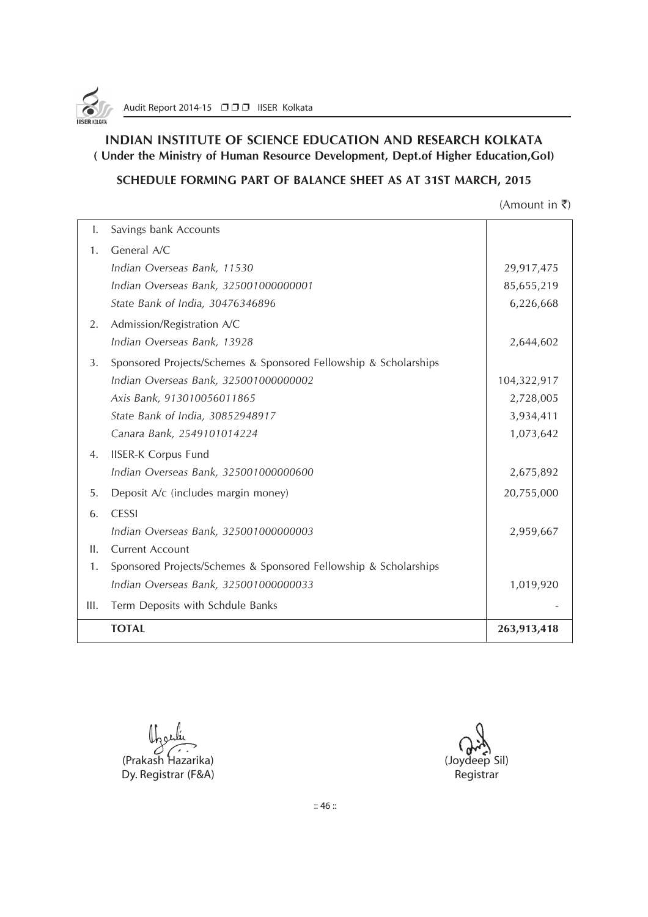## INDIAN INSTITUTE OF SCIENCE EDUCATION AND RESEARCH KOLKATA

**( Under the Ministry of Human Resource Development, Dept.of Higher Education,GoI)**

**SCHEDULE FORMING PART OF BALANCE SHEET AS AT 31ST MARCH, 2015**

(Amount in ₹)

| | | |
|---|---|---|
| I. | Savings bank Accounts | |
| 1. | General A/C | |
| | *Indian Overseas Bank, 11530* | 29,917,475 |
| | *Indian Overseas Bank, 325001000000001* | 85,655,219 |
| | *State Bank of India, 30476346896* | 6,226,668 |
| 2. | Admission/Registration A/C | |
| | *Indian Overseas Bank, 13928* | 2,644,602 |
| 3. | Sponsored Projects/Schemes & Sponsored Fellowship & Scholarships | |
| | *Indian Overseas Bank, 325001000000002* | 104,322,917 |
| | *Axis Bank, 913010056011865* | 2,728,005 |
| | *State Bank of India, 30852948917* | 3,934,411 |
| | *Canara Bank, 2549101014224* | 1,073,642 |
| 4. | IISER-K Corpus Fund | |
| | *Indian Overseas Bank, 325001000000600* | 2,675,892 |
| 5. | Deposit A/c (includes margin money) | 20,755,000 |
| 6. | CESSI | |
| | *Indian Overseas Bank, 325001000000003* | 2,959,667 |
| II. | Current Account | |
| 1. | Sponsored Projects/Schemes & Sponsored Fellowship & Scholarships | |
| | *Indian Overseas Bank, 325001000000033* | 1,019,920 |
| III. | Term Deposits with Schdule Banks | - |
| | **TOTAL** | **263,913,418** |

(Prakash Hazarika)
Dy. Registrar (F&A)

(Joydeep Sil)
Registrar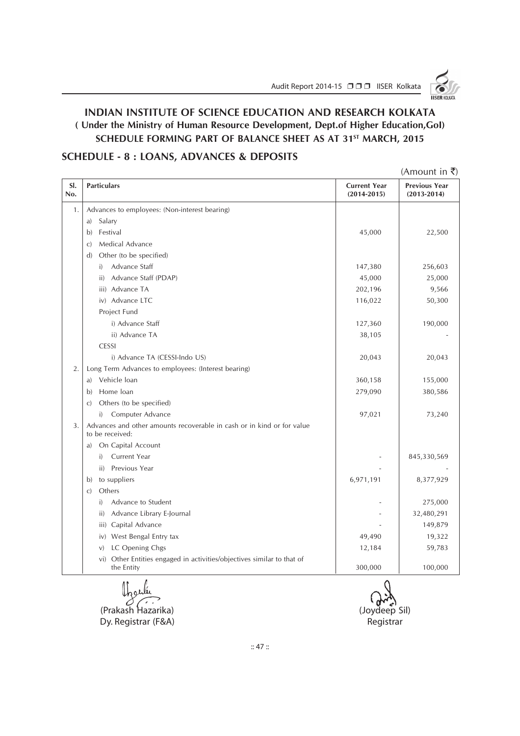# INDIAN INSTITUTE OF SCIENCE EDUCATION AND RESEARCH KOLKATA
## ( Under the Ministry of Human Resource Development, Dept.of Higher Education,GoI)
## SCHEDULE FORMING PART OF BALANCE SHEET AS AT 31ST MARCH, 2015

## SCHEDULE - 8 : LOANS, ADVANCES & DEPOSITS

(Amount in ₹)

| Sl. No. | Particulars | Current Year (2014-2015) | Previous Year (2013-2014) |
|---|---|---|---|
| 1. | Advances to employees: (Non-interest bearing) | | |
| | a) Salary | | |
| | b) Festival | 45,000 | 22,500 |
| | c) Medical Advance | | |
| | d) Other (to be specified) | | |
| | i) Advance Staff | 147,380 | 256,603 |
| | ii) Advance Staff (PDAP) | 45,000 | 25,000 |
| | iii) Advance TA | 202,196 | 9,566 |
| | iv) Advance LTC | 116,022 | 50,300 |
| | Project Fund | | |
| | i) Advance Staff | 127,360 | 190,000 |
| | ii) Advance TA | 38,105 | - |
| | CESSI | | |
| | i) Advance TA (CESSI-Indo US) | 20,043 | 20,043 |
| 2. | Long Term Advances to employees: (Interest bearing) | | |
| | a) Vehicle loan | 360,158 | 155,000 |
| | b) Home loan | 279,090 | 380,586 |
| | c) Others (to be specified) | | |
| | i) Computer Advance | 97,021 | 73,240 |
| 3. | Advances and other amounts recoverable in cash or in kind or for value to be received: | | |
| | a) On Capital Account | | |
| | i) Current Year | - | 845,330,569 |
| | ii) Previous Year | - | - |
| | b) to suppliers | 6,971,191 | 8,377,929 |
| | c) Others | | |
| | i) Advance to Student | - | 275,000 |
| | ii) Advance Library E-Journal | - | 32,480,291 |
| | iii) Capital Advance | - | 149,879 |
| | iv) West Bengal Entry tax | 49,490 | 19,322 |
| | v) LC Opening Chgs | 12,184 | 59,783 |
| | vi) Other Entities engaged in activities/objectives similar to that of the Entity | 300,000 | 100,000 |

(Prakash Hazarika)
Dy. Registrar (F&A)

(Joydeep Sil)
Registrar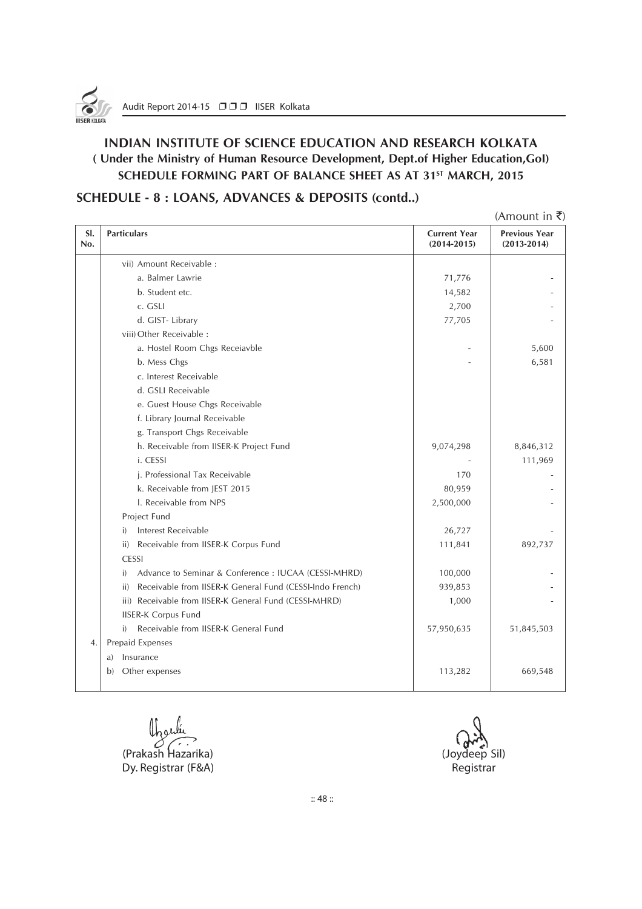# INDIAN INSTITUTE OF SCIENCE EDUCATION AND RESEARCH KOLKATA
## ( Under the Ministry of Human Resource Development, Dept.of Higher Education,GoI)
## SCHEDULE FORMING PART OF BALANCE SHEET AS AT 31ST MARCH, 2015

## SCHEDULE - 8 : LOANS, ADVANCES & DEPOSITS (contd..)

(Amount in ₹)

| Sl. No. | Particulars | Current Year (2014-2015) | Previous Year (2013-2014) |
|---|---|---|---|
| | vii) Amount Receivable : | | |
| | a. Balmer Lawrie | 71,776 | - |
| | b. Student etc. | 14,582 | - |
| | c. GSLI | 2,700 | - |
| | d. GIST- Library | 77,705 | - |
| | viii) Other Receivable : | | |
| | a. Hostel Room Chgs Receiavble | - | 5,600 |
| | b. Mess Chgs | - | 6,581 |
| | c. Interest Receivable | | |
| | d. GSLI Receivable | | |
| | e. Guest House Chgs Receivable | | |
| | f. Library Journal Receivable | | |
| | g. Transport Chgs Receivable | | |
| | h. Receivable from IISER-K Project Fund | 9,074,298 | 8,846,312 |
| | i. CESSI | - | 111,969 |
| | j. Professional Tax Receivable | 170 | - |
| | k. Receivable from JEST 2015 | 80,959 | - |
| | l. Receivable from NPS | 2,500,000 | - |
| | Project Fund | | |
| | i) Interest Receivable | 26,727 | - |
| | ii) Receivable from IISER-K Corpus Fund | 111,841 | 892,737 |
| | CESSI | | |
| | i) Advance to Seminar & Conference : IUCAA (CESSI-MHRD) | 100,000 | - |
| | ii) Receivable from IISER-K General Fund (CESSI-Indo French) | 939,853 | - |
| | iii) Receivable from IISER-K General Fund (CESSI-MHRD) | 1,000 | - |
| | IISER-K Corpus Fund | | |
| | i) Receivable from IISER-K General Fund | 57,950,635 | 51,845,503 |
| 4. | Prepaid Expenses | | |
| | a) Insurance | | |
| | b) Other expenses | 113,282 | 669,548 |

(Prakash Hazarika)
Dy. Registrar (F&A)

(Joydeep Sil)
Registrar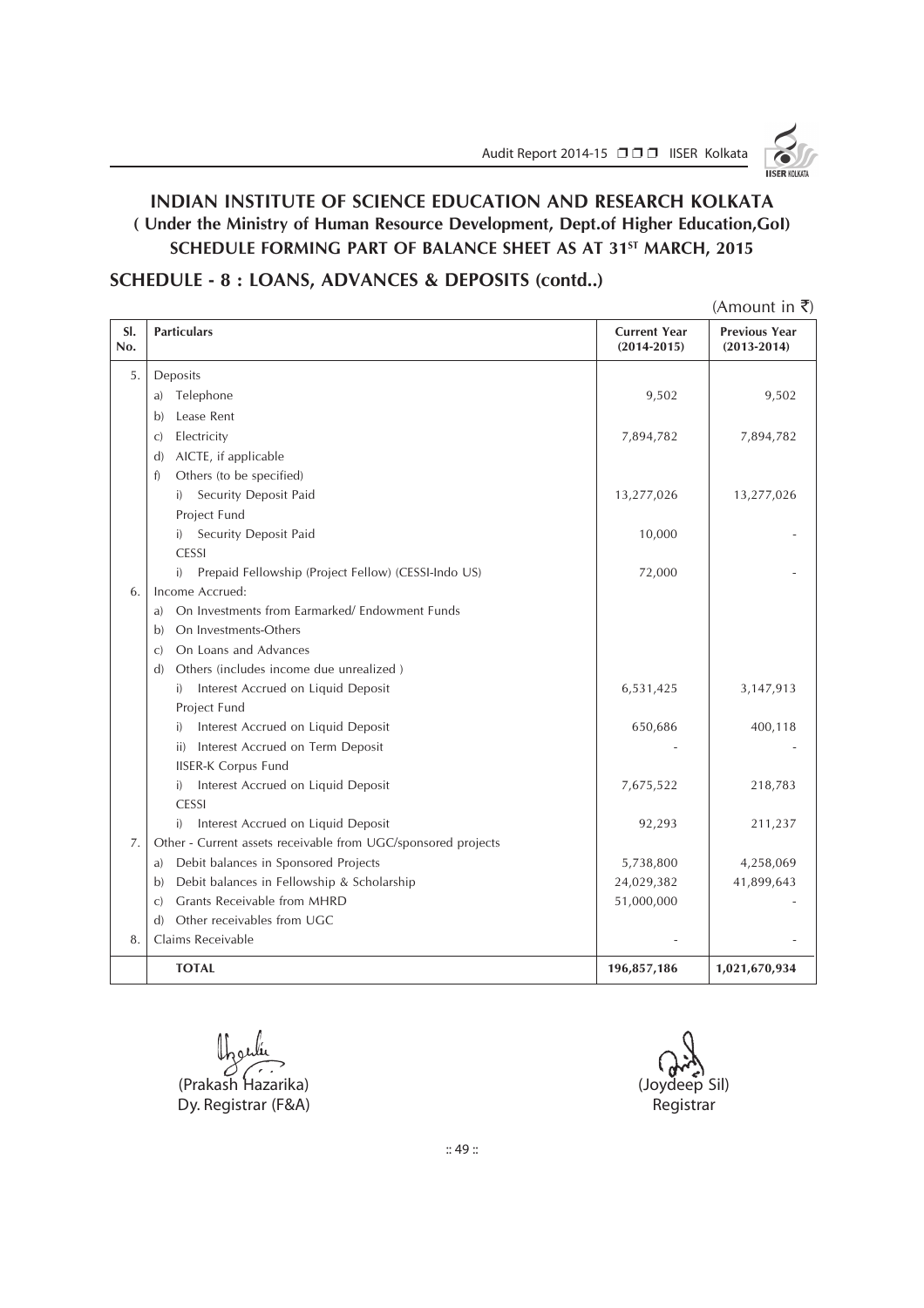# INDIAN INSTITUTE OF SCIENCE EDUCATION AND RESEARCH KOLKATA

**( Under the Ministry of Human Resource Development, Dept.of Higher Education,GoI)**

**SCHEDULE FORMING PART OF BALANCE SHEET AS AT 31ST MARCH, 2015**

## SCHEDULE - 8 : LOANS, ADVANCES & DEPOSITS (contd..)

(Amount in ₹)

| Sl. No. | Particulars | Current Year (2014-2015) | Previous Year (2013-2014) |
|---|---|---|---|
| 5. | Deposits | | |
| | a) Telephone | 9,502 | 9,502 |
| | b) Lease Rent | | |
| | c) Electricity | 7,894,782 | 7,894,782 |
| | d) AICTE, if applicable | | |
| | f) Others (to be specified) | | |
| | i) Security Deposit Paid | 13,277,026 | 13,277,026 |
| | Project Fund | | |
| | i) Security Deposit Paid | 10,000 | - |
| | CESSI | | |
| | i) Prepaid Fellowship (Project Fellow) (CESSI-Indo US) | 72,000 | - |
| 6. | Income Accrued: | | |
| | a) On Investments from Earmarked/ Endowment Funds | | |
| | b) On Investments-Others | | |
| | c) On Loans and Advances | | |
| | d) Others (includes income due unrealized ) | | |
| | i) Interest Accrued on Liquid Deposit | 6,531,425 | 3,147,913 |
| | Project Fund | | |
| | i) Interest Accrued on Liquid Deposit | 650,686 | 400,118 |
| | ii) Interest Accrued on Term Deposit | - | - |
| | IISER-K Corpus Fund | | |
| | i) Interest Accrued on Liquid Deposit | 7,675,522 | 218,783 |
| | CESSI | | |
| | i) Interest Accrued on Liquid Deposit | 92,293 | 211,237 |
| 7. | Other - Current assets receivable from UGC/sponsored projects | | |
| | a) Debit balances in Sponsored Projects | 5,738,800 | 4,258,069 |
| | b) Debit balances in Fellowship & Scholarship | 24,029,382 | 41,899,643 |
| | c) Grants Receivable from MHRD | 51,000,000 | - |
| | d) Other receivables from UGC | | |
| 8. | Claims Receivable | - | - |
| | **TOTAL** | **196,857,186** | **1,021,670,934** |

(Prakash Hazarika)
Dy. Registrar (F&A)

(Joydeep Sil)
Registrar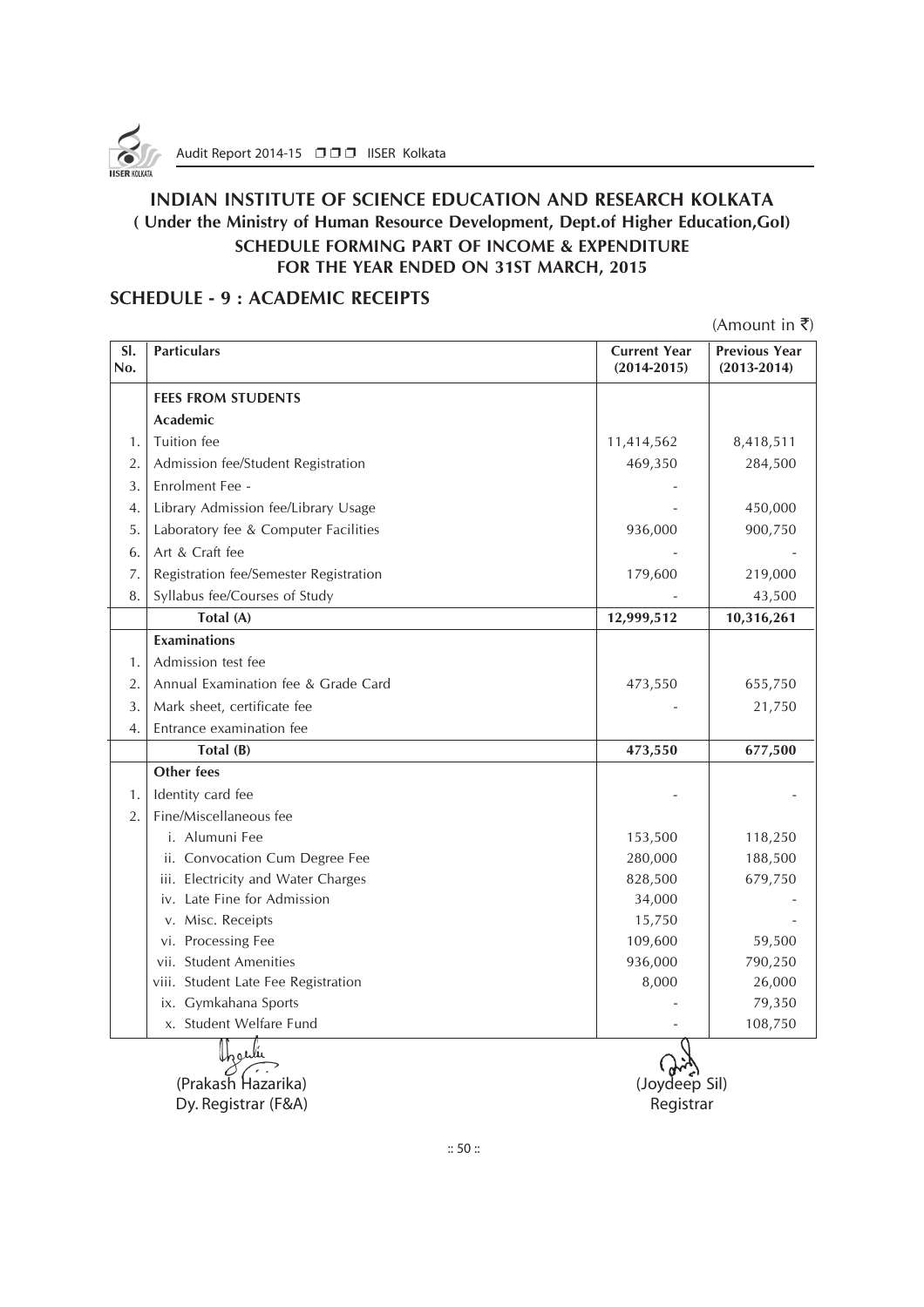# INDIAN INSTITUTE OF SCIENCE EDUCATION AND RESEARCH KOLKATA

**( Under the Ministry of Human Resource Development, Dept.of Higher Education,GoI)**

**SCHEDULE FORMING PART OF INCOME & EXPENDITURE FOR THE YEAR ENDED ON 31ST MARCH, 2015**

## SCHEDULE - 9 : ACADEMIC RECEIPTS

(Amount in ₹)

| Sl. No. | Particulars | Current Year (2014-2015) | Previous Year (2013-2014) |
|---|---|---|---|
| | **FEES FROM STUDENTS** | | |
| | **Academic** | | |
| 1. | Tuition fee | 11,414,562 | 8,418,511 |
| 2. | Admission fee/Student Registration | 469,350 | 284,500 |
| 3. | Enrolment Fee - | - | |
| 4. | Library Admission fee/Library Usage | - | 450,000 |
| 5. | Laboratory fee & Computer Facilities | 936,000 | 900,750 |
| 6. | Art & Craft fee | - | - |
| 7. | Registration fee/Semester Registration | 179,600 | 219,000 |
| 8. | Syllabus fee/Courses of Study | - | 43,500 |
| | **Total (A)** | **12,999,512** | **10,316,261** |
| | **Examinations** | | |
| 1. | Admission test fee | | |
| 2. | Annual Examination fee & Grade Card | 473,550 | 655,750 |
| 3. | Mark sheet, certificate fee | - | 21,750 |
| 4. | Entrance examination fee | | |
| | **Total (B)** | **473,550** | **677,500** |
| | **Other fees** | | |
| 1. | Identity card fee | - | - |
| 2. | Fine/Miscellaneous fee | | |
| | i. Alumuni Fee | 153,500 | 118,250 |
| | ii. Convocation Cum Degree Fee | 280,000 | 188,500 |
| | iii. Electricity and Water Charges | 828,500 | 679,750 |
| | iv. Late Fine for Admission | 34,000 | - |
| | v. Misc. Receipts | 15,750 | - |
| | vi. Processing Fee | 109,600 | 59,500 |
| | vii. Student Amenities | 936,000 | 790,250 |
| | viii. Student Late Fee Registration | 8,000 | 26,000 |
| | ix. Gymkahana Sports | - | 79,350 |
| | x. Student Welfare Fund | - | 108,750 |

(Prakash Hazarika)
Dy. Registrar (F&A)

(Joydeep Sil)
Registrar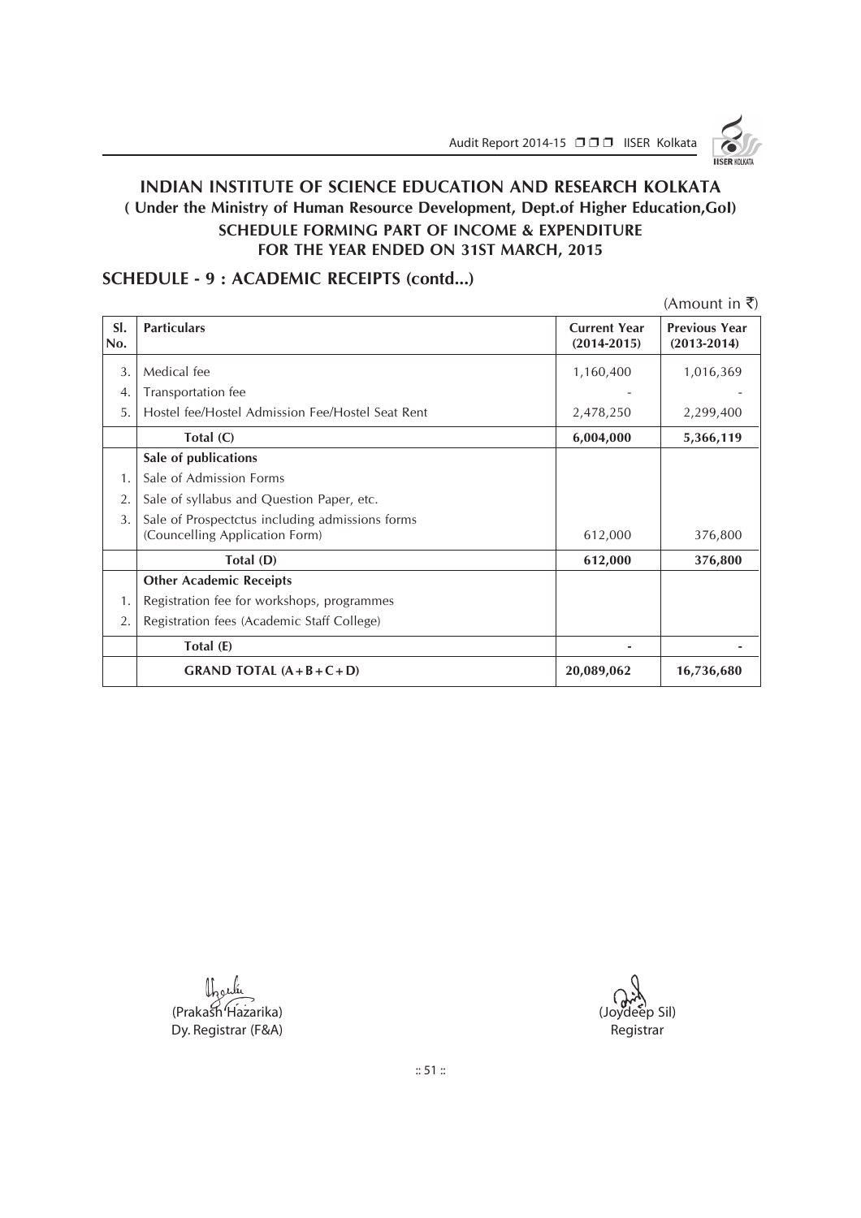# INDIAN INSTITUTE OF SCIENCE EDUCATION AND RESEARCH KOLKATA

### ( Under the Ministry of Human Resource Development, Dept.of Higher Education,GoI)

### SCHEDULE FORMING PART OF INCOME & EXPENDITURE FOR THE YEAR ENDED ON 31ST MARCH, 2015

## SCHEDULE - 9 : ACADEMIC RECEIPTS (contd...)

(Amount in ₹)

| Sl. No. | Particulars | Current Year (2014-2015) | Previous Year (2013-2014) |
|---|---|---|---|
| 3. | Medical fee | 1,160,400 | 1,016,369 |
| 4. | Transportation fee | - | - |
| 5. | Hostel fee/Hostel Admission Fee/Hostel Seat Rent | 2,478,250 | 2,299,400 |
| | **Total (C)** | **6,004,000** | **5,366,119** |
| | **Sale of publications** | | |
| 1. | Sale of Admission Forms | | |
| 2. | Sale of syllabus and Question Paper, etc. | | |
| 3. | Sale of Prospectctus including admissions forms (Councelling Application Form) | 612,000 | 376,800 |
| | **Total (D)** | **612,000** | **376,800** |
| | **Other Academic Receipts** | | |
| 1. | Registration fee for workshops, programmes | | |
| 2. | Registration fees (Academic Staff College) | | |
| | **Total (E)** | **-** | **-** |
| | **GRAND TOTAL (A+B+C+D)** | **20,089,062** | **16,736,680** |

(Prakash Hazarika)
Dy. Registrar (F&A)

(Joydeep Sil)
Registrar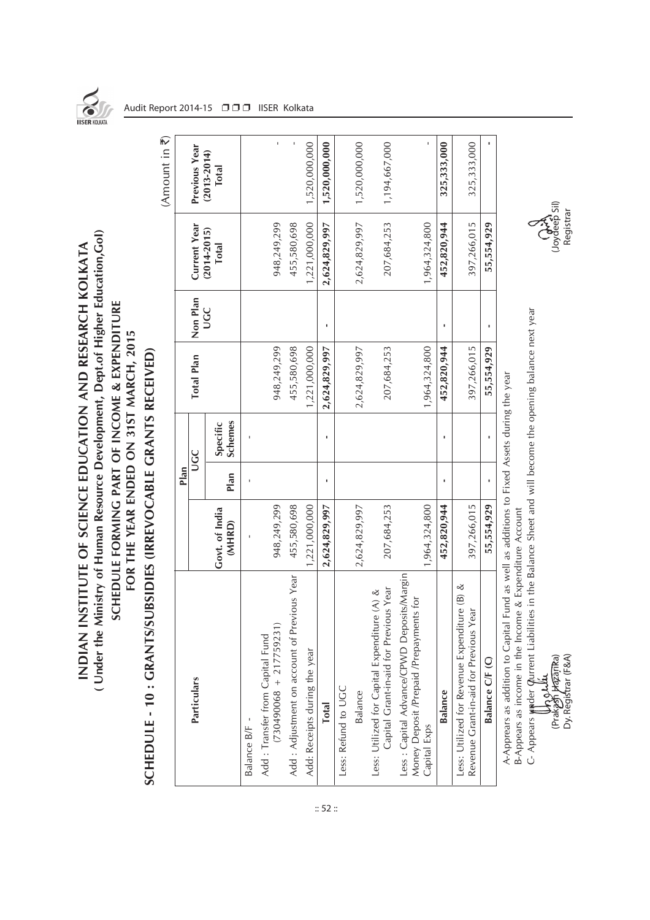# INDIAN INSTITUTE OF SCIENCE EDUCATION AND RESEARCH KOLKATA

## ( Under the Ministry of Human Resource Development, Dept.of Higher Education,GoI)

## SCHEDULE FORMING PART OF INCOME & EXPENDITURE FOR THE YEAR ENDED ON 31ST MARCH, 2015

## SCHEDULE - 10 : GRANTS/SUBSIDIES (IRREVOCABLE GRANTS RECEIVED)

(Amount in ₹)

| Particulars | Plan | | | Total Plan | Non Plan UGC | Current Year (2014-2015) Total | Previous Year (2013-2014) Total |
|---|---|---|---|---|---|---|---|
| | Govt. of India (MHRD) | UGC | | | | | |
| | | Plan | Specific Schemes | | | | |
| Balance B/F - | - | - | - | | | | |
| Add : Transfer from Capital Fund (730490068 + 217759231) | 948,249,299 | | | 948,249,299 | | 948,249,299 | - |
| Add : Adjustment on account of Previous Year | 455,580,698 | | | 455,580,698 | | 455,580,698 | - |
| Add: Receipts during the year | 1,221,000,000 | | | 1,221,000,000 | | 1,221,000,000 | 1,520,000,000 |
| **Total** | **2,624,829,997** | **-** | **-** | **2,624,829,997** | **-** | **2,624,829,997** | **1,520,000,000** |
| Less: Refund to UGC | | | | | | | |
| Balance | 2,624,829,997 | | | 2,624,829,997 | | 2,624,829,997 | 1,520,000,000 |
| Less: Utilized for Capital Expenditure (A) & Capital Grant-in-aid for Previous Year | 207,684,253 | | | 207,684,253 | | 207,684,253 | 1,194,667,000 |
| Less : Capital Advance/CPWD Deposits/Margin Money Deposit /Prepaid /Prepayments for Capital Exps | 1,964,324,800 | | | 1,964,324,800 | | 1,964,324,800 | - |
| **Balance** | **452,820,944** | **-** | **-** | **452,820,944** | **-** | **452,820,944** | **325,333,000** |
| Less: Utilized for Revenue Expenditure (B) & Revenue Grant-in-aid for Previous Year | 397,266,015 | | | 397,266,015 | | 397,266,015 | 325,333,000 |
| **Balance C/F (C)** | **55,554,929** | **-** | **-** | **55,554,929** | **-** | **55,554,929** | **-** |

A-Apprears as addition to Capital Fund as well as additions to Fixed Assets during the year

B-Appears as income in the Income & Expenditure Account

C- Appears under Current Liabilities in the Balance Sheet and will become the opening balance next year

(Prakash Hazarika)
Dy. Registrar (F&A)

(Joydeep Sil)
Registrar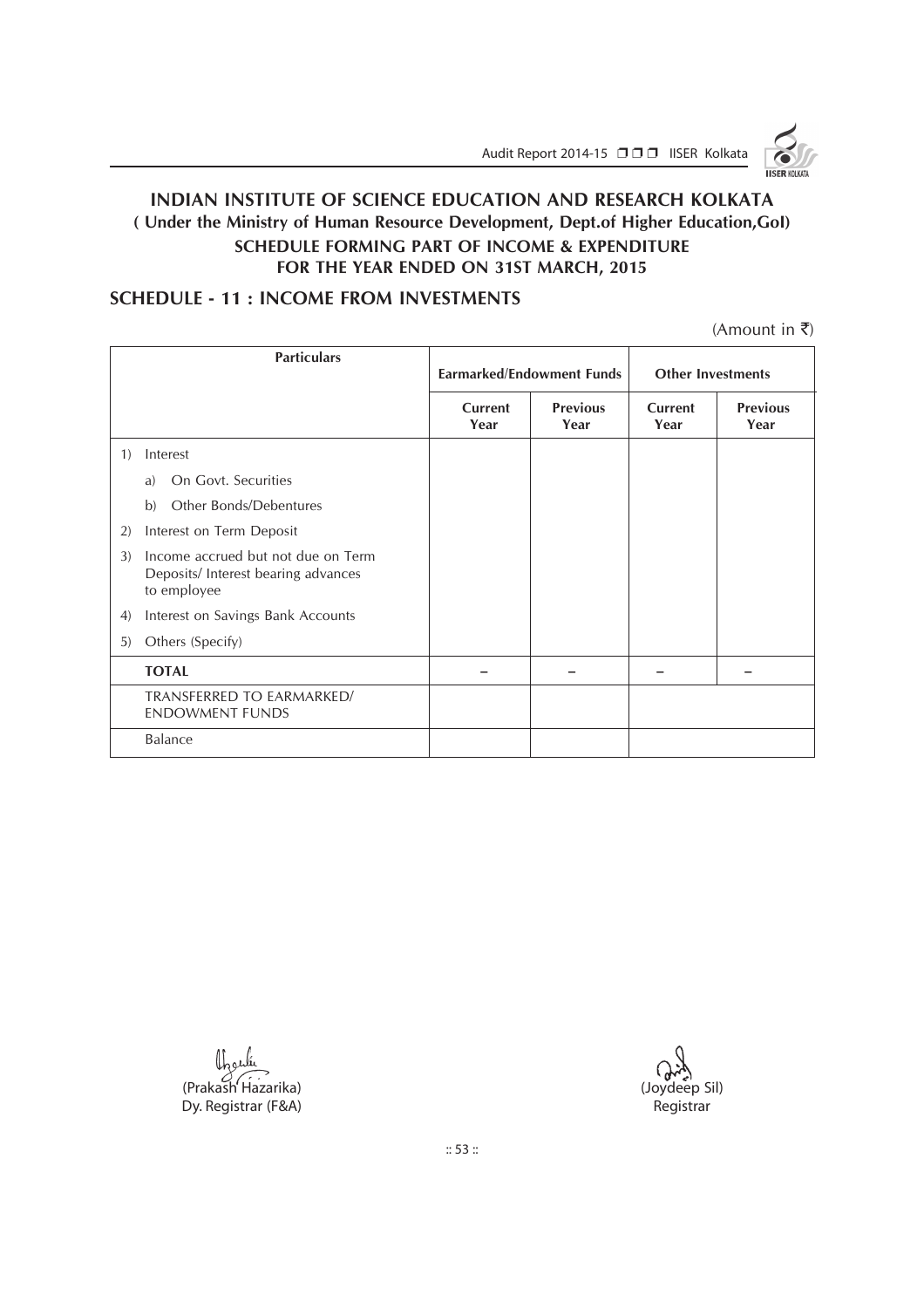# INDIAN INSTITUTE OF SCIENCE EDUCATION AND RESEARCH KOLKATA
## ( Under the Ministry of Human Resource Development, Dept.of Higher Education,GoI)
## SCHEDULE FORMING PART OF INCOME & EXPENDITURE FOR THE YEAR ENDED ON 31ST MARCH, 2015

## SCHEDULE - 11 : INCOME FROM INVESTMENTS

(Amount in ₹)

| Particulars | Earmarked/Endowment Funds | | Other Investments | |
|---|---|---|---|---|
| | Current Year | Previous Year | Current Year | Previous Year |
| 1) Interest | | | | |
| a) On Govt. Securities | | | | |
| b) Other Bonds/Debentures | | | | |
| 2) Interest on Term Deposit | | | | |
| 3) Income accrued but not due on Term Deposits/ Interest bearing advances to employee | | | | |
| 4) Interest on Savings Bank Accounts | | | | |
| 5) Others (Specify) | | | | |
| **TOTAL** | – | – | – | – |
| TRANSFERRED TO EARMARKED/ ENDOWMENT FUNDS | | | | |
| Balance | | | | |

(Prakash Hazarika)
Dy. Registrar (F&A)

(Joydeep Sil)
Registrar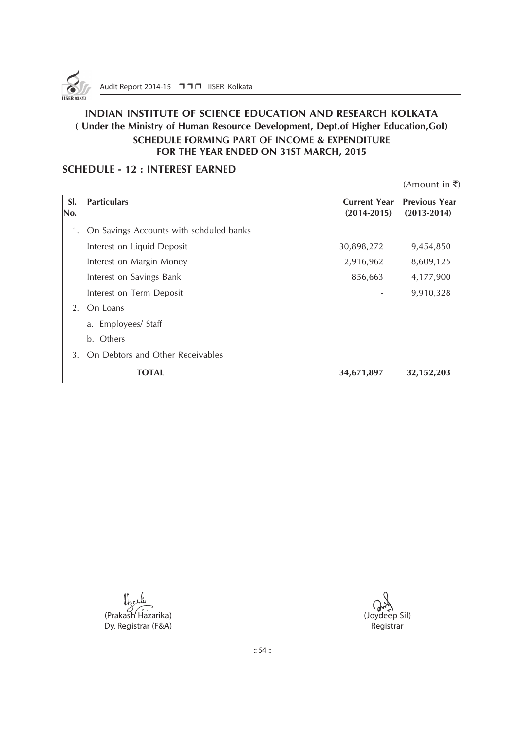# INDIAN INSTITUTE OF SCIENCE EDUCATION AND RESEARCH KOLKATA

**( Under the Ministry of Human Resource Development, Dept.of Higher Education,GoI)**

**SCHEDULE FORMING PART OF INCOME & EXPENDITURE FOR THE YEAR ENDED ON 31ST MARCH, 2015**

## SCHEDULE - 12 : INTEREST EARNED

(Amount in ₹)

| Sl. No. | Particulars | Current Year (2014-2015) | Previous Year (2013-2014) |
|---|---|---|---|
| 1. | On Savings Accounts with schduled banks | | |
| | Interest on Liquid Deposit | 30,898,272 | 9,454,850 |
| | Interest on Margin Money | 2,916,962 | 8,609,125 |
| | Interest on Savings Bank | 856,663 | 4,177,900 |
| | Interest on Term Deposit | - | 9,910,328 |
| 2. | On Loans | | |
| | a. Employees/ Staff | | |
| | b. Others | | |
| 3. | On Debtors and Other Receivables | | |
| | **TOTAL** | **34,671,897** | **32,152,203** |

(Prakash Hazarika)
Dy. Registrar (F&A)

(Joydeep Sil)
Registrar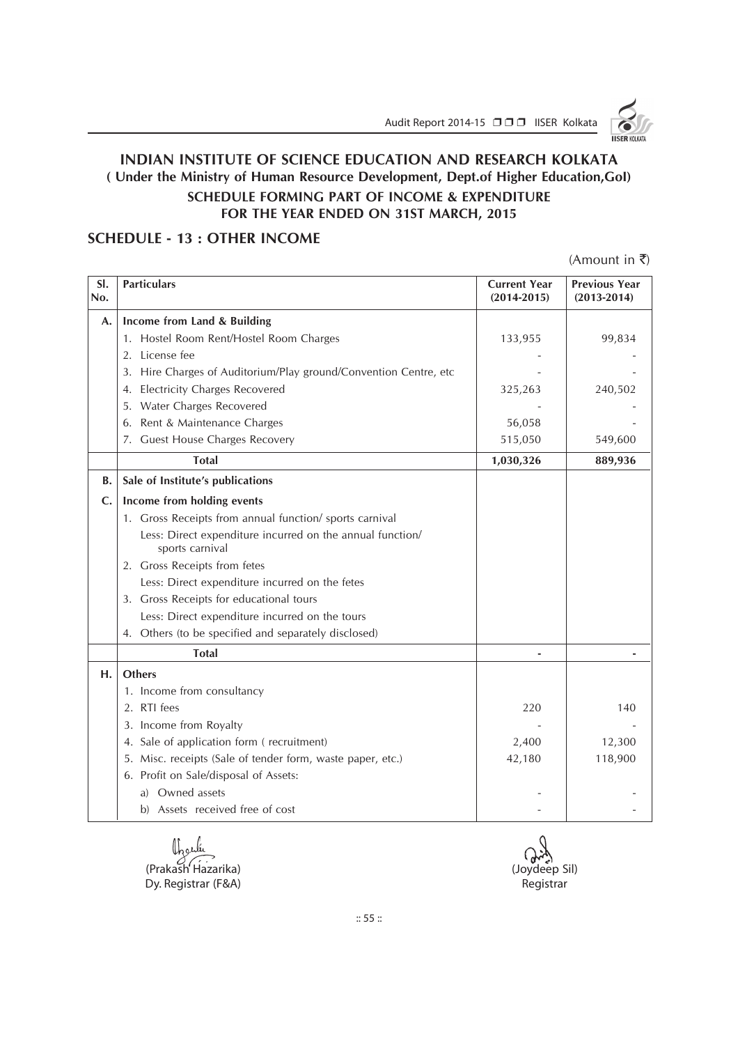# INDIAN INSTITUTE OF SCIENCE EDUCATION AND RESEARCH KOLKATA

## ( Under the Ministry of Human Resource Development, Dept.of Higher Education,GoI)

### SCHEDULE FORMING PART OF INCOME & EXPENDITURE FOR THE YEAR ENDED ON 31ST MARCH, 2015

## SCHEDULE - 13 : OTHER INCOME

(Amount in ₹)

| Sl. No. | Particulars | Current Year (2014-2015) | Previous Year (2013-2014) |
|---|---|---|---|
| A. | **Income from Land & Building** | | |
| | 1. Hostel Room Rent/Hostel Room Charges | 133,955 | 99,834 |
| | 2. License fee | - | - |
| | 3. Hire Charges of Auditorium/Play ground/Convention Centre, etc | - | - |
| | 4. Electricity Charges Recovered | 325,263 | 240,502 |
| | 5. Water Charges Recovered | - | - |
| | 6. Rent & Maintenance Charges | 56,058 | - |
| | 7. Guest House Charges Recovery | 515,050 | 549,600 |
| | **Total** | **1,030,326** | **889,936** |
| B. | **Sale of Institute's publications** | | |
| C. | **Income from holding events** | | |
| | 1. Gross Receipts from annual function/ sports carnival | | |
| | Less: Direct expenditure incurred on the annual function/ sports carnival | | |
| | 2. Gross Receipts from fetes | | |
| | Less: Direct expenditure incurred on the fetes | | |
| | 3. Gross Receipts for educational tours | | |
| | Less: Direct expenditure incurred on the tours | | |
| | 4. Others (to be specified and separately disclosed) | | |
| | **Total** | **-** | **-** |
| H. | **Others** | | |
| | 1. Income from consultancy | | |
| | 2. RTI fees | 220 | 140 |
| | 3. Income from Royalty | - | - |
| | 4. Sale of application form ( recruitment) | 2,400 | 12,300 |
| | 5. Misc. receipts (Sale of tender form, waste paper, etc.) | 42,180 | 118,900 |
| | 6. Profit on Sale/disposal of Assets: | | |
| | a) Owned assets | - | - |
| | b) Assets received free of cost | - | - |

(Prakash Hazarika)
Dy. Registrar (F&A)

(Joydeep Sil)
Registrar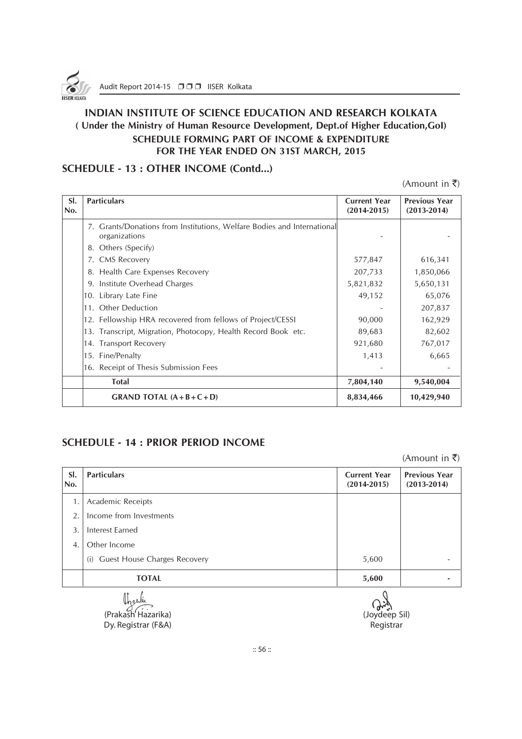# INDIAN INSTITUTE OF SCIENCE EDUCATION AND RESEARCH KOLKATA

**( Under the Ministry of Human Resource Development, Dept.of Higher Education,GoI)**

**SCHEDULE FORMING PART OF INCOME & EXPENDITURE FOR THE YEAR ENDED ON 31ST MARCH, 2015**

## SCHEDULE - 13 : OTHER INCOME (Contd...)

(Amount in ₹)

| Sl. No. | Particulars | Current Year (2014-2015) | Previous Year (2013-2014) |
|---|---|---|---|
| | 7. Grants/Donations from Institutions, Welfare Bodies and International organizations | - | - |
| | 8. Others (Specify) | | |
| | 7. CMS Recovery | 577,847 | 616,341 |
| | 8. Health Care Expenses Recovery | 207,733 | 1,850,066 |
| | 9. Institute Overhead Charges | 5,821,832 | 5,650,131 |
| | 10. Library Late Fine | 49,152 | 65,076 |
| | 11. Other Deduction | - | 207,837 |
| | 12. Fellowship HRA recovered from fellows of Project/CESSI | 90,000 | 162,929 |
| | 13. Transcript, Migration, Photocopy, Health Record Book etc. | 89,683 | 82,602 |
| | 14. Transport Recovery | 921,680 | 767,017 |
| | 15. Fine/Penalty | 1,413 | 6,665 |
| | 16. Receipt of Thesis Submission Fees | - | - |
| | **Total** | **7,804,140** | **9,540,004** |
| | **GRAND TOTAL (A+B+C+D)** | **8,834,466** | **10,429,940** |

## SCHEDULE - 14 : PRIOR PERIOD INCOME

(Amount in ₹)

| Sl. No. | Particulars | Current Year (2014-2015) | Previous Year (2013-2014) |
|---|---|---|---|
| 1. | Academic Receipts | | |
| 2. | Income from Investments | | |
| 3. | Interest Earned | | |
| 4. | Other Income | | |
| | (i) Guest House Charges Recovery | 5,600 | - |
| | **TOTAL** | **5,600** | **-** |

(Prakash Hazarika)
Dy. Registrar (F&A)

(Joydeep Sil)
Registrar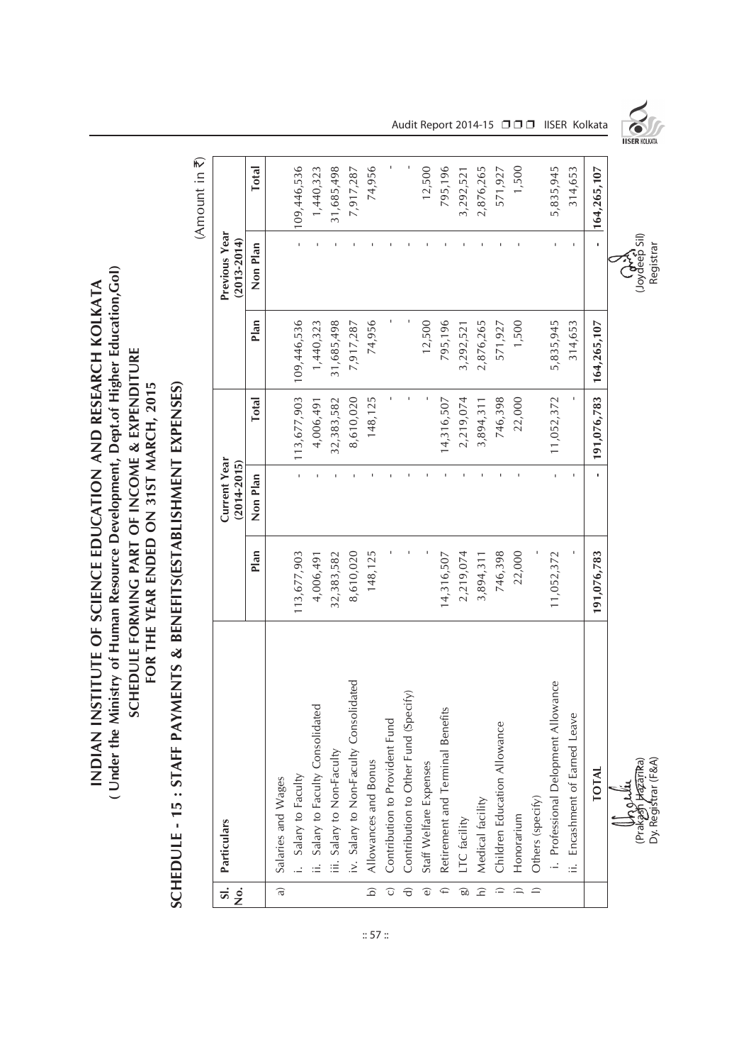# INDIAN INSTITUTE OF SCIENCE EDUCATION AND RESEARCH KOLKATA
## ( Under the Ministry of Human Resource Development, Dept.of Higher Education,GoI)
### SCHEDULE FORMING PART OF INCOME & EXPENDITURE
### FOR THE YEAR ENDED ON 31ST MARCH, 2015

## SCHEDULE - 15 : STAFF PAYMENTS & BENEFITS(ESTABLISHMENT EXPENSES)

(Amount in ₹)

| Sl. No. | Particulars | Current Year (2014-2015) | | | Previous Year (2013-2014) | | |
|---|---|---|---|---|---|---|---|
| | | Plan | Non Plan | Total | Plan | Non Plan | Total |
| a) | Salaries and Wages | | | | | | |
| | i. Salary to Faculty | 113,677,903 | - | 113,677,903 | 109,446,536 | - | 109,446,536 |
| | ii. Salary to Faculty Consolidated | 4,006,491 | - | 4,006,491 | 1,440,323 | - | 1,440,323 |
| | iii. Salary to Non-Faculty | 32,383,582 | - | 32,383,582 | 31,685,498 | - | 31,685,498 |
| | iv. Salary to Non-Faculty Consolidated | 8,610,020 | - | 8,610,020 | 7,917,287 | - | 7,917,287 |
| b) | Allowances and Bonus | 148,125 | - | 148,125 | 74,956 | - | 74,956 |
| c) | Contribution to Provident Fund | - | - | - | - | - | - |
| d) | Contribution to Other Fund (Specify) | - | - | - | - | - | - |
| e) | Staff Welfare Expenses | - | - | - | 12,500 | - | 12,500 |
| f) | Retirement and Terminal Benefits | 14,316,507 | - | 14,316,507 | 795,196 | - | 795,196 |
| g) | LTC facility | 2,219,074 | - | 2,219,074 | 3,292,521 | - | 3,292,521 |
| h) | Medical facility | 3,894,311 | - | 3,894,311 | 2,876,265 | - | 2,876,265 |
| i) | Children Education Allowance | 746,398 | - | 746,398 | 571,927 | - | 571,927 |
| j) | Honorarium | 22,000 | - | 22,000 | 1,500 | - | 1,500 |
| l) | Others (specify) | - | | | | | |
| | i. Professional Delopment Allowance | 11,052,372 | - | 11,052,372 | 5,835,945 | - | 5,835,945 |
| | ii. Encashment of Earned Leave | - | - | - | 314,653 | - | 314,653 |
| | **TOTAL** | **191,076,783** | **-** | **191,076,783** | **164,265,107** | **-** | **164,265,107** |

(Prakash Hazarika)
Dy. Registrar (F&A)

(Joydeep Sil)
Registrar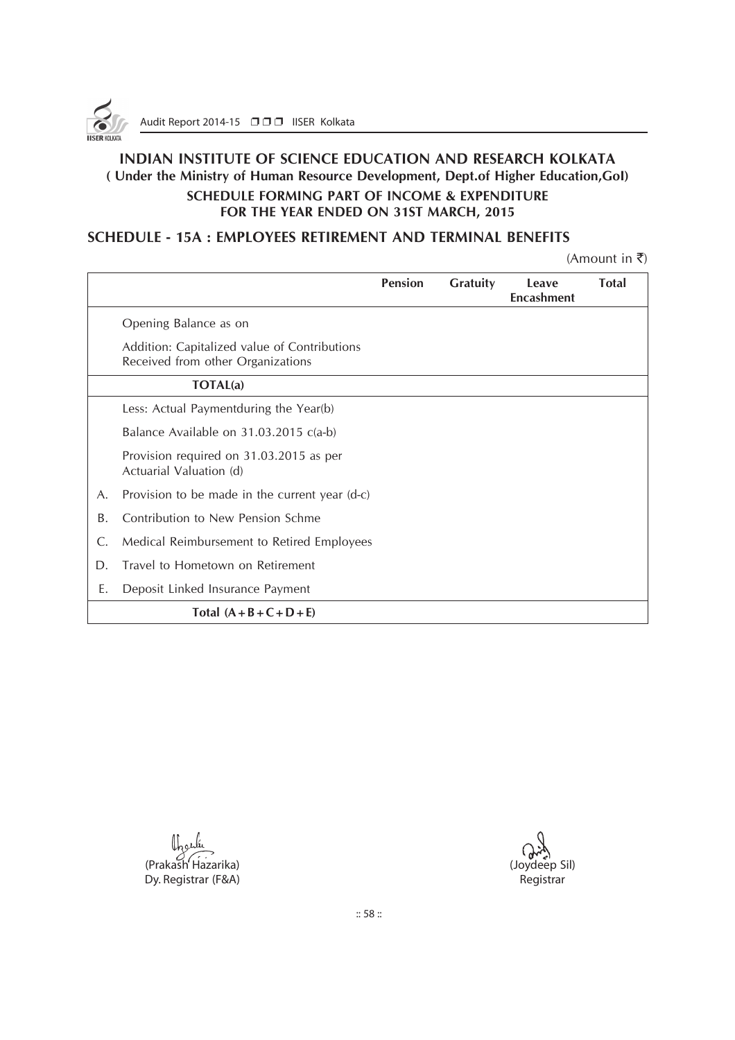# INDIAN INSTITUTE OF SCIENCE EDUCATION AND RESEARCH KOLKATA

**( Under the Ministry of Human Resource Development, Dept.of Higher Education,GoI)**

**SCHEDULE FORMING PART OF INCOME & EXPENDITURE FOR THE YEAR ENDED ON 31ST MARCH, 2015**

## SCHEDULE - 15A : EMPLOYEES RETIREMENT AND TERMINAL BENEFITS

(Amount in ₹)

| | | Pension | Gratuity | Leave Encashment | Total |
|---|---|---|---|---|---|
| | Opening Balance as on | | | | |
| | Addition: Capitalized value of Contributions Received from other Organizations | | | | |
| | **TOTAL(a)** | | | | |
| | Less: Actual Paymentduring the Year(b) | | | | |
| | Balance Available on 31.03.2015 c(a-b) | | | | |
| | Provision required on 31.03.2015 as per Actuarial Valuation (d) | | | | |
| A. | Provision to be made in the current year (d-c) | | | | |
| B. | Contribution to New Pension Schme | | | | |
| C. | Medical Reimbursement to Retired Employees | | | | |
| D. | Travel to Hometown on Retirement | | | | |
| E. | Deposit Linked Insurance Payment | | | | |
| | **Total (A+B+C+D+E)** | | | | |

(Prakash Hazarika)
Dy. Registrar (F&A)

(Joydeep Sil)
Registrar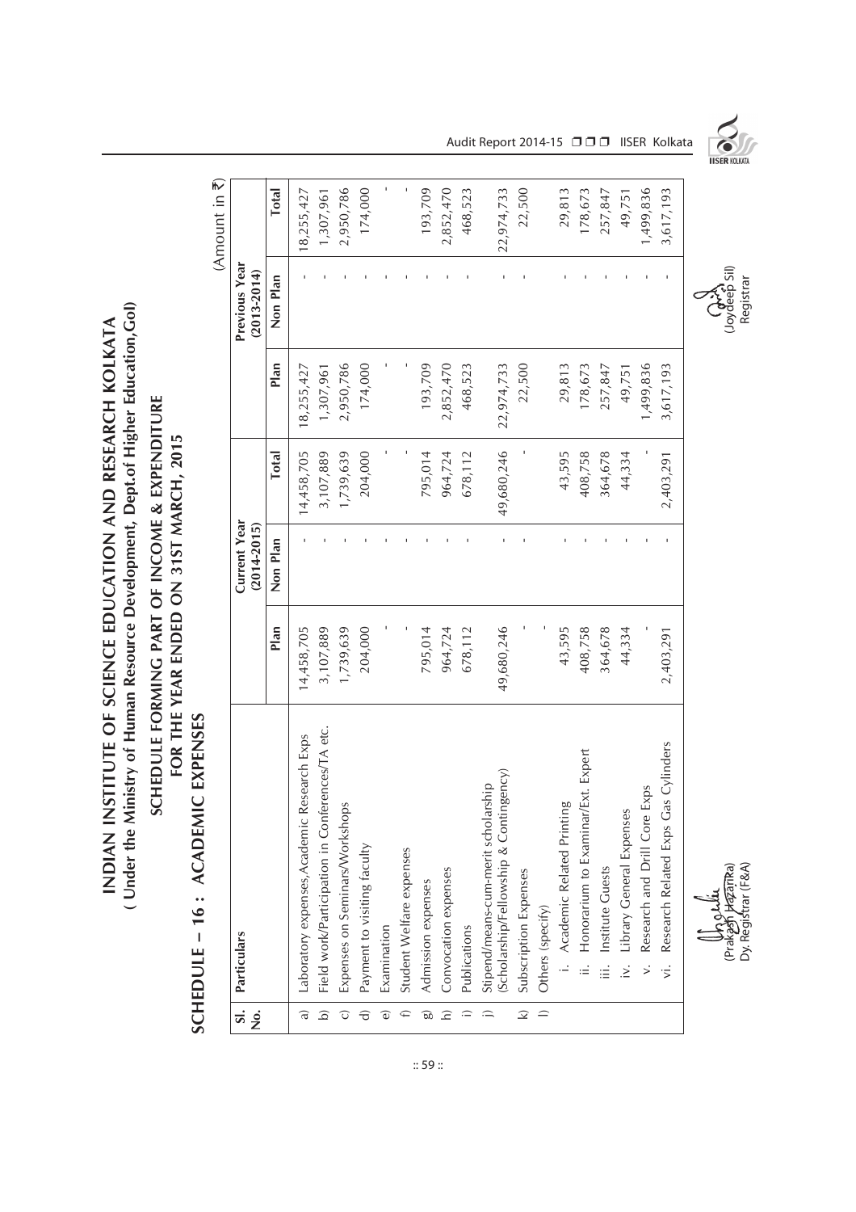# INDIAN INSTITUTE OF SCIENCE EDUCATION AND RESEARCH KOLKATA

## ( Under the Ministry of Human Resource Development, Dept.of Higher Education,GoI)

## SCHEDULE FORMING PART OF INCOME & EXPENDITURE FOR THE YEAR ENDED ON 31ST MARCH, 2015

## SCHEDULE – 16 : ACADEMIC EXPENSES

(Amount in ₹)

| Sl. No. | Particulars | Current Year (2014-2015) | | | Previous Year (2013-2014) | | |
|---|---|---|---|---|---|---|---|
| | | Plan | Non Plan | Total | Plan | Non Plan | Total |
| a) | Laboratory expenses,Academic Research Exps | 14,458,705 | - | 14,458,705 | 18,255,427 | - | 18,255,427 |
| b) | Field work/Participation in Conferences/TA etc. | 3,107,889 | - | 3,107,889 | 1,307,961 | - | 1,307,961 |
| c) | Expenses on Seminars/Workshops | 1,739,639 | - | 1,739,639 | 2,950,786 | - | 2,950,786 |
| d) | Payment to visiting faculty | 204,000 | - | 204,000 | 174,000 | - | 174,000 |
| e) | Examination | - | - | - | - | - | - |
| f) | Student Welfare expenses | - | - | - | - | - | - |
| g) | Admission expenses | 795,014 | - | 795,014 | 193,709 | - | 193,709 |
| h) | Convocation expenses | 964,724 | - | 964,724 | 2,852,470 | - | 2,852,470 |
| i) | Publications | 678,112 | - | 678,112 | 468,523 | - | 468,523 |
| j) | Stipend/means-cum-merit scholarship (Scholarship/Fellowship & Contingency) | 49,680,246 | - | 49,680,246 | 22,974,733 | - | 22,974,733 |
| k) | Subscription Expenses | - | - | - | 22,500 | - | 22,500 |
| l) | Others (specify) | - | | | | | |
| | i. Academic Related Printing | 43,595 | - | 43,595 | 29,813 | - | 29,813 |
| | ii. Honorarium to Examinar/Ext. Expert | 408,758 | - | 408,758 | 178,673 | - | 178,673 |
| | iii. Institute Guests | 364,678 | - | 364,678 | 257,847 | - | 257,847 |
| | iv. Library General Expenses | 44,334 | - | 44,334 | 49,751 | - | 49,751 |
| | v. Research and Drill Core Exps | - | - | - | 1,499,836 | - | 1,499,836 |
| | vi. Research Related Exps Gas Cylinders | 2,403,291 | - | 2,403,291 | 3,617,193 | - | 3,617,193 |

(Prakash Hazarika)
Dy. Registrar (F&A)

(Joydeep Sil)
Registrar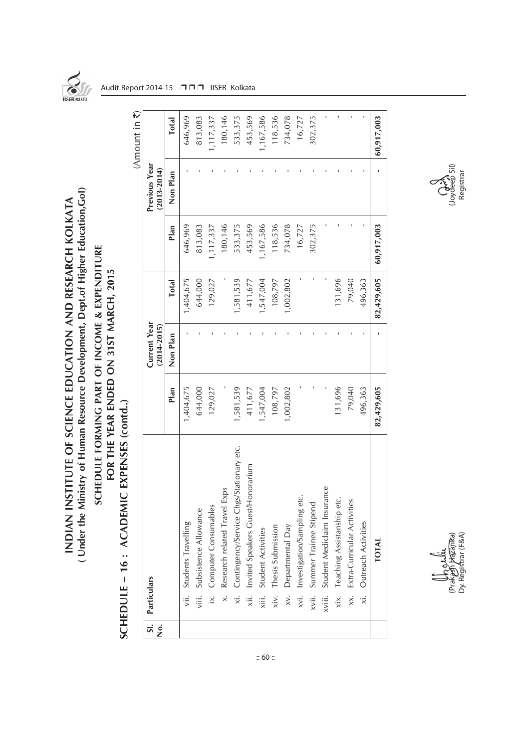# INDIAN INSTITUTE OF SCIENCE EDUCATION AND RESEARCH KOLKATA
## ( Under the Ministry of Human Resource Development, Dept.of Higher Education,GoI)

## SCHEDULE FORMING PART OF INCOME & EXPENDITURE
## FOR THE YEAR ENDED ON 31ST MARCH, 2015

## SCHEDULE – 16 : ACADEMIC EXPENSES (contd..)

(Amount in ₹)

| Sl. No. | Particulars | Current Year (2014-2015) | | | Previous Year (2013-2014) | | |
|---|---|---|---|---|---|---|---|
| | | Plan | Non Plan | Total | Plan | Non Plan | Total |
| | vii. Students Travelling | 1,404,675 | - | 1,404,675 | 646,969 | - | 646,969 |
| | viii. Subsistence Allowance | 644,000 | - | 644,000 | 813,083 | - | 813,083 |
| | ix. Computer Consumables | 129,027 | - | 129,027 | 1,117,337 | - | 1,117,337 |
| | x. Research related Travel Exps | - | - | - | 180,146 | - | 180,146 |
| | xi. Contingency/Service Chgs/Stationary etc. | 1,581,539 | - | 1,581,539 | 533,375 | - | 533,375 |
| | xii. Invited Speakers Guest/Honorarium | 411,677 | - | 411,677 | 453,569 | - | 453,569 |
| | xiii. Student Activities | 1,547,004 | - | 1,547,004 | 1,167,586 | - | 1,167,586 |
| | xiv. Thesis Submission | 108,797 | - | 108,797 | 118,536 | - | 118,536 |
| | xv. Departmental Day | 1,002,802 | - | 1,002,802 | 734,078 | - | 734,078 |
| | xvi. Investigation/Sampling etc. | - | - | - | 16,727 | - | 16,727 |
| | xvii. Summer Trainee Stipend | - | - | - | 302,375 | - | 302,375 |
| | xviii. Student Mediclaim Insurance | - | - | - | - | - | - |
| | xix. Teaching Assistanship etc. | 131,696 | - | 131,696 | - | - | - |
| | xx. Extra-Curricular Activities | 79,040 | - | 79,040 | - | - | - |
| | xi. Outreach Activities | 496,363 | - | 496,363 | - | - | - |
| | **TOTAL** | **82,429,605** | **-** | **82,429,605** | **60,917,003** | **-** | **60,917,003** |

(Prakash Hazarika)
Dy. Registrar (F&A)

(Joydeep Sil)
Registrar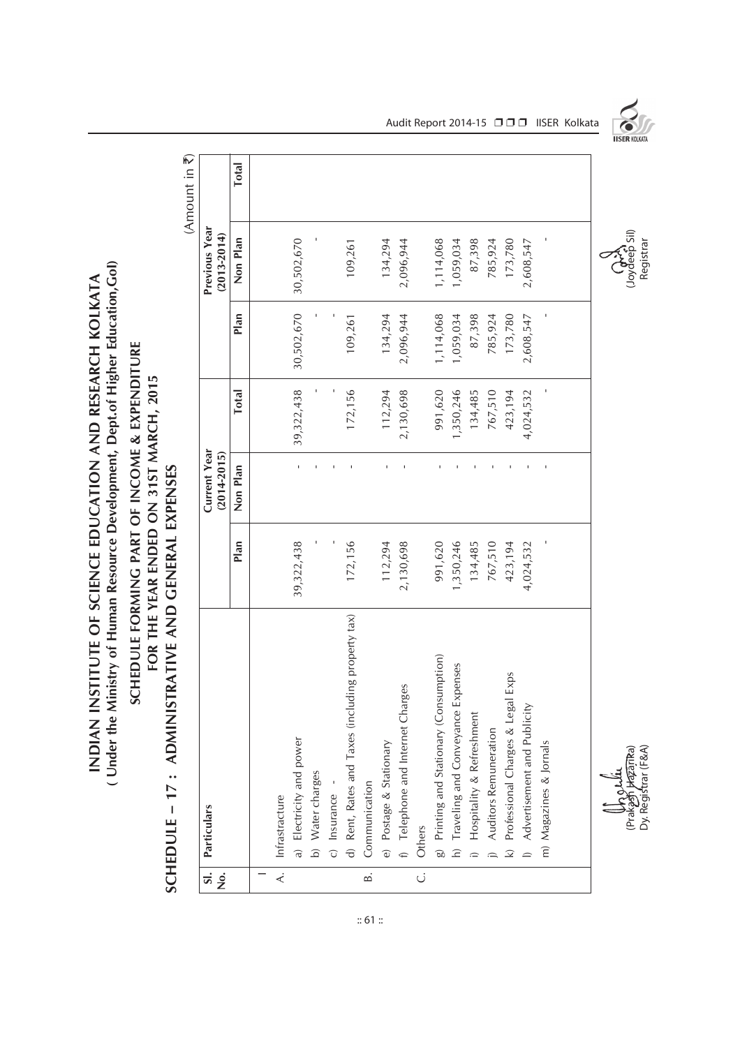# INDIAN INSTITUTE OF SCIENCE EDUCATION AND RESEARCH KOLKATA
## ( Under the Ministry of Human Resource Development, Dept.of Higher Education,GoI)

### SCHEDULE FORMING PART OF INCOME & EXPENDITURE
### FOR THE YEAR ENDED ON 31ST MARCH, 2015

## SCHEDULE – 17 : ADMINISTRATIVE AND GENERAL EXPENSES

(Amount in ₹)

| Sl. No. | Particulars | Current Year (2014-2015) | | | Previous Year (2013-2014) | | |
|---|---|---|---|---|---|---|---|
| | | Plan | Non Plan | Total | Plan | Non Plan | Total |
| I | | | | | | | |
| A. | Infrastructure | | | | | | |
| | a) Electricity and power | 39,322,438 | - | 39,322,438 | 30,502,670 | 30,502,670 | |
| | b) Water charges | - | - | - | - | - | |
| | c) Insurance - | - | - | - | - | | |
| | d) Rent, Rates and Taxes (including property tax) | 172,156 | - | 172,156 | 109,261 | 109,261 | |
| B. | Communication | | | | | | |
| | e) Postage & Stationary | 112,294 | - | 112,294 | 134,294 | 134,294 | |
| | f) Telephone and Internet Charges | 2,130,698 | - | 2,130,698 | 2,096,944 | 2,096,944 | |
| C. | Others | | | | | | |
| | g) Printing and Stationary (Consumption) | 991,620 | - | 991,620 | 1,114,068 | 1,114,068 | |
| | h) Traveling and Conveyance Expenses | 1,350,246 | - | 1,350,246 | 1,059,034 | 1,059,034 | |
| | i) Hospitality & Refreshment | 134,485 | - | 134,485 | 87,398 | 87,398 | |
| | j) Auditors Remuneration | 767,510 | - | 767,510 | 785,924 | 785,924 | |
| | k) Professional Charges & Legal Exps | 423,194 | - | 423,194 | 173,780 | 173,780 | |
| | l) Advertisement and Publicity | 4,024,532 | - | 4,024,532 | 2,608,547 | 2,608,547 | |
| | m) Magazines & Jornals | - | - | - | - | - | |

(Prakash Hazarika)
Dy. Registrar (F&A)

(Joydeep Sil)
Registrar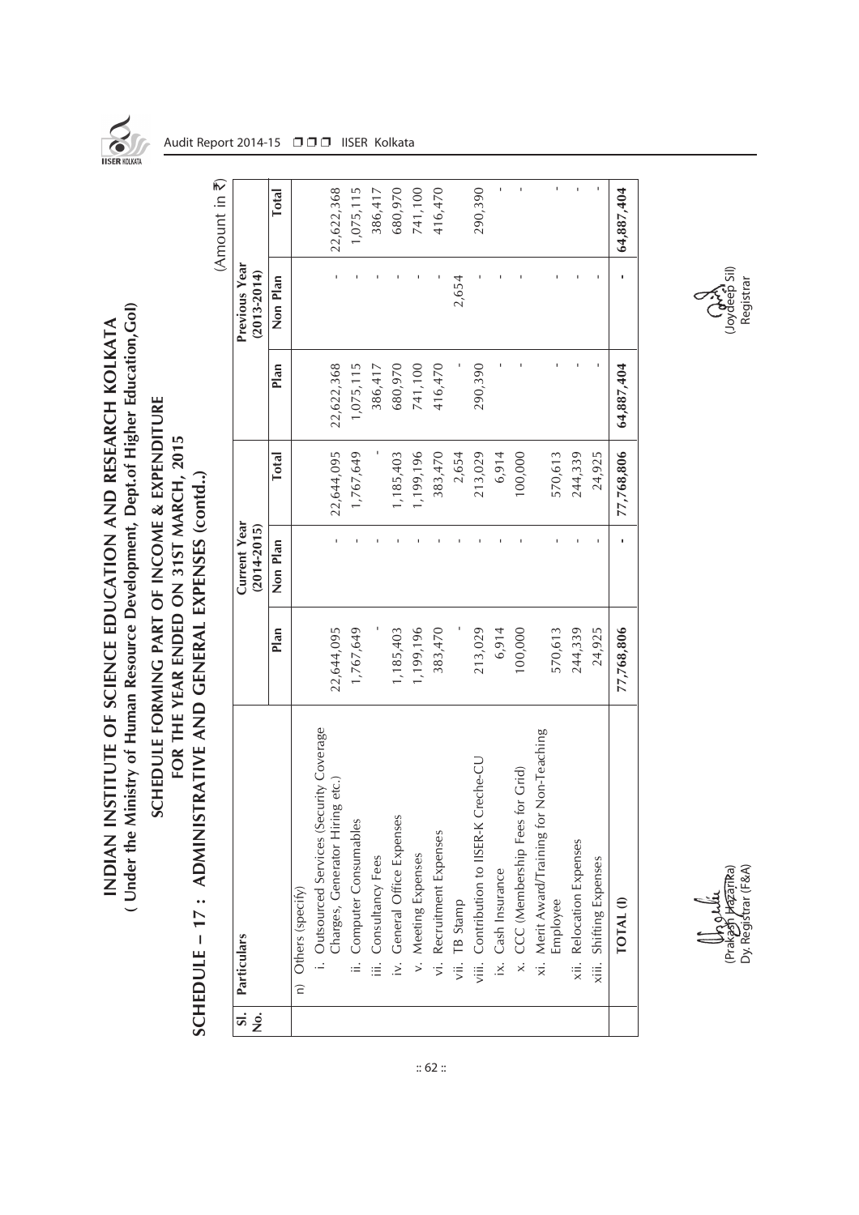# INDIAN INSTITUTE OF SCIENCE EDUCATION AND RESEARCH KOLKATA

## ( Under the Ministry of Human Resource Development, Dept.of Higher Education,GoI)

## SCHEDULE FORMING PART OF INCOME & EXPENDITURE FOR THE YEAR ENDED ON 31ST MARCH, 2015

## SCHEDULE – 17 : ADMINISTRATIVE AND GENERAL EXPENSES (contd..)

(Amount in ₹)

| Sl. No. | Particulars | Current Year (2014-2015) | | | Previous Year (2013-2014) | | |
|---|---|---|---|---|---|---|---|
| | | Plan | Non Plan | Total | Plan | Non Plan | Total |
| | n) Others (specify) | | | | | | |
| | i. Outsourced Services (Security Coverage Charges, Generator Hiring etc.) | 22,644,095 | - | 22,644,095 | 22,622,368 | - | 22,622,368 |
| | ii. Computer Consumables | 1,767,649 | - | 1,767,649 | 1,075,115 | - | 1,075,115 |
| | iii. Consultancy Fees | - | - | - | 386,417 | - | 386,417 |
| | iv. General Office Expenses | 1,185,403 | - | 1,185,403 | 680,970 | - | 680,970 |
| | v. Meeting Expenses | 1,199,196 | - | 1,199,196 | 741,100 | - | 741,100 |
| | vi. Recruitment Expenses | 383,470 | - | 383,470 | 416,470 | - | 416,470 |
| | vii. TB Stamp | - | - | 2,654 | - | 2,654 | |
| | viii. Contribution to IISER-K Creche-CU | 213,029 | - | 213,029 | 290,390 | - | 290,390 |
| | ix. Cash Insurance | 6,914 | - | 6,914 | - | - | - |
| | x. CCC (Membership Fees for Grid) | 100,000 | - | 100,000 | - | - | - |
| | xi. Merit Award/Training for Non-Teaching Employee | 570,613 | - | 570,613 | - | - | - |
| | xii. Relocation Expenses | 244,339 | - | 244,339 | - | - | - |
| | xiii. Shifting Expenses | 24,925 | - | 24,925 | - | - | - |
| | **TOTAL (I)** | **77,768,806** | **-** | **77,768,806** | **64,887,404** | **-** | **64,887,404** |

(Prakash Hazarika)
Dy. Registrar (F&A)

(Joydeep Sil)
Registrar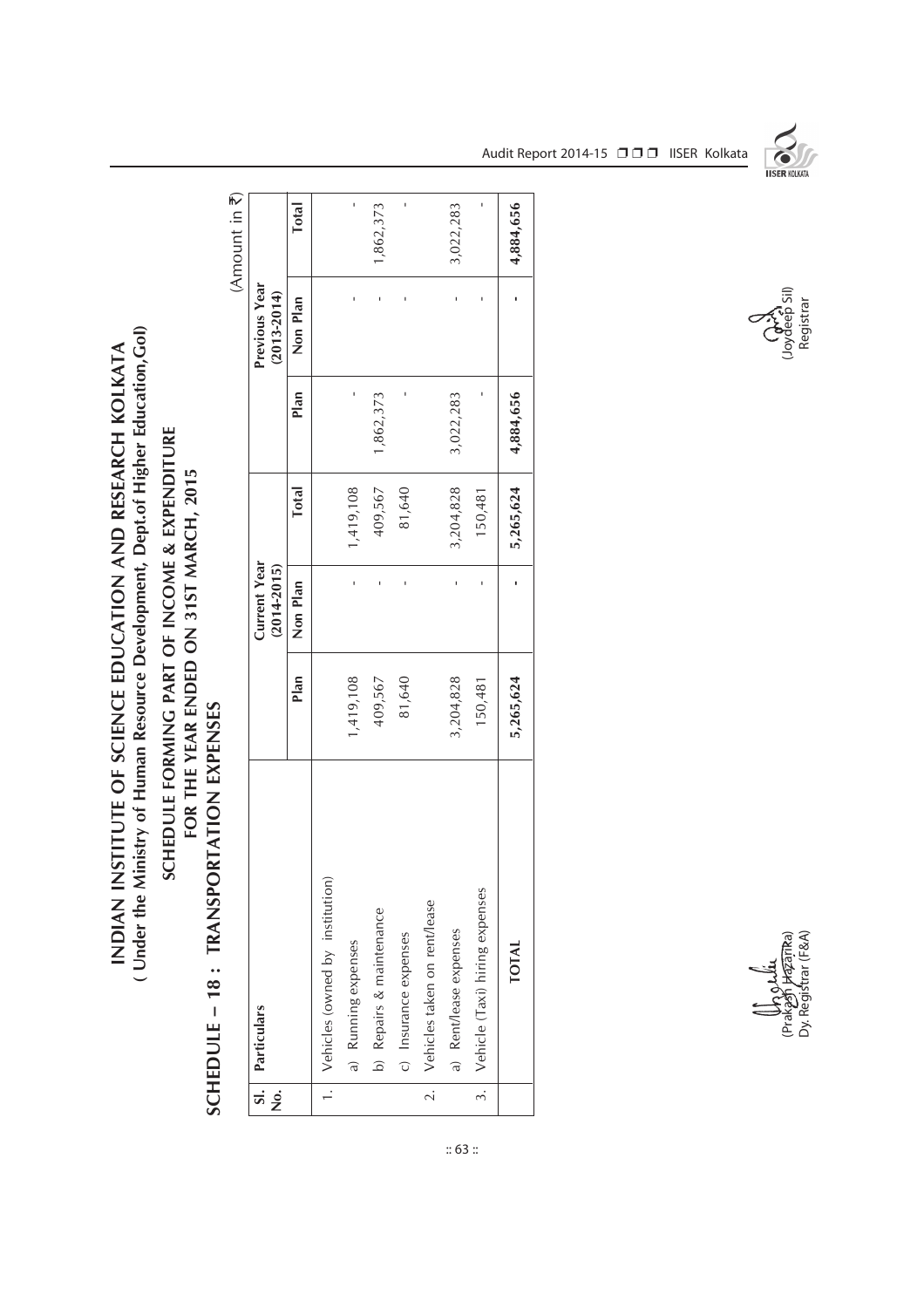# INDIAN INSTITUTE OF SCIENCE EDUCATION AND RESEARCH KOLKATA

**( Under the Ministry of Human Resource Development, Dept.of Higher Education,GoI)**

## SCHEDULE FORMING PART OF INCOME & EXPENDITURE FOR THE YEAR ENDED ON 31ST MARCH, 2015

## SCHEDULE – 18 : TRANSPORTATION EXPENSES

(Amount in ₹)

| Sl. No. | Particulars | Current Year (2014-2015) | | | Previous Year (2013-2014) | | |
|---|---|---|---|---|---|---|---|
| | | Plan | Non Plan | Total | Plan | Non Plan | Total |
| 1. | Vehicles (owned by institution) | | | | | | |
| | a) Running expenses | 1,419,108 | - | 1,419,108 | - | - | - |
| | b) Repairs & maintenance | 409,567 | - | 409,567 | 1,862,373 | - | 1,862,373 |
| | c) Insurance expenses | 81,640 | - | 81,640 | - | - | - |
| 2. | Vehicles taken on rent/lease | | | | | | |
| | a) Rent/lease expenses | 3,204,828 | - | 3,204,828 | 3,022,283 | - | 3,022,283 |
| 3. | Vehicle (Taxi) hiring expenses | 150,481 | - | 150,481 | - | - | - |
| | **TOTAL** | **5,265,624** | **-** | **5,265,624** | **4,884,656** | **-** | **4,884,656** |

(Prakash Hazarika)
Dy. Registrar (F&A)

(Joydeep Sil)
Registrar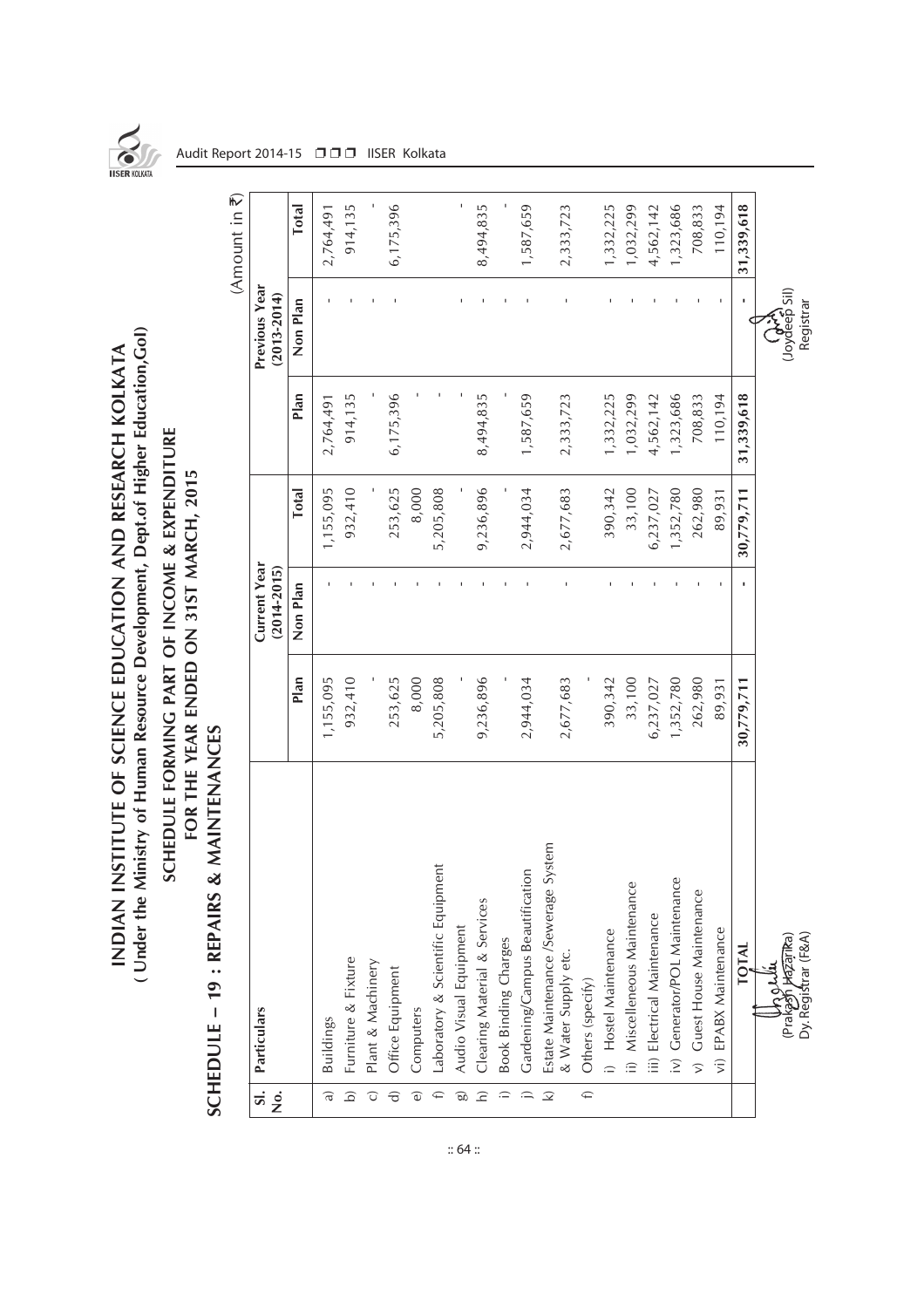# INDIAN INSTITUTE OF SCIENCE EDUCATION AND RESEARCH KOLKATA
## ( Under the Ministry of Human Resource Development, Dept.of Higher Education,GoI)

## SCHEDULE FORMING PART OF INCOME & EXPENDITURE
## FOR THE YEAR ENDED ON 31ST MARCH, 2015

## SCHEDULE – 19 : REPAIRS & MAINTENANCES

(Amount in ₹)

| Sl. No. | Particulars | Current Year (2014-2015) | | | Previous Year (2013-2014) | | |
|---|---|---|---|---|---|---|---|
| | | Plan | Non Plan | Total | Plan | Non Plan | Total |
| a) | Buildings | 1,155,095 | - | 1,155,095 | 2,764,491 | - | 2,764,491 |
| b) | Furniture & Fixture | 932,410 | - | 932,410 | 914,135 | - | 914,135 |
| c) | Plant & Machinery | - | - | - | - | - | - |
| d) | Office Equipment | 253,625 | - | 253,625 | 6,175,396 | - | 6,175,396 |
| e) | Computers | 8,000 | - | 8,000 | - | | |
| f) | Laboratory & Scientific Equipment | 5,205,808 | - | 5,205,808 | - | | - |
| g) | Audio Visual Equipment | - | - | - | - | - | - |
| h) | Clearing Material & Services | 9,236,896 | - | 9,236,896 | 8,494,835 | - | 8,494,835 |
| i) | Book Binding Charges | - | - | - | - | - | - |
| j) | Gardening/Campus Beautification | 2,944,034 | - | 2,944,034 | 1,587,659 | - | 1,587,659 |
| k) | Estate Maintenance /Sewerage System & Water Supply etc. | 2,677,683 | - | 2,677,683 | 2,333,723 | - | 2,333,723 |
| l) | Others (specify) | - | | | | | |
| | i) Hostel Maintenance | 390,342 | - | 390,342 | 1,332,225 | - | 1,332,225 |
| | ii) Miscelleneous Maintenance | 33,100 | - | 33,100 | 1,032,299 | - | 1,032,299 |
| | iii) Electrical Maintenance | 6,237,027 | - | 6,237,027 | 4,562,142 | - | 4,562,142 |
| | iv) Generator/POL Maintenance | 1,352,780 | - | 1,352,780 | 1,323,686 | - | 1,323,686 |
| | v) Guest House Maintenance | 262,980 | - | 262,980 | 708,833 | - | 708,833 |
| | vi) EPABX Maintenance | 89,931 | - | 89,931 | 110,194 | - | 110,194 |
| | **TOTAL** | **30,779,711** | **-** | **30,779,711** | **31,339,618** | **-** | **31,339,618** |

(Prakash Hazarika)
Dy. Registrar (F&A)

(Joydeep Sil)
Registrar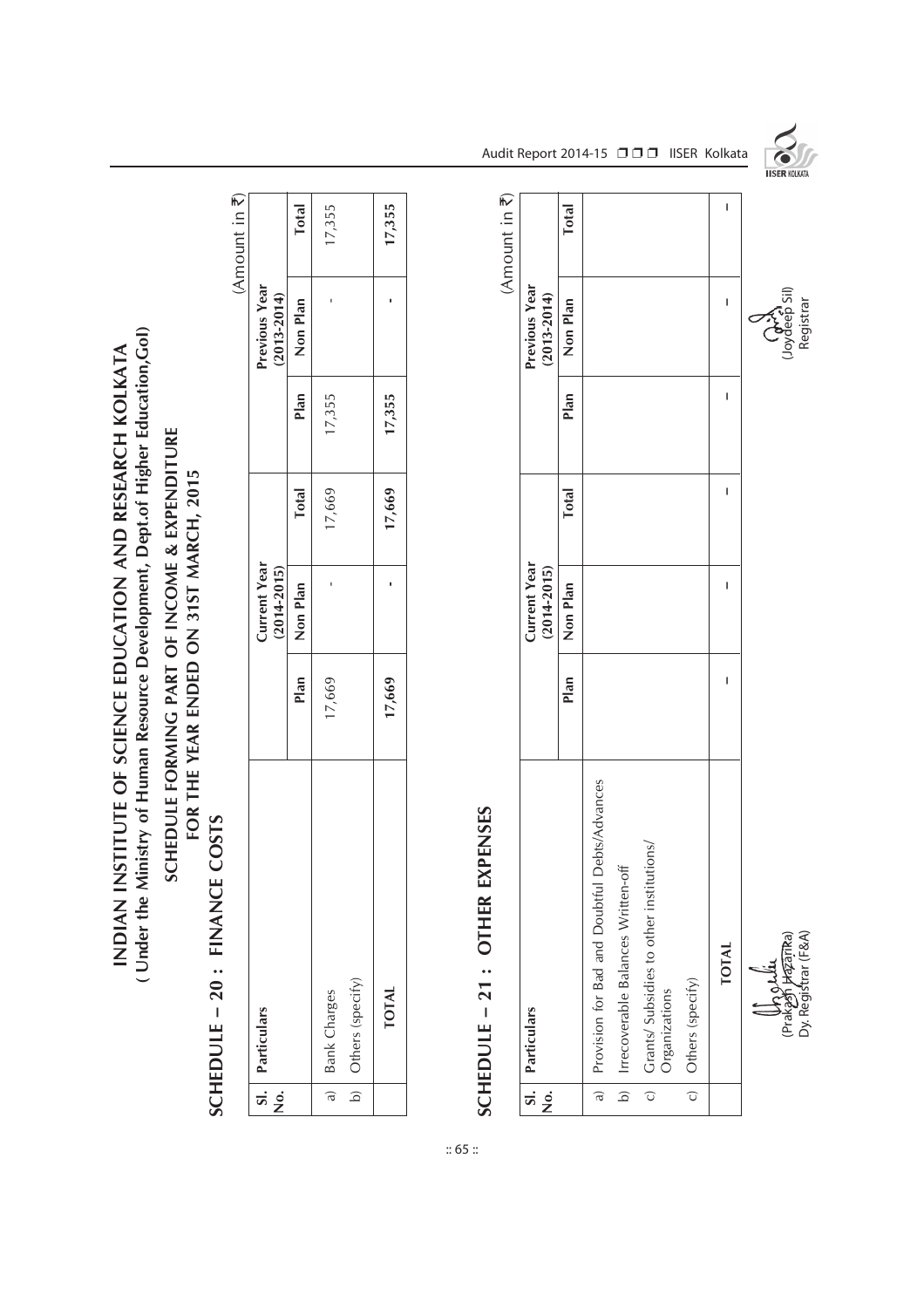# INDIAN INSTITUTE OF SCIENCE EDUCATION AND RESEARCH KOLKATA

**( Under the Ministry of Human Resource Development, Dept.of Higher Education,GoI)**

## SCHEDULE FORMING PART OF INCOME & EXPENDITURE FOR THE YEAR ENDED ON 31ST MARCH, 2015

### SCHEDULE – 20 : FINANCE COSTS

(Amount in ₹)

| Sl. No. | Particulars | Current Year (2014-2015) | | | Previous Year (2013-2014) | | |
|---|---|---|---|---|---|---|---|
| | | Plan | Non Plan | Total | Plan | Non Plan | Total |
| a) | Bank Charges | 17,669 | - | 17,669 | 17,355 | - | 17,355 |
| b) | Others (specify) | | | | | | |
| | **TOTAL** | **17,669** | **-** | **17,669** | **17,355** | **-** | **17,355** |

### SCHEDULE – 21 : OTHER EXPENSES

(Amount in ₹)

| Sl. No. | Particulars | Current Year (2014-2015) | | | Previous Year (2013-2014) | | |
|---|---|---|---|---|---|---|---|
| | | Plan | Non Plan | Total | Plan | Non Plan | Total |
| a) | Provision for Bad and Doubtful Debts/Advances | | | | | | |
| b) | Irrecoverable Balances Written-off | | | | | | |
| c) | Grants/ Subsidies to other institutions/ Organizations | | | | | | |
| c) | Others (specify) | | | | | | |
| | **TOTAL** | – | – | – | – | – | – |

(Prakash Hazarika)
Dy. Registrar (F&A)

(Joydeep Sil)
Registrar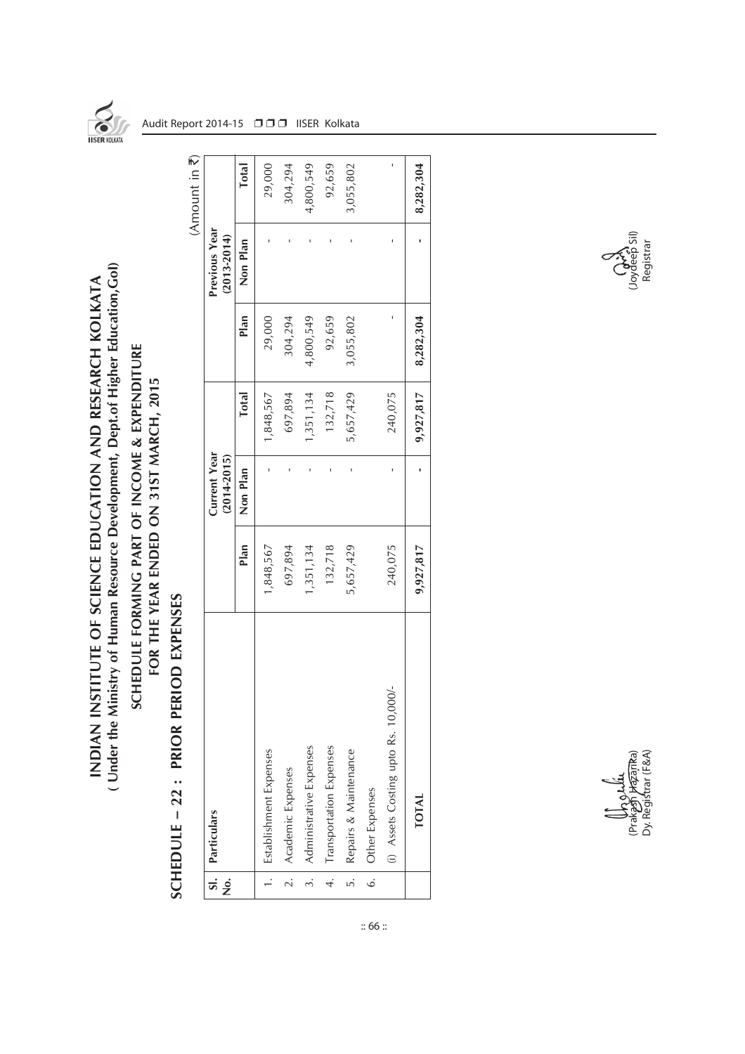# INDIAN INSTITUTE OF SCIENCE EDUCATION AND RESEARCH KOLKATA

**( Under the Ministry of Human Resource Development, Dept.of Higher Education,GoI)**

## SCHEDULE FORMING PART OF INCOME & EXPENDITURE FOR THE YEAR ENDED ON 31ST MARCH, 2015

## SCHEDULE – 22 : PRIOR PERIOD EXPENSES

(Amount in ₹)

| Sl. No. | Particulars | Current Year (2014-2015) | | | Previous Year (2013-2014) | | |
|---|---|---|---|---|---|---|---|
| | | Plan | Non Plan | Total | Plan | Non Plan | Total |
| 1. | Establishment Expenses | 1,848,567 | - | 1,848,567 | 29,000 | - | 29,000 |
| 2. | Academic Expenses | 697,894 | - | 697,894 | 304,294 | - | 304,294 |
| 3. | Administrative Expenses | 1,351,134 | - | 1,351,134 | 4,800,549 | - | 4,800,549 |
| 4. | Transportation Expenses | 132,718 | - | 132,718 | 92,659 | - | 92,659 |
| 5. | Repairs & Maintenance | 5,657,429 | - | 5,657,429 | 3,055,802 | - | 3,055,802 |
| 6. | Other Expenses | | | | | | |
| | (i) Assets Costing upto Rs. 10,000/- | 240,075 | - | 240,075 | - | - | - |
| | **TOTAL** | **9,927,817** | **-** | **9,927,817** | **8,282,304** | **-** | **8,282,304** |

(Prakash Hazarika)
Dy. Registrar (F&A)

(Joydeep Sil)
Registrar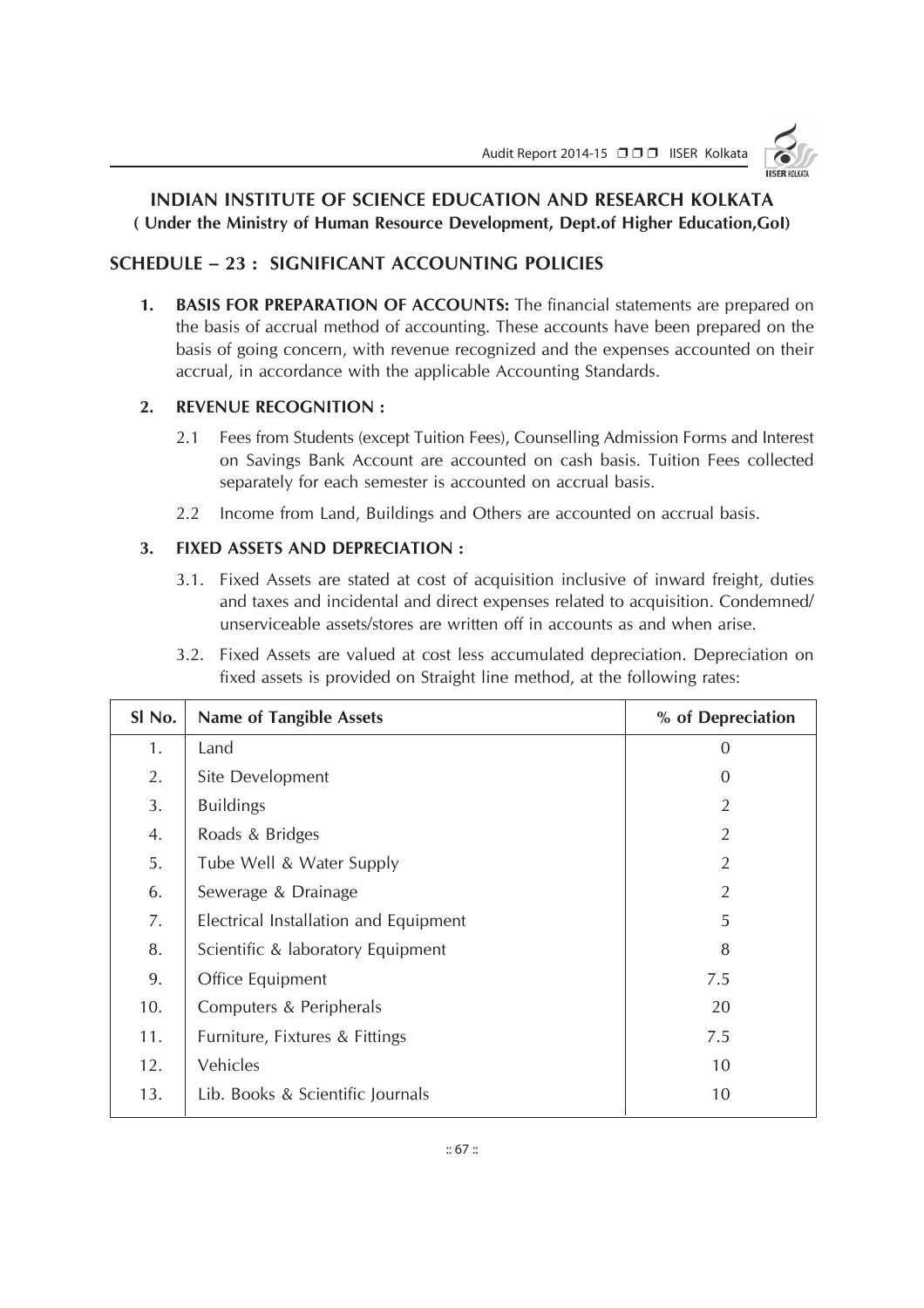# INDIAN INSTITUTE OF SCIENCE EDUCATION AND RESEARCH KOLKATA

**( Under the Ministry of Human Resource Development, Dept.of Higher Education,GoI)**

## SCHEDULE – 23 : SIGNIFICANT ACCOUNTING POLICIES

1. **BASIS FOR PREPARATION OF ACCOUNTS:** The financial statements are prepared on the basis of accrual method of accounting. These accounts have been prepared on the basis of going concern, with revenue recognized and the expenses accounted on their accrual, in accordance with the applicable Accounting Standards.

2. **REVENUE RECOGNITION :**

   2.1 Fees from Students (except Tuition Fees), Counselling Admission Forms and Interest on Savings Bank Account are accounted on cash basis. Tuition Fees collected separately for each semester is accounted on accrual basis.

   2.2 Income from Land, Buildings and Others are accounted on accrual basis.

3. **FIXED ASSETS AND DEPRECIATION :**

   3.1. Fixed Assets are stated at cost of acquisition inclusive of inward freight, duties and taxes and incidental and direct expenses related to acquisition. Condemned/ unserviceable assets/stores are written off in accounts as and when arise.

   3.2. Fixed Assets are valued at cost less accumulated depreciation. Depreciation on fixed assets is provided on Straight line method, at the following rates:

| Sl No. | Name of Tangible Assets | % of Depreciation |
|---|---|---|
| 1. | Land | 0 |
| 2. | Site Development | 0 |
| 3. | Buildings | 2 |
| 4. | Roads & Bridges | 2 |
| 5. | Tube Well & Water Supply | 2 |
| 6. | Sewerage & Drainage | 2 |
| 7. | Electrical Installation and Equipment | 5 |
| 8. | Scientific & laboratory Equipment | 8 |
| 9. | Office Equipment | 7.5 |
| 10. | Computers & Peripherals | 20 |
| 11. | Furniture, Fixtures & Fittings | 7.5 |
| 12. | Vehicles | 10 |
| 13. | Lib. Books & Scientific Journals | 10 |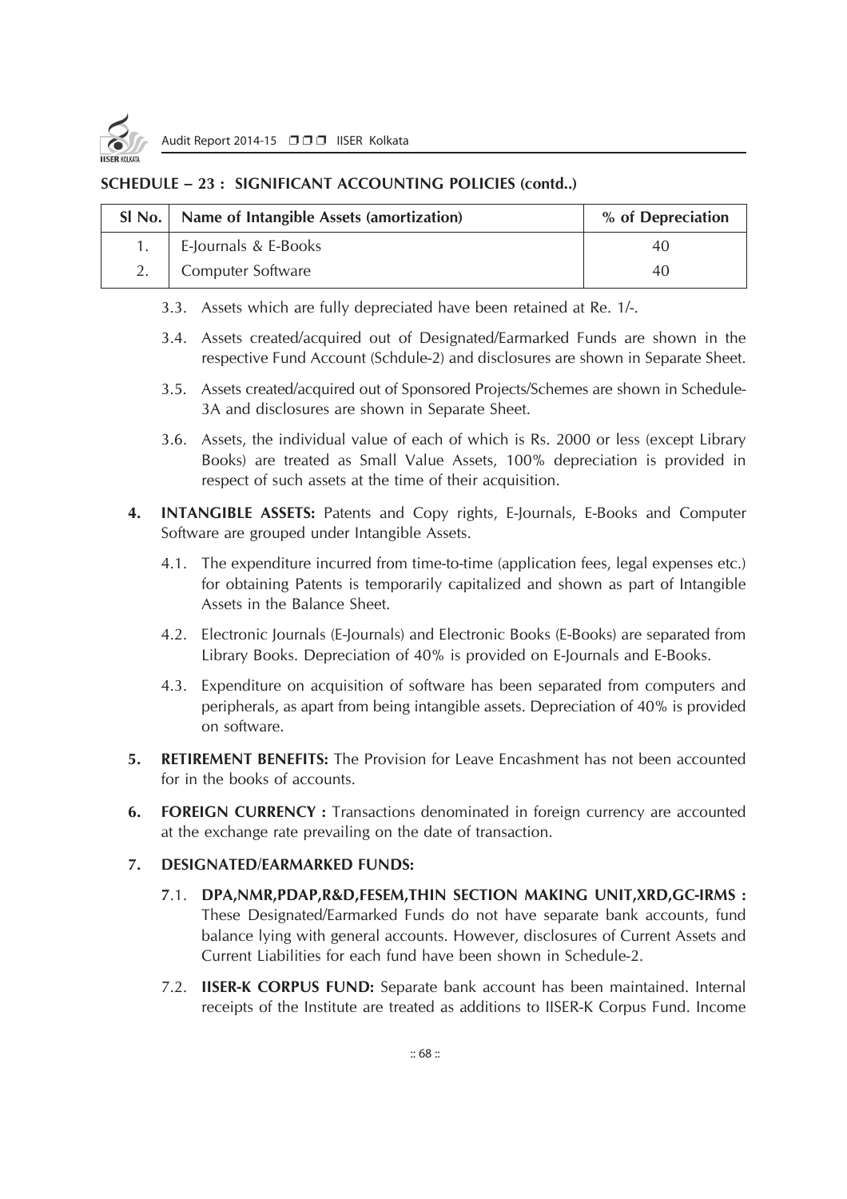## SCHEDULE – 23 : SIGNIFICANT ACCOUNTING POLICIES (contd..)

| Sl No. | Name of Intangible Assets (amortization) | % of Depreciation |
|---|---|---|
| 1. | E-Journals & E-Books | 40 |
| 2. | Computer Software | 40 |

3.3. Assets which are fully depreciated have been retained at Re. 1/-.

3.4. Assets created/acquired out of Designated/Earmarked Funds are shown in the respective Fund Account (Schdule-2) and disclosures are shown in Separate Sheet.

3.5. Assets created/acquired out of Sponsored Projects/Schemes are shown in Schedule-3A and disclosures are shown in Separate Sheet.

3.6. Assets, the individual value of each of which is Rs. 2000 or less (except Library Books) are treated as Small Value Assets, 100% depreciation is provided in respect of such assets at the time of their acquisition.

**4. INTANGIBLE ASSETS:** Patents and Copy rights, E-Journals, E-Books and Computer Software are grouped under Intangible Assets.

4.1. The expenditure incurred from time-to-time (application fees, legal expenses etc.) for obtaining Patents is temporarily capitalized and shown as part of Intangible Assets in the Balance Sheet.

4.2. Electronic Journals (E-Journals) and Electronic Books (E-Books) are separated from Library Books. Depreciation of 40% is provided on E-Journals and E-Books.

4.3. Expenditure on acquisition of software has been separated from computers and peripherals, as apart from being intangible assets. Depreciation of 40% is provided on software.

**5. RETIREMENT BENEFITS:** The Provision for Leave Encashment has not been accounted for in the books of accounts.

**6. FOREIGN CURRENCY :** Transactions denominated in foreign currency are accounted at the exchange rate prevailing on the date of transaction.

**7. DESIGNATED/EARMARKED FUNDS:**

7.1. **DPA,NMR,PDAP,R&D,FESEM,THIN SECTION MAKING UNIT,XRD,GC-IRMS :** These Designated/Earmarked Funds do not have separate bank accounts, fund balance lying with general accounts. However, disclosures of Current Assets and Current Liabilities for each fund have been shown in Schedule-2.

7.2. **IISER-K CORPUS FUND:** Separate bank account has been maintained. Internal receipts of the Institute are treated as additions to IISER-K Corpus Fund. Income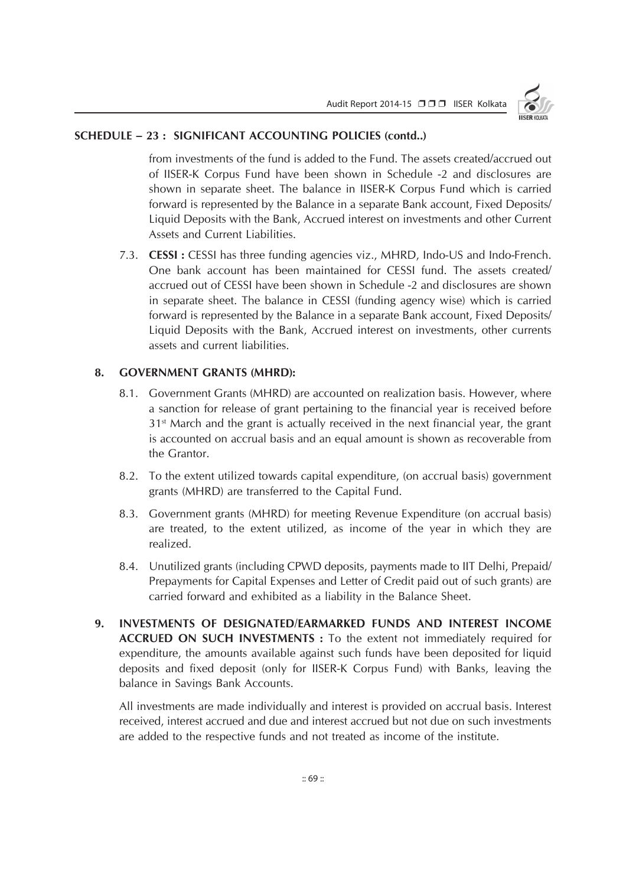## SCHEDULE – 23 : SIGNIFICANT ACCOUNTING POLICIES (contd..)

from investments of the fund is added to the Fund. The assets created/accrued out of IISER-K Corpus Fund have been shown in Schedule -2 and disclosures are shown in separate sheet. The balance in IISER-K Corpus Fund which is carried forward is represented by the Balance in a separate Bank account, Fixed Deposits/ Liquid Deposits with the Bank, Accrued interest on investments and other Current Assets and Current Liabilities.

7.3. **CESSI :** CESSI has three funding agencies viz., MHRD, Indo-US and Indo-French. One bank account has been maintained for CESSI fund. The assets created/ accrued out of CESSI have been shown in Schedule -2 and disclosures are shown in separate sheet. The balance in CESSI (funding agency wise) which is carried forward is represented by the Balance in a separate Bank account, Fixed Deposits/ Liquid Deposits with the Bank, Accrued interest on investments, other currents assets and current liabilities.

**8. GOVERNMENT GRANTS (MHRD):**

8.1. Government Grants (MHRD) are accounted on realization basis. However, where a sanction for release of grant pertaining to the financial year is received before 31st March and the grant is actually received in the next financial year, the grant is accounted on accrual basis and an equal amount is shown as recoverable from the Grantor.

8.2. To the extent utilized towards capital expenditure, (on accrual basis) government grants (MHRD) are transferred to the Capital Fund.

8.3. Government grants (MHRD) for meeting Revenue Expenditure (on accrual basis) are treated, to the extent utilized, as income of the year in which they are realized.

8.4. Unutilized grants (including CPWD deposits, payments made to IIT Delhi, Prepaid/ Prepayments for Capital Expenses and Letter of Credit paid out of such grants) are carried forward and exhibited as a liability in the Balance Sheet.

**9. INVESTMENTS OF DESIGNATED/EARMARKED FUNDS AND INTEREST INCOME ACCRUED ON SUCH INVESTMENTS :** To the extent not immediately required for expenditure, the amounts available against such funds have been deposited for liquid deposits and fixed deposit (only for IISER-K Corpus Fund) with Banks, leaving the balance in Savings Bank Accounts.

All investments are made individually and interest is provided on accrual basis. Interest received, interest accrued and due and interest accrued but not due on such investments are added to the respective funds and not treated as income of the institute.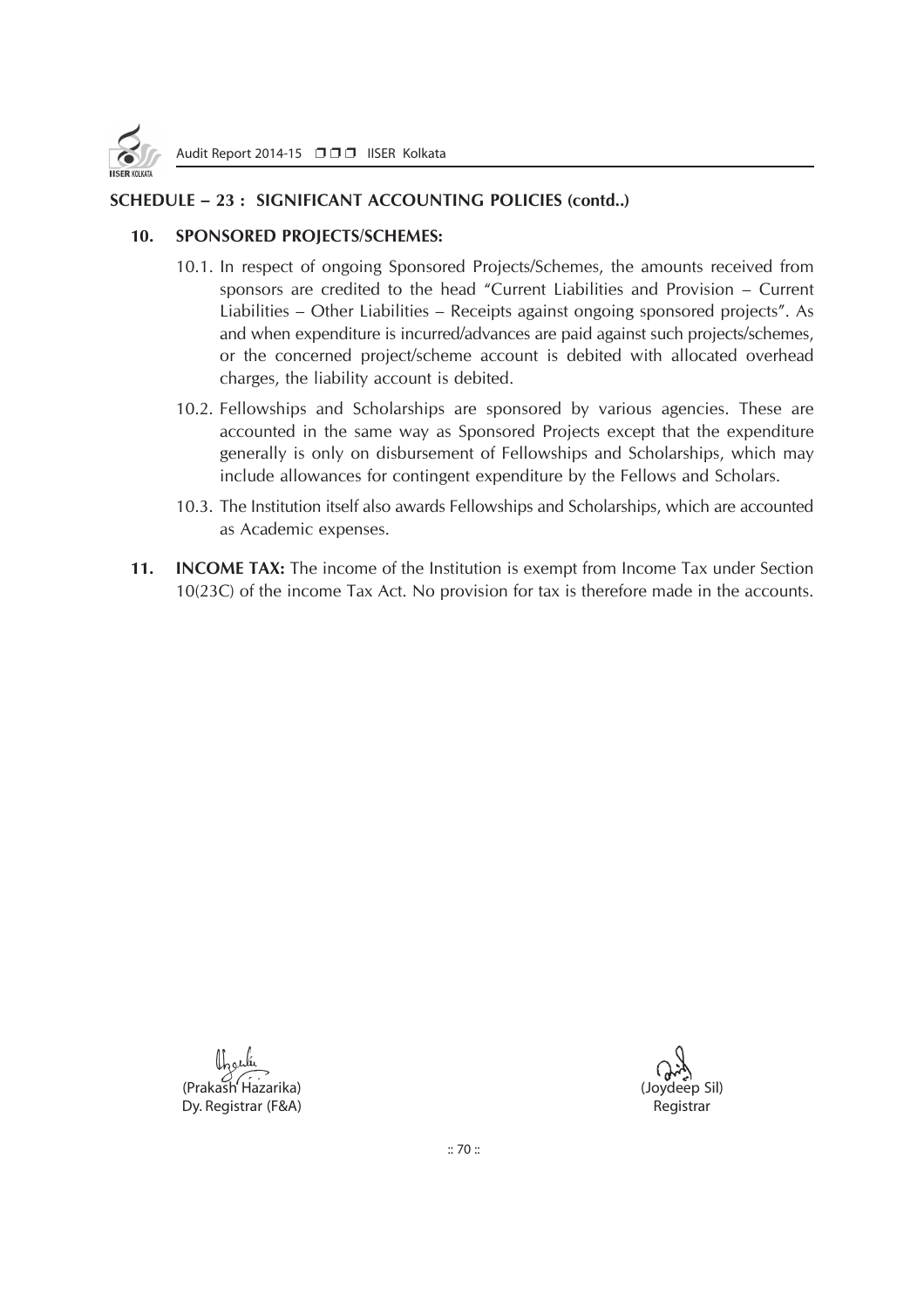## SCHEDULE – 23 : SIGNIFICANT ACCOUNTING POLICIES (contd..)

**10. SPONSORED PROJECTS/SCHEMES:**

10.1. In respect of ongoing Sponsored Projects/Schemes, the amounts received from sponsors are credited to the head "Current Liabilities and Provision – Current Liabilities – Other Liabilities – Receipts against ongoing sponsored projects". As and when expenditure is incurred/advances are paid against such projects/schemes, or the concerned project/scheme account is debited with allocated overhead charges, the liability account is debited.

10.2. Fellowships and Scholarships are sponsored by various agencies. These are accounted in the same way as Sponsored Projects except that the expenditure generally is only on disbursement of Fellowships and Scholarships, which may include allowances for contingent expenditure by the Fellows and Scholars.

10.3. The Institution itself also awards Fellowships and Scholarships, which are accounted as Academic expenses.

**11. INCOME TAX:** The income of the Institution is exempt from Income Tax under Section 10(23C) of the income Tax Act. No provision for tax is therefore made in the accounts.

(Prakash Hazarika)
Dy. Registrar (F&A)

(Joydeep Sil)
Registrar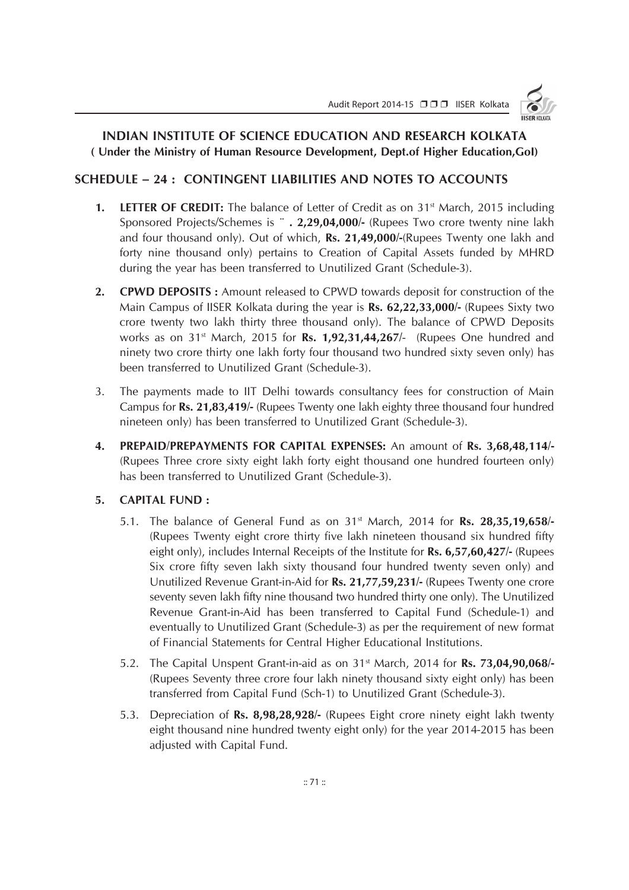# INDIAN INSTITUTE OF SCIENCE EDUCATION AND RESEARCH KOLKATA

**( Under the Ministry of Human Resource Development, Dept.of Higher Education,GoI)**

## SCHEDULE – 24 : CONTINGENT LIABILITIES AND NOTES TO ACCOUNTS

1. **LETTER OF CREDIT:** The balance of Letter of Credit as on 31st March, 2015 including Sponsored Projects/Schemes is ¨ **. 2,29,04,000/-** (Rupees Two crore twenty nine lakh and four thousand only). Out of which, **Rs. 21,49,000/-**(Rupees Twenty one lakh and forty nine thousand only) pertains to Creation of Capital Assets funded by MHRD during the year has been transferred to Unutilized Grant (Schedule-3).

2. **CPWD DEPOSITS :** Amount released to CPWD towards deposit for construction of the Main Campus of IISER Kolkata during the year is **Rs. 62,22,33,000/-** (Rupees Sixty two crore twenty two lakh thirty three thousand only). The balance of CPWD Deposits works as on 31st March, 2015 for **Rs. 1,92,31,44,267**/- (Rupees One hundred and ninety two crore thirty one lakh forty four thousand two hundred sixty seven only) has been transferred to Unutilized Grant (Schedule-3).

3. The payments made to IIT Delhi towards consultancy fees for construction of Main Campus for **Rs. 21,83,419/-** (Rupees Twenty one lakh eighty three thousand four hundred nineteen only) has been transferred to Unutilized Grant (Schedule-3).

4. **PREPAID/PREPAYMENTS FOR CAPITAL EXPENSES:** An amount of **Rs. 3,68,48,114/-** (Rupees Three crore sixty eight lakh forty eight thousand one hundred fourteen only) has been transferred to Unutilized Grant (Schedule-3).

5. **CAPITAL FUND :**

   5.1. The balance of General Fund as on 31st March, 2014 for **Rs. 28,35,19,658/-** (Rupees Twenty eight crore thirty five lakh nineteen thousand six hundred fifty eight only), includes Internal Receipts of the Institute for **Rs. 6,57,60,427/-** (Rupees Six crore fifty seven lakh sixty thousand four hundred twenty seven only) and Unutilized Revenue Grant-in-Aid for **Rs. 21,77,59,231/-** (Rupees Twenty one crore seventy seven lakh fifty nine thousand two hundred thirty one only). The Unutilized Revenue Grant-in-Aid has been transferred to Capital Fund (Schedule-1) and eventually to Unutilized Grant (Schedule-3) as per the requirement of new format of Financial Statements for Central Higher Educational Institutions.

   5.2. The Capital Unspent Grant-in-aid as on 31st March, 2014 for **Rs. 73,04,90,068/-** (Rupees Seventy three crore four lakh ninety thousand sixty eight only) has been transferred from Capital Fund (Sch-1) to Unutilized Grant (Schedule-3).

   5.3. Depreciation of **Rs. 8,98,28,928/-** (Rupees Eight crore ninety eight lakh twenty eight thousand nine hundred twenty eight only) for the year 2014-2015 has been adjusted with Capital Fund.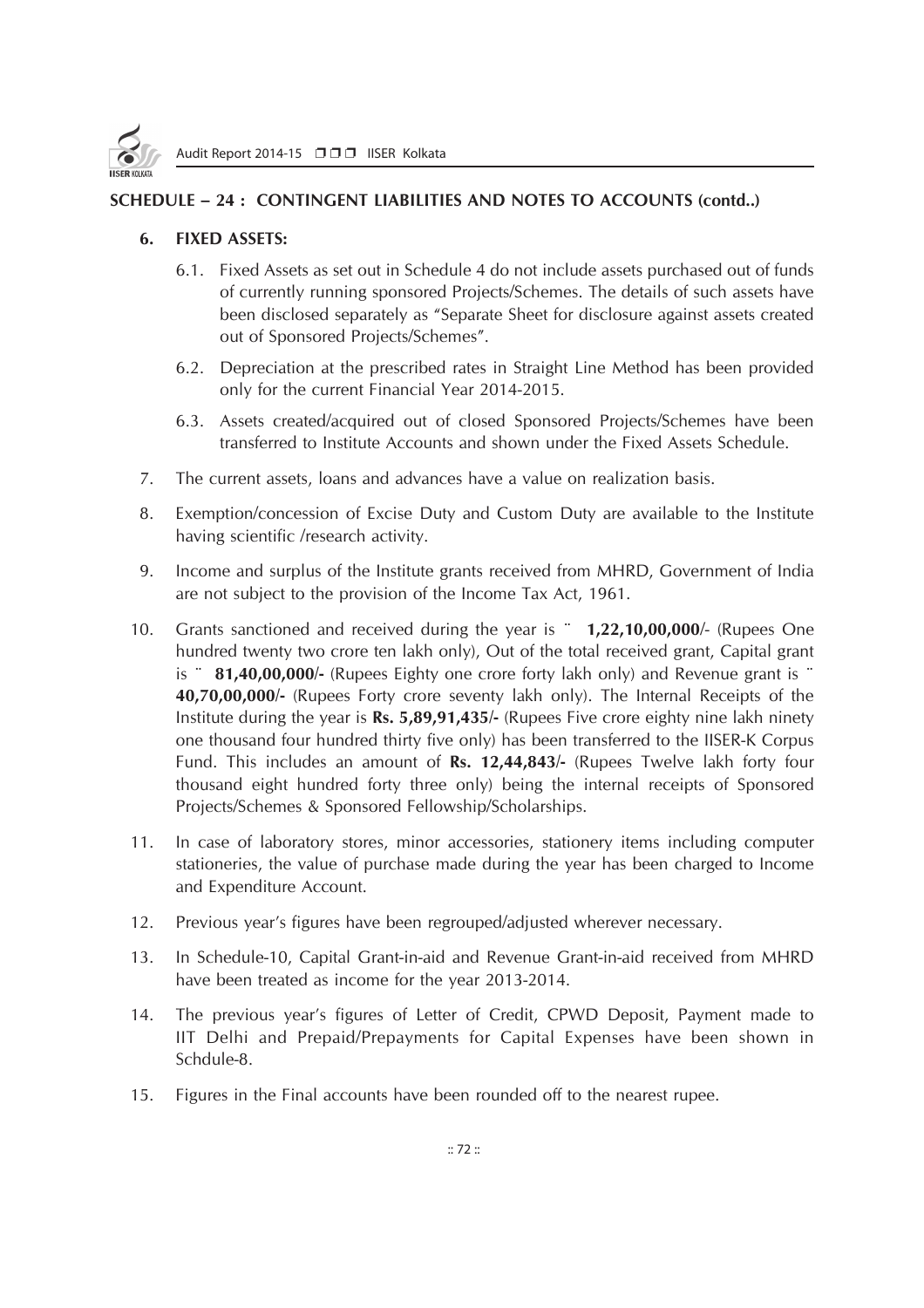## SCHEDULE – 24 : CONTINGENT LIABILITIES AND NOTES TO ACCOUNTS (contd..)

6. **FIXED ASSETS:**

   6.1. Fixed Assets as set out in Schedule 4 do not include assets purchased out of funds of currently running sponsored Projects/Schemes. The details of such assets have been disclosed separately as "Separate Sheet for disclosure against assets created out of Sponsored Projects/Schemes".

   6.2. Depreciation at the prescribed rates in Straight Line Method has been provided only for the current Financial Year 2014-2015.

   6.3. Assets created/acquired out of closed Sponsored Projects/Schemes have been transferred to Institute Accounts and shown under the Fixed Assets Schedule.

7. The current assets, loans and advances have a value on realization basis.

8. Exemption/concession of Excise Duty and Custom Duty are available to the Institute having scientific /research activity.

9. Income and surplus of the Institute grants received from MHRD, Government of India are not subject to the provision of the Income Tax Act, 1961.

10. Grants sanctioned and received during the year is ¨ **1,22,10,00,000**/- (Rupees One hundred twenty two crore ten lakh only), Out of the total received grant, Capital grant is ¨ **81,40,00,000/-** (Rupees Eighty one crore forty lakh only) and Revenue grant is ¨ **40,70,00,000/-** (Rupees Forty crore seventy lakh only). The Internal Receipts of the Institute during the year is **Rs. 5,89,91,435/-** (Rupees Five crore eighty nine lakh ninety one thousand four hundred thirty five only) has been transferred to the IISER-K Corpus Fund. This includes an amount of **Rs. 12,44,843/-** (Rupees Twelve lakh forty four thousand eight hundred forty three only) being the internal receipts of Sponsored Projects/Schemes & Sponsored Fellowship/Scholarships.

11. In case of laboratory stores, minor accessories, stationery items including computer stationeries, the value of purchase made during the year has been charged to Income and Expenditure Account.

12. Previous year's figures have been regrouped/adjusted wherever necessary.

13. In Schedule-10, Capital Grant-in-aid and Revenue Grant-in-aid received from MHRD have been treated as income for the year 2013-2014.

14. The previous year's figures of Letter of Credit, CPWD Deposit, Payment made to IIT Delhi and Prepaid/Prepayments for Capital Expenses have been shown in Schdule-8.

15. Figures in the Final accounts have been rounded off to the nearest rupee.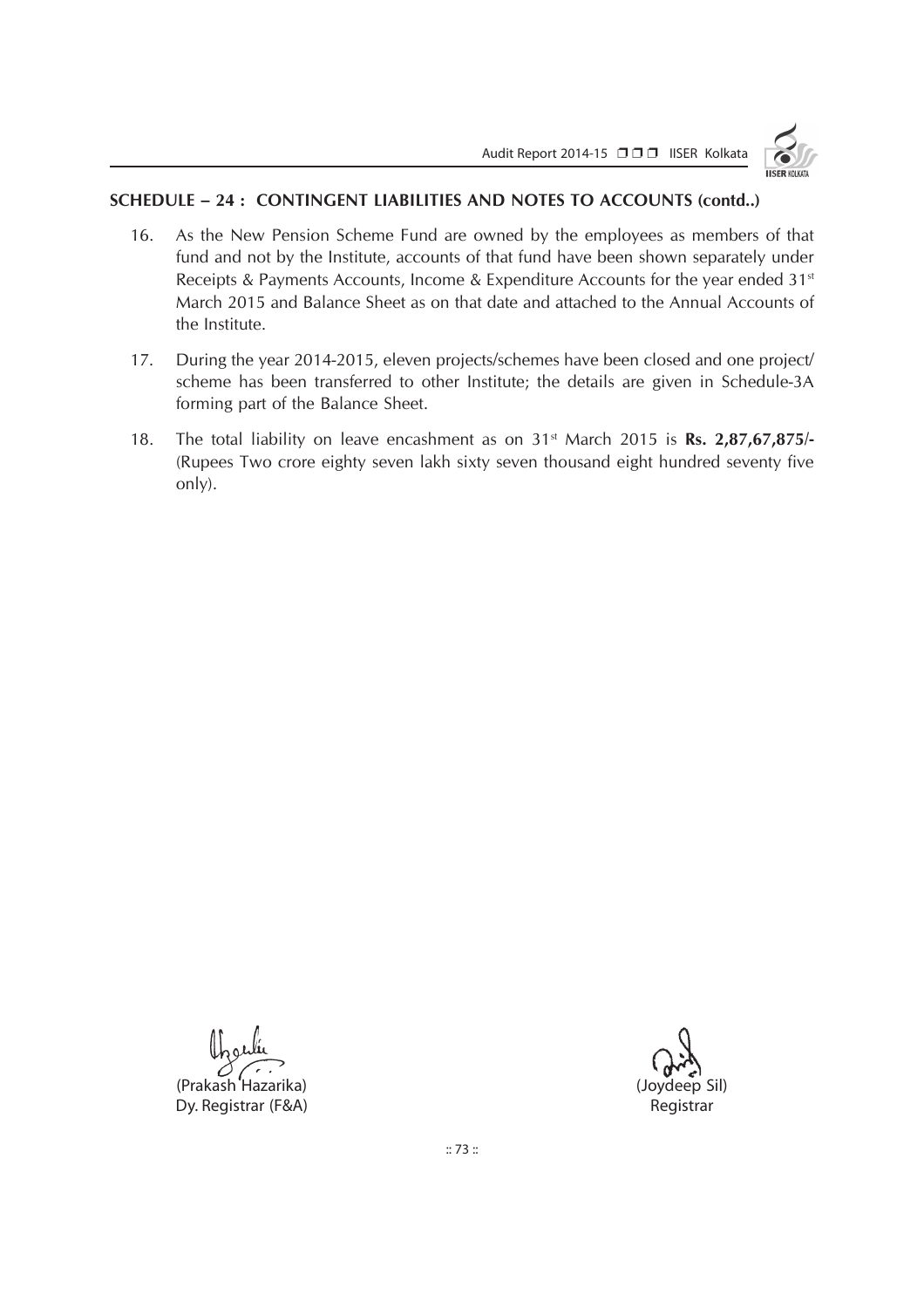## SCHEDULE – 24 : CONTINGENT LIABILITIES AND NOTES TO ACCOUNTS (contd..)

16. As the New Pension Scheme Fund are owned by the employees as members of that fund and not by the Institute, accounts of that fund have been shown separately under Receipts & Payments Accounts, Income & Expenditure Accounts for the year ended 31st March 2015 and Balance Sheet as on that date and attached to the Annual Accounts of the Institute.

17. During the year 2014-2015, eleven projects/schemes have been closed and one project/ scheme has been transferred to other Institute; the details are given in Schedule-3A forming part of the Balance Sheet.

18. The total liability on leave encashment as on 31st March 2015 is **Rs. 2,87,67,875/-** (Rupees Two crore eighty seven lakh sixty seven thousand eight hundred seventy five only).

(Prakash Hazarika)
Dy. Registrar (F&A)

(Joydeep Sil)
Registrar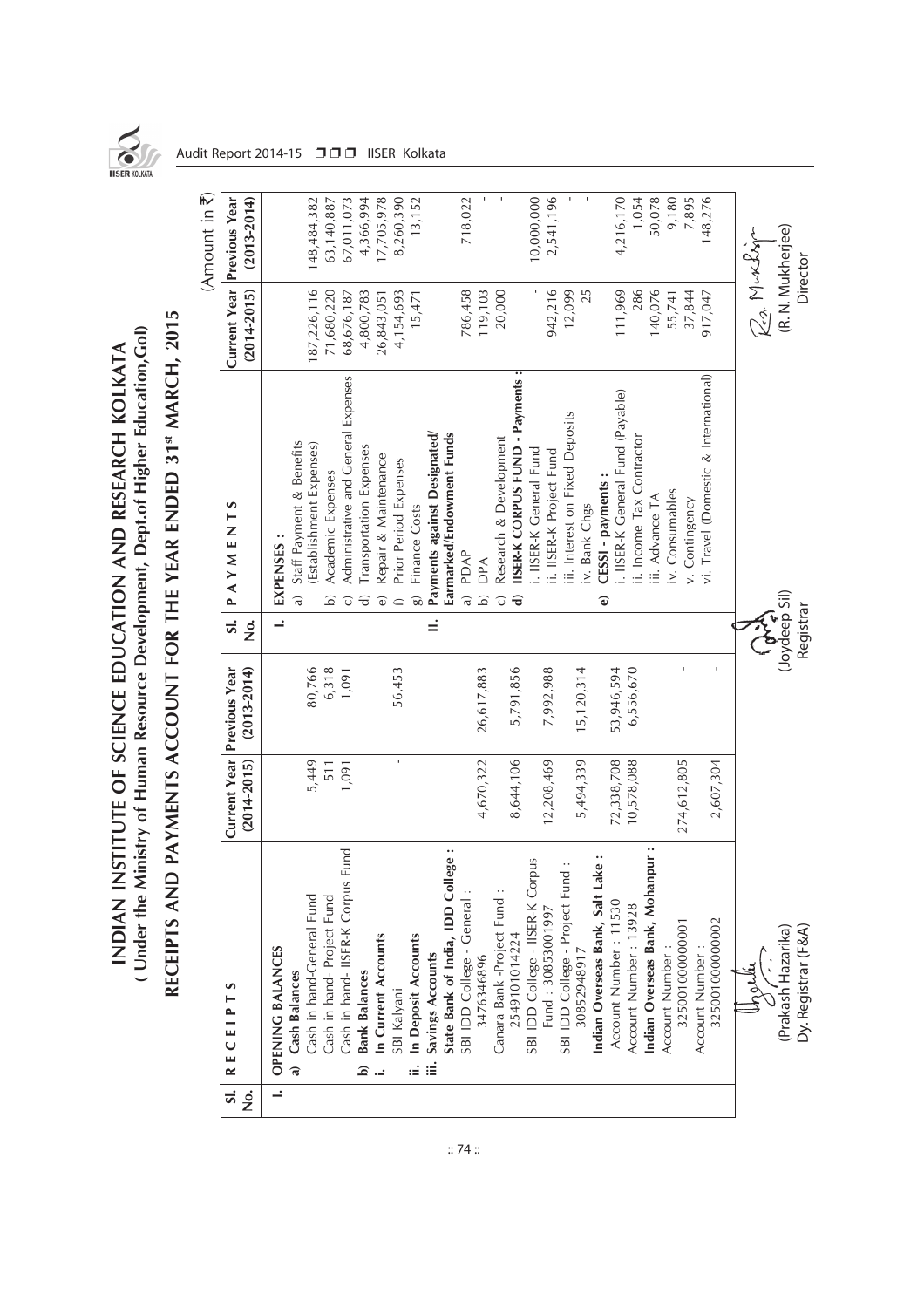# INDIAN INSTITUTE OF SCIENCE EDUCATION AND RESEARCH KOLKATA

## ( Under the Ministry of Human Resource Development, Dept.of Higher Education,GoI)

## RECEIPTS AND PAYMENTS ACCOUNT FOR THE YEAR ENDED 31st MARCH, 2015

(Amount in ₹)

| Sl. No. | RECEIPTS | Current Year (2014-2015) | Previous Year (2013-2014) | Sl. No. | PAYMENTS | Current Year (2014-2015) | Previous Year (2013-2014) |
|---|---|---|---|---|---|---|---|
| I. | **OPENING BALANCES** | | | I. | **EXPENSES :** | | |
| | **a) Cash Balances** | | | | a) Staff Payment & Benefits (Establishment Expenses) | 187,226,116 | 148,484,382 |
| | Cash in hand-General Fund | 5,449 | 80,766 | | b) Academic Expenses | 71,680,220 | 63,140,887 |
| | Cash in hand- Project Fund | 511 | 6,318 | | c) Administrative and General Expenses | 68,676,187 | 67,011,073 |
| | Cash in hand- IISER-K Corpus Fund | 1,091 | 1,091 | | d) Transportation Expenses | 4,800,783 | 4,366,994 |
| | **b) Bank Balances** | | | | e) Repair & Maintenance | 26,843,051 | 17,705,978 |
| | **i. In Current Accounts** | | | | f) Prior Period Expenses | 4,154,693 | 8,260,390 |
| | SBI Kalyani | - | 56,453 | | g) Finance Costs | 15,471 | 13,152 |
| | **ii. In Deposit Accounts** | | | II. | **Payments against Designated/ Earmarked/Endowment Funds** | | |
| | **iii. Savings Accounts** | | | | a) PDAP | 786,458 | 718,022 |
| | **State Bank of India, IDD College :** | | | | b) DPA | 119,103 | - |
| | SBI IDD College - General : 34763468​96 | 4,670,322 | 26,617,883 | | c) Research & Development | 20,000 | - |
| | Canara Bank -Project Fund : 2549101014224 | 8,644,106 | 5,791,856 | | **d) IISER-K CORPUS FUND - Payments :** | | |
| | SBI IDD College - IISER-K Corpus Fund : 30853001997 | 12,208,469 | 7,992,988 | | i. IISER-K General Fund | - | 10,000,000 |
| | SBI IDD College - Project Fund : 30852948917 | 5,494,339 | 15,120,314 | | ii. IISER-K Project Fund | 942,216 | 2,541,196 |
| | **Indian Overseas Bank, Salt Lake :** | | | | iii. Interest on Fixed Deposits | 12,099 | - |
| | Account Number : 11530 | 72,338,708 | 53,946,594 | | iv. Bank Chgs | 25 | - |
| | Account Number : 13928 | 10,578,088 | 6,556,670 | | **e) CESSI - payments :** | | |
| | **Indian Overseas Bank, Mohanpur :** | | | | i. IISER-K General Fund (Payable) | 111,969 | 4,216,170 |
| | Account Number : 325001000000001 | 274,612,805 | - | | ii. Income Tax Contractor | 286 | 1,054 |
| | Account Number : 325001000000002 | 2,607,304 | - | | iii. Advance TA | 140,076 | 50,078 |
| | | | | | iv. Consumables | 55,741 | 9,180 |
| | | | | | v. Contingency | 37,844 | 7,895 |
| | | | | | vi. Travel (Domestic & International) | 917,047 | 148,276 |

(Prakash Hazarika)
Dy. Registrar (F&A)

(Joydeep Sil)
Registrar

(R. N. Mukherjee)
Director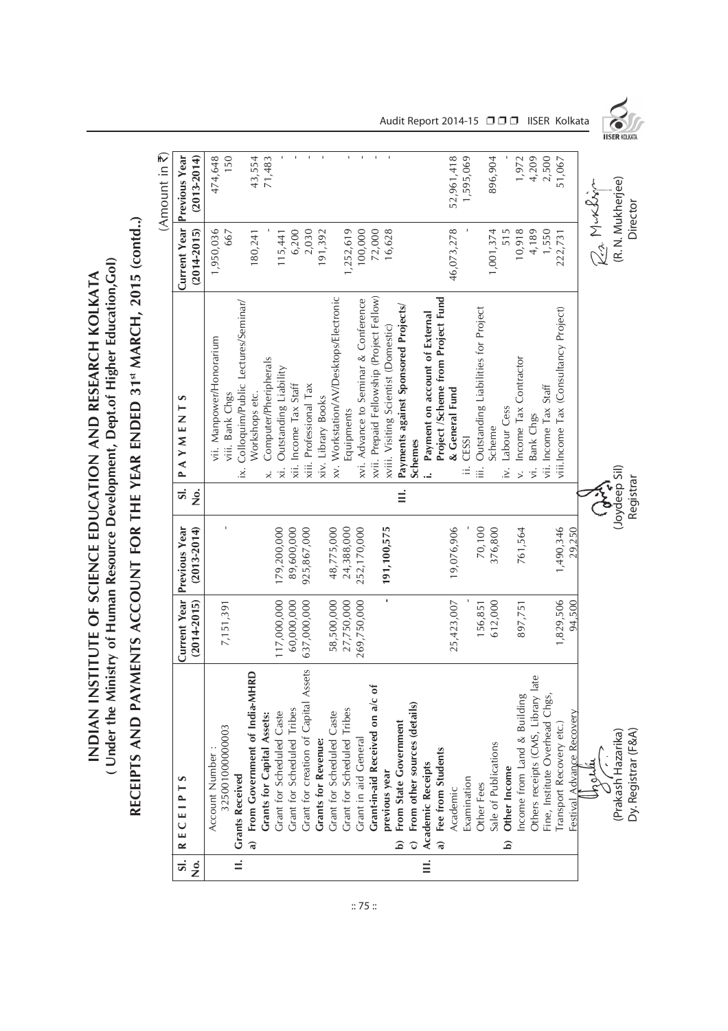# INDIAN INSTITUTE OF SCIENCE EDUCATION AND RESEARCH KOLKATA

## ( Under the Ministry of Human Resource Development, Dept.of Higher Education,GoI)

## RECEIPTS AND PAYMENTS ACCOUNT FOR THE YEAR ENDED 31st MARCH, 2015 (contd..)

(Amount in ₹)

| Sl. No. | R E C E I P T S | Current Year (2014-2015) | Previous Year (2013-2014) | Sl. No. | P A Y M E N T S | Current Year (2014-2015) | Previous Year (2013-2014) |
|---|---|---|---|---|---|---|---|
| | Account Number : 32500100000003 | 7,151,391 | - | | vii. Manpower/Honorarium | 1,950,036 | 474,648 |
| | | | | | viii. Bank Chgs | 667 | 150 |
| II. | **Grants Received** | | | | ix. Colloquim/Public Lectures/Seminar/ Workshops etc. | 180,241 | 43,554 |
| | **a) From Government of India-MHRD** | | | | x. Computer/Pheripherals | - | 71,483 |
| | **Grants for Capital Assets:** | | | | xi. Outstanding Liability | 115,441 | - |
| | Grant for Scheduled Caste | 117,000,000 | 179,200,000 | | xii. Income Tax Staff | 6,200 | - |
| | Grant for Scheduled Tribes | 60,000,000 | 89,600,000 | | xiii. Professional Tax | 2,030 | - |
| | Grant for creation of Capital Assets | 637,000,000 | 925,867,000 | | xiv. Library Books | 191,392 | - |
| | **Grants for Revenue:** | | | | xv. Workstation/AV/Desktops/Electronic Equipments | 1,252,619 | - |
| | Grant for Scheduled Caste | 58,500,000 | 48,775,000 | | xvi. Advance to Seminar & Conference | 100,000 | - |
| | Grant for Scheduled Tribes | 27,750,000 | 24,388,000 | | xvii. Prepaid Fellowship (Project Fellow) | 72,000 | - |
| | Grant in aid General | 269,750,000 | 252,170,000 | | xviii. Visiting Scientist (Domestic) | 16,628 | - |
| | **Grant-in-aid Received on a/c of previous year** | - | 191,100,575 | III. | **Payments against Sponsored Projects/ Schemes** | | |
| | **b) From State Government** | | | | **i. Payment on account of External Project /Scheme from Project Fund & General Fund** | 46,073,278 | 52,961,418 |
| | **c) From other sources (details)** | | | | ii. CESSI | - | 1,595,069 |
| III. | **Academic Receipts** | | | | iii. Outstanding Liabilities for Project Scheme | 1,001,374 | 896,904 |
| | **a) Fee from Students** | | | | iv. Labour Cess | 515 | - |
| | Academic | 25,423,007 | 19,076,906 | | v. Income Tax Contractor | 10,918 | 1,972 |
| | Examination | - | - | | vi. Bank Chgs | 4,189 | 4,209 |
| | Other Fees | 156,851 | 70,100 | | vii. Income Tax Staff | 1,550 | 2,500 |
| | Sale of Publications | 612,000 | 376,800 | | viii.Income Tax (Consultancy Project) | 222,731 | 51,067 |
| | **b) Other Income** | | | | | | |
| | Income from Land & Building | 897,751 | 761,564 | | | | |
| | Others receipts (CMS, Library late Fine, Institute Overhead Chgs, Transport Recovery etc.) | 1,829,506 | 1,490,346 | | | | |
| | Festival Advance Recovery | 94,500 | 29,250 | | | | |

(Prakash Hazarika)
Dy. Registrar (F&A)

(Joydeep Sil)
Registrar

(R. N. Mukherjee)
Director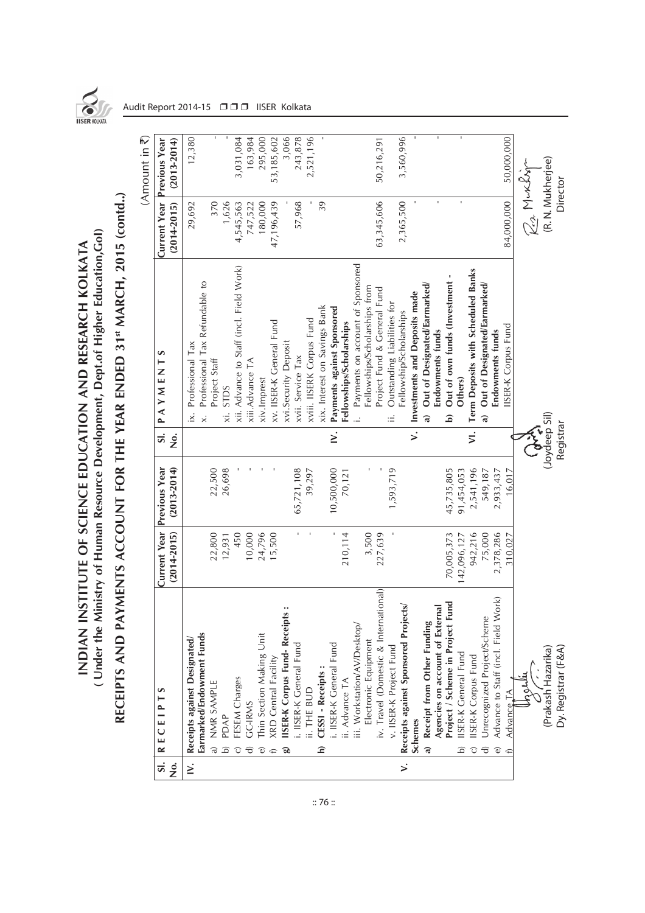# INDIAN INSTITUTE OF SCIENCE EDUCATION AND RESEARCH KOLKATA

## ( Under the Ministry of Human Resource Development, Dept.of Higher Education,GoI)

## RECEIPTS AND PAYMENTS ACCOUNT FOR THE YEAR ENDED 31st MARCH, 2015 (contd..)

(Amount in ₹)

| Sl. No. | RECEIPTS | Current Year (2014-2015) | Previous Year (2013-2014) | Sl. No. | PAYMENTS | Current Year (2014-2015) | Previous Year (2013-2014) |
|---|---|---|---|---|---|---|---|
| IV. | **Receipts against Designated/ Earmarked/Endowment Funds** | | | | ix. Professional Tax | 29,692 | 12,380 |
| | a) NMR SAMPLE | 22,800 | 22,500 | | x. Professional Tax Refundable to Project Staff | 370 | - |
| | b) PDAP | 12,931 | 26,698 | | xi. STDS | 1,626 | - |
| | c) FESEM Charges | 450 | - | | xii. Advance to Staff (incl. Field Work) | 4,545,563 | 3,031,084 |
| | d) GC-IRMS | 10,000 | - | | xiii.Advance TA | 747,522 | 163,984 |
| | e) Thin Section Making Unit | 24,796 | - | | xiv. Imprest | 180,000 | 295,000 |
| | f) XRD Central Facility | 15,500 | - | | xv. IISER-K General Fund | 47,196,439 | 53,185,602 |
| | **g) IISER-K Corpus Fund- Receipts :** | | | | xvi.Security Deposit | - | 3,066 |
| | i. IISER-K General Fund | - | 65,721,108 | | xvii. Service Tax | 57,968 | 243,878 |
| | ii. THE BUD | - | 39,297 | | xviii. IISERK Corpus Fund | - | 2,521,196 |
| | **h) CESSI - Receipts :** | | | | xix. Interest on Savings Bank | 39 | - |
| | i. IISER-K General Fund | - | 10,500,000 | IV. | **Payments against Sponsored Fellowships/Scholarships** | | |
| | ii. Advance TA | 210,114 | 70,121 | | i. Payments on account of Sponsored Fellowships/Scholarships from Project Fund & General Fund | 63,345,606 | 50,216,291 |
| | iii. Workstation/AV/Desktop/ Electronic Equipment | 3,500 | - | | ii. Outstanding Liabilities for Fellowship/Scholarships | 2,365,500 | 3,560,996 |
| | iv. Travel (Domestic & International) | 227,639 | - | V. | **Investments and Deposits made** | | |
| | v. IISER-K Project Fund | - | 1,593,719 | | **a) Out of Designated/Earmarked/ Endowments funds** | - | - |
| V. | **Receipts against Sponsored Projects/ Schemes** | | | | **b) Out of own funds (Investment - Others)** | - | - |
| | **a) Receipt from Other Funding Agencies on account of External Project / Scheme in Project Fund** | 70,005,373 | 45,735,805 | VI. | **Term Deposits with Scheduled Banks** | | |
| | b) IISER-K General Fund | 142,096,127 | 91,454,053 | | **a) Out of Designated/Earmarked/ Endowments funds** | | |
| | c) IISER-K Corpus Fund | 942,216 | 2,541,196 | | IISER-K Corpus Fund | 84,000,000 | 50,000,000 |
| | d) Unrecognized Project/Scheme | 75,000 | 549,187 | | | | |
| | e) Advance to Staff (incl. Field Work) | 2,378,286 | 2,933,437 | | | | |
| | f) Advance TA | 310,027 | 16,017 | | | | |

(Prakash Hazarika)
Dy. Registrar (F&A)

(Joydeep Sil)
Registrar

(R. N. Mukherjee)
Director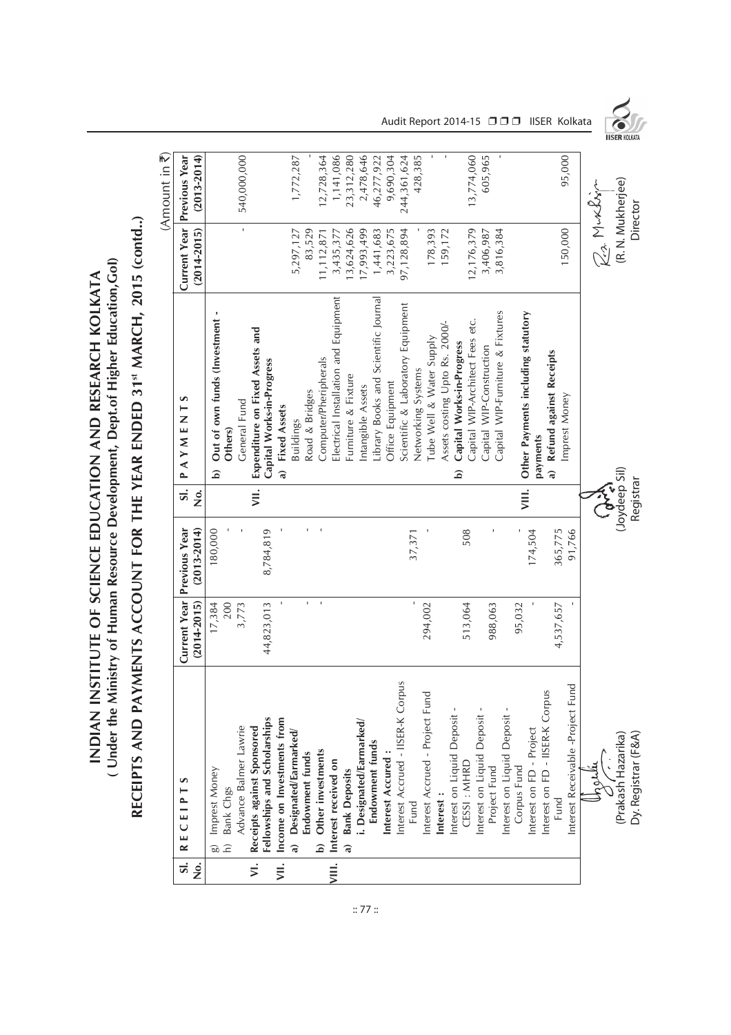# INDIAN INSTITUTE OF SCIENCE EDUCATION AND RESEARCH KOLKATA

## ( Under the Ministry of Human Resource Development, Dept.of Higher Education,GoI)

## RECEIPTS AND PAYMENTS ACCOUNT FOR THE YEAR ENDED 31st MARCH, 2015 (contd..)

(Amount in ₹)

| Sl. No. | RECEIPTS | Current Year (2014-2015) | Previous Year (2013-2014) | Sl. No. | PAYMENTS | Current Year (2014-2015) | Previous Year (2013-2014) |
|---|---|---|---|---|---|---|---|
| | g) Imprest Money | 17,384 | 180,000 | | b) **Out of own funds (Investment - Others)** | | |
| | h) Bank Chgs | 200 | - | | General Fund | - | 540,000,000 |
| | Advance Balmer Lawrie | 3,773 | - | VII. | **Expenditure on Fixed Assets and Capital Works-in-Progress** | | |
| VI. | **Receipts against Sponsored Fellowships and Scholarships** | 44,823,013 | 8,784,819 | | **a) Fixed Assets** | | |
| VII. | **Income on Investments from** | | | | Buildings | 5,297,127 | 1,772,287 |
| | **a) Designated/Earmarked/ Endowment funds** | - | - | | Road & Bridges | 83,529 | - |
| | **b) Other investments** | - | - | | Computer/Pheripherals | 11,112,871 | 12,728,364 |
| VIII. | **Interest received on** | | | | Electrical Installation and Equipment | 3,435,377 | 1,141,086 |
| | **a) Bank Deposits** | | | | Furniture & Fixture | 13,624,626 | 23,312,280 |
| | **i. Designated/Earmarked/ Endowment funds** | | | | Intangible Assets | 17,993,499 | 2,478,646 |
| | **Interest Accured :** | | | | Library Books and Scientific Journal | 1,441,683 | 46,277,922 |
| | Interest Accrued - IISER-K Corpus Fund | - | 37,371 | | Office Equipment | 3,223,675 | 9,690,304 |
| | Interest Accrued - Project Fund | 294,002 | - | | Scientific & Laboratory Equipment | 97,128,894 | 244,361,624 |
| | **Interest :** | | | | Networking Systems | - | 428,385 |
| | Interest on Liquid Deposit - CESSI : MHRD | 513,064 | 508 | | Tube Well & Water Supply | 178,393 | - |
| | Interest on Liquid Deposit - Project Fund | 988,063 | - | | Assets costing Upto Rs. 2000/- | 159,172 | - |
| | Interest on Liquid Deposit - Corpus Fund | 95,032 | - | | **b) Capital Works-in-Progress** | | |
| | Interest on FD - Project | - | 174,504 | | Capital WIP-Architect Fees etc. | 12,176,379 | 13,774,060 |
| | Interest on FD - IISER-K Corpus Fund | 4,537,657 | 365,775 | | Capital WIP-Construction | 3,406,987 | 605,965 |
| | Interest Receivable -Project Fund | - | 91,766 | | Capital WIP-Furniture & Fixtures | 3,816,384 | - |
| | | | | VIII. | **Other Payments including statutory payments** | | |
| | | | | | **a) Refund against Receipts** | | |
| | | | | | Imprest Money | 150,000 | 95,000 |

(Prakash Hazarika)
Dy. Registrar (F&A)

(Joydeep Sil)
Registrar

(R. N. Mukherjee)
Director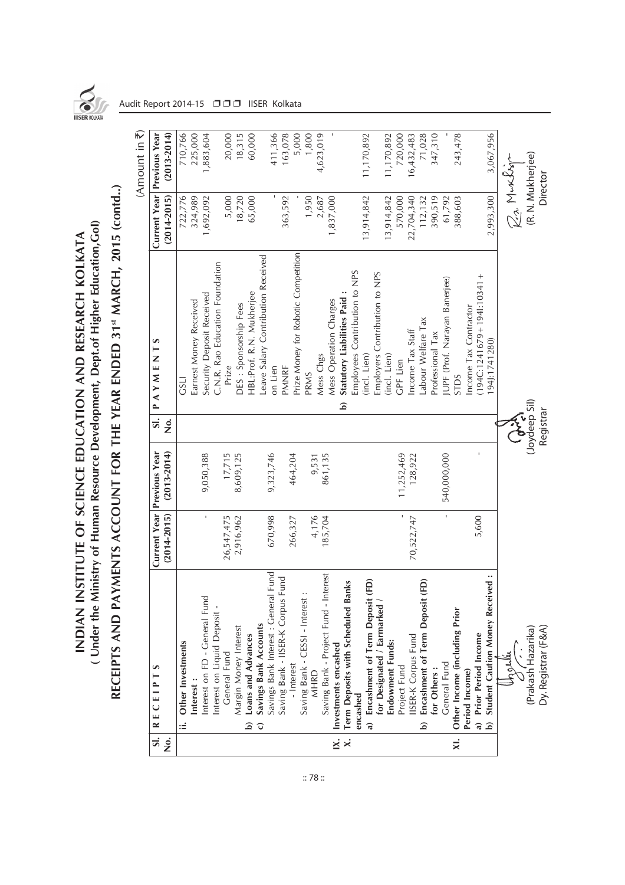# INDIAN INSTITUTE OF SCIENCE EDUCATION AND RESEARCH KOLKATA

## ( Under the Ministry of Human Resource Development, Dept.of Higher Education,GoI)

## RECEIPTS AND PAYMENTS ACCOUNT FOR THE YEAR ENDED 31st MARCH, 2015 (contd..)

(Amount in ₹)

| Sl. No. | RECEIPTS | Current Year (2014-2015) | Previous Year (2013-2014) | Sl. No. | PAYMENTS | Current Year (2014-2015) | Previous Year (2013-2014) |
|---|---|---|---|---|---|---|---|
| | **ii. Other Investments** | | | | GSLI | 722,776 | 710,766 |
| | **Interest :** | | | | Earnest Money Received | 324,989 | 225,000 |
| | Interest on FD - General Fund | - | 9,050,388 | | Security Deposit Received | 1,692,092 | 1,883,604 |
| | Interest on Liquid Deposit - General Fund | 26,547,475 | 17,715 | | C.N.R. Rao Education Foundation Prize | 5,000 | 20,000 |
| | Margin Money Interest | 2,916,962 | 8,609,125 | | DES : Sponsorship Fees | 18,720 | 18,315 |
| | **b) Loans and Advances** | | | | HBL:Prof. R.N. Mukherjee | 65,000 | 60,000 |
| | **c) Savings Bank Accounts** | | | | Leave Salary Contribution Received on Lien | - | 411,366 |
| | Savings Bank Interest : General Fund | 670,998 | 9,323,746 | | PMNRF | 363,592 | 163,078 |
| | Saving Bank - IISER-K Corpus Fund - Interest | 266,327 | 464,204 | | Prize Money for Robotic Competition | - | 5,000 |
| | Saving Bank - CESSI - Interest : MHRD | 4,176 | 9,531 | | PRMS | 1,950 | 1,800 |
| | Saving Bank - Project Fund - Interest | 185,704 | 861,135 | | Mess Chgs | 2,687 | 4,623,019 |
| **IX.** | **Investments encashed** | | | | Mess Operation Charges | 1,837,000 | - |
| **X.** | **Term Deposits with Scheduled Banks encashed** | | | | **b) Statutory Liabilities Paid :** | | |
| | **a) Encashment of Term Deposit (FD) for Designated / Earmarked / Endowment Funds:** | | | | Employees Contribution to NPS (incl. Lien) | 13,914,842 | 11,170,892 |
| | Project Fund | - | 11,252,469 | | Employers Contribution to NPS (incl. Lien) | 13,914,842 | 11,170,892 |
| | IISER-K Corpus Fund | 70,522,747 | 128,922 | | GPF Lien | 570,000 | 720,000 |
| | **b) Encashment of Term Deposit (FD) for Others :** | | | | Income Tax Staff | 22,704,340 | 16,432,483 |
| | General Fund | - | 540,000,000 | | Labour Welfare Tax | 112,132 | 71,028 |
| **XI.** | **Other Income (including Prior Period Income)** | | | | Professional Tax | 390,519 | 347,310 |
| | **a) Prior Period Income** | 5,600 | - | | JUPF (Prof. Narayan Banerjee) | 61,792 | - |
| | **b) Student Caution Money Received :** | | | | STDS | 388,603 | 243,478 |
| | | | | | Income Tax Contractor (194C:1241679+194I:10341+194J:1741280) | 2,993,300 | 3,067,956 |

(Prakash Hazarika)
Dy. Registrar (F&A)

(Joydeep Sil)
Registrar

(R.N. Mukherjee)
Director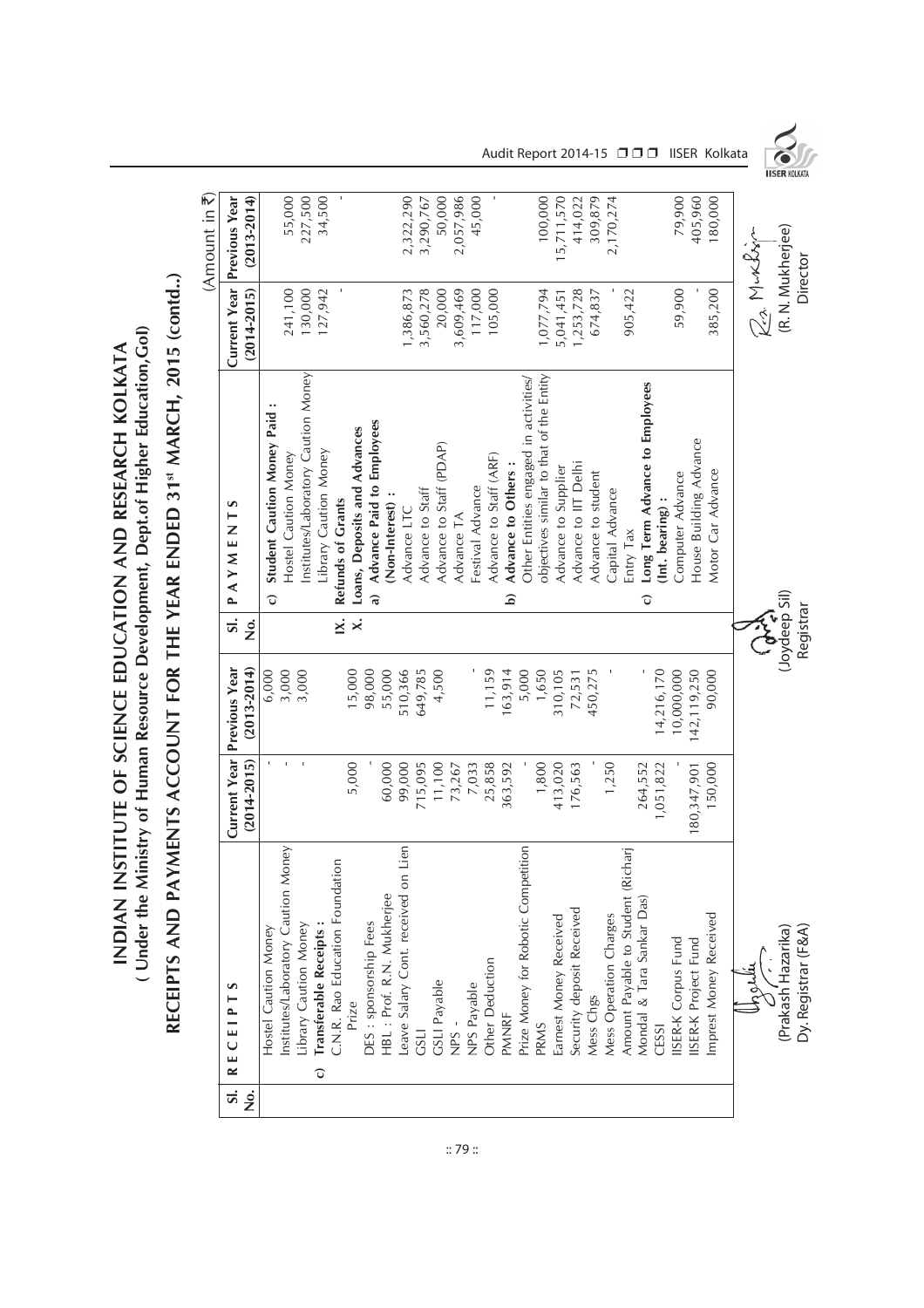# INDIAN INSTITUTE OF SCIENCE EDUCATION AND RESEARCH KOLKATA

**( Under the Ministry of Human Resource Development, Dept.of Higher Education, GoI)**

## RECEIPTS AND PAYMENTS ACCOUNT FOR THE YEAR ENDED 31st MARCH, 2015 (contd..)

(Amount in ₹)

| Sl. No. | RECEIPTS | Current Year (2014-2015) | Previous Year (2013-2014) | Sl. No. | PAYMENTS | Current Year (2014-2015) | Previous Year (2013-2014) |
|---|---|---|---|---|---|---|---|
| | Hostel Caution Money | - | 6,000 | | c) **Student Caution Money Paid :** | | |
| | Institutes/Laboratory Caution Money | - | 3,000 | | Hostel Caution Money | 241,100 | 55,000 |
| | Library Caution Money | - | 3,000 | | Institutes/Laboratory Caution Money | 130,000 | 227,500 |
| | c) **Transferable Receipts :** | | | | Library Caution Money | 127,942 | 34,500 |
| | C.N.R. Rao Education Foundation Prize | 5,000 | 15,000 | IX. | **Refunds of Grants** | - | - |
| | DES : sponsorship Fees | - | 98,000 | X. | **Loans, Deposits and Advances** | | |
| | HBL : Prof. R.N. Mukherjee | 60,000 | 55,000 | | a) **Advance Paid to Employees (Non-Interest) :** | | |
| | Leave Salary Cont. received on Lien | 99,000 | 510,366 | | Advance LTC | 1,386,873 | 2,322,290 |
| | GSLI | 715,095 | 649,785 | | Advance to Staff | 3,560,278 | 3,290,767 |
| | GSLI Payable | 11,100 | 4,500 | | Advance to Staff (PDAP) | 20,000 | 50,000 |
| | NPS - | 73,267 | - | | Advance TA | 3,609,469 | 2,057,986 |
| | NPS Payable | 7,033 | - | | Festival Advance | 117,000 | 45,000 |
| | Other Deduction | 25,858 | 11,159 | | Advance to Staff (ARF) | 105,000 | - |
| | PMNRF | 363,592 | 163,914 | | b) **Advance to Others :** | | |
| | Prize Money for Robotic Competition | - | 5,000 | | Other Entities engaged in activities/ objectives similar to that of the Entity | 1,077,794 | 100,000 |
| | PRMS | 1,800 | 1,650 | | Advance to Supplier | 5,041,451 | 15,711,570 |
| | Earnest Money Received | 413,020 | 310,105 | | Advance to IIT Delhi | 1,253,728 | 414,022 |
| | Security deposit Received | 176,563 | 72,531 | | Advance to student | 674,837 | 309,879 |
| | Mess Chgs | - | 450,275 | | Capital Advance | - | 2,170,274 |
| | Mess Operation Charges | 1,250 | - | | Entry Tax | 905,422 | - |
| | Amount Payable to Student (Richarj Mondal & Tara Sankar Das) | 264,552 | - | | c) **Long Term Advance to Employees (Int. bearing) :** | | |
| | CESSI | 1,051,822 | 14,216,170 | | Computer Advance | 59,900 | 79,900 |
| | IISER-K Corpus Fund | - | 10,000,000 | | House Building Advance | - | 405,960 |
| | IISER-K Project Fund | 180,347,901 | 142,119,250 | | Motor Car Advance | 385,200 | 180,000 |
| | Imprest Money Received | 150,000 | 90,000 | | | | |

(Prakash Hazarika)
Dy. Registrar (F&A)

(Joydeep Sil)
Registrar

(R. N. Mukherjee)
Director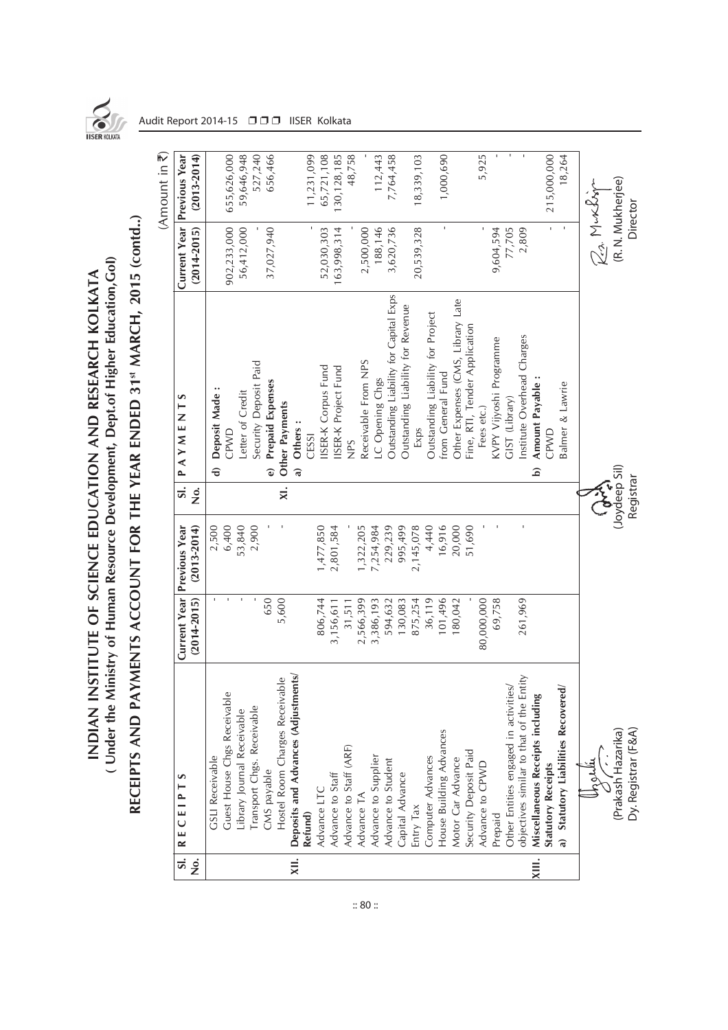# INDIAN INSTITUTE OF SCIENCE EDUCATION AND RESEARCH KOLKATA

## ( Under the Ministry of Human Resource Development, Dept.of Higher Education,GoI)

## RECEIPTS AND PAYMENTS ACCOUNT FOR THE YEAR ENDED 31st MARCH, 2015 (contd..)

(Amount in ₹)

| Sl. No. | RECEIPTS | Current Year (2014-2015) | Previous Year (2013-2014) | Sl. No. | PAYMENTS | Current Year (2014-2015) | Previous Year (2013-2014) |
|---|---|---|---|---|---|---|---|
| | GSLI Receivable | - | 2,500 | | d) **Deposit Made :** | | |
| | Guest House Chgs Receivable | - | 6,400 | | CPWD | 902,233,000 | 655,626,000 |
| | Library Journal Receivable | - | 53,840 | | Letter of Credit | 56,412,000 | 59,646,948 |
| | Transport Chgs. Receivable | - | 2,900 | | Security Deposit Paid | - | 527,240 |
| | CMS payable | 650 | - | | e) **Prepaid Expenses** | 37,027,940 | 656,466 |
| | Hostel Room Charges Receivable | 5,600 | - | XI. | **Other Payments** | | |
| XII. | **Deposits and Advances (Adjustments/ Refund)** | | | | a) **Others :** | | |
| | Advance LTC | 806,744 | 1,477,850 | | CESSI | - | 11,231,099 |
| | Advance to Staff | 3,156,611 | 2,801,584 | | IISER-K Corpus Fund | 52,030,303 | 65,721,108 |
| | Advance to Staff (ARF) | 31,511 | - | | IISER-K Project Fund | 163,998,314 | 130,128,185 |
| | Advance TA | 2,566,399 | 1,322,205 | | NPS | - | 48,758 |
| | Advance to Supplier | 3,386,193 | 7,254,984 | | Receivable From NPS | 2,500,000 | - |
| | Advance to Student | 594,632 | 229,239 | | LC Opening Chgs | 188,146 | 112,443 |
| | Capital Advance | 130,083 | 995,499 | | Outstanding Liability for Capital Exps | 3,620,736 | 7,764,458 |
| | Entry Tax | 875,254 | 2,145,078 | | Outstanding Liability for Revenue Exps | 20,539,328 | 18,339,103 |
| | Computer Advances | 36,119 | 4,440 | | | | |
| | House Building Advances | 101,496 | 16,916 | | Outstanding Liability for Project from General Fund | - | 1,000,690 |
| | Motor Car Advance | 180,042 | 20,000 | | | | |
| | Security Deposit Paid | - | 51,690 | | Other Expenses (CMS, Library Late Fine, RTI, Tender Application Fees etc.) | - | 5,925 |
| | Advance to CPWD | 80,000,000 | - | | | | |
| | Prepaid | 69,758 | - | | KVPY Vijyoshi Programme | 9,604,594 | - |
| | Other Entities engaged in activities/ objectives similar to that of the Entity | 261,969 | - | | GIST (Library) | 77,705 | - |
| | | | | | Institute Overhead Charges | 2,809 | - |
| XIII. | **Miscellaneous Receipts including Statutory Receipts** | | | | b) **Amount Payable :** | | |
| | a) **Statutory Liabilities Recovered/** | | | | CPWD | - | 215,000,000 |
| | | | | | Balmer & Lawrie | - | 18,264 |

(Prakash Hazarika)
Dy. Registrar (F&A)

(Joydeep Sil)
Registrar

(R. N. Mukherjee)
Director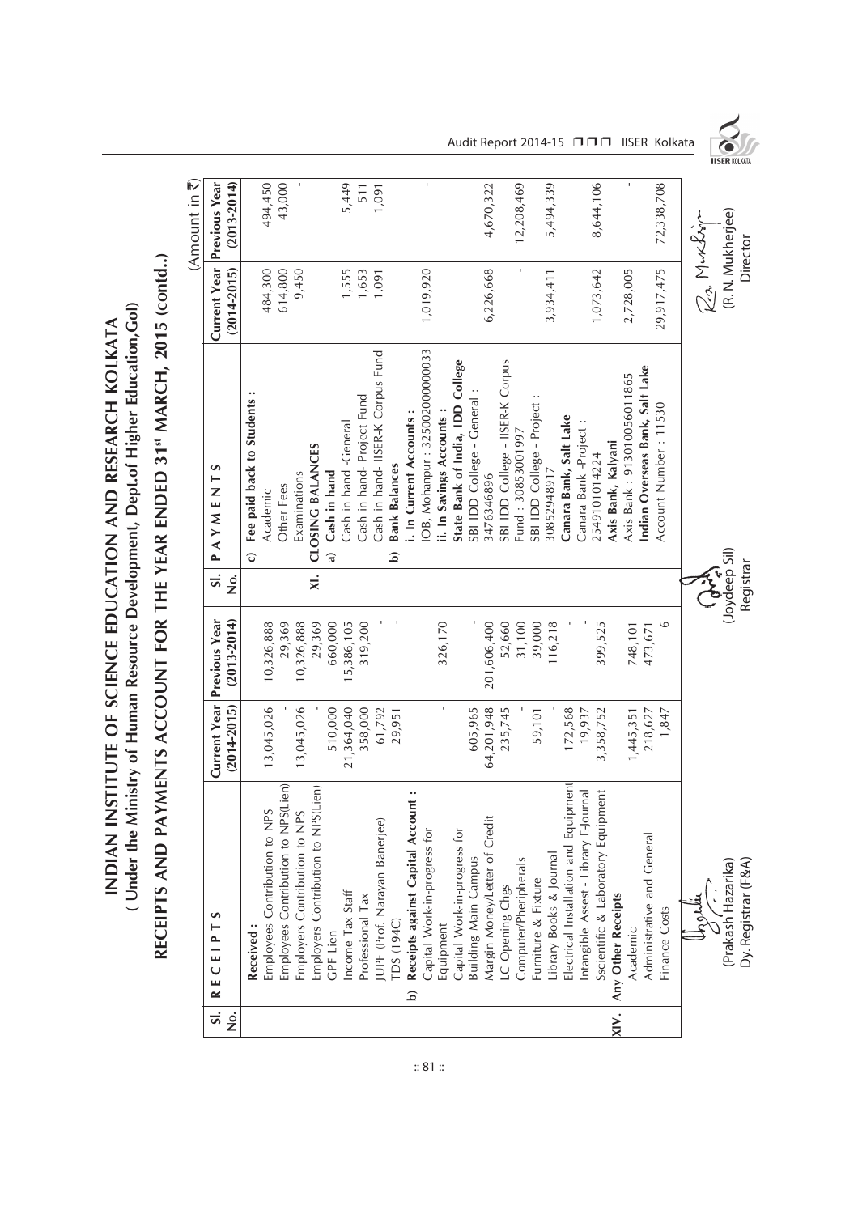# INDIAN INSTITUTE OF SCIENCE EDUCATION AND RESEARCH KOLKATA

## ( Under the Ministry of Human Resource Development, Dept.of Higher Education,GoI)

## RECEIPTS AND PAYMENTS ACCOUNT FOR THE YEAR ENDED 31st MARCH, 2015 (contd..)

(Amount in ₹)

| Sl. No. | RECEIPTS | Current Year (2014-2015) | Previous Year (2013-2014) | Sl. No. | PAYMENTS | Current Year (2014-2015) | Previous Year (2013-2014) |
|---|---|---|---|---|---|---|---|
| | **Received :** | | | | **c) Fee paid back to Students :** | | |
| | Employees Contribution to NPS | 13,045,026 | 10,326,888 | | Academic | 484,300 | 494,450 |
| | Employees Contribution to NPS(Lien) | - | 29,369 | | Other Fees | 614,800 | 43,000 |
| | Employers Contribution to NPS | 13,045,026 | 10,326,888 | | Examinations | 9,450 | - |
| | Employers Contribution to NPS(Lien) | - | 29,369 | XI. | **CLOSING BALANCES** | | |
| | GPF Lien | 510,000 | 660,000 | | **a) Cash in hand** | | |
| | Income Tax Staff | 21,364,040 | 15,386,105 | | Cash in hand -General | 1,555 | 5,449 |
| | Professional Tax | 358,000 | 319,200 | | Cash in hand- Project Fund | 1,653 | 511 |
| | JUPF (Prof. Narayan Banerjee) | 61,792 | - | | Cash in hand- IISER-K Corpus Fund | 1,091 | 1,091 |
| | TDS (194C) | 29,951 | - | | **b) Bank Balances** | | |
| | **b) Receipts against Capital Account :** | | | | **i. In Current Accounts :** | | |
| | Capital Work-in-progress for Equipment | - | 326,170 | | IOB, Mohanpur : 325002000000033 | 1,019,920 | - |
| | Capital Work-in-progress for Building Main Campus | 605,965 | - | | **ii. In Savings Accounts :** | | |
| | Margin Money/Letter of Credit | 64,201,948 | 201,606,400 | | **State Bank of India, IDD College** | | |
| | LC Opening Chgs | 235,745 | 52,660 | | SBI IDD College - General : 34763446896 | 6,226,668 | 4,670,322 |
| | Computer/Pheripherals | - | 31,100 | | SBI IDD College - IISER-K Corpus Fund : 30853001997 | - | 12,208,469 |
| | Furniture & Fixture | 59,101 | 39,000 | | SBI IDD College - Project : 30852948917 | 3,934,411 | 5,494,339 |
| | Library Books & Journal | - | 116,218 | | **Canara Bank, Salt Lake** | | |
| | Electrical Installation and Equipment | 172,568 | - | | Canara Bank -Project : 2549101014224 | 1,073,642 | 8,644,106 |
| | Intangible Assest - Library E-Journal | 19,937 | - | | **Axis Bank, Kalyani** | | |
| | Scientific & Laboratory Equipment | 3,358,752 | 399,525 | | Axis Bank : 913010056011865 | 2,728,005 | - |
| XIV. | **Any Other Receipts** | | | | **Indian Overseas Bank, Salt Lake** | | |
| | Academic | 1,445,351 | 748,101 | | Account Number : 11530 | 29,917,475 | 72,338,708 |
| | Administrative and General | 218,627 | 473,671 | | | | |
| | Finance Costs | 1,847 | 6 | | | | |

(Prakash Hazarika)
Dy. Registrar (F&A)

(Joydeep Sil)
Registrar

(R. N. Mukherjee)
Director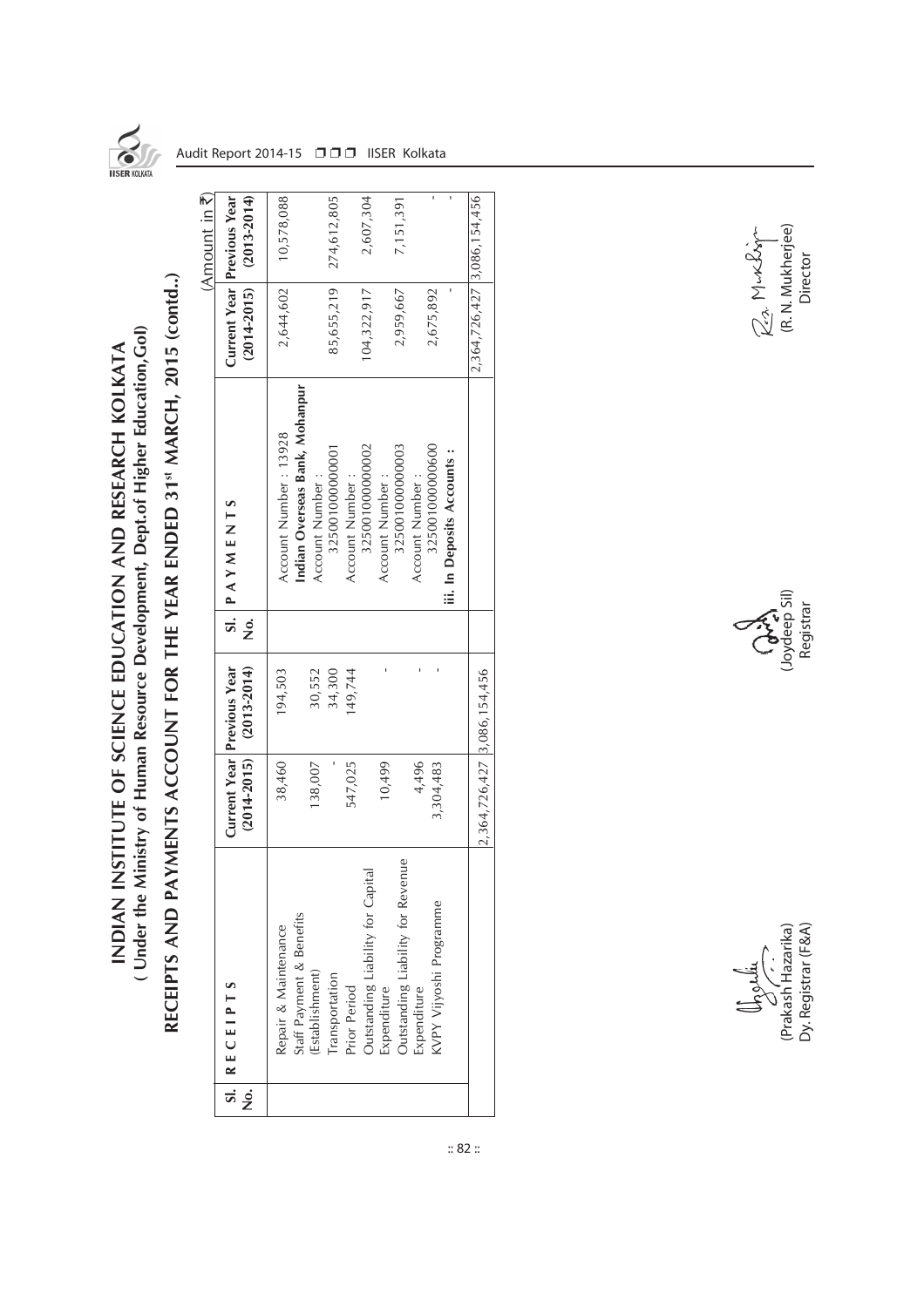# INDIAN INSTITUTE OF SCIENCE EDUCATION AND RESEARCH KOLKATA

## ( Under the Ministry of Human Resource Development, Dept.of Higher Education,GoI)

## RECEIPTS AND PAYMENTS ACCOUNT FOR THE YEAR ENDED 31st MARCH, 2015 (contd..)

(Amount in ₹)

| Sl. No. | R E C E I P T S | Current Year (2014-2015) | Previous Year (2013-2014) | Sl. No. | P A Y M E N T S | Current Year (2014-2015) | Previous Year (2013-2014) |
|---|---|---|---|---|---|---|---|
| | Repair & Maintenance | 38,460 | 194,503 | | Account Number : 13928 | 2,644,602 | 10,578,088 |
| | Staff Payment & Benefits (Establishment) | 138,007 | 30,552 | | **Indian Overseas Bank, Mohanpur** Account Number : 325001000000001 | 85,655,219 | 274,612,805 |
| | Transportation | - | 34,300 | | | | |
| | Prior Period | 547,025 | 149,744 | | Account Number : 325001000000002 | 104,322,917 | 2,607,304 |
| | Outstanding Liability for Capital Expenditure | 10,499 | - | | Account Number : 325001000000003 | 2,959,667 | 7,151,391 |
| | Outstanding Liability for Revenue Expenditure | 4,496 | - | | Account Number : 325001000000600 | 2,675,892 | - |
| | KVPY Vijyoshi Programme | 3,304,483 | - | | **iii. In Deposits Accounts :** | - | - |
| | | 2,364,726,427 | 3,086,154,456 | | | 2,364,726,427 | 3,086,154,456 |

(Prakash Hazarika)
Dy. Registrar (F&A)

(Joydeep Sil)
Registrar

(R. N. Mukherjee)
Director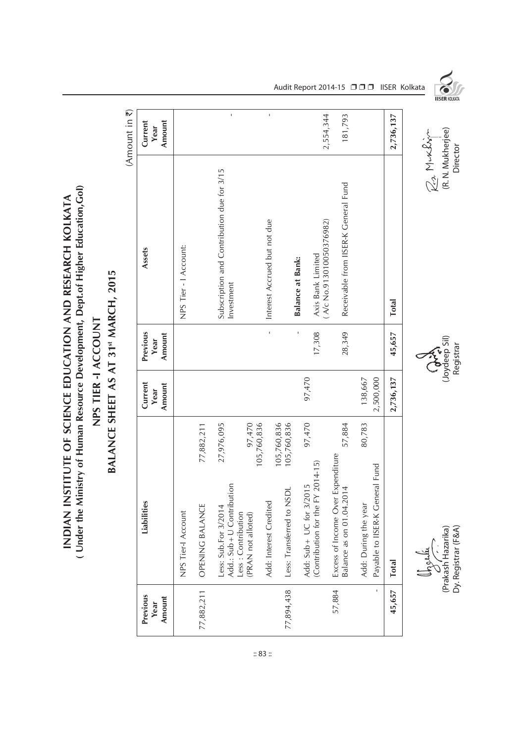# INDIAN INSTITUTE OF SCIENCE EDUCATION AND RESEARCH KOLKATA

## ( Under the Ministry of Human Resource Development, Dept.of Higher Education,GoI)

## NPS TIER -I ACCOUNT

## BALANCE SHEET AS AT 31st MARCH, 2015

(Amount in ₹)

| Previous Year Amount | Liabilities | | Current Year Amount | Previous Year Amount | Assets | Current Year Amount |
|---|---|---|---|---|---|---|
| | NPS Tier-I Account | | | | NPS Tier - I Account: | |
| 77,882,211 | OPENING BALANCE | 77,882,211 | | | | |
| | Less: Sub.For 3/2014<br>Add.: Sub+U Contribution | 27,976,095 | | | Subscription and Contribution due for 3/15<br>Investment | - |
| | Less : Contribution (PRAN not alloted) | 97,470 | | | | |
| | | 105,760,836 | | | | |
| | Add: Interest Credited | | | - | Interest Accrued but not due | - |
| | | 105,760,836 | | | | |
| 77,894,438 | Less: Transferred to NSDL | 105,760,836 | | - | **Balance at Bank:** | |
| | Add: Sub+ UC for 3/2015 (Contribution for the FY 2014-15) | 97,470 | 97,470 | 17,308 | Axis Bank Limited ( A/c No.913010050376982) | 2,554,344 |
| 57,884 | Excess of Income Over Expenditure Balance as on 01.04.2014 | 57,884 | | 28,349 | Receivable from IISER-K General Fund | 181,793 |
| | Add: During the year | 80,783 | 138,667 | | | |
| - | Payable to IISER-K General Fund | | 2,500,000 | | | |
| **45,657** | **Total** | | **2,736,137** | **45,657** | **Total** | **2,736,137** |

(Prakash Hazarika)
Dy. Registrar (F&A)

(Joydeep Sil)
Registrar

(R. N. Mukherjee)
Director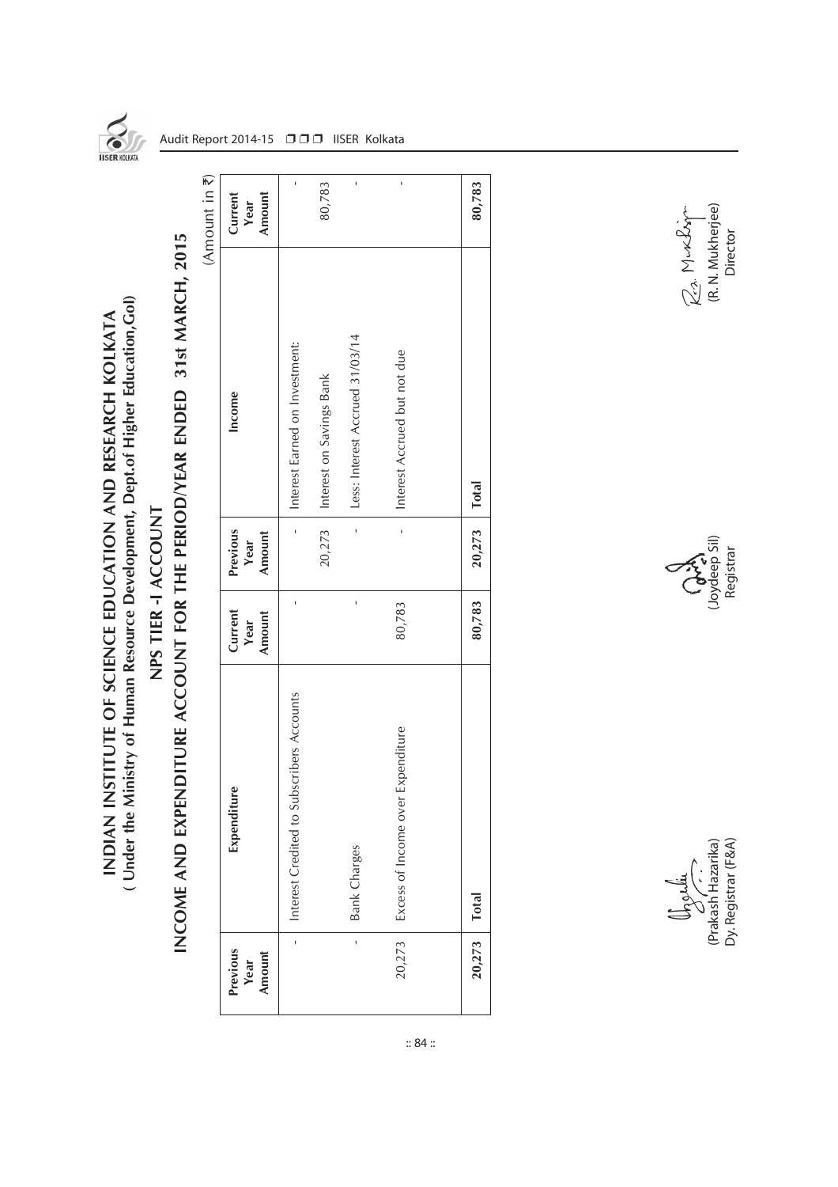# INDIAN INSTITUTE OF SCIENCE EDUCATION AND RESEARCH KOLKATA

## ( Under the Ministry of Human Resource Development, Dept.of Higher Education, GoI)

## NPS TIER -I ACCOUNT

## INCOME AND EXPENDITURE ACCOUNT FOR THE PERIOD/YEAR ENDED 31st MARCH, 2015

(Amount in ₹)

| Previous Year Amount | Expenditure | Current Year Amount | Previous Year Amount | Income | Current Year Amount |
|---|---|---|---|---|---|
| - | Interest Credited to Subscribers Accounts | - | - | Interest Earned on Investment: | - |
| | | | 20,273 | Interest on Savings Bank | 80,783 |
| - | Bank Charges | - | - | Less: Interest Accrued 31/03/14 | - |
| 20,273 | Excess of Income over Expenditure | 80,783 | - | Interest Accrued but not due | - |
| **20,273** | **Total** | **80,783** | **20,273** | **Total** | **80,783** |

(Prakash Hazarika)
Dy. Registrar (F&A)

(Joydeep Sil)
Registrar

(R. N. Mukherjee)
Director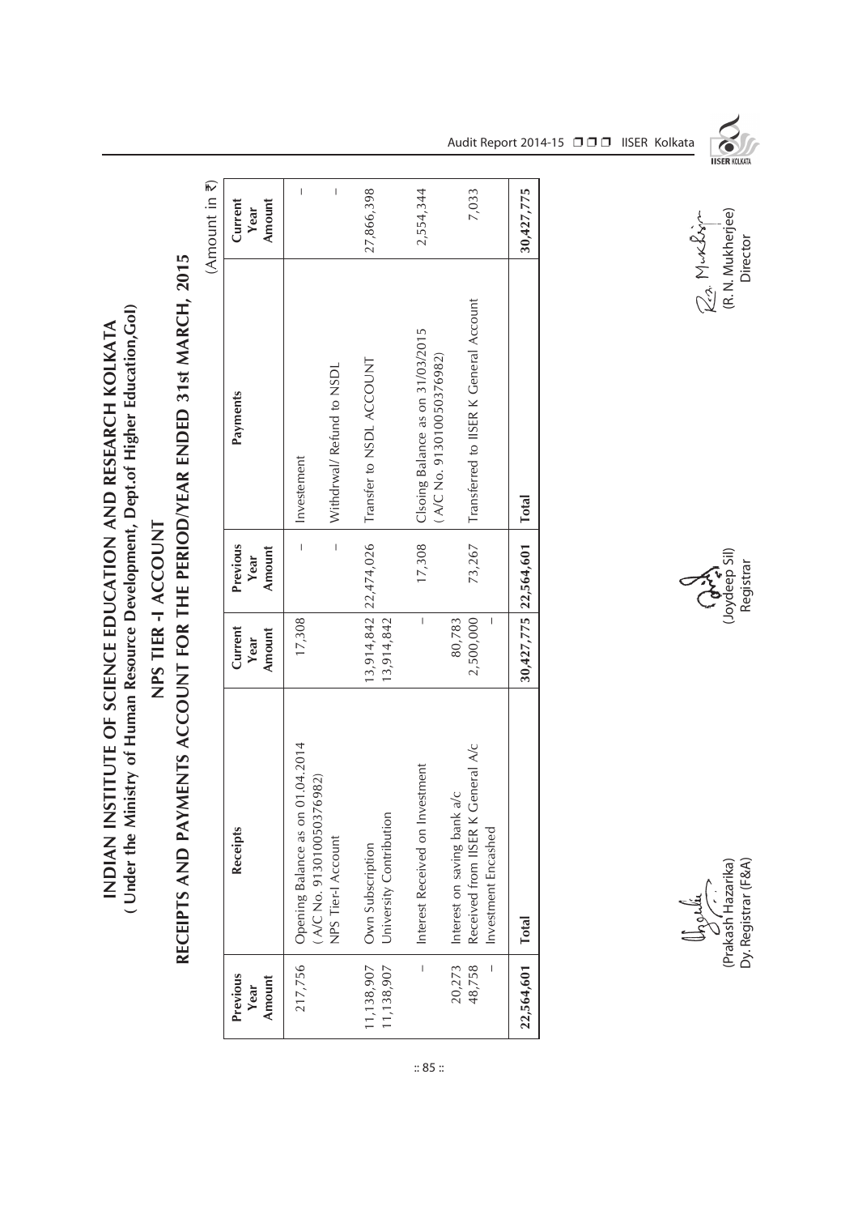# INDIAN INSTITUTE OF SCIENCE EDUCATION AND RESEARCH KOLKATA
## ( Under the Ministry of Human Resource Development, Dept.of Higher Education,GoI)

## NPS TIER -I ACCOUNT

## RECEIPTS AND PAYMENTS ACCOUNT FOR THE PERIOD/YEAR ENDED 31st MARCH, 2015

(Amount in ₹)

| Previous Year Amount | Receipts | Current Year Amount | Previous Year Amount | Payments | Current Year Amount |
|---|---|---|---|---|---|
| 217,756 | Opening Balance as on 01.04.2014 ( A/C No. 913010050376982) | 17,308 | – | Investement | – |
| | NPS Tier-I Account | | – | Withdrwal/ Refund to NSDL | – |
| 11,138,907 | Own Subscription | 13,914,842 | 22,474,026 | Transfer to NSDL ACCOUNT | 27,866,398 |
| 11,138,907 | University Contribution | 13,914,842 | | | |
| – | Interest Received on Investment | – | 17,308 | Clsoing Balance as on 31/03/2015 ( A/C No. 913010050376982) | 2,554,344 |
| 20,273 | Interest on saving bank a/c | 80,783 | | | |
| 48,758 | Received from IISER K General A/c | 2,500,000 | 73,267 | Transferred to IISER K General Account | 7,033 |
| – | Investment Encashed | – | | | |
| **22,564,601** | **Total** | **30,427,775** | **22,564,601** | **Total** | **30,427,775** |

(Prakash Hazarika)
Dy. Registrar (F&A)

(Joydeep Sil)
Registrar

(R. N. Mukherjee)
Director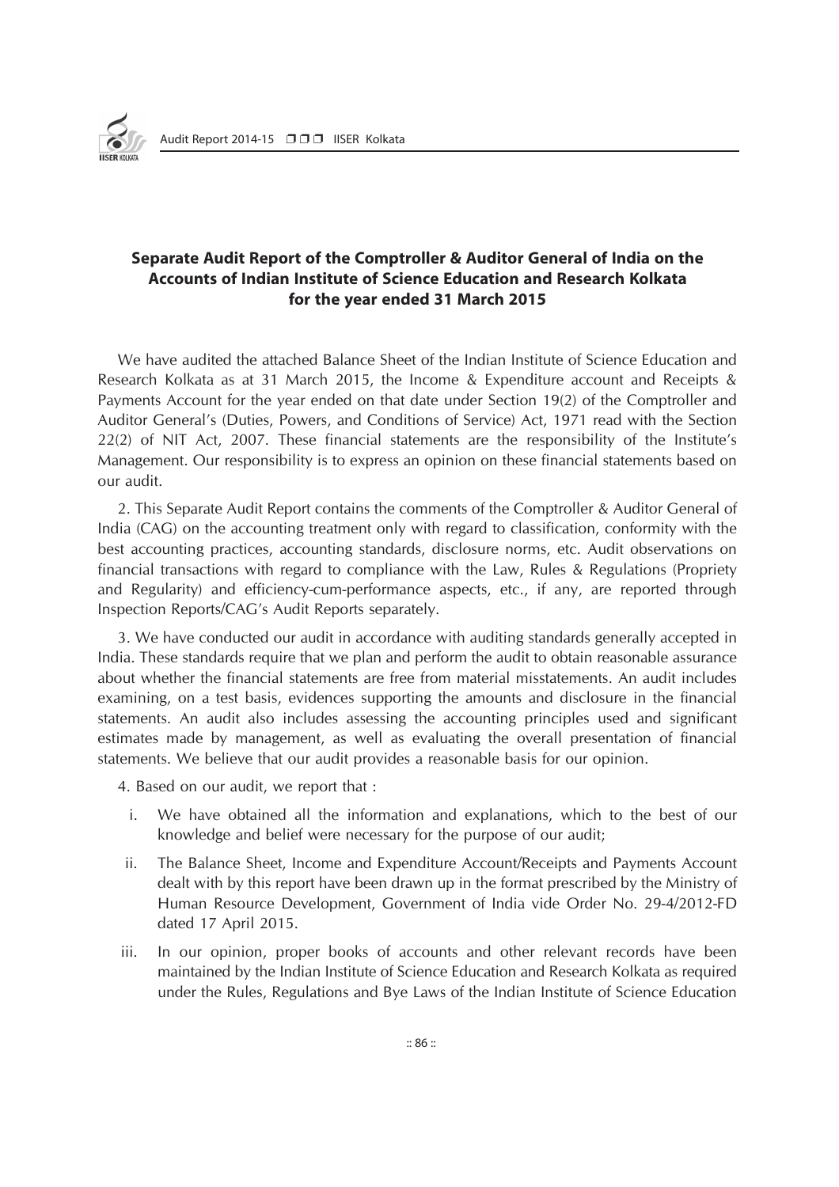## Separate Audit Report of the Comptroller & Auditor General of India on the Accounts of Indian Institute of Science Education and Research Kolkata for the year ended 31 March 2015

We have audited the attached Balance Sheet of the Indian Institute of Science Education and Research Kolkata as at 31 March 2015, the Income & Expenditure account and Receipts & Payments Account for the year ended on that date under Section 19(2) of the Comptroller and Auditor General's (Duties, Powers, and Conditions of Service) Act, 1971 read with the Section 22(2) of NIT Act, 2007. These financial statements are the responsibility of the Institute's Management. Our responsibility is to express an opinion on these financial statements based on our audit.

2. This Separate Audit Report contains the comments of the Comptroller & Auditor General of India (CAG) on the accounting treatment only with regard to classification, conformity with the best accounting practices, accounting standards, disclosure norms, etc. Audit observations on financial transactions with regard to compliance with the Law, Rules & Regulations (Propriety and Regularity) and efficiency-cum-performance aspects, etc., if any, are reported through Inspection Reports/CAG's Audit Reports separately.

3. We have conducted our audit in accordance with auditing standards generally accepted in India. These standards require that we plan and perform the audit to obtain reasonable assurance about whether the financial statements are free from material misstatements. An audit includes examining, on a test basis, evidences supporting the amounts and disclosure in the financial statements. An audit also includes assessing the accounting principles used and significant estimates made by management, as well as evaluating the overall presentation of financial statements. We believe that our audit provides a reasonable basis for our opinion.

4. Based on our audit, we report that :

i. We have obtained all the information and explanations, which to the best of our knowledge and belief were necessary for the purpose of our audit;

ii. The Balance Sheet, Income and Expenditure Account/Receipts and Payments Account dealt with by this report have been drawn up in the format prescribed by the Ministry of Human Resource Development, Government of India vide Order No. 29-4/2012-FD dated 17 April 2015.

iii. In our opinion, proper books of accounts and other relevant records have been maintained by the Indian Institute of Science Education and Research Kolkata as required under the Rules, Regulations and Bye Laws of the Indian Institute of Science Education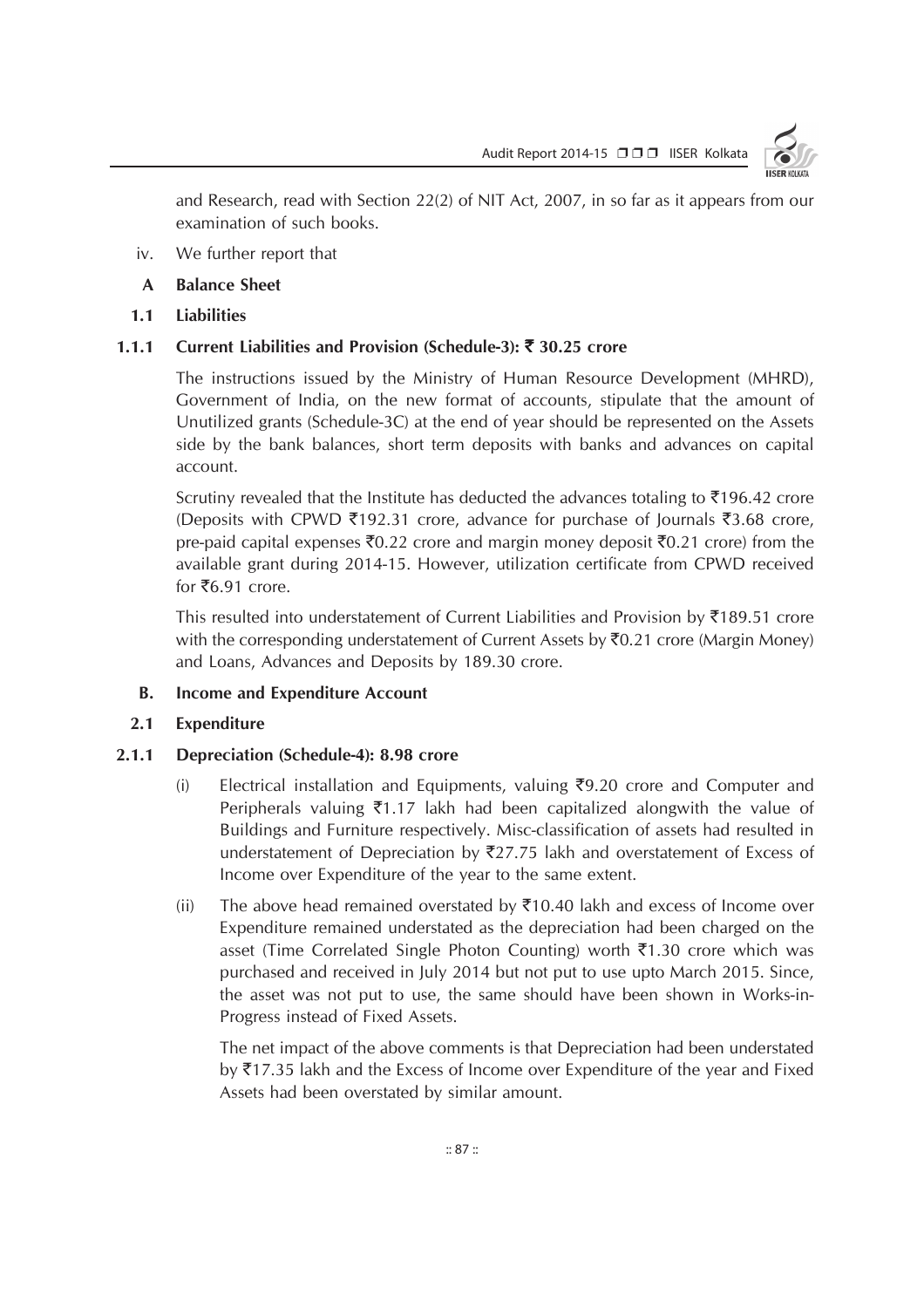and Research, read with Section 22(2) of NIT Act, 2007, in so far as it appears from our examination of such books.

iv. We further report that

**A Balance Sheet**

**1.1 Liabilities**

**1.1.1 Current Liabilities and Provision (Schedule-3): ₹ 30.25 crore**

The instructions issued by the Ministry of Human Resource Development (MHRD), Government of India, on the new format of accounts, stipulate that the amount of Unutilized grants (Schedule-3C) at the end of year should be represented on the Assets side by the bank balances, short term deposits with banks and advances on capital account.

Scrutiny revealed that the Institute has deducted the advances totaling to ₹196.42 crore (Deposits with CPWD ₹192.31 crore, advance for purchase of Journals ₹3.68 crore, pre-paid capital expenses ₹0.22 crore and margin money deposit ₹0.21 crore) from the available grant during 2014-15. However, utilization certificate from CPWD received for ₹6.91 crore.

This resulted into understatement of Current Liabilities and Provision by ₹189.51 crore with the corresponding understatement of Current Assets by ₹0.21 crore (Margin Money) and Loans, Advances and Deposits by 189.30 crore.

**B. Income and Expenditure Account**

**2.1 Expenditure**

**2.1.1 Depreciation (Schedule-4): 8.98 crore**

(i) Electrical installation and Equipments, valuing ₹9.20 crore and Computer and Peripherals valuing ₹1.17 lakh had been capitalized alongwith the value of Buildings and Furniture respectively. Misc-classification of assets had resulted in understatement of Depreciation by ₹27.75 lakh and overstatement of Excess of Income over Expenditure of the year to the same extent.

(ii) The above head remained overstated by ₹10.40 lakh and excess of Income over Expenditure remained understated as the depreciation had been charged on the asset (Time Correlated Single Photon Counting) worth ₹1.30 crore which was purchased and received in July 2014 but not put to use upto March 2015. Since, the asset was not put to use, the same should have been shown in Works-in-Progress instead of Fixed Assets.

The net impact of the above comments is that Depreciation had been understated by ₹17.35 lakh and the Excess of Income over Expenditure of the year and Fixed Assets had been overstated by similar amount.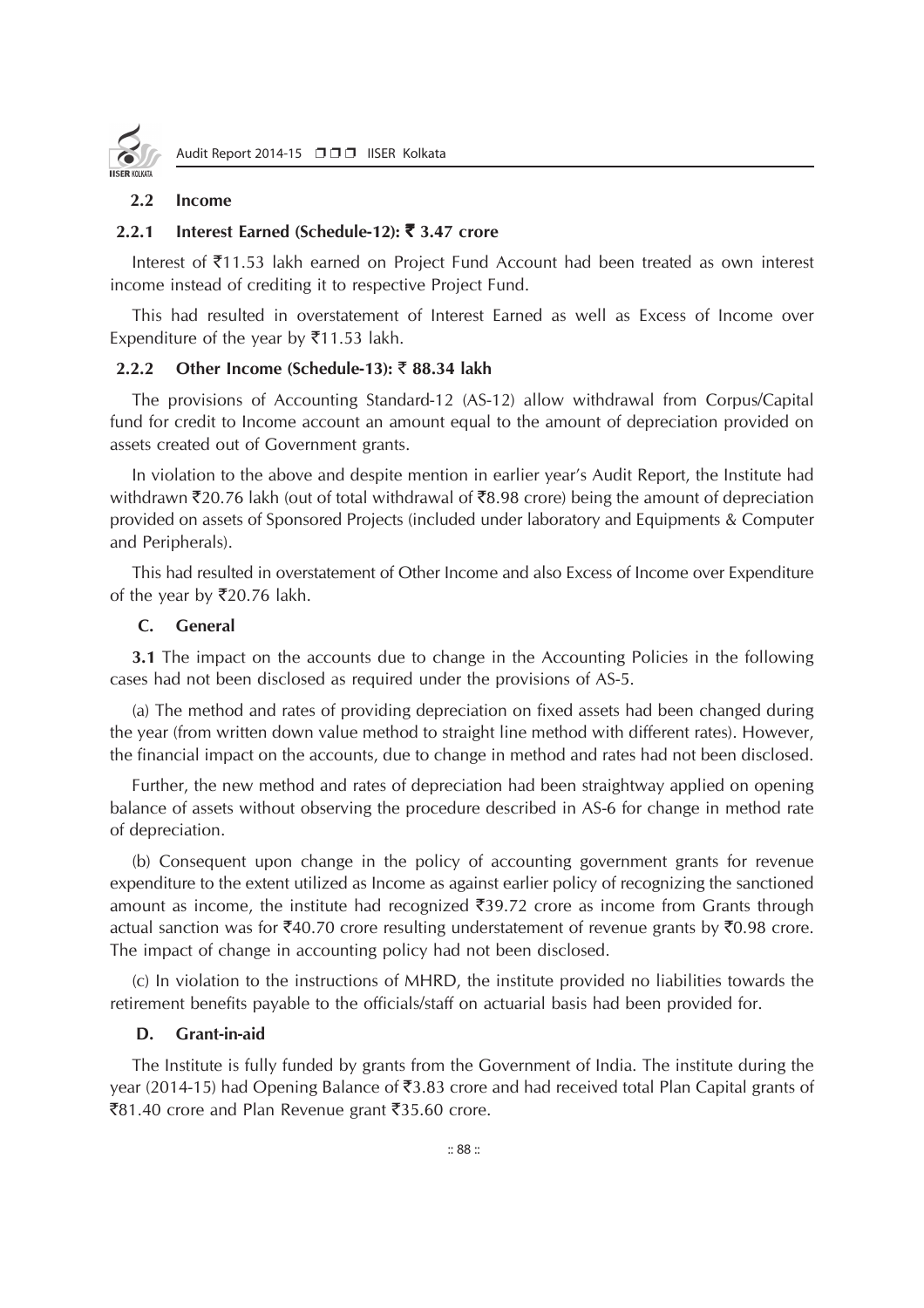### 2.2 Income

#### 2.2.1 Interest Earned (Schedule-12): ₹ 3.47 crore

Interest of ₹11.53 lakh earned on Project Fund Account had been treated as own interest income instead of crediting it to respective Project Fund.

This had resulted in overstatement of Interest Earned as well as Excess of Income over Expenditure of the year by ₹11.53 lakh.

#### 2.2.2 Other Income (Schedule-13): ₹ 88.34 lakh

The provisions of Accounting Standard-12 (AS-12) allow withdrawal from Corpus/Capital fund for credit to Income account an amount equal to the amount of depreciation provided on assets created out of Government grants.

In violation to the above and despite mention in earlier year's Audit Report, the Institute had withdrawn ₹20.76 lakh (out of total withdrawal of ₹8.98 crore) being the amount of depreciation provided on assets of Sponsored Projects (included under laboratory and Equipments & Computer and Peripherals).

This had resulted in overstatement of Other Income and also Excess of Income over Expenditure of the year by ₹20.76 lakh.

### C. General

**3.1** The impact on the accounts due to change in the Accounting Policies in the following cases had not been disclosed as required under the provisions of AS-5.

(a) The method and rates of providing depreciation on fixed assets had been changed during the year (from written down value method to straight line method with different rates). However, the financial impact on the accounts, due to change in method and rates had not been disclosed.

Further, the new method and rates of depreciation had been straightway applied on opening balance of assets without observing the procedure described in AS-6 for change in method rate of depreciation.

(b) Consequent upon change in the policy of accounting government grants for revenue expenditure to the extent utilized as Income as against earlier policy of recognizing the sanctioned amount as income, the institute had recognized ₹39.72 crore as income from Grants through actual sanction was for ₹40.70 crore resulting understatement of revenue grants by ₹0.98 crore. The impact of change in accounting policy had not been disclosed.

(c) In violation to the instructions of MHRD, the institute provided no liabilities towards the retirement benefits payable to the officials/staff on actuarial basis had been provided for.

### D. Grant-in-aid

The Institute is fully funded by grants from the Government of India. The institute during the year (2014-15) had Opening Balance of ₹3.83 crore and had received total Plan Capital grants of ₹81.40 crore and Plan Revenue grant ₹35.60 crore.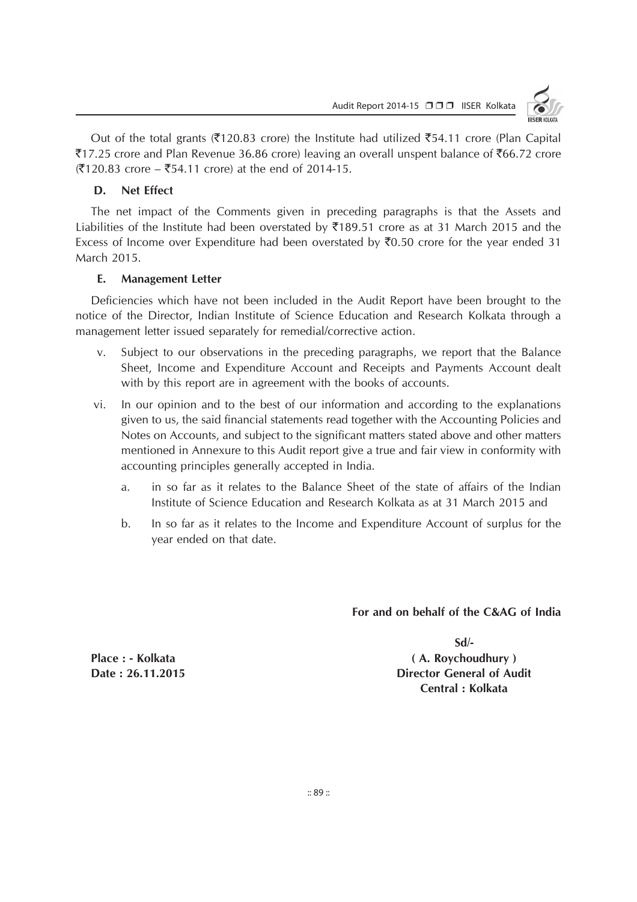Out of the total grants (₹120.83 crore) the Institute had utilized ₹54.11 crore (Plan Capital ₹17.25 crore and Plan Revenue 36.86 crore) leaving an overall unspent balance of ₹66.72 crore (₹120.83 crore – ₹54.11 crore) at the end of 2014-15.

**D. Net Effect**

The net impact of the Comments given in preceding paragraphs is that the Assets and Liabilities of the Institute had been overstated by ₹189.51 crore as at 31 March 2015 and the Excess of Income over Expenditure had been overstated by ₹0.50 crore for the year ended 31 March 2015.

**E. Management Letter**

Deficiencies which have not been included in the Audit Report have been brought to the notice of the Director, Indian Institute of Science Education and Research Kolkata through a management letter issued separately for remedial/corrective action.

v. Subject to our observations in the preceding paragraphs, we report that the Balance Sheet, Income and Expenditure Account and Receipts and Payments Account dealt with by this report are in agreement with the books of accounts.

vi. In our opinion and to the best of our information and according to the explanations given to us, the said financial statements read together with the Accounting Policies and Notes on Accounts, and subject to the significant matters stated above and other matters mentioned in Annexure to this Audit report give a true and fair view in conformity with accounting principles generally accepted in India.

   a. in so far as it relates to the Balance Sheet of the state of affairs of the Indian Institute of Science Education and Research Kolkata as at 31 March 2015 and

   b. In so far as it relates to the Income and Expenditure Account of surplus for the year ended on that date.

**For and on behalf of the C&AG of India**

**Sd/-**
**( A. Roychoudhury )**
**Director General of Audit**
**Central : Kolkata**

**Place : - Kolkata**
**Date : 26.11.2015**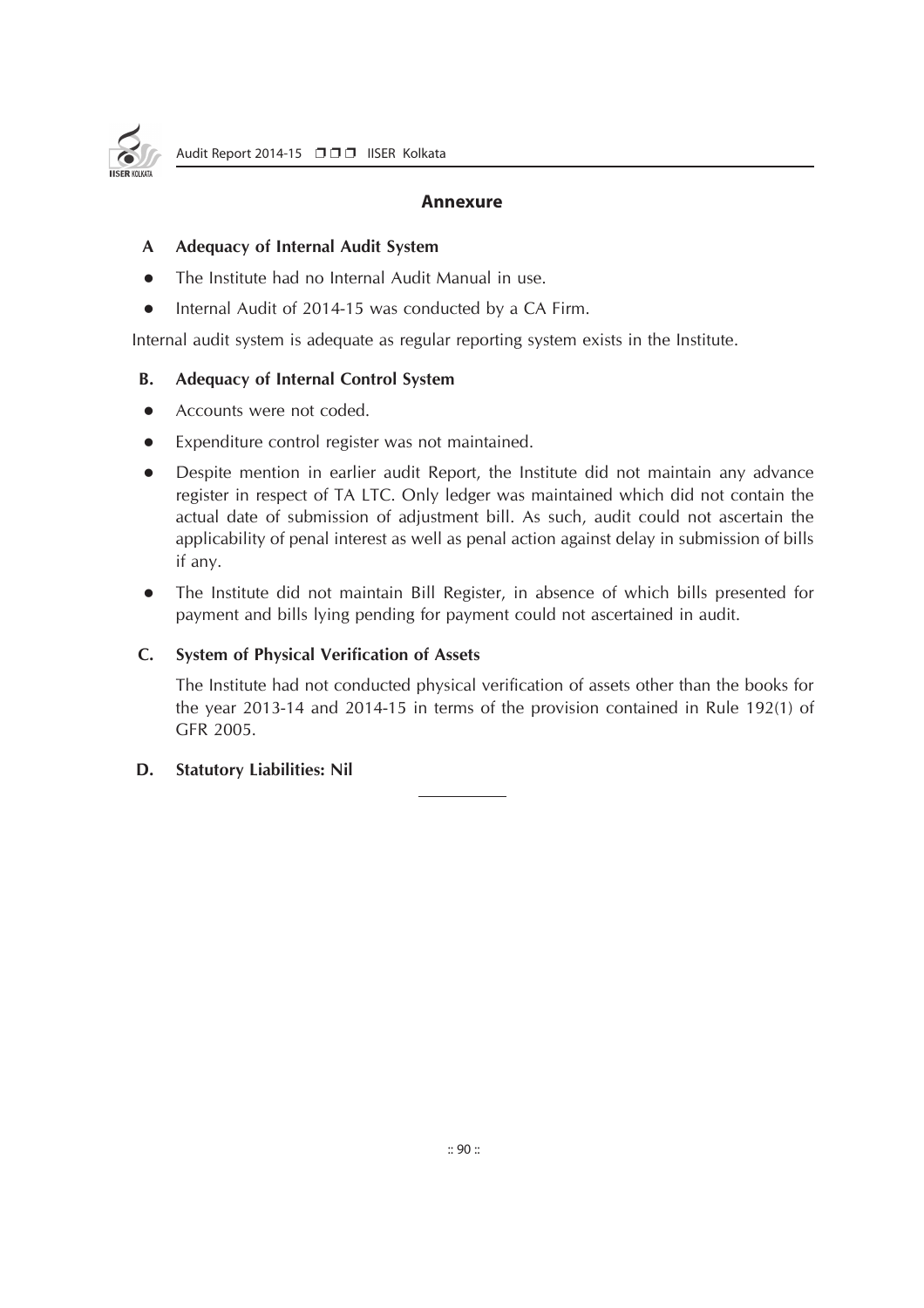## Annexure

**A Adequacy of Internal Audit System**

- The Institute had no Internal Audit Manual in use.
- Internal Audit of 2014-15 was conducted by a CA Firm.

Internal audit system is adequate as regular reporting system exists in the Institute.

**B. Adequacy of Internal Control System**

- Accounts were not coded.
- Expenditure control register was not maintained.
- Despite mention in earlier audit Report, the Institute did not maintain any advance register in respect of TA LTC. Only ledger was maintained which did not contain the actual date of submission of adjustment bill. As such, audit could not ascertain the applicability of penal interest as well as penal action against delay in submission of bills if any.
- The Institute did not maintain Bill Register, in absence of which bills presented for payment and bills lying pending for payment could not ascertained in audit.

**C. System of Physical Verification of Assets**

The Institute had not conducted physical verification of assets other than the books for the year 2013-14 and 2014-15 in terms of the provision contained in Rule 192(1) of GFR 2005.

**D. Statutory Liabilities: Nil**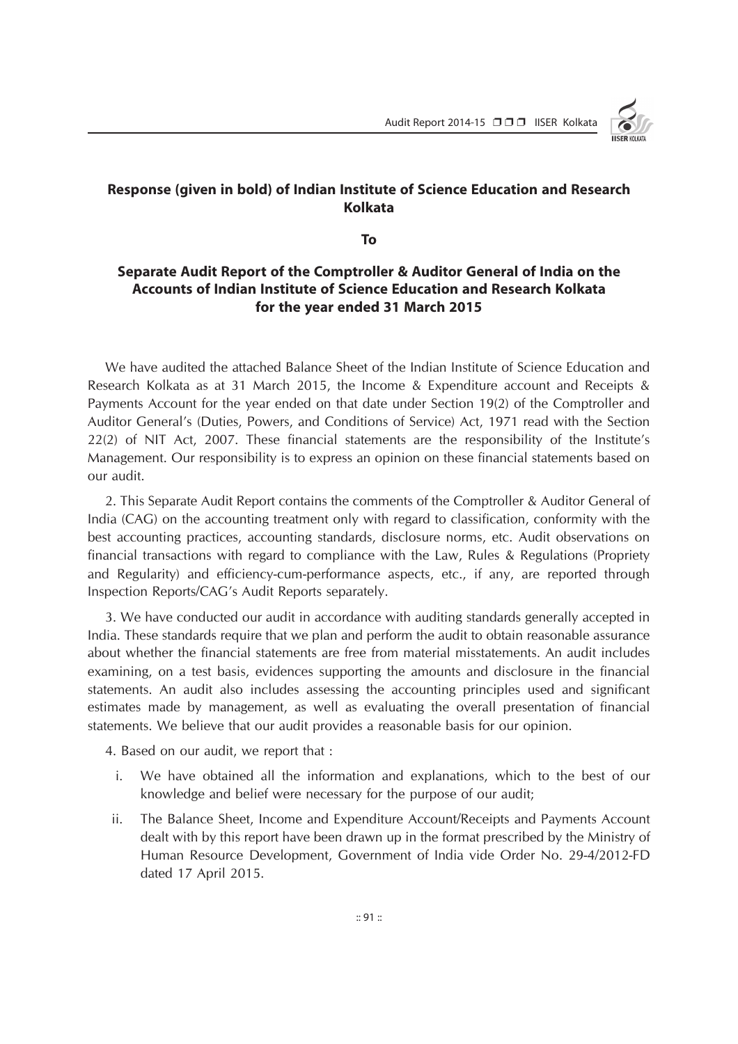## Response (given in bold) of Indian Institute of Science Education and Research Kolkata

**To**

## Separate Audit Report of the Comptroller & Auditor General of India on the Accounts of Indian Institute of Science Education and Research Kolkata for the year ended 31 March 2015

We have audited the attached Balance Sheet of the Indian Institute of Science Education and Research Kolkata as at 31 March 2015, the Income & Expenditure account and Receipts & Payments Account for the year ended on that date under Section 19(2) of the Comptroller and Auditor General's (Duties, Powers, and Conditions of Service) Act, 1971 read with the Section 22(2) of NIT Act, 2007. These financial statements are the responsibility of the Institute's Management. Our responsibility is to express an opinion on these financial statements based on our audit.

2. This Separate Audit Report contains the comments of the Comptroller & Auditor General of India (CAG) on the accounting treatment only with regard to classification, conformity with the best accounting practices, accounting standards, disclosure norms, etc. Audit observations on financial transactions with regard to compliance with the Law, Rules & Regulations (Propriety and Regularity) and efficiency-cum-performance aspects, etc., if any, are reported through Inspection Reports/CAG's Audit Reports separately.

3. We have conducted our audit in accordance with auditing standards generally accepted in India. These standards require that we plan and perform the audit to obtain reasonable assurance about whether the financial statements are free from material misstatements. An audit includes examining, on a test basis, evidences supporting the amounts and disclosure in the financial statements. An audit also includes assessing the accounting principles used and significant estimates made by management, as well as evaluating the overall presentation of financial statements. We believe that our audit provides a reasonable basis for our opinion.

4. Based on our audit, we report that :

i. We have obtained all the information and explanations, which to the best of our knowledge and belief were necessary for the purpose of our audit;

ii. The Balance Sheet, Income and Expenditure Account/Receipts and Payments Account dealt with by this report have been drawn up in the format prescribed by the Ministry of Human Resource Development, Government of India vide Order No. 29-4/2012-FD dated 17 April 2015.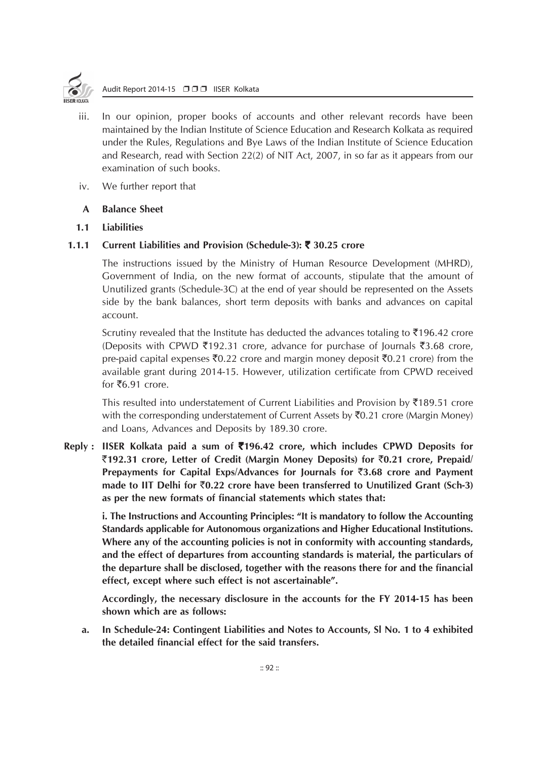iii. In our opinion, proper books of accounts and other relevant records have been maintained by the Indian Institute of Science Education and Research Kolkata as required under the Rules, Regulations and Bye Laws of the Indian Institute of Science Education and Research, read with Section 22(2) of NIT Act, 2007, in so far as it appears from our examination of such books.

iv. We further report that

**A Balance Sheet**

**1.1 Liabilities**

**1.1.1 Current Liabilities and Provision (Schedule-3): ₹ 30.25 crore**

The instructions issued by the Ministry of Human Resource Development (MHRD), Government of India, on the new format of accounts, stipulate that the amount of Unutilized grants (Schedule-3C) at the end of year should be represented on the Assets side by the bank balances, short term deposits with banks and advances on capital account.

Scrutiny revealed that the Institute has deducted the advances totaling to ₹196.42 crore (Deposits with CPWD ₹192.31 crore, advance for purchase of Journals ₹3.68 crore, pre-paid capital expenses ₹0.22 crore and margin money deposit ₹0.21 crore) from the available grant during 2014-15. However, utilization certificate from CPWD received for ₹6.91 crore.

This resulted into understatement of Current Liabilities and Provision by ₹189.51 crore with the corresponding understatement of Current Assets by ₹0.21 crore (Margin Money) and Loans, Advances and Deposits by 189.30 crore.

**Reply : IISER Kolkata paid a sum of ₹196.42 crore, which includes CPWD Deposits for ₹192.31 crore, Letter of Credit (Margin Money Deposits) for ₹0.21 crore, Prepaid/ Prepayments for Capital Exps/Advances for Journals for ₹3.68 crore and Payment made to IIT Delhi for ₹0.22 crore have been transferred to Unutilized Grant (Sch-3) as per the new formats of financial statements which states that:**

**i. The Instructions and Accounting Principles: "It is mandatory to follow the Accounting Standards applicable for Autonomous organizations and Higher Educational Institutions. Where any of the accounting policies is not in conformity with accounting standards, and the effect of departures from accounting standards is material, the particulars of the departure shall be disclosed, together with the reasons there for and the financial effect, except where such effect is not ascertainable".**

**Accordingly, the necessary disclosure in the accounts for the FY 2014-15 has been shown which are as follows:**

**a. In Schedule-24: Contingent Liabilities and Notes to Accounts, Sl No. 1 to 4 exhibited the detailed financial effect for the said transfers.**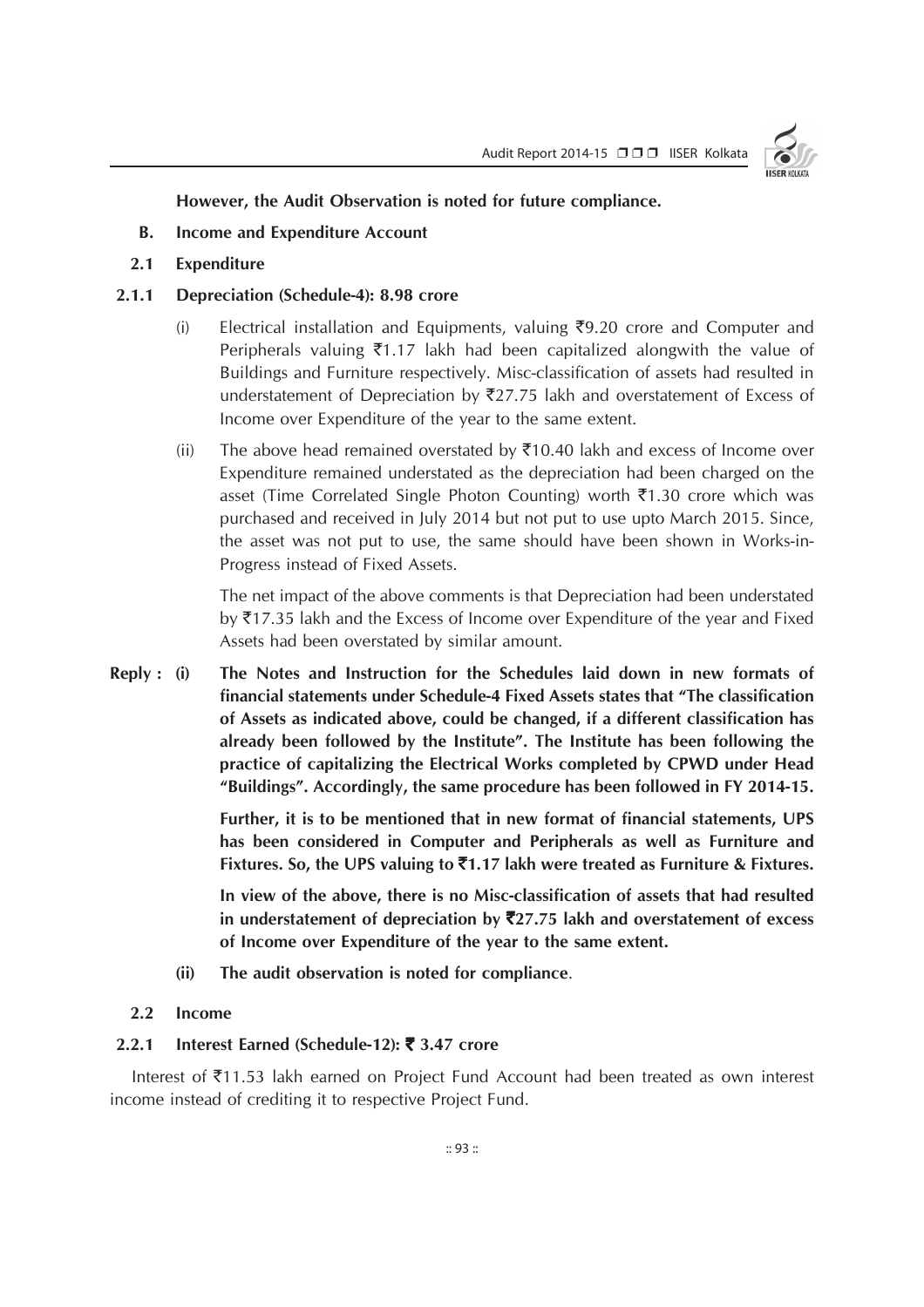**However, the Audit Observation is noted for future compliance.**

**B. Income and Expenditure Account**

**2.1 Expenditure**

**2.1.1 Depreciation (Schedule-4): 8.98 crore**

(i) Electrical installation and Equipments, valuing ₹9.20 crore and Computer and Peripherals valuing ₹1.17 lakh had been capitalized alongwith the value of Buildings and Furniture respectively. Misc-classification of assets had resulted in understatement of Depreciation by ₹27.75 lakh and overstatement of Excess of Income over Expenditure of the year to the same extent.

(ii) The above head remained overstated by ₹10.40 lakh and excess of Income over Expenditure remained understated as the depreciation had been charged on the asset (Time Correlated Single Photon Counting) worth ₹1.30 crore which was purchased and received in July 2014 but not put to use upto March 2015. Since, the asset was not put to use, the same should have been shown in Works-in-Progress instead of Fixed Assets.

The net impact of the above comments is that Depreciation had been understated by ₹17.35 lakh and the Excess of Income over Expenditure of the year and Fixed Assets had been overstated by similar amount.

**Reply : (i) The Notes and Instruction for the Schedules laid down in new formats of financial statements under Schedule-4 Fixed Assets states that "The classification of Assets as indicated above, could be changed, if a different classification has already been followed by the Institute". The Institute has been following the practice of capitalizing the Electrical Works completed by CPWD under Head "Buildings". Accordingly, the same procedure has been followed in FY 2014-15.**

**Further, it is to be mentioned that in new format of financial statements, UPS has been considered in Computer and Peripherals as well as Furniture and Fixtures. So, the UPS valuing to ₹1.17 lakh were treated as Furniture & Fixtures.**

**In view of the above, there is no Misc-classification of assets that had resulted in understatement of depreciation by ₹27.75 lakh and overstatement of excess of Income over Expenditure of the year to the same extent.**

**(ii) The audit observation is noted for compliance**.

**2.2 Income**

**2.2.1 Interest Earned (Schedule-12): ₹ 3.47 crore**

Interest of ₹11.53 lakh earned on Project Fund Account had been treated as own interest income instead of crediting it to respective Project Fund.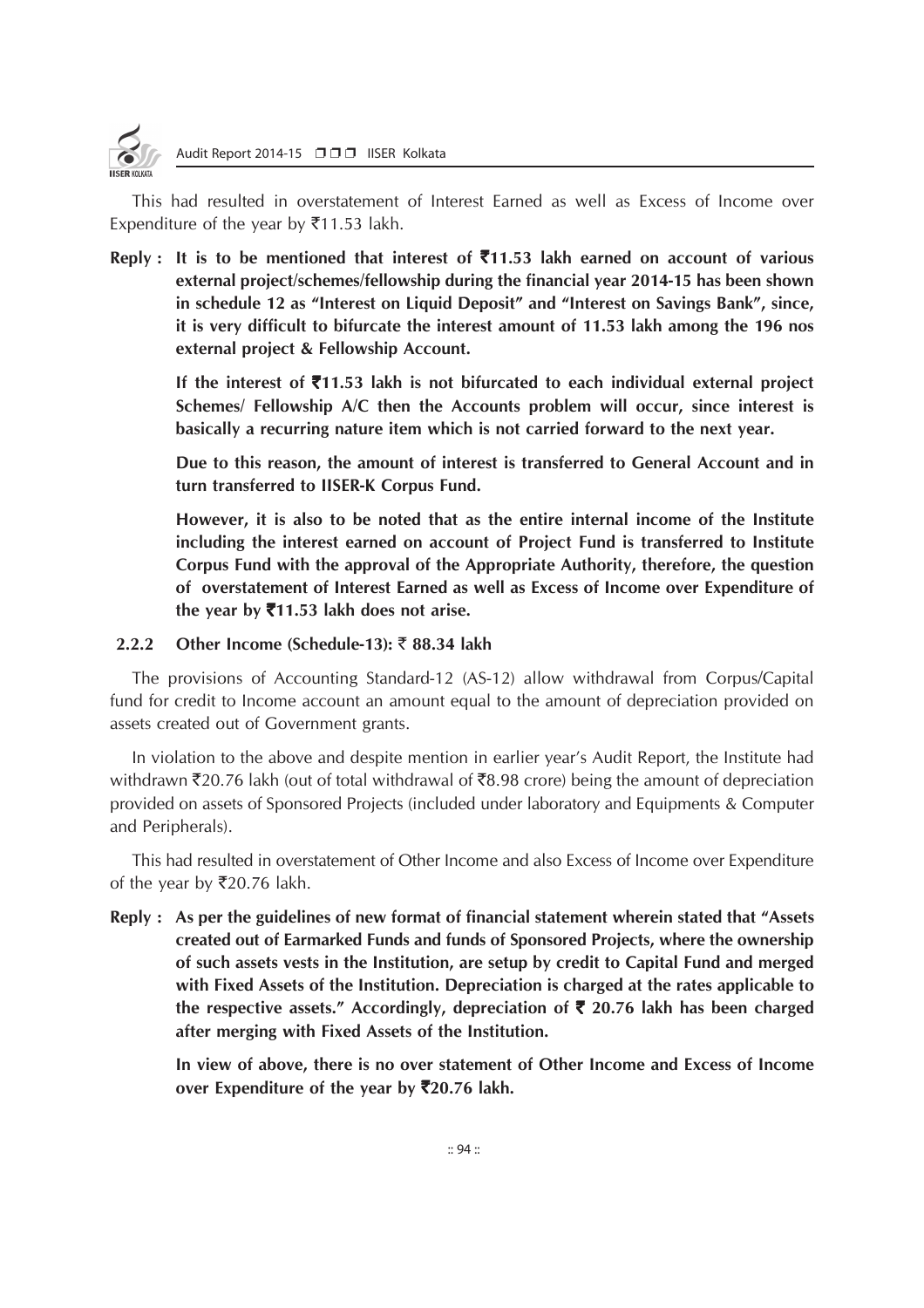This had resulted in overstatement of Interest Earned as well as Excess of Income over Expenditure of the year by ₹11.53 lakh.

**Reply : It is to be mentioned that interest of ₹11.53 lakh earned on account of various external project/schemes/fellowship during the financial year 2014-15 has been shown in schedule 12 as "Interest on Liquid Deposit" and "Interest on Savings Bank", since, it is very difficult to bifurcate the interest amount of 11.53 lakh among the 196 nos external project & Fellowship Account.**

**If the interest of ₹11.53 lakh is not bifurcated to each individual external project Schemes/ Fellowship A/C then the Accounts problem will occur, since interest is basically a recurring nature item which is not carried forward to the next year.**

**Due to this reason, the amount of interest is transferred to General Account and in turn transferred to IISER-K Corpus Fund.**

**However, it is also to be noted that as the entire internal income of the Institute including the interest earned on account of Project Fund is transferred to Institute Corpus Fund with the approval of the Appropriate Authority, therefore, the question of overstatement of Interest Earned as well as Excess of Income over Expenditure of the year by ₹11.53 lakh does not arise.**

### 2.2.2 Other Income (Schedule-13): ₹ 88.34 lakh

The provisions of Accounting Standard-12 (AS-12) allow withdrawal from Corpus/Capital fund for credit to Income account an amount equal to the amount of depreciation provided on assets created out of Government grants.

In violation to the above and despite mention in earlier year's Audit Report, the Institute had withdrawn ₹20.76 lakh (out of total withdrawal of ₹8.98 crore) being the amount of depreciation provided on assets of Sponsored Projects (included under laboratory and Equipments & Computer and Peripherals).

This had resulted in overstatement of Other Income and also Excess of Income over Expenditure of the year by ₹20.76 lakh.

**Reply : As per the guidelines of new format of financial statement wherein stated that "Assets created out of Earmarked Funds and funds of Sponsored Projects, where the ownership of such assets vests in the Institution, are setup by credit to Capital Fund and merged with Fixed Assets of the Institution. Depreciation is charged at the rates applicable to the respective assets." Accordingly, depreciation of ₹ 20.76 lakh has been charged after merging with Fixed Assets of the Institution.**

**In view of above, there is no over statement of Other Income and Excess of Income over Expenditure of the year by ₹20.76 lakh.**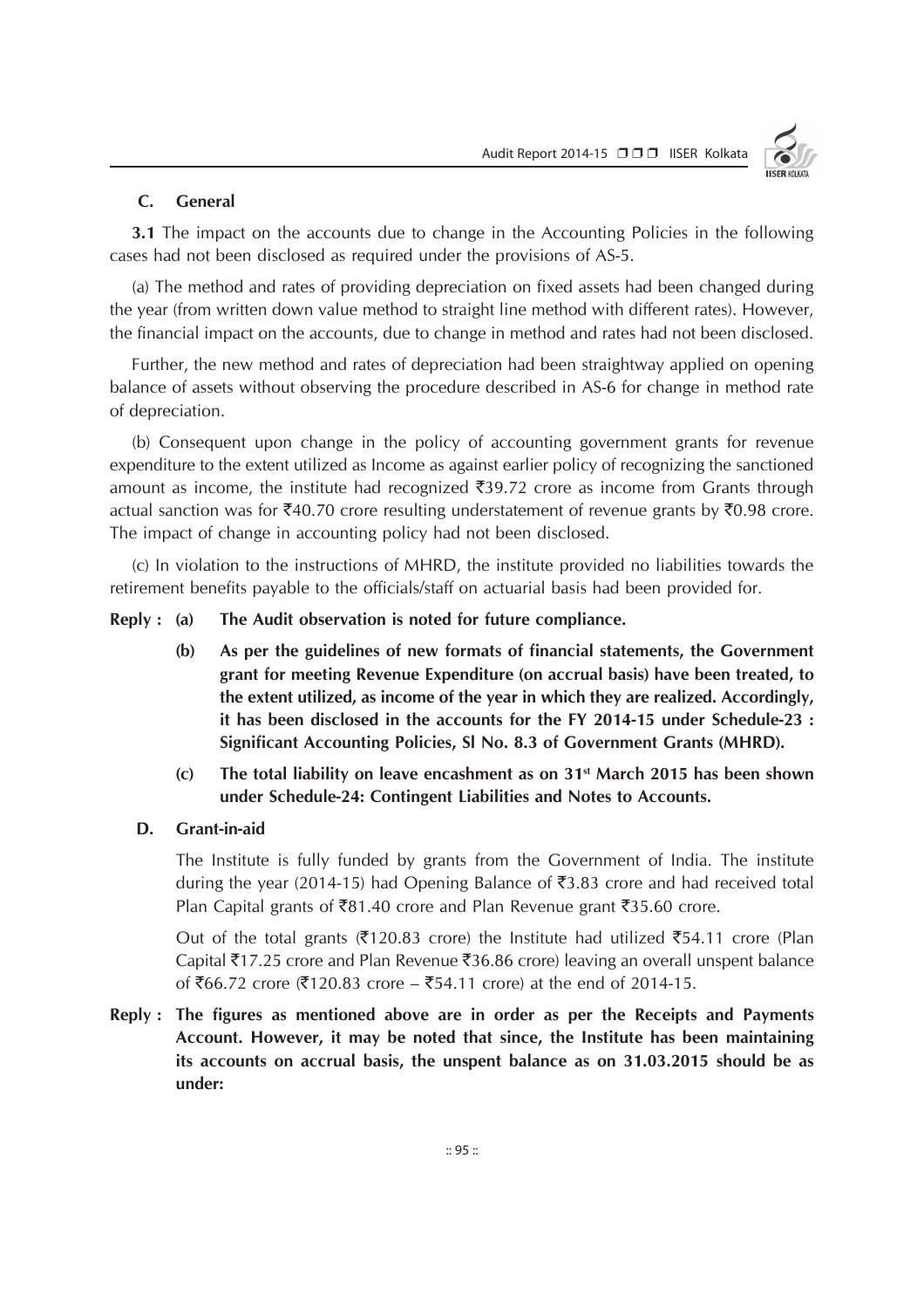### C. General

**3.1** The impact on the accounts due to change in the Accounting Policies in the following cases had not been disclosed as required under the provisions of AS-5.

(a) The method and rates of providing depreciation on fixed assets had been changed during the year (from written down value method to straight line method with different rates). However, the financial impact on the accounts, due to change in method and rates had not been disclosed.

Further, the new method and rates of depreciation had been straightway applied on opening balance of assets without observing the procedure described in AS-6 for change in method rate of depreciation.

(b) Consequent upon change in the policy of accounting government grants for revenue expenditure to the extent utilized as Income as against earlier policy of recognizing the sanctioned amount as income, the institute had recognized ₹39.72 crore as income from Grants through actual sanction was for ₹40.70 crore resulting understatement of revenue grants by ₹0.98 crore. The impact of change in accounting policy had not been disclosed.

(c) In violation to the instructions of MHRD, the institute provided no liabilities towards the retirement benefits payable to the officials/staff on actuarial basis had been provided for.

**Reply : (a) The Audit observation is noted for future compliance.**

**(b) As per the guidelines of new formats of financial statements, the Government grant for meeting Revenue Expenditure (on accrual basis) have been treated, to the extent utilized, as income of the year in which they are realized. Accordingly, it has been disclosed in the accounts for the FY 2014-15 under Schedule-23 : Significant Accounting Policies, Sl No. 8.3 of Government Grants (MHRD).**

**(c) The total liability on leave encashment as on 31st March 2015 has been shown under Schedule-24: Contingent Liabilities and Notes to Accounts.**

### D. Grant-in-aid

The Institute is fully funded by grants from the Government of India. The institute during the year (2014-15) had Opening Balance of ₹3.83 crore and had received total Plan Capital grants of ₹81.40 crore and Plan Revenue grant ₹35.60 crore.

Out of the total grants (₹120.83 crore) the Institute had utilized ₹54.11 crore (Plan Capital ₹17.25 crore and Plan Revenue ₹36.86 crore) leaving an overall unspent balance of ₹66.72 crore (₹120.83 crore – ₹54.11 crore) at the end of 2014-15.

**Reply : The figures as mentioned above are in order as per the Receipts and Payments Account. However, it may be noted that since, the Institute has been maintaining its accounts on accrual basis, the unspent balance as on 31.03.2015 should be as under:**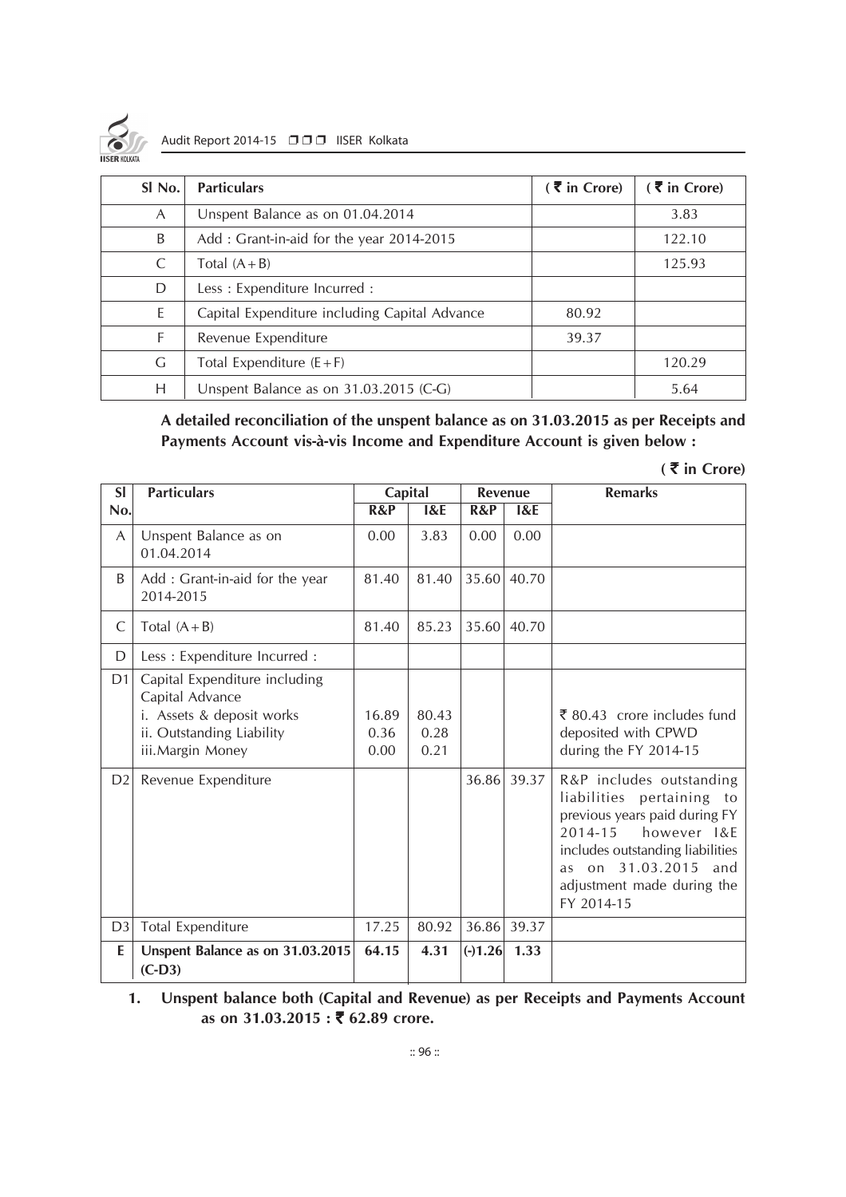| Sl No. | Particulars | ( ₹ in Crore) | ( ₹ in Crore) |
|---|---|---|---|
| A | Unspent Balance as on 01.04.2014 | | 3.83 |
| B | Add : Grant-in-aid for the year 2014-2015 | | 122.10 |
| C | Total (A+B) | | 125.93 |
| D | Less : Expenditure Incurred : | | |
| E | Capital Expenditure including Capital Advance | 80.92 | |
| F | Revenue Expenditure | 39.37 | |
| G | Total Expenditure (E+F) | | 120.29 |
| H | Unspent Balance as on 31.03.2015 (C-G) | | 5.64 |

**A detailed reconciliation of the unspent balance as on 31.03.2015 as per Receipts and Payments Account vis-à-vis Income and Expenditure Account is given below :**

**( ₹ in Crore)**

| Sl No. | Particulars | Capital | | Revenue | | Remarks |
|---|---|---|---|---|---|---|
| | | R&P | I&E | R&P | I&E | |
| A | Unspent Balance as on 01.04.2014 | 0.00 | 3.83 | 0.00 | 0.00 | |
| B | Add : Grant-in-aid for the year 2014-2015 | 81.40 | 81.40 | 35.60 | 40.70 | |
| C | Total (A+B) | 81.40 | 85.23 | 35.60 | 40.70 | |
| D | Less : Expenditure Incurred : | | | | | |
| D1 | Capital Expenditure including Capital Advance<br>i. Assets & deposit works<br>ii. Outstanding Liability<br>iii. Margin Money | <br><br>16.89<br>0.36<br>0.00 | <br><br>80.43<br>0.28<br>0.21 | | | ₹ 80.43 crore includes fund deposited with CPWD during the FY 2014-15 |
| D2 | Revenue Expenditure | | | 36.86 | 39.37 | R&P includes outstanding liabilities pertaining to previous years paid during FY 2014-15 however I&E includes outstanding liabilities as on 31.03.2015 and adjustment made during the FY 2014-15 |
| D3 | Total Expenditure | 17.25 | 80.92 | 36.86 | 39.37 | |
| **E** | **Unspent Balance as on 31.03.2015 (C-D3)** | **64.15** | **4.31** | **(-)1.26** | **1.33** | |

1. **Unspent balance both (Capital and Revenue) as per Receipts and Payments Account as on 31.03.2015 : ₹ 62.89 crore.**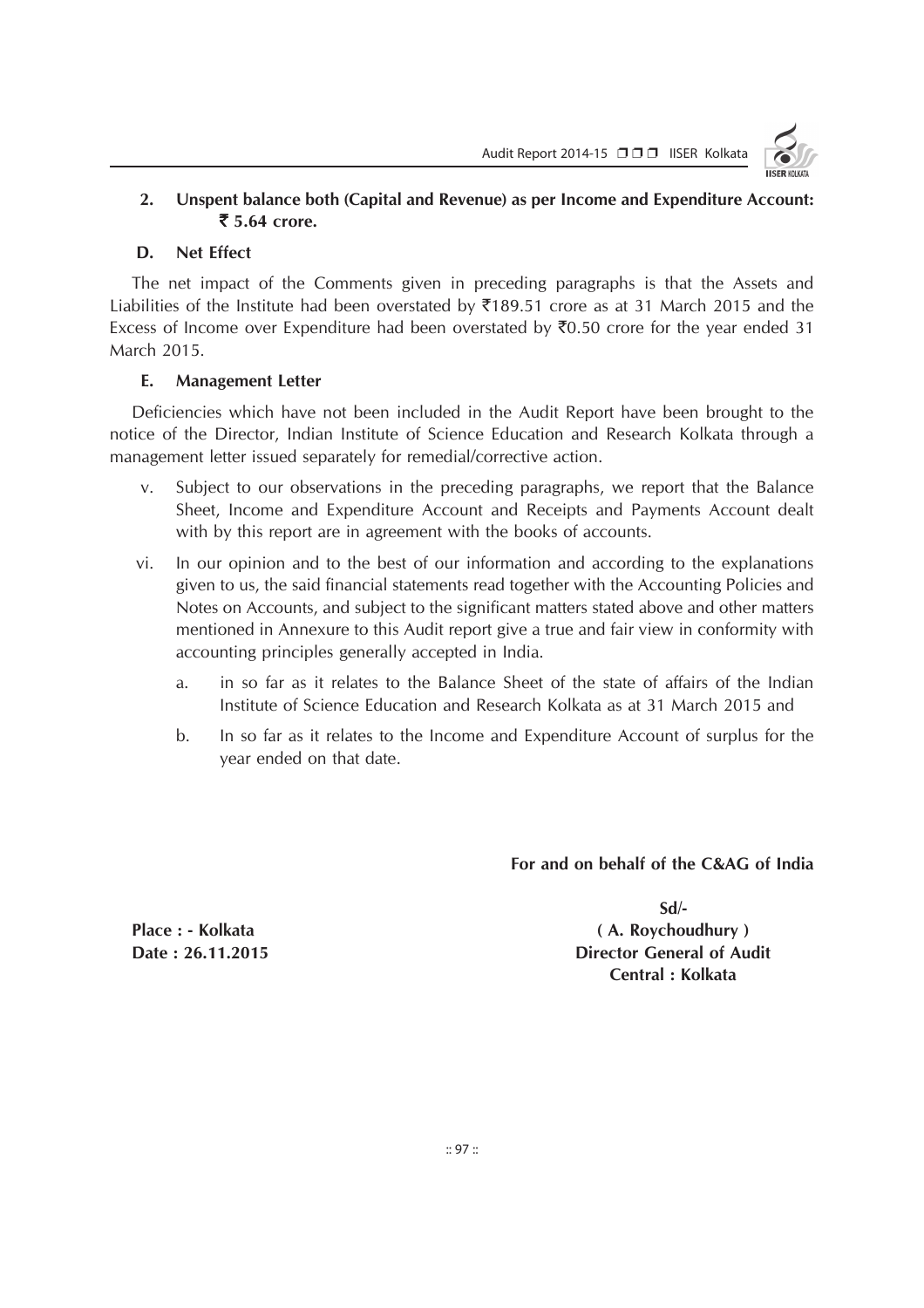**2. Unspent balance both (Capital and Revenue) as per Income and Expenditure Account: ₹ 5.64 crore.**

**D. Net Effect**

The net impact of the Comments given in preceding paragraphs is that the Assets and Liabilities of the Institute had been overstated by ₹189.51 crore as at 31 March 2015 and the Excess of Income over Expenditure had been overstated by ₹0.50 crore for the year ended 31 March 2015.

**E. Management Letter**

Deficiencies which have not been included in the Audit Report have been brought to the notice of the Director, Indian Institute of Science Education and Research Kolkata through a management letter issued separately for remedial/corrective action.

v. Subject to our observations in the preceding paragraphs, we report that the Balance Sheet, Income and Expenditure Account and Receipts and Payments Account dealt with by this report are in agreement with the books of accounts.

vi. In our opinion and to the best of our information and according to the explanations given to us, the said financial statements read together with the Accounting Policies and Notes on Accounts, and subject to the significant matters stated above and other matters mentioned in Annexure to this Audit report give a true and fair view in conformity with accounting principles generally accepted in India.

   a. in so far as it relates to the Balance Sheet of the state of affairs of the Indian Institute of Science Education and Research Kolkata as at 31 March 2015 and

   b. In so far as it relates to the Income and Expenditure Account of surplus for the year ended on that date.

**For and on behalf of the C&AG of India**

**Sd/-**
**( A. Roychoudhury )**
**Director General of Audit**
**Central : Kolkata**

**Place : - Kolkata**
**Date : 26.11.2015**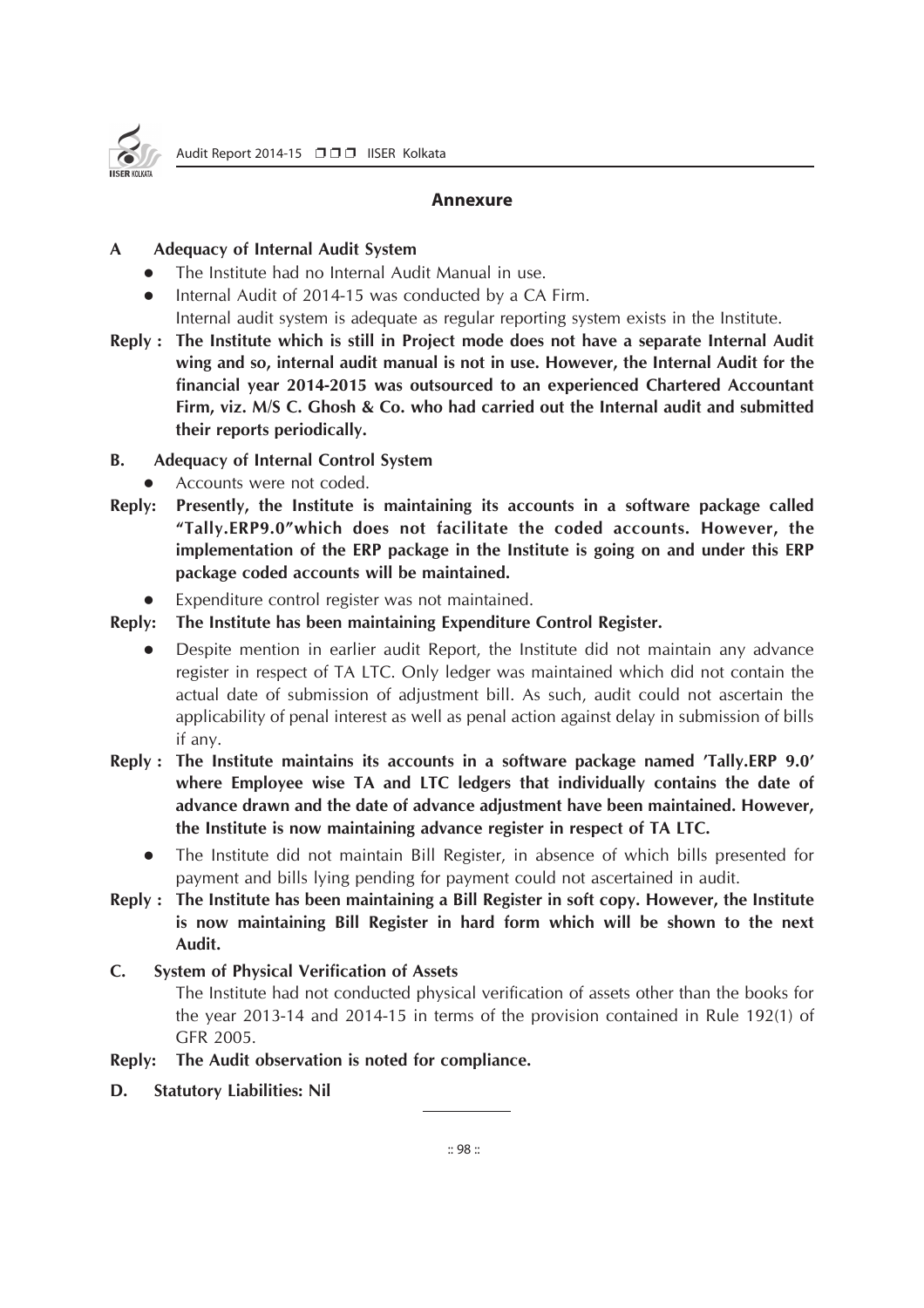## Annexure

**A Adequacy of Internal Audit System**

- The Institute had no Internal Audit Manual in use.
- Internal Audit of 2014-15 was conducted by a CA Firm.

  Internal audit system is adequate as regular reporting system exists in the Institute.

**Reply : The Institute which is still in Project mode does not have a separate Internal Audit wing and so, internal audit manual is not in use. However, the Internal Audit for the financial year 2014-2015 was outsourced to an experienced Chartered Accountant Firm, viz. M/S C. Ghosh & Co. who had carried out the Internal audit and submitted their reports periodically.**

**B. Adequacy of Internal Control System**

- Accounts were not coded.

**Reply: Presently, the Institute is maintaining its accounts in a software package called "Tally.ERP9.0"which does not facilitate the coded accounts. However, the implementation of the ERP package in the Institute is going on and under this ERP package coded accounts will be maintained.**

- Expenditure control register was not maintained.

**Reply: The Institute has been maintaining Expenditure Control Register.**

- Despite mention in earlier audit Report, the Institute did not maintain any advance register in respect of TA LTC. Only ledger was maintained which did not contain the actual date of submission of adjustment bill. As such, audit could not ascertain the applicability of penal interest as well as penal action against delay in submission of bills if any.

**Reply : The Institute maintains its accounts in a software package named 'Tally.ERP 9.0' where Employee wise TA and LTC ledgers that individually contains the date of advance drawn and the date of advance adjustment have been maintained. However, the Institute is now maintaining advance register in respect of TA LTC.**

- The Institute did not maintain Bill Register, in absence of which bills presented for payment and bills lying pending for payment could not ascertained in audit.

**Reply : The Institute has been maintaining a Bill Register in soft copy. However, the Institute is now maintaining Bill Register in hard form which will be shown to the next Audit.**

**C. System of Physical Verification of Assets**

The Institute had not conducted physical verification of assets other than the books for the year 2013-14 and 2014-15 in terms of the provision contained in Rule 192(1) of GFR 2005.

**Reply: The Audit observation is noted for compliance.**

**D. Statutory Liabilities: Nil**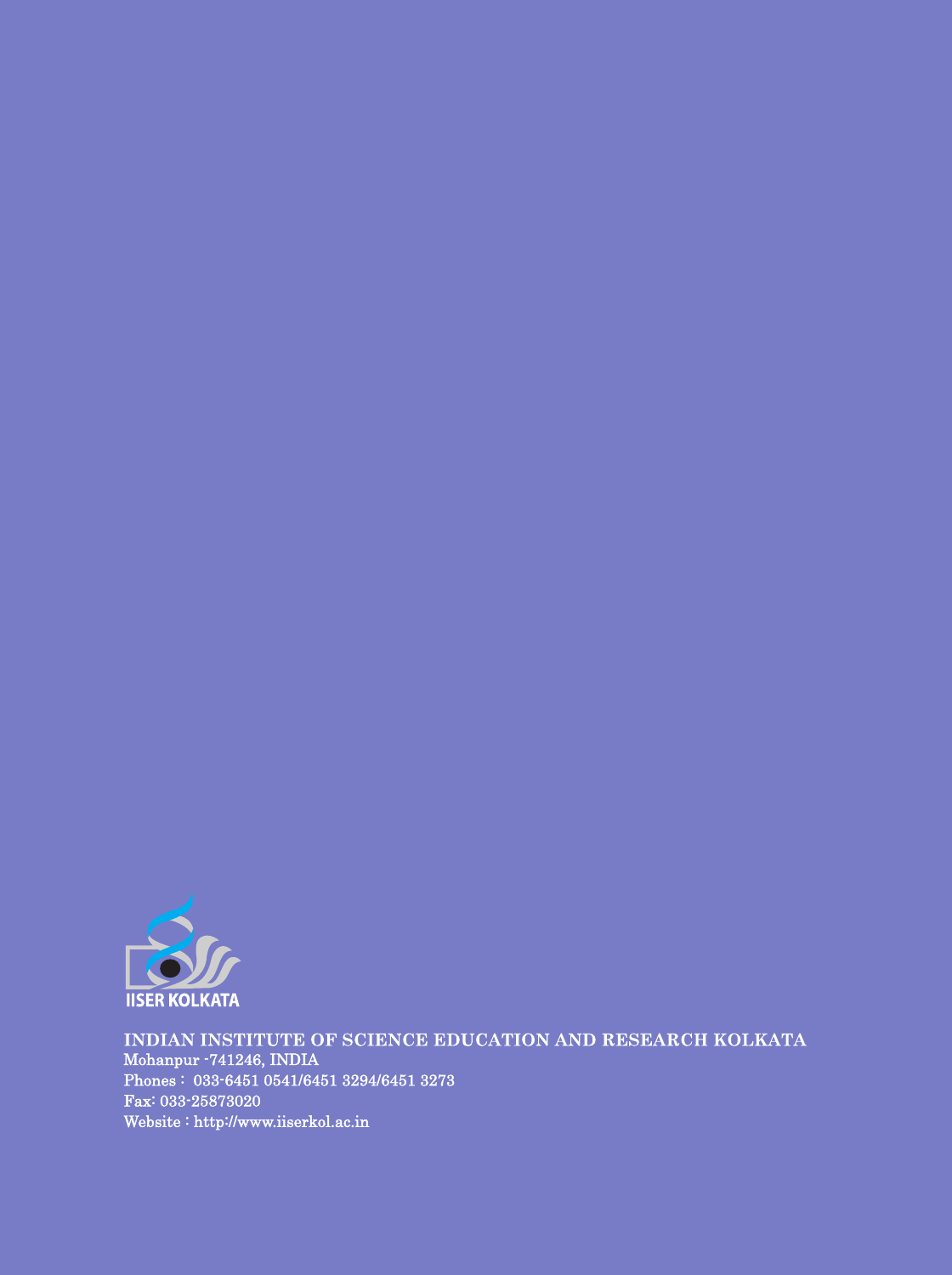IISER KOLKATA

**INDIAN INSTITUTE OF SCIENCE EDUCATION AND RESEARCH KOLKATA**

Mohanpur -741246, INDIA

Phones : 033-6451 0541/6451 3294/6451 3273

Fax: 033-25873020

Website : http://www.iiserkol.ac.in